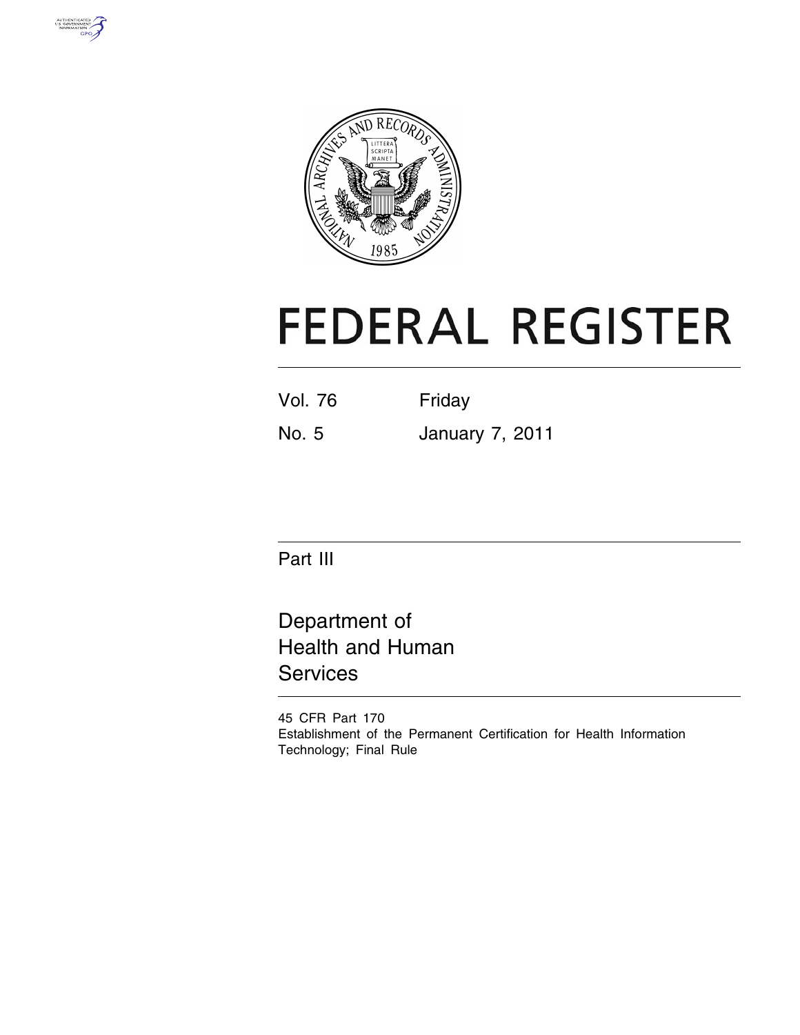# FEDERAL REGISTER

Vol. 76 Friday

No. 5 January 7, 2011

Part III

## Department of Health and Human Services

45 CFR Part 170

Establishment of the Permanent Certification for Health Information Technology; Final Rule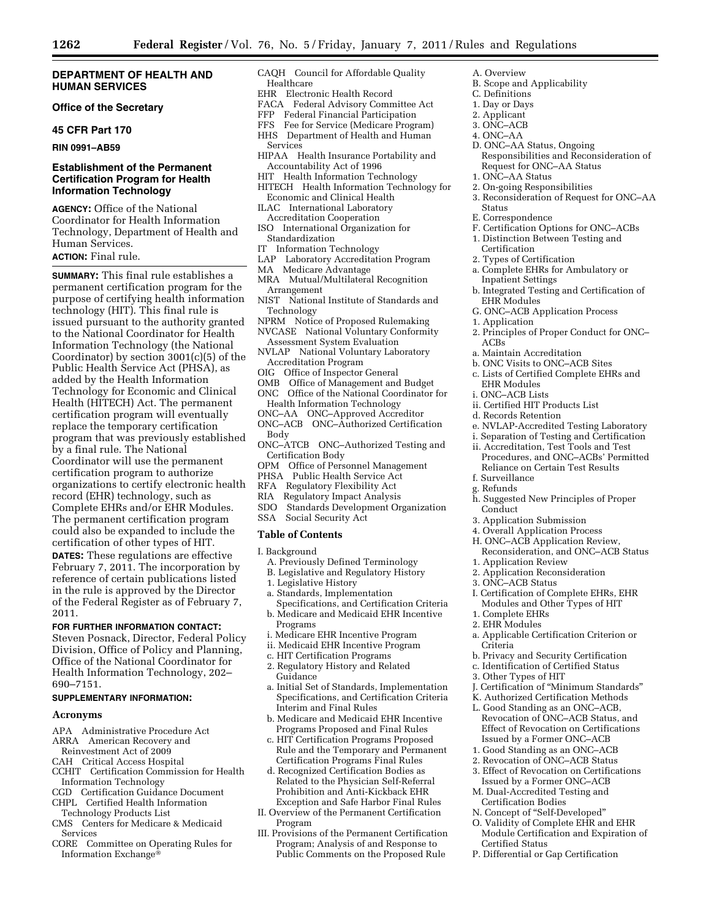**DEPARTMENT OF HEALTH AND HUMAN SERVICES**

**Office of the Secretary**

**45 CFR Part 170**

**RIN 0991–AB59**

## Establishment of the Permanent Certification Program for Health Information Technology

**AGENCY:** Office of the National Coordinator for Health Information Technology, Department of Health and Human Services.

**ACTION:** Final rule.

**SUMMARY:** This final rule establishes a permanent certification program for the purpose of certifying health information technology (HIT). This final rule is issued pursuant to the authority granted to the National Coordinator for Health Information Technology (the National Coordinator) by section 3001(c)(5) of the Public Health Service Act (PHSA), as added by the Health Information Technology for Economic and Clinical Health (HITECH) Act. The permanent certification program will eventually replace the temporary certification program that was previously established by a final rule. The National Coordinator will use the permanent certification program to authorize organizations to certify electronic health record (EHR) technology, such as Complete EHRs and/or EHR Modules. The permanent certification program could also be expanded to include the certification of other types of HIT.

**DATES:** These regulations are effective February 7, 2011. The incorporation by reference of certain publications listed in the rule is approved by the Director of the Federal Register as of February 7, 2011.

**FOR FURTHER INFORMATION CONTACT:** Steven Posnack, Director, Federal Policy Division, Office of Policy and Planning, Office of the National Coordinator for Health Information Technology, 202–690–7151.

**SUPPLEMENTARY INFORMATION:**

### Acronyms

APA Administrative Procedure Act
ARRA American Recovery and Reinvestment Act of 2009
CAH Critical Access Hospital
CCHIT Certification Commission for Health Information Technology
CGD Certification Guidance Document
CHPL Certified Health Information Technology Products List
CMS Centers for Medicare & Medicaid Services
CORE Committee on Operating Rules for Information Exchange®
CAQH Council for Affordable Quality Healthcare
EHR Electronic Health Record
FACA Federal Advisory Committee Act
FFP Federal Financial Participation
FFS Fee for Service (Medicare Program)
HHS Department of Health and Human Services
HIPAA Health Insurance Portability and Accountability Act of 1996
HIT Health Information Technology
HITECH Health Information Technology for Economic and Clinical Health
ILAC International Laboratory Accreditation Cooperation
ISO International Organization for Standardization
IT Information Technology
LAP Laboratory Accreditation Program
MA Medicare Advantage
MRA Mutual/Multilateral Recognition Arrangement
NIST National Institute of Standards and Technology
NPRM Notice of Proposed Rulemaking
NVCASE National Voluntary Conformity Assessment System Evaluation
NVLAP National Voluntary Laboratory Accreditation Program
OIG Office of Inspector General
OMB Office of Management and Budget
ONC Office of the National Coordinator for Health Information Technology
ONC–AA ONC–Approved Accreditor
ONC–ACB ONC–Authorized Certification Body
ONC–ATCB ONC–Authorized Testing and Certification Body
OPM Office of Personnel Management
PHSA Public Health Service Act
RFA Regulatory Flexibility Act
RIA Regulatory Impact Analysis
SDO Standards Development Organization
SSA Social Security Act

### Table of Contents

I. Background
  A. Previously Defined Terminology
  B. Legislative and Regulatory History
  1. Legislative History
  a. Standards, Implementation Specifications, and Certification Criteria
  b. Medicare and Medicaid EHR Incentive Programs
  i. Medicare EHR Incentive Program
  ii. Medicaid EHR Incentive Program
  c. HIT Certification Programs
  2. Regulatory History and Related Guidance
  a. Initial Set of Standards, Implementation Specifications, and Certification Criteria Interim and Final Rules
  b. Medicare and Medicaid EHR Incentive Programs Proposed and Final Rules
  c. HIT Certification Programs Proposed Rule and the Temporary and Permanent Certification Programs Final Rules
  d. Recognized Certification Bodies as Related to the Physician Self-Referral Prohibition and Anti-Kickback EHR Exception and Safe Harbor Final Rules
II. Overview of the Permanent Certification Program
III. Provisions of the Permanent Certification Program; Analysis of and Response to Public Comments on the Proposed Rule
  A. Overview
  B. Scope and Applicability
  C. Definitions
  1. Day or Days
  2. Applicant
  3. ONC–ACB
  4. ONC–AA
  D. ONC–AA Status, Ongoing Responsibilities and Reconsideration of Request for ONC–AA Status
  1. ONC–AA Status
  2. On-going Responsibilities
  3. Reconsideration of Request for ONC–AA Status
  E. Correspondence
  F. Certification Options for ONC–ACBs
  1. Distinction Between Testing and Certification
  2. Types of Certification
  a. Complete EHRs for Ambulatory or Inpatient Settings
  b. Integrated Testing and Certification of EHR Modules
  G. ONC–ACB Application Process
  1. Application
  2. Principles of Proper Conduct for ONC–ACBs
  a. Maintain Accreditation
  b. ONC Visits to ONC–ACB Sites
  c. Lists of Certified Complete EHRs and EHR Modules
  i. ONC–ACB Lists
  ii. Certified HIT Products List
  d. Records Retention
  e. NVLAP-Accredited Testing Laboratory
  i. Separation of Testing and Certification
  ii. Accreditation, Test Tools and Test Procedures, and ONC–ACBs' Permitted Reliance on Certain Test Results
  f. Surveillance
  g. Refunds
  h. Suggested New Principles of Proper Conduct
  3. Application Submission
  4. Overall Application Process
  H. ONC–ACB Application Review, Reconsideration, and ONC–ACB Status
  1. Application Review
  2. Application Reconsideration
  3. ONC–ACB Status
  I. Certification of Complete EHRs, EHR Modules and Other Types of HIT
  1. Complete EHRs
  2. EHR Modules
  a. Applicable Certification Criterion or Criteria
  b. Privacy and Security Certification
  c. Identification of Certified Status
  3. Other Types of HIT
  J. Certification of "Minimum Standards"
  K. Authorized Certification Methods
  L. Good Standing as an ONC–ACB, Revocation of ONC–ACB Status, and Effect of Revocation on Certifications Issued by a Former ONC–ACB
  1. Good Standing as an ONC–ACB
  2. Revocation of ONC–ACB Status
  3. Effect of Revocation on Certifications Issued by a Former ONC–ACB
  M. Dual-Accredited Testing and Certification Bodies
  N. Concept of "Self-Developed"
  O. Validity of Complete EHR and EHR Module Certification and Expiration of Certified Status
  P. Differential or Gap Certification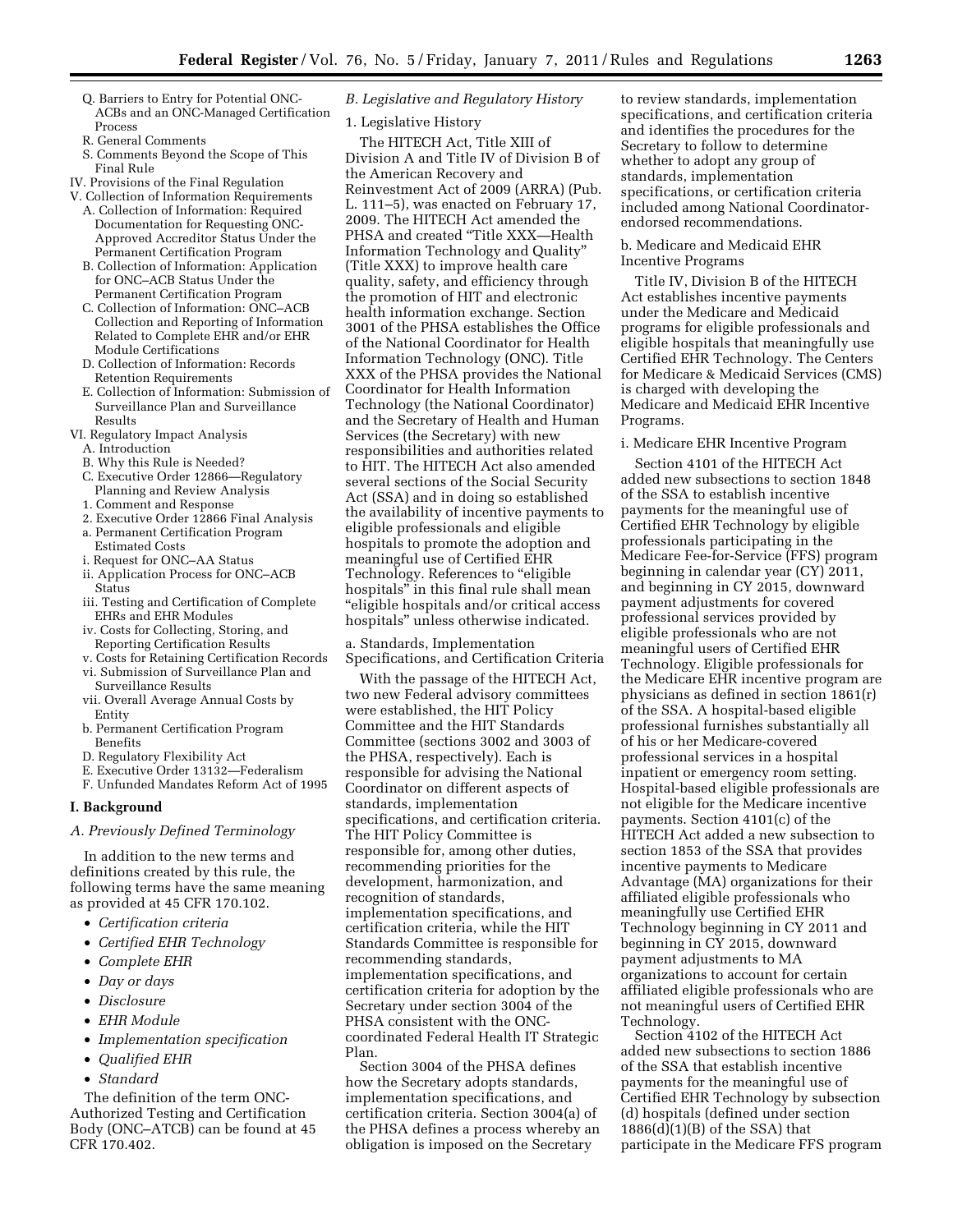- Q. Barriers to Entry for Potential ONC-ACBs and an ONC-Managed Certification Process
- R. General Comments
- S. Comments Beyond the Scope of This Final Rule

IV. Provisions of the Final Regulation

V. Collection of Information Requirements
- A. Collection of Information: Required Documentation for Requesting ONC-Approved Accreditor Status Under the Permanent Certification Program
- B. Collection of Information: Application for ONC–ACB Status Under the Permanent Certification Program
- C. Collection of Information: ONC–ACB Collection and Reporting of Information Related to Complete EHR and/or EHR Module Certifications
- D. Collection of Information: Records Retention Requirements
- E. Collection of Information: Submission of Surveillance Plan and Surveillance Results

VI. Regulatory Impact Analysis
- A. Introduction
- B. Why this Rule is Needed?
- C. Executive Order 12866—Regulatory Planning and Review Analysis
- 1. Comment and Response
- 2. Executive Order 12866 Final Analysis
- a. Permanent Certification Program Estimated Costs
- i. Request for ONC–AA Status
- ii. Application Process for ONC–ACB Status
- iii. Testing and Certification of Complete EHRs and EHR Modules
- iv. Costs for Collecting, Storing, and Reporting Certification Results
- v. Costs for Retaining Certification Records
- vi. Submission of Surveillance Plan and Surveillance Results
- vii. Overall Average Annual Costs by Entity
- b. Permanent Certification Program Benefits
- D. Regulatory Flexibility Act
- E. Executive Order 13132—Federalism
- F. Unfunded Mandates Reform Act of 1995

## I. Background

### *A. Previously Defined Terminology*

In addition to the new terms and definitions created by this rule, the following terms have the same meaning as provided at 45 CFR 170.102.

- *Certification criteria*
- *Certified EHR Technology*
- *Complete EHR*
- *Day or days*
- *Disclosure*
- *EHR Module*
- *Implementation specification*
- *Qualified EHR*
- *Standard*

The definition of the term ONC-Authorized Testing and Certification Body (ONC–ATCB) can be found at 45 CFR 170.402.

### *B. Legislative and Regulatory History*

#### 1. Legislative History

The HITECH Act, Title XIII of Division A and Title IV of Division B of the American Recovery and Reinvestment Act of 2009 (ARRA) (Pub. L. 111–5), was enacted on February 17, 2009. The HITECH Act amended the PHSA and created "Title XXX—Health Information Technology and Quality" (Title XXX) to improve health care quality, safety, and efficiency through the promotion of HIT and electronic health information exchange. Section 3001 of the PHSA establishes the Office of the National Coordinator for Health Information Technology (ONC). Title XXX of the PHSA provides the National Coordinator for Health Information Technology (the National Coordinator) and the Secretary of Health and Human Services (the Secretary) with new responsibilities and authorities related to HIT. The HITECH Act also amended several sections of the Social Security Act (SSA) and in doing so established the availability of incentive payments to eligible professionals and eligible hospitals to promote the adoption and meaningful use of Certified EHR Technology. References to "eligible hospitals" in this final rule shall mean "eligible hospitals and/or critical access hospitals" unless otherwise indicated.

#### a. Standards, Implementation Specifications, and Certification Criteria

With the passage of the HITECH Act, two new Federal advisory committees were established, the HIT Policy Committee and the HIT Standards Committee (sections 3002 and 3003 of the PHSA, respectively). Each is responsible for advising the National Coordinator on different aspects of standards, implementation specifications, and certification criteria. The HIT Policy Committee is responsible for, among other duties, recommending priorities for the development, harmonization, and recognition of standards, implementation specifications, and certification criteria, while the HIT Standards Committee is responsible for recommending standards, implementation specifications, and certification criteria for adoption by the Secretary under section 3004 of the PHSA consistent with the ONC-coordinated Federal Health IT Strategic Plan.

Section 3004 of the PHSA defines how the Secretary adopts standards, implementation specifications, and certification criteria. Section 3004(a) of the PHSA defines a process whereby an obligation is imposed on the Secretary to review standards, implementation specifications, and certification criteria and identifies the procedures for the Secretary to follow to determine whether to adopt any group of standards, implementation specifications, or certification criteria included among National Coordinator-endorsed recommendations.

#### b. Medicare and Medicaid EHR Incentive Programs

Title IV, Division B of the HITECH Act establishes incentive payments under the Medicare and Medicaid programs for eligible professionals and eligible hospitals that meaningfully use Certified EHR Technology. The Centers for Medicare & Medicaid Services (CMS) is charged with developing the Medicare and Medicaid EHR Incentive Programs.

#### i. Medicare EHR Incentive Program

Section 4101 of the HITECH Act added new subsections to section 1848 of the SSA to establish incentive payments for the meaningful use of Certified EHR Technology by eligible professionals participating in the Medicare Fee-for-Service (FFS) program beginning in calendar year (CY) 2011, and beginning in CY 2015, downward payment adjustments for covered professional services provided by eligible professionals who are not meaningful users of Certified EHR Technology. Eligible professionals for the Medicare EHR incentive program are physicians as defined in section 1861(r) of the SSA. A hospital-based eligible professional furnishes substantially all of his or her Medicare-covered professional services in a hospital inpatient or emergency room setting. Hospital-based eligible professionals are not eligible for the Medicare incentive payments. Section 4101(c) of the HITECH Act added a new subsection to section 1853 of the SSA that provides incentive payments to Medicare Advantage (MA) organizations for their affiliated eligible professionals who meaningfully use Certified EHR Technology beginning in CY 2011 and beginning in CY 2015, downward payment adjustments to MA organizations to account for certain affiliated eligible professionals who are not meaningful users of Certified EHR Technology.

Section 4102 of the HITECH Act added new subsections to section 1886 of the SSA that establish incentive payments for the meaningful use of Certified EHR Technology by subsection (d) hospitals (defined under section 1886(d)(1)(B) of the SSA) that participate in the Medicare FFS program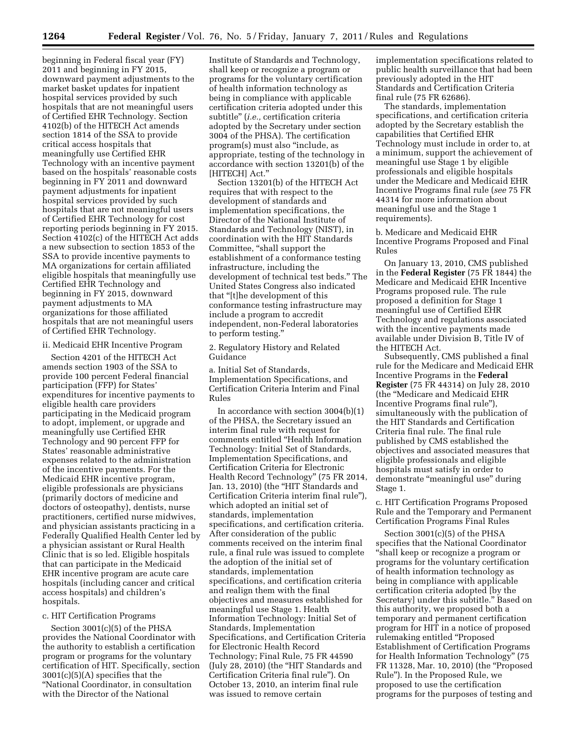beginning in Federal fiscal year (FY) 2011 and beginning in FY 2015, downward payment adjustments to the market basket updates for inpatient hospital services provided by such hospitals that are not meaningful users of Certified EHR Technology. Section 4102(b) of the HITECH Act amends section 1814 of the SSA to provide critical access hospitals that meaningfully use Certified EHR Technology with an incentive payment based on the hospitals' reasonable costs beginning in FY 2011 and downward payment adjustments for inpatient hospital services provided by such hospitals that are not meaningful users of Certified EHR Technology for cost reporting periods beginning in FY 2015. Section 4102(c) of the HITECH Act adds a new subsection to section 1853 of the SSA to provide incentive payments to MA organizations for certain affiliated eligible hospitals that meaningfully use Certified EHR Technology and beginning in FY 2015, downward payment adjustments to MA organizations for those affiliated hospitals that are not meaningful users of Certified EHR Technology.

ii. Medicaid EHR Incentive Program

Section 4201 of the HITECH Act amends section 1903 of the SSA to provide 100 percent Federal financial participation (FFP) for States' expenditures for incentive payments to eligible health care providers participating in the Medicaid program to adopt, implement, or upgrade and meaningfully use Certified EHR Technology and 90 percent FFP for States' reasonable administrative expenses related to the administration of the incentive payments. For the Medicaid EHR incentive program, eligible professionals are physicians (primarily doctors of medicine and doctors of osteopathy), dentists, nurse practitioners, certified nurse midwives, and physician assistants practicing in a Federally Qualified Health Center led by a physician assistant or Rural Health Clinic that is so led. Eligible hospitals that can participate in the Medicaid EHR incentive program are acute care hospitals (including cancer and critical access hospitals) and children's hospitals.

c. HIT Certification Programs

Section 3001(c)(5) of the PHSA provides the National Coordinator with the authority to establish a certification program or programs for the voluntary certification of HIT. Specifically, section 3001(c)(5)(A) specifies that the "National Coordinator, in consultation with the Director of the National Institute of Standards and Technology, shall keep or recognize a program or programs for the voluntary certification of health information technology as being in compliance with applicable certification criteria adopted under this subtitle" (*i.e.,* certification criteria adopted by the Secretary under section 3004 of the PHSA). The certification program(s) must also "include, as appropriate, testing of the technology in accordance with section 13201(b) of the [HITECH] Act."

Section 13201(b) of the HITECH Act requires that with respect to the development of standards and implementation specifications, the Director of the National Institute of Standards and Technology (NIST), in coordination with the HIT Standards Committee, "shall support the establishment of a conformance testing infrastructure, including the development of technical test beds." The United States Congress also indicated that "[t]he development of this conformance testing infrastructure may include a program to accredit independent, non-Federal laboratories to perform testing."

2. Regulatory History and Related Guidance

a. Initial Set of Standards, Implementation Specifications, and Certification Criteria Interim and Final Rules

In accordance with section 3004(b)(1) of the PHSA, the Secretary issued an interim final rule with request for comments entitled "Health Information Technology: Initial Set of Standards, Implementation Specifications, and Certification Criteria for Electronic Health Record Technology" (75 FR 2014, Jan. 13, 2010) (the "HIT Standards and Certification Criteria interim final rule"), which adopted an initial set of standards, implementation specifications, and certification criteria. After consideration of the public comments received on the interim final rule, a final rule was issued to complete the adoption of the initial set of standards, implementation specifications, and certification criteria and realign them with the final objectives and measures established for meaningful use Stage 1. Health Information Technology: Initial Set of Standards, Implementation Specifications, and Certification Criteria for Electronic Health Record Technology; Final Rule, 75 FR 44590 (July 28, 2010) (the "HIT Standards and Certification Criteria final rule"). On October 13, 2010, an interim final rule was issued to remove certain implementation specifications related to public health surveillance that had been previously adopted in the HIT Standards and Certification Criteria final rule (75 FR 62686).

The standards, implementation specifications, and certification criteria adopted by the Secretary establish the capabilities that Certified EHR Technology must include in order to, at a minimum, support the achievement of meaningful use Stage 1 by eligible professionals and eligible hospitals under the Medicare and Medicaid EHR Incentive Programs final rule (*see* 75 FR 44314 for more information about meaningful use and the Stage 1 requirements).

b. Medicare and Medicaid EHR Incentive Programs Proposed and Final Rules

On January 13, 2010, CMS published in the **Federal Register** (75 FR 1844) the Medicare and Medicaid EHR Incentive Programs proposed rule. The rule proposed a definition for Stage 1 meaningful use of Certified EHR Technology and regulations associated with the incentive payments made available under Division B, Title IV of the HITECH Act.

Subsequently, CMS published a final rule for the Medicare and Medicaid EHR Incentive Programs in the **Federal Register** (75 FR 44314) on July 28, 2010 (the "Medicare and Medicaid EHR Incentive Programs final rule"), simultaneously with the publication of the HIT Standards and Certification Criteria final rule. The final rule published by CMS established the objectives and associated measures that eligible professionals and eligible hospitals must satisfy in order to demonstrate "meaningful use" during Stage 1.

c. HIT Certification Programs Proposed Rule and the Temporary and Permanent Certification Programs Final Rules

Section 3001(c)(5) of the PHSA specifies that the National Coordinator "shall keep or recognize a program or programs for the voluntary certification of health information technology as being in compliance with applicable certification criteria adopted [by the Secretary] under this subtitle." Based on this authority, we proposed both a temporary and permanent certification program for HIT in a notice of proposed rulemaking entitled "Proposed Establishment of Certification Programs for Health Information Technology" (75 FR 11328, Mar. 10, 2010) (the "Proposed Rule"). In the Proposed Rule, we proposed to use the certification programs for the purposes of testing and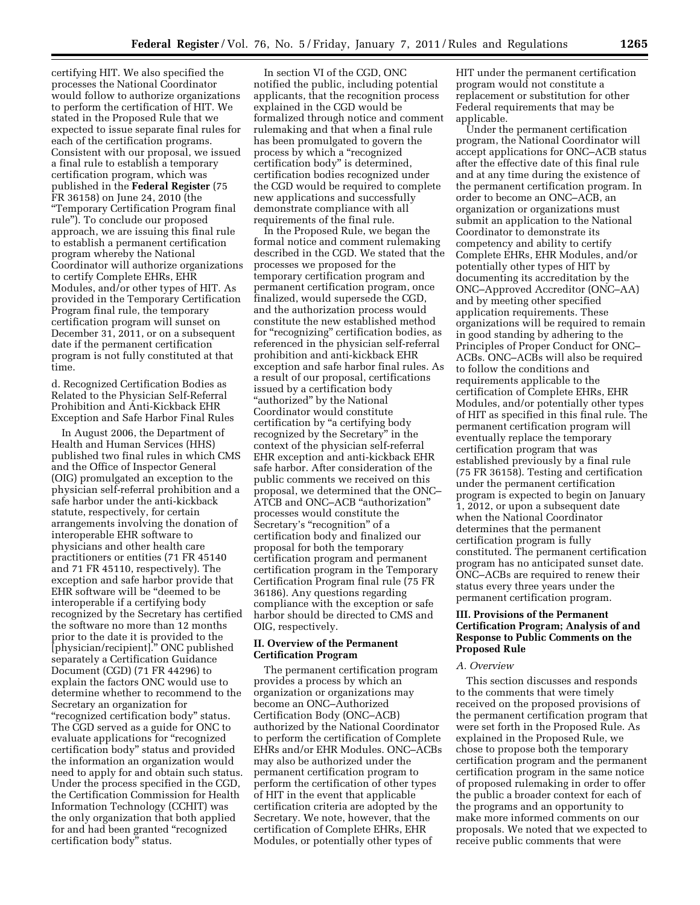certifying HIT. We also specified the processes the National Coordinator would follow to authorize organizations to perform the certification of HIT. We stated in the Proposed Rule that we expected to issue separate final rules for each of the certification programs. Consistent with our proposal, we issued a final rule to establish a temporary certification program, which was published in the **Federal Register** (75 FR 36158) on June 24, 2010 (the "Temporary Certification Program final rule"). To conclude our proposed approach, we are issuing this final rule to establish a permanent certification program whereby the National Coordinator will authorize organizations to certify Complete EHRs, EHR Modules, and/or other types of HIT. As provided in the Temporary Certification Program final rule, the temporary certification program will sunset on December 31, 2011, or on a subsequent date if the permanent certification program is not fully constituted at that time.

d. Recognized Certification Bodies as Related to the Physician Self-Referral Prohibition and Anti-Kickback EHR Exception and Safe Harbor Final Rules

In August 2006, the Department of Health and Human Services (HHS) published two final rules in which CMS and the Office of Inspector General (OIG) promulgated an exception to the physician self-referral prohibition and a safe harbor under the anti-kickback statute, respectively, for certain arrangements involving the donation of interoperable EHR software to physicians and other health care practitioners or entities (71 FR 45140 and 71 FR 45110, respectively). The exception and safe harbor provide that EHR software will be "deemed to be interoperable if a certifying body recognized by the Secretary has certified the software no more than 12 months prior to the date it is provided to the [physician/recipient]." ONC published separately a Certification Guidance Document (CGD) (71 FR 44296) to explain the factors ONC would use to determine whether to recommend to the Secretary an organization for "recognized certification body" status. The CGD served as a guide for ONC to evaluate applications for "recognized certification body" status and provided the information an organization would need to apply for and obtain such status. Under the process specified in the CGD, the Certification Commission for Health Information Technology (CCHIT) was the only organization that both applied for and had been granted "recognized certification body" status.

In section VI of the CGD, ONC notified the public, including potential applicants, that the recognition process explained in the CGD would be formalized through notice and comment rulemaking and that when a final rule has been promulgated to govern the process by which a "recognized certification body" is determined, certification bodies recognized under the CGD would be required to complete new applications and successfully demonstrate compliance with all requirements of the final rule.

In the Proposed Rule, we began the formal notice and comment rulemaking described in the CGD. We stated that the processes we proposed for the temporary certification program and permanent certification program, once finalized, would supersede the CGD, and the authorization process would constitute the new established method for "recognizing" certification bodies, as referenced in the physician self-referral prohibition and anti-kickback EHR exception and safe harbor final rules. As a result of our proposal, certifications issued by a certification body "authorized" by the National Coordinator would constitute certification by "a certifying body recognized by the Secretary" in the context of the physician self-referral EHR exception and anti-kickback EHR safe harbor. After consideration of the public comments we received on this proposal, we determined that the ONC–ATCB and ONC–ACB "authorization" processes would constitute the Secretary's "recognition" of a certification body and finalized our proposal for both the temporary certification program and permanent certification program in the Temporary Certification Program final rule (75 FR 36186). Any questions regarding compliance with the exception or safe harbor should be directed to CMS and OIG, respectively.

## II. Overview of the Permanent Certification Program

The permanent certification program provides a process by which an organization or organizations may become an ONC–Authorized Certification Body (ONC–ACB) authorized by the National Coordinator to perform the certification of Complete EHRs and/or EHR Modules. ONC–ACBs may also be authorized under the permanent certification program to perform the certification of other types of HIT in the event that applicable certification criteria are adopted by the Secretary. We note, however, that the certification of Complete EHRs, EHR Modules, or potentially other types of HIT under the permanent certification program would not constitute a replacement or substitution for other Federal requirements that may be applicable.

Under the permanent certification program, the National Coordinator will accept applications for ONC–ACB status after the effective date of this final rule and at any time during the existence of the permanent certification program. In order to become an ONC–ACB, an organization or organizations must submit an application to the National Coordinator to demonstrate its competency and ability to certify Complete EHRs, EHR Modules, and/or potentially other types of HIT by documenting its accreditation by the ONC–Approved Accreditor (ONC–AA) and by meeting other specified application requirements. These organizations will be required to remain in good standing by adhering to the Principles of Proper Conduct for ONC–ACBs. ONC–ACBs will also be required to follow the conditions and requirements applicable to the certification of Complete EHRs, EHR Modules, and/or potentially other types of HIT as specified in this final rule. The permanent certification program will eventually replace the temporary certification program that was established previously by a final rule (75 FR 36158). Testing and certification under the permanent certification program is expected to begin on January 1, 2012, or upon a subsequent date when the National Coordinator determines that the permanent certification program is fully constituted. The permanent certification program has no anticipated sunset date. ONC–ACBs are required to renew their status every three years under the permanent certification program.

## III. Provisions of the Permanent Certification Program; Analysis of and Response to Public Comments on the Proposed Rule

### A. Overview

This section discusses and responds to the comments that were timely received on the proposed provisions of the permanent certification program that were set forth in the Proposed Rule. As explained in the Proposed Rule, we chose to propose both the temporary certification program and the permanent certification program in the same notice of proposed rulemaking in order to offer the public a broader context for each of the programs and an opportunity to make more informed comments on our proposals. We noted that we expected to receive public comments that were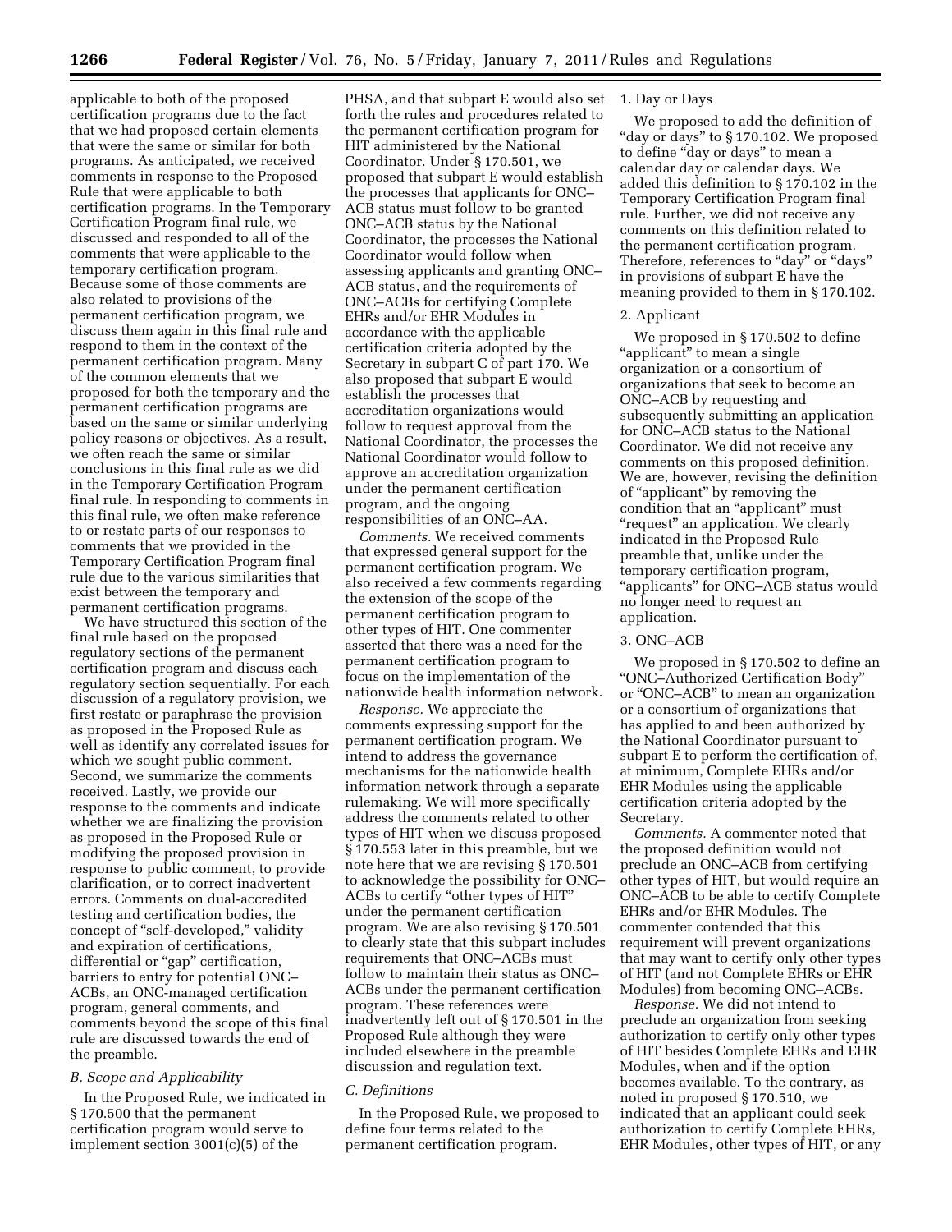applicable to both of the proposed certification programs due to the fact that we had proposed certain elements that were the same or similar for both programs. As anticipated, we received comments in response to the Proposed Rule that were applicable to both certification programs. In the Temporary Certification Program final rule, we discussed and responded to all of the comments that were applicable to the temporary certification program. Because some of those comments are also related to provisions of the permanent certification program, we discuss them again in this final rule and respond to them in the context of the permanent certification program. Many of the common elements that we proposed for both the temporary and the permanent certification programs are based on the same or similar underlying policy reasons or objectives. As a result, we often reach the same or similar conclusions in this final rule as we did in the Temporary Certification Program final rule. In responding to comments in this final rule, we often make reference to or restate parts of our responses to comments that we provided in the Temporary Certification Program final rule due to the various similarities that exist between the temporary and permanent certification programs.

We have structured this section of the final rule based on the proposed regulatory sections of the permanent certification program and discuss each regulatory section sequentially. For each discussion of a regulatory provision, we first restate or paraphrase the provision as proposed in the Proposed Rule as well as identify any correlated issues for which we sought public comment. Second, we summarize the comments received. Lastly, we provide our response to the comments and indicate whether we are finalizing the provision as proposed in the Proposed Rule or modifying the proposed provision in response to public comment, to provide clarification, or to correct inadvertent errors. Comments on dual-accredited testing and certification bodies, the concept of "self-developed," validity and expiration of certifications, differential or "gap" certification, barriers to entry for potential ONC–ACBs, an ONC-managed certification program, general comments, and comments beyond the scope of this final rule are discussed towards the end of the preamble.

### *B. Scope and Applicability*

In the Proposed Rule, we indicated in § 170.500 that the permanent certification program would serve to implement section 3001(c)(5) of the PHSA, and that subpart E would also set forth the rules and procedures related to the permanent certification program for HIT administered by the National Coordinator. Under § 170.501, we proposed that subpart E would establish the processes that applicants for ONC–ACB status must follow to be granted ONC–ACB status by the National Coordinator, the processes the National Coordinator would follow when assessing applicants and granting ONC–ACB status, and the requirements of ONC–ACBs for certifying Complete EHRs and/or EHR Modules in accordance with the applicable certification criteria adopted by the Secretary in subpart C of part 170. We also proposed that subpart E would establish the processes that accreditation organizations would follow to request approval from the National Coordinator, the processes the National Coordinator would follow to approve an accreditation organization under the permanent certification program, and the ongoing responsibilities of an ONC–AA.

*Comments.* We received comments that expressed general support for the permanent certification program. We also received a few comments regarding the extension of the scope of the permanent certification program to other types of HIT. One commenter asserted that there was a need for the permanent certification program to focus on the implementation of the nationwide health information network.

*Response.* We appreciate the comments expressing support for the permanent certification program. We intend to address the governance mechanisms for the nationwide health information network through a separate rulemaking. We will more specifically address the comments related to other types of HIT when we discuss proposed § 170.553 later in this preamble, but we note here that we are revising § 170.501 to acknowledge the possibility for ONC–ACBs to certify "other types of HIT" under the permanent certification program. We are also revising § 170.501 to clearly state that this subpart includes requirements that ONC–ACBs must follow to maintain their status as ONC–ACBs under the permanent certification program. These references were inadvertently left out of § 170.501 in the Proposed Rule although they were included elsewhere in the preamble discussion and regulation text.

### *C. Definitions*

In the Proposed Rule, we proposed to define four terms related to the permanent certification program.

#### 1. Day or Days

We proposed to add the definition of "day or days" to § 170.102. We proposed to define "day or days" to mean a calendar day or calendar days. We added this definition to § 170.102 in the Temporary Certification Program final rule. Further, we did not receive any comments on this definition related to the permanent certification program. Therefore, references to "day" or "days" in provisions of subpart E have the meaning provided to them in § 170.102.

#### 2. Applicant

We proposed in § 170.502 to define "applicant" to mean a single organization or a consortium of organizations that seek to become an ONC–ACB by requesting and subsequently submitting an application for ONC–ACB status to the National Coordinator. We did not receive any comments on this proposed definition. We are, however, revising the definition of "applicant" by removing the condition that an "applicant" must "request" an application. We clearly indicated in the Proposed Rule preamble that, unlike under the temporary certification program, "applicants" for ONC–ACB status would no longer need to request an application.

#### 3. ONC–ACB

We proposed in § 170.502 to define an "ONC–Authorized Certification Body" or "ONC–ACB" to mean an organization or a consortium of organizations that has applied to and been authorized by the National Coordinator pursuant to subpart E to perform the certification of, at minimum, Complete EHRs and/or EHR Modules using the applicable certification criteria adopted by the Secretary.

*Comments.* A commenter noted that the proposed definition would not preclude an ONC–ACB from certifying other types of HIT, but would require an ONC–ACB to be able to certify Complete EHRs and/or EHR Modules. The commenter contended that this requirement will prevent organizations that may want to certify only other types of HIT (and not Complete EHRs or EHR Modules) from becoming ONC–ACBs.

*Response.* We did not intend to preclude an organization from seeking authorization to certify only other types of HIT besides Complete EHRs and EHR Modules, when and if the option becomes available. To the contrary, as noted in proposed § 170.510, we indicated that an applicant could seek authorization to certify Complete EHRs, EHR Modules, other types of HIT, or any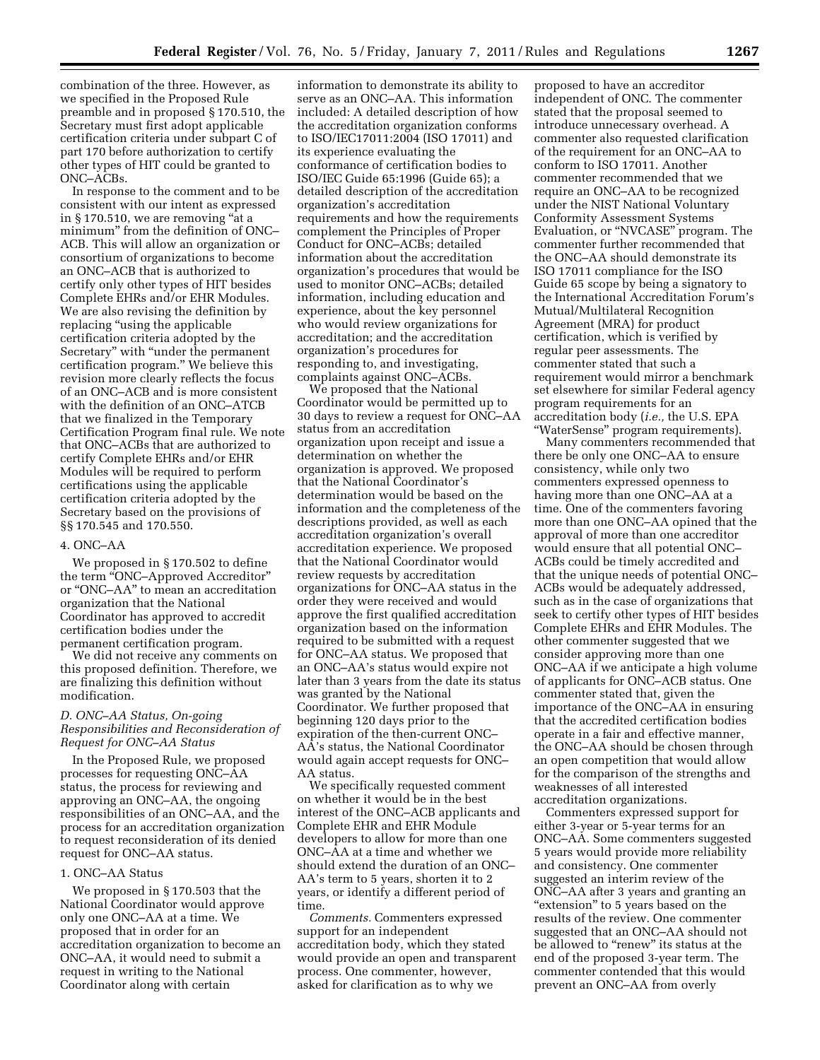combination of the three. However, as we specified in the Proposed Rule preamble and in proposed § 170.510, the Secretary must first adopt applicable certification criteria under subpart C of part 170 before authorization to certify other types of HIT could be granted to ONC–ACBs.

In response to the comment and to be consistent with our intent as expressed in § 170.510, we are removing "at a minimum" from the definition of ONC–ACB. This will allow an organization or consortium of organizations to become an ONC–ACB that is authorized to certify only other types of HIT besides Complete EHRs and/or EHR Modules. We are also revising the definition by replacing "using the applicable certification criteria adopted by the Secretary" with "under the permanent certification program." We believe this revision more clearly reflects the focus of an ONC–ACB and is more consistent with the definition of an ONC–ATCB that we finalized in the Temporary Certification Program final rule. We note that ONC–ACBs that are authorized to certify Complete EHRs and/or EHR Modules will be required to perform certifications using the applicable certification criteria adopted by the Secretary based on the provisions of §§ 170.545 and 170.550.

#### 4. ONC–AA

We proposed in § 170.502 to define the term "ONC–Approved Accreditor" or "ONC–AA" to mean an accreditation organization that the National Coordinator has approved to accredit certification bodies under the permanent certification program.

We did not receive any comments on this proposed definition. Therefore, we are finalizing this definition without modification.

### D. ONC–AA Status, On-going Responsibilities and Reconsideration of Request for ONC–AA Status

In the Proposed Rule, we proposed processes for requesting ONC–AA status, the process for reviewing and approving an ONC–AA, the ongoing responsibilities of an ONC–AA, and the process for an accreditation organization to request reconsideration of its denied request for ONC–AA status.

#### 1. ONC–AA Status

We proposed in § 170.503 that the National Coordinator would approve only one ONC–AA at a time. We proposed that in order for an accreditation organization to become an ONC–AA, it would need to submit a request in writing to the National Coordinator along with certain information to demonstrate its ability to serve as an ONC–AA. This information included: A detailed description of how the accreditation organization conforms to ISO/IEC17011:2004 (ISO 17011) and its experience evaluating the conformance of certification bodies to ISO/IEC Guide 65:1996 (Guide 65); a detailed description of the accreditation organization's accreditation requirements and how the requirements complement the Principles of Proper Conduct for ONC–ACBs; detailed information about the accreditation organization's procedures that would be used to monitor ONC–ACBs; detailed information, including education and experience, about the key personnel who would review organizations for accreditation; and the accreditation organization's procedures for responding to, and investigating, complaints against ONC–ACBs.

We proposed that the National Coordinator would be permitted up to 30 days to review a request for ONC–AA status from an accreditation organization upon receipt and issue a determination on whether the organization is approved. We proposed that the National Coordinator's determination would be based on the information and the completeness of the descriptions provided, as well as each accreditation organization's overall accreditation experience. We proposed that the National Coordinator would review requests by accreditation organizations for ONC–AA status in the order they were received and would approve the first qualified accreditation organization based on the information required to be submitted with a request for ONC–AA status. We proposed that an ONC–AA's status would expire not later than 3 years from the date its status was granted by the National Coordinator. We further proposed that beginning 120 days prior to the expiration of the then-current ONC–AA's status, the National Coordinator would again accept requests for ONC–AA status.

We specifically requested comment on whether it would be in the best interest of the ONC–ACB applicants and Complete EHR and EHR Module developers to allow for more than one ONC–AA at a time and whether we should extend the duration of an ONC–AA's term to 5 years, shorten it to 2 years, or identify a different period of time.

*Comments.* Commenters expressed support for an independent accreditation body, which they stated would provide an open and transparent process. One commenter, however, asked for clarification as to why we proposed to have an accreditor independent of ONC. The commenter stated that the proposal seemed to introduce unnecessary overhead. A commenter also requested clarification of the requirement for an ONC–AA to conform to ISO 17011. Another commenter recommended that we require an ONC–AA to be recognized under the NIST National Voluntary Conformity Assessment Systems Evaluation, or "NVCASE" program. The commenter further recommended that the ONC–AA should demonstrate its ISO 17011 compliance for the ISO Guide 65 scope by being a signatory to the International Accreditation Forum's Mutual/Multilateral Recognition Agreement (MRA) for product certification, which is verified by regular peer assessments. The commenter stated that such a requirement would mirror a benchmark set elsewhere for similar Federal agency program requirements for an accreditation body (*i.e.,* the U.S. EPA "WaterSense" program requirements).

Many commenters recommended that there be only one ONC–AA to ensure consistency, while only two commenters expressed openness to having more than one ONC–AA at a time. One of the commenters favoring more than one ONC–AA opined that the approval of more than one accreditor would ensure that all potential ONC–ACBs could be timely accredited and that the unique needs of potential ONC–ACBs would be adequately addressed, such as in the case of organizations that seek to certify other types of HIT besides Complete EHRs and EHR Modules. The other commenter suggested that we consider approving more than one ONC–AA if we anticipate a high volume of applicants for ONC–ACB status. One commenter stated that, given the importance of the ONC–AA in ensuring that the accredited certification bodies operate in a fair and effective manner, the ONC–AA should be chosen through an open competition that would allow for the comparison of the strengths and weaknesses of all interested accreditation organizations.

Commenters expressed support for either 3-year or 5-year terms for an ONC–AA. Some commenters suggested 5 years would provide more reliability and consistency. One commenter suggested an interim review of the ONC–AA after 3 years and granting an "extension" to 5 years based on the results of the review. One commenter suggested that an ONC–AA should not be allowed to "renew" its status at the end of the proposed 3-year term. The commenter contended that this would prevent an ONC–AA from overly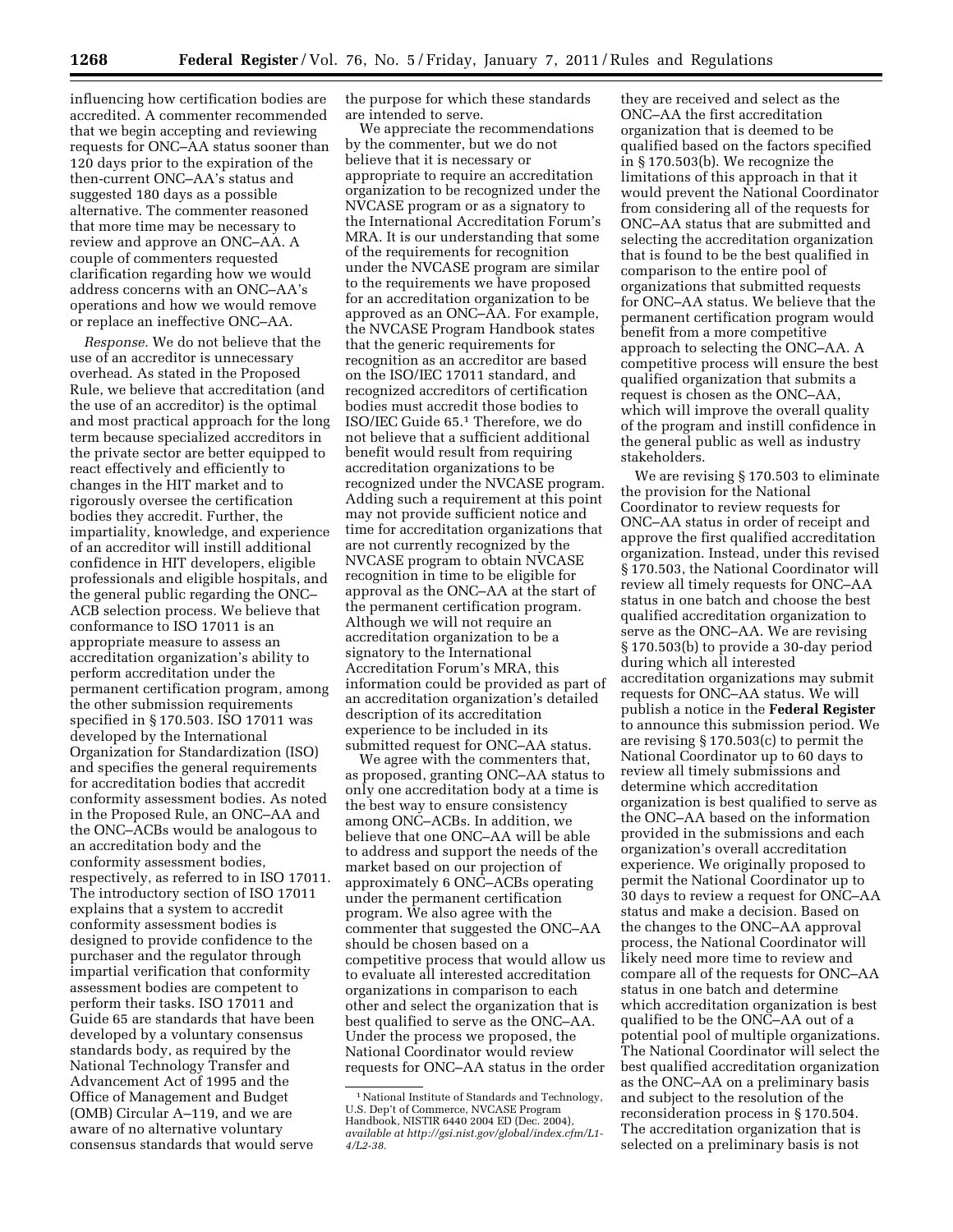influencing how certification bodies are accredited. A commenter recommended that we begin accepting and reviewing requests for ONC–AA status sooner than 120 days prior to the expiration of the then-current ONC–AA's status and suggested 180 days as a possible alternative. The commenter reasoned that more time may be necessary to review and approve an ONC–AA. A couple of commenters requested clarification regarding how we would address concerns with an ONC–AA's operations and how we would remove or replace an ineffective ONC–AA.

*Response.* We do not believe that the use of an accreditor is unnecessary overhead. As stated in the Proposed Rule, we believe that accreditation (and the use of an accreditor) is the optimal and most practical approach for the long term because specialized accreditors in the private sector are better equipped to react effectively and efficiently to changes in the HIT market and to rigorously oversee the certification bodies they accredit. Further, the impartiality, knowledge, and experience of an accreditor will instill additional confidence in HIT developers, eligible professionals and eligible hospitals, and the general public regarding the ONC–ACB selection process. We believe that conformance to ISO 17011 is an appropriate measure to assess an accreditation organization's ability to perform accreditation under the permanent certification program, among the other submission requirements specified in § 170.503. ISO 17011 was developed by the International Organization for Standardization (ISO) and specifies the general requirements for accreditation bodies that accredit conformity assessment bodies. As noted in the Proposed Rule, an ONC–AA and the ONC–ACBs would be analogous to an accreditation body and the conformity assessment bodies, respectively, as referred to in ISO 17011. The introductory section of ISO 17011 explains that a system to accredit conformity assessment bodies is designed to provide confidence to the purchaser and the regulator through impartial verification that conformity assessment bodies are competent to perform their tasks. ISO 17011 and Guide 65 are standards that have been developed by a voluntary consensus standards body, as required by the National Technology Transfer and Advancement Act of 1995 and the Office of Management and Budget (OMB) Circular A–119, and we are aware of no alternative voluntary consensus standards that would serve the purpose for which these standards are intended to serve.

We appreciate the recommendations by the commenter, but we do not believe that it is necessary or appropriate to require an accreditation organization to be recognized under the NVCASE program or as a signatory to the International Accreditation Forum's MRA. It is our understanding that some of the requirements for recognition under the NVCASE program are similar to the requirements we have proposed for an accreditation organization to be approved as an ONC–AA. For example, the NVCASE Program Handbook states that the generic requirements for recognition as an accreditor are based on the ISO/IEC 17011 standard, and recognized accreditors of certification bodies must accredit those bodies to ISO/IEC Guide 65.[1] Therefore, we do not believe that a sufficient additional benefit would result from requiring accreditation organizations to be recognized under the NVCASE program. Adding such a requirement at this point may not provide sufficient notice and time for accreditation organizations that are not currently recognized by the NVCASE program to obtain NVCASE recognition in time to be eligible for approval as the ONC–AA at the start of the permanent certification program. Although we will not require an accreditation organization to be a signatory to the International Accreditation Forum's MRA, this information could be provided as part of an accreditation organization's detailed description of its accreditation experience to be included in its submitted request for ONC–AA status.

We agree with the commenters that, as proposed, granting ONC–AA status to only one accreditation body at a time is the best way to ensure consistency among ONC–ACBs. In addition, we believe that one ONC–AA will be able to address and support the needs of the market based on our projection of approximately 6 ONC–ACBs operating under the permanent certification program. We also agree with the commenter that suggested the ONC–AA should be chosen based on a competitive process that would allow us to evaluate all interested accreditation organizations in comparison to each other and select the organization that is best qualified to serve as the ONC–AA. Under the process we proposed, the National Coordinator would review requests for ONC–AA status in the order they are received and select as the ONC–AA the first accreditation organization that is deemed to be qualified based on the factors specified in § 170.503(b). We recognize the limitations of this approach in that it would prevent the National Coordinator from considering all of the requests for ONC–AA status that are submitted and selecting the accreditation organization that is found to be the best qualified in comparison to the entire pool of organizations that submitted requests for ONC–AA status. We believe that the permanent certification program would benefit from a more competitive approach to selecting the ONC–AA. A competitive process will ensure the best qualified organization that submits a request is chosen as the ONC–AA, which will improve the overall quality of the program and instill confidence in the general public as well as industry stakeholders.

We are revising § 170.503 to eliminate the provision for the National Coordinator to review requests for ONC–AA status in order of receipt and approve the first qualified accreditation organization. Instead, under this revised § 170.503, the National Coordinator will review all timely requests for ONC–AA status in one batch and choose the best qualified accreditation organization to serve as the ONC–AA. We are revising § 170.503(b) to provide a 30-day period during which all interested accreditation organizations may submit requests for ONC–AA status. We will publish a notice in the **Federal Register** to announce this submission period. We are revising § 170.503(c) to permit the National Coordinator up to 60 days to review all timely submissions and determine which accreditation organization is best qualified to serve as the ONC–AA based on the information provided in the submissions and each organization's overall accreditation experience. We originally proposed to permit the National Coordinator up to 30 days to review a request for ONC–AA status and make a decision. Based on the changes to the ONC–AA approval process, the National Coordinator will likely need more time to review and compare all of the requests for ONC–AA status in one batch and determine which accreditation organization is best qualified to be the ONC–AA out of a potential pool of multiple organizations. The National Coordinator will select the best qualified accreditation organization as the ONC–AA on a preliminary basis and subject to the resolution of the reconsideration process in § 170.504. The accreditation organization that is selected on a preliminary basis is not

[1] National Institute of Standards and Technology, U.S. Dep't of Commerce, NVCASE Program Handbook, NISTIR 6440 2004 ED (Dec. 2004), *available at http://gsi.nist.gov/global/index.cfm/L1-4/L2-38.*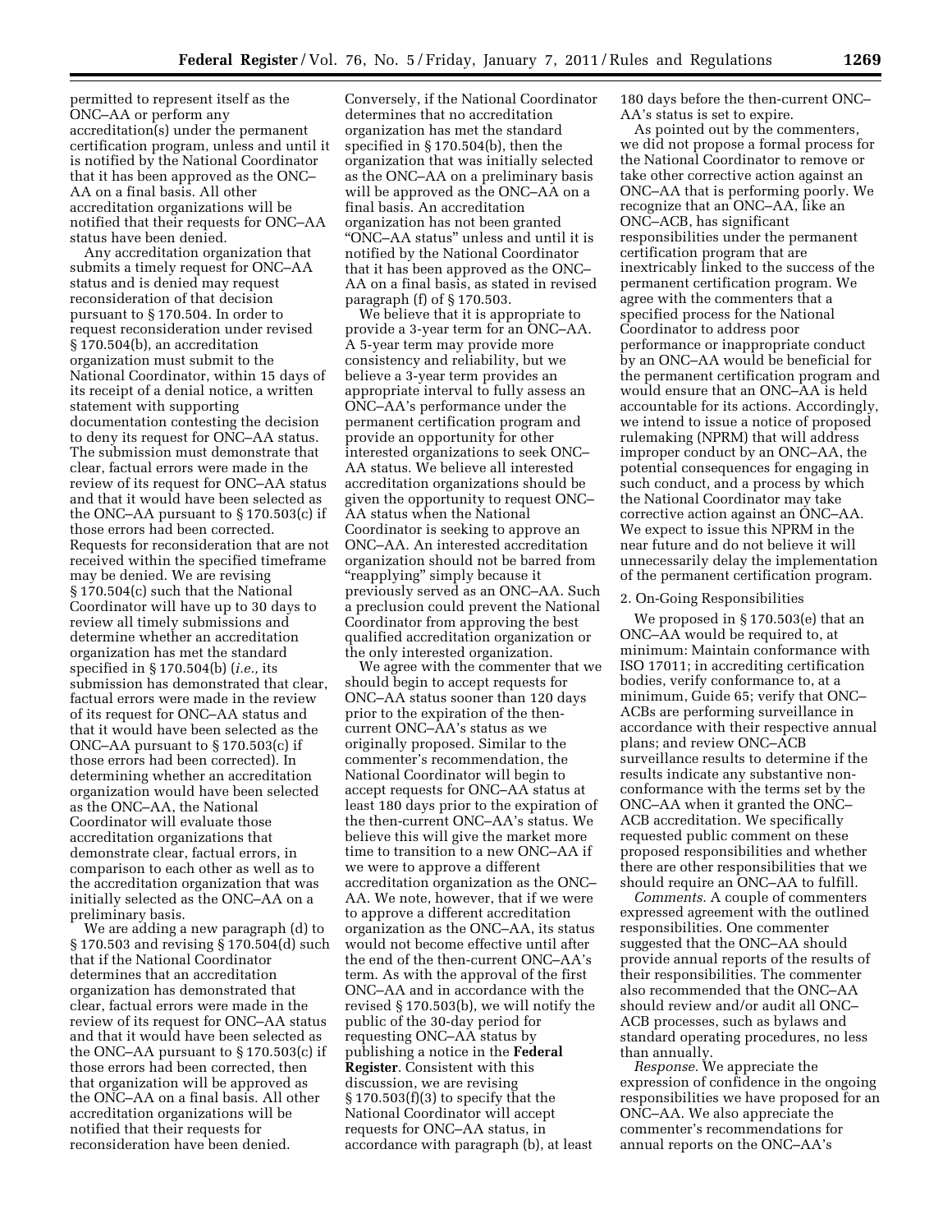permitted to represent itself as the ONC–AA or perform any accreditation(s) under the permanent certification program, unless and until it is notified by the National Coordinator that it has been approved as the ONC–AA on a final basis. All other accreditation organizations will be notified that their requests for ONC–AA status have been denied.

Any accreditation organization that submits a timely request for ONC–AA status and is denied may request reconsideration of that decision pursuant to § 170.504. In order to request reconsideration under revised § 170.504(b), an accreditation organization must submit to the National Coordinator, within 15 days of its receipt of a denial notice, a written statement with supporting documentation contesting the decision to deny its request for ONC–AA status. The submission must demonstrate that clear, factual errors were made in the review of its request for ONC–AA status and that it would have been selected as the ONC–AA pursuant to § 170.503(c) if those errors had been corrected. Requests for reconsideration that are not received within the specified timeframe may be denied. We are revising § 170.504(c) such that the National Coordinator will have up to 30 days to review all timely submissions and determine whether an accreditation organization has met the standard specified in § 170.504(b) (*i.e.,* its submission has demonstrated that clear, factual errors were made in the review of its request for ONC–AA status and that it would have been selected as the ONC–AA pursuant to § 170.503(c) if those errors had been corrected). In determining whether an accreditation organization would have been selected as the ONC–AA, the National Coordinator will evaluate those accreditation organizations that demonstrate clear, factual errors, in comparison to each other as well as to the accreditation organization that was initially selected as the ONC–AA on a preliminary basis.

We are adding a new paragraph (d) to § 170.503 and revising § 170.504(d) such that if the National Coordinator determines that an accreditation organization has demonstrated that clear, factual errors were made in the review of its request for ONC–AA status and that it would have been selected as the ONC–AA pursuant to § 170.503(c) if those errors had been corrected, then that organization will be approved as the ONC–AA on a final basis. All other accreditation organizations will be notified that their requests for reconsideration have been denied.

Conversely, if the National Coordinator determines that no accreditation organization has met the standard specified in § 170.504(b), then the organization that was initially selected as the ONC–AA on a preliminary basis will be approved as the ONC–AA on a final basis. An accreditation organization has not been granted "ONC–AA status" unless and until it is notified by the National Coordinator that it has been approved as the ONC–AA on a final basis, as stated in revised paragraph (f) of § 170.503.

We believe that it is appropriate to provide a 3-year term for an ONC–AA. A 5-year term may provide more consistency and reliability, but we believe a 3-year term provides an appropriate interval to fully assess an ONC–AA's performance under the permanent certification program and provide an opportunity for other interested organizations to seek ONC–AA status. We believe all interested accreditation organizations should be given the opportunity to request ONC–AA status when the National Coordinator is seeking to approve an ONC–AA. An interested accreditation organization should not be barred from "reapplying" simply because it previously served as an ONC–AA. Such a preclusion could prevent the National Coordinator from approving the best qualified accreditation organization or the only interested organization.

We agree with the commenter that we should begin to accept requests for ONC–AA status sooner than 120 days prior to the expiration of the then-current ONC–AA's status as we originally proposed. Similar to the commenter's recommendation, the National Coordinator will begin to accept requests for ONC–AA status at least 180 days prior to the expiration of the then-current ONC–AA's status. We believe this will give the market more time to transition to a new ONC–AA if we were to approve a different accreditation organization as the ONC–AA. We note, however, that if we were to approve a different accreditation organization as the ONC–AA, its status would not become effective until after the end of the then-current ONC–AA's term. As with the approval of the first ONC–AA and in accordance with the revised § 170.503(b), we will notify the public of the 30-day period for requesting ONC–AA status by publishing a notice in the **Federal Register**. Consistent with this discussion, we are revising § 170.503(f)(3) to specify that the National Coordinator will accept requests for ONC–AA status, in accordance with paragraph (b), at least 180 days before the then-current ONC–AA's status is set to expire.

As pointed out by the commenters, we did not propose a formal process for the National Coordinator to remove or take other corrective action against an ONC–AA that is performing poorly. We recognize that an ONC–AA, like an ONC–ACB, has significant responsibilities under the permanent certification program that are inextricably linked to the success of the permanent certification program. We agree with the commenters that a specified process for the National Coordinator to address poor performance or inappropriate conduct by an ONC–AA would be beneficial for the permanent certification program and would ensure that an ONC–AA is held accountable for its actions. Accordingly, we intend to issue a notice of proposed rulemaking (NPRM) that will address improper conduct by an ONC–AA, the potential consequences for engaging in such conduct, and a process by which the National Coordinator may take corrective action against an ONC–AA. We expect to issue this NPRM in the near future and do not believe it will unnecessarily delay the implementation of the permanent certification program.

2. On-Going Responsibilities

We proposed in § 170.503(e) that an ONC–AA would be required to, at minimum: Maintain conformance with ISO 17011; in accrediting certification bodies, verify conformance to, at a minimum, Guide 65; verify that ONC–ACBs are performing surveillance in accordance with their respective annual plans; and review ONC–ACB surveillance results to determine if the results indicate any substantive non-conformance with the terms set by the ONC–AA when it granted the ONC–ACB accreditation. We specifically requested public comment on these proposed responsibilities and whether there are other responsibilities that we should require an ONC–AA to fulfill.

*Comments.* A couple of commenters expressed agreement with the outlined responsibilities. One commenter suggested that the ONC–AA should provide annual reports of the results of their responsibilities. The commenter also recommended that the ONC–AA should review and/or audit all ONC–ACB processes, such as bylaws and standard operating procedures, no less than annually.

*Response.* We appreciate the expression of confidence in the ongoing responsibilities we have proposed for an ONC–AA. We also appreciate the commenter's recommendations for annual reports on the ONC–AA's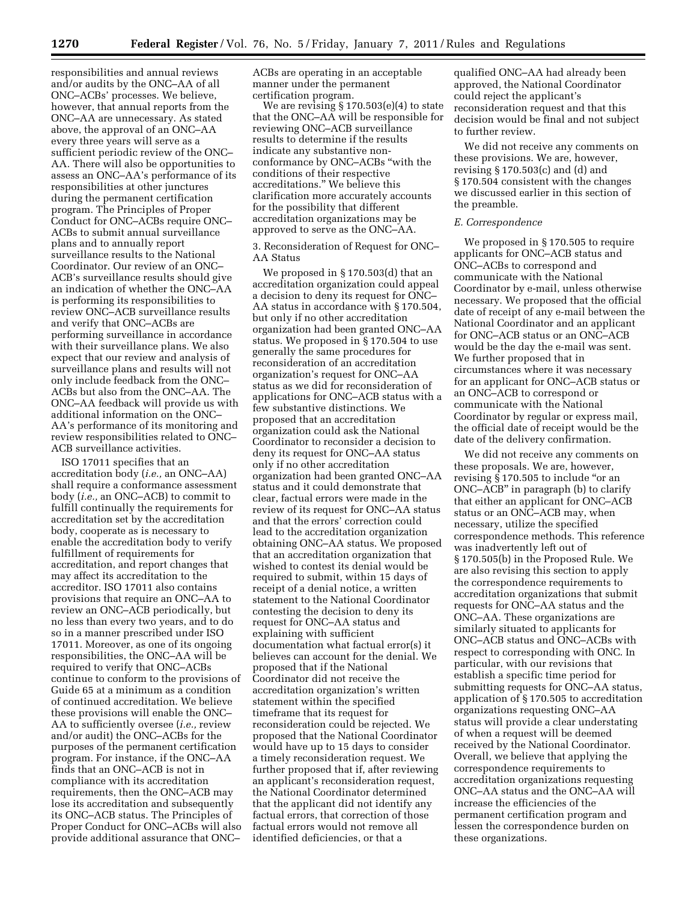responsibilities and annual reviews and/or audits by the ONC–AA of all ONC–ACBs' processes. We believe, however, that annual reports from the ONC–AA are unnecessary. As stated above, the approval of an ONC–AA every three years will serve as a sufficient periodic review of the ONC–AA. There will also be opportunities to assess an ONC–AA's performance of its responsibilities at other junctures during the permanent certification program. The Principles of Proper Conduct for ONC–ACBs require ONC–ACBs to submit annual surveillance plans and to annually report surveillance results to the National Coordinator. Our review of an ONC–ACB's surveillance results should give an indication of whether the ONC–AA is performing its responsibilities to review ONC–ACB surveillance results and verify that ONC–ACBs are performing surveillance in accordance with their surveillance plans. We also expect that our review and analysis of surveillance plans and results will not only include feedback from the ONC–ACBs but also from the ONC–AA. The ONC–AA feedback will provide us with additional information on the ONC–AA's performance of its monitoring and review responsibilities related to ONC–ACB surveillance activities.

ISO 17011 specifies that an accreditation body (*i.e.,* an ONC–AA) shall require a conformance assessment body (*i.e.,* an ONC–ACB) to commit to fulfill continually the requirements for accreditation set by the accreditation body, cooperate as is necessary to enable the accreditation body to verify fulfillment of requirements for accreditation, and report changes that may affect its accreditation to the accreditor. ISO 17011 also contains provisions that require an ONC–AA to review an ONC–ACB periodically, but no less than every two years, and to do so in a manner prescribed under ISO 17011. Moreover, as one of its ongoing responsibilities, the ONC–AA will be required to verify that ONC–ACBs continue to conform to the provisions of Guide 65 at a minimum as a condition of continued accreditation. We believe these provisions will enable the ONC–AA to sufficiently oversee (*i.e.,* review and/or audit) the ONC–ACBs for the purposes of the permanent certification program. For instance, if the ONC–AA finds that an ONC–ACB is not in compliance with its accreditation requirements, then the ONC–ACB may lose its accreditation and subsequently its ONC–ACB status. The Principles of Proper Conduct for ONC–ACBs will also provide additional assurance that ONC–ACBs are operating in an acceptable manner under the permanent certification program.

We are revising § 170.503(e)(4) to state that the ONC–AA will be responsible for reviewing ONC–ACB surveillance results to determine if the results indicate any substantive non-conformance by ONC–ACBs "with the conditions of their respective accreditations." We believe this clarification more accurately accounts for the possibility that different accreditation organizations may be approved to serve as the ONC–AA.

3. Reconsideration of Request for ONC–AA Status

We proposed in § 170.503(d) that an accreditation organization could appeal a decision to deny its request for ONC–AA status in accordance with § 170.504, but only if no other accreditation organization had been granted ONC–AA status. We proposed in § 170.504 to use generally the same procedures for reconsideration of an accreditation organization's request for ONC–AA status as we did for reconsideration of applications for ONC–ACB status with a few substantive distinctions. We proposed that an accreditation organization could ask the National Coordinator to reconsider a decision to deny its request for ONC–AA status only if no other accreditation organization had been granted ONC–AA status and it could demonstrate that clear, factual errors were made in the review of its request for ONC–AA status and that the errors' correction could lead to the accreditation organization obtaining ONC–AA status. We proposed that an accreditation organization that wished to contest its denial would be required to submit, within 15 days of receipt of a denial notice, a written statement to the National Coordinator contesting the decision to deny its request for ONC–AA status and explaining with sufficient documentation what factual error(s) it believes can account for the denial. We proposed that if the National Coordinator did not receive the accreditation organization's written statement within the specified timeframe that its request for reconsideration could be rejected. We proposed that the National Coordinator would have up to 15 days to consider a timely reconsideration request. We further proposed that if, after reviewing an applicant's reconsideration request, the National Coordinator determined that the applicant did not identify any factual errors, that correction of those factual errors would not remove all identified deficiencies, or that a qualified ONC–AA had already been approved, the National Coordinator could reject the applicant's reconsideration request and that this decision would be final and not subject to further review.

We did not receive any comments on these provisions. We are, however, revising § 170.503(c) and (d) and § 170.504 consistent with the changes we discussed earlier in this section of the preamble.

*E. Correspondence*

We proposed in § 170.505 to require applicants for ONC–ACB status and ONC–ACBs to correspond and communicate with the National Coordinator by e-mail, unless otherwise necessary. We proposed that the official date of receipt of any e-mail between the National Coordinator and an applicant for ONC–ACB status or an ONC–ACB would be the day the e-mail was sent. We further proposed that in circumstances where it was necessary for an applicant for ONC–ACB status or an ONC–ACB to correspond or communicate with the National Coordinator by regular or express mail, the official date of receipt would be the date of the delivery confirmation.

We did not receive any comments on these proposals. We are, however, revising § 170.505 to include "or an ONC–ACB" in paragraph (b) to clarify that either an applicant for ONC–ACB status or an ONC–ACB may, when necessary, utilize the specified correspondence methods. This reference was inadvertently left out of § 170.505(b) in the Proposed Rule. We are also revising this section to apply the correspondence requirements to accreditation organizations that submit requests for ONC–AA status and the ONC–AA. These organizations are similarly situated to applicants for ONC–ACB status and ONC–ACBs with respect to corresponding with ONC. In particular, with our revisions that establish a specific time period for submitting requests for ONC–AA status, application of § 170.505 to accreditation organizations requesting ONC–AA status will provide a clear understating of when a request will be deemed received by the National Coordinator. Overall, we believe that applying the correspondence requirements to accreditation organizations requesting ONC–AA status and the ONC–AA will increase the efficiencies of the permanent certification program and lessen the correspondence burden on these organizations.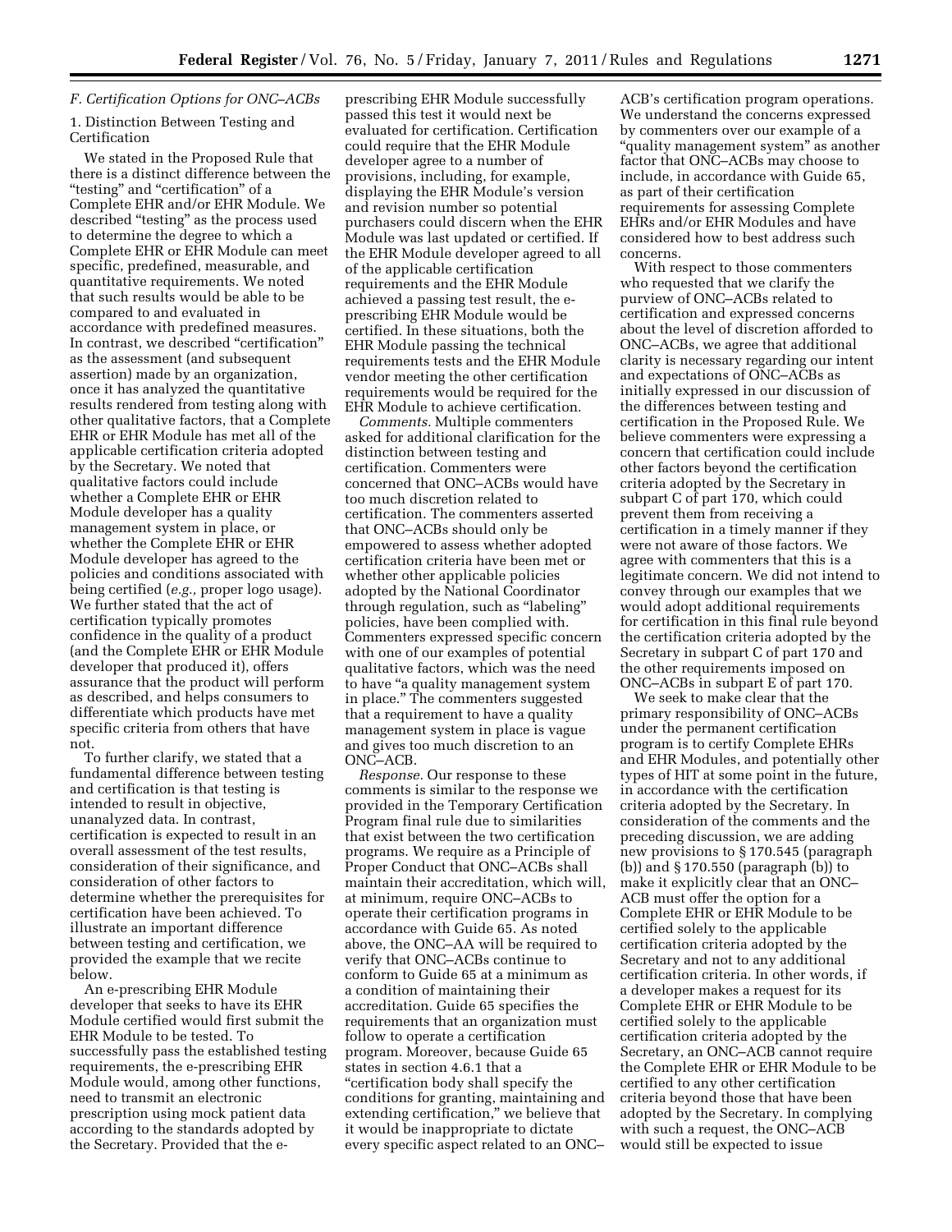### F. Certification Options for ONC–ACBs

1. Distinction Between Testing and Certification

We stated in the Proposed Rule that there is a distinct difference between the "testing" and "certification" of a Complete EHR and/or EHR Module. We described "testing" as the process used to determine the degree to which a Complete EHR or EHR Module can meet specific, predefined, measurable, and quantitative requirements. We noted that such results would be able to be compared to and evaluated in accordance with predefined measures. In contrast, we described "certification" as the assessment (and subsequent assertion) made by an organization, once it has analyzed the quantitative results rendered from testing along with other qualitative factors, that a Complete EHR or EHR Module has met all of the applicable certification criteria adopted by the Secretary. We noted that qualitative factors could include whether a Complete EHR or EHR Module developer has a quality management system in place, or whether the Complete EHR or EHR Module developer has agreed to the policies and conditions associated with being certified (*e.g.,* proper logo usage). We further stated that the act of certification typically promotes confidence in the quality of a product (and the Complete EHR or EHR Module developer that produced it), offers assurance that the product will perform as described, and helps consumers to differentiate which products have met specific criteria from others that have not.

To further clarify, we stated that a fundamental difference between testing and certification is that testing is intended to result in objective, unanalyzed data. In contrast, certification is expected to result in an overall assessment of the test results, consideration of their significance, and consideration of other factors to determine whether the prerequisites for certification have been achieved. To illustrate an important difference between testing and certification, we provided the example that we recite below.

An e-prescribing EHR Module developer that seeks to have its EHR Module certified would first submit the EHR Module to be tested. To successfully pass the established testing requirements, the e-prescribing EHR Module would, among other functions, need to transmit an electronic prescription using mock patient data according to the standards adopted by the Secretary. Provided that the e-prescribing EHR Module successfully passed this test it would next be evaluated for certification. Certification could require that the EHR Module developer agree to a number of provisions, including, for example, displaying the EHR Module's version and revision number so potential purchasers could discern when the EHR Module was last updated or certified. If the EHR Module developer agreed to all of the applicable certification requirements and the EHR Module achieved a passing test result, the e-prescribing EHR Module would be certified. In these situations, both the EHR Module passing the technical requirements tests and the EHR Module vendor meeting the other certification requirements would be required for the EHR Module to achieve certification.

*Comments.* Multiple commenters asked for additional clarification for the distinction between testing and certification. Commenters were concerned that ONC–ACBs would have too much discretion related to certification. The commenters asserted that ONC–ACBs should only be empowered to assess whether adopted certification criteria have been met or whether other applicable policies adopted by the National Coordinator through regulation, such as "labeling" policies, have been complied with. Commenters expressed specific concern with one of our examples of potential qualitative factors, which was the need to have "a quality management system in place." The commenters suggested that a requirement to have a quality management system in place is vague and gives too much discretion to an ONC–ACB.

*Response.* Our response to these comments is similar to the response we provided in the Temporary Certification Program final rule due to similarities that exist between the two certification programs. We require as a Principle of Proper Conduct that ONC–ACBs shall maintain their accreditation, which will, at minimum, require ONC–ACBs to operate their certification programs in accordance with Guide 65. As noted above, the ONC–AA will be required to verify that ONC–ACBs continue to conform to Guide 65 at a minimum as a condition of maintaining their accreditation. Guide 65 specifies the requirements that an organization must follow to operate a certification program. Moreover, because Guide 65 states in section 4.6.1 that a "certification body shall specify the conditions for granting, maintaining and extending certification," we believe that it would be inappropriate to dictate every specific aspect related to an ONC–ACB's certification program operations. We understand the concerns expressed by commenters over our example of a "quality management system" as another factor that ONC–ACBs may choose to include, in accordance with Guide 65, as part of their certification requirements for assessing Complete EHRs and/or EHR Modules and have considered how to best address such concerns.

With respect to those commenters who requested that we clarify the purview of ONC–ACBs related to certification and expressed concerns about the level of discretion afforded to ONC–ACBs, we agree that additional clarity is necessary regarding our intent and expectations of ONC–ACBs as initially expressed in our discussion of the differences between testing and certification in the Proposed Rule. We believe commenters were expressing a concern that certification could include other factors beyond the certification criteria adopted by the Secretary in subpart C of part 170, which could prevent them from receiving a certification in a timely manner if they were not aware of those factors. We agree with commenters that this is a legitimate concern. We did not intend to convey through our examples that we would adopt additional requirements for certification in this final rule beyond the certification criteria adopted by the Secretary in subpart C of part 170 and the other requirements imposed on ONC–ACBs in subpart E of part 170.

We seek to make clear that the primary responsibility of ONC–ACBs under the permanent certification program is to certify Complete EHRs and EHR Modules, and potentially other types of HIT at some point in the future, in accordance with the certification criteria adopted by the Secretary. In consideration of the comments and the preceding discussion, we are adding new provisions to § 170.545 (paragraph (b)) and § 170.550 (paragraph (b)) to make it explicitly clear that an ONC–ACB must offer the option for a Complete EHR or EHR Module to be certified solely to the applicable certification criteria adopted by the Secretary and not to any additional certification criteria. In other words, if a developer makes a request for its Complete EHR or EHR Module to be certified solely to the applicable certification criteria adopted by the Secretary, an ONC–ACB cannot require the Complete EHR or EHR Module to be certified to any other certification criteria beyond those that have been adopted by the Secretary. In complying with such a request, the ONC–ACB would still be expected to issue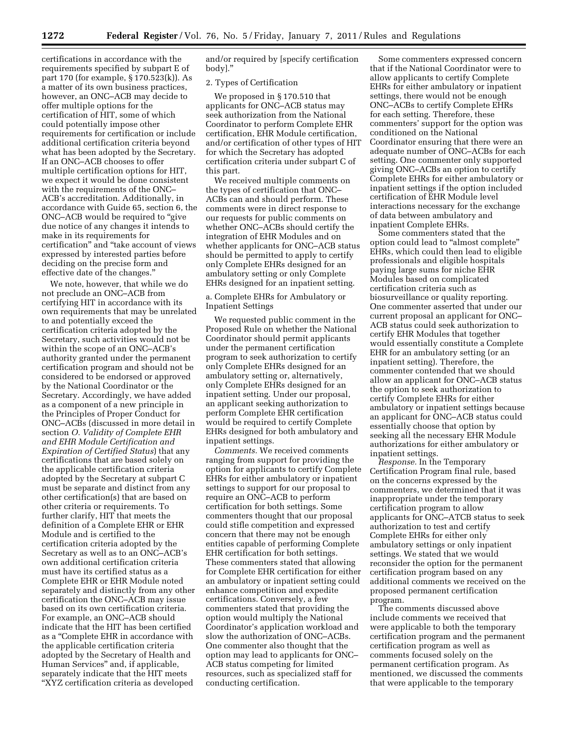certifications in accordance with the requirements specified by subpart E of part 170 (for example, § 170.523(k)). As a matter of its own business practices, however, an ONC–ACB may decide to offer multiple options for the certification of HIT, some of which could potentially impose other requirements for certification or include additional certification criteria beyond what has been adopted by the Secretary. If an ONC–ACB chooses to offer multiple certification options for HIT, we expect it would be done consistent with the requirements of the ONC–ACB's accreditation. Additionally, in accordance with Guide 65, section 6, the ONC–ACB would be required to "give due notice of any changes it intends to make in its requirements for certification" and "take account of views expressed by interested parties before deciding on the precise form and effective date of the changes."

We note, however, that while we do not preclude an ONC–ACB from certifying HIT in accordance with its own requirements that may be unrelated to and potentially exceed the certification criteria adopted by the Secretary, such activities would not be within the scope of an ONC–ACB's authority granted under the permanent certification program and should not be considered to be endorsed or approved by the National Coordinator or the Secretary. Accordingly, we have added as a component of a new principle in the Principles of Proper Conduct for ONC–ACBs (discussed in more detail in section *O. Validity of Complete EHR and EHR Module Certification and Expiration of Certified Status*) that any certifications that are based solely on the applicable certification criteria adopted by the Secretary at subpart C must be separate and distinct from any other certification(s) that are based on other criteria or requirements. To further clarify, HIT that meets the definition of a Complete EHR or EHR Module and is certified to the certification criteria adopted by the Secretary as well as to an ONC–ACB's own additional certification criteria must have its certified status as a Complete EHR or EHR Module noted separately and distinctly from any other certification the ONC–ACB may issue based on its own certification criteria. For example, an ONC–ACB should indicate that the HIT has been certified as a "Complete EHR in accordance with the applicable certification criteria adopted by the Secretary of Health and Human Services" and, if applicable, separately indicate that the HIT meets "XYZ certification criteria as developed and/or required by [specify certification body]."

2. Types of Certification

We proposed in § 170.510 that applicants for ONC–ACB status may seek authorization from the National Coordinator to perform Complete EHR certification, EHR Module certification, and/or certification of other types of HIT for which the Secretary has adopted certification criteria under subpart C of this part.

We received multiple comments on the types of certification that ONC–ACBs can and should perform. These comments were in direct response to our requests for public comments on whether ONC–ACBs should certify the integration of EHR Modules and on whether applicants for ONC–ACB status should be permitted to apply to certify only Complete EHRs designed for an ambulatory setting or only Complete EHRs designed for an inpatient setting.

a. Complete EHRs for Ambulatory or Inpatient Settings

We requested public comment in the Proposed Rule on whether the National Coordinator should permit applicants under the permanent certification program to seek authorization to certify only Complete EHRs designed for an ambulatory setting or, alternatively, only Complete EHRs designed for an inpatient setting. Under our proposal, an applicant seeking authorization to perform Complete EHR certification would be required to certify Complete EHRs designed for both ambulatory and inpatient settings.

*Comments.* We received comments ranging from support for providing the option for applicants to certify Complete EHRs for either ambulatory or inpatient settings to support for our proposal to require an ONC–ACB to perform certification for both settings. Some commenters thought that our proposal could stifle competition and expressed concern that there may not be enough entities capable of performing Complete EHR certification for both settings. These commenters stated that allowing for Complete EHR certification for either an ambulatory or inpatient setting could enhance competition and expedite certifications. Conversely, a few commenters stated that providing the option would multiply the National Coordinator's application workload and slow the authorization of ONC–ACBs. One commenter also thought that the option may lead to applicants for ONC–ACB status competing for limited resources, such as specialized staff for conducting certification.

Some commenters expressed concern that if the National Coordinator were to allow applicants to certify Complete EHRs for either ambulatory or inpatient settings, there would not be enough ONC–ACBs to certify Complete EHRs for each setting. Therefore, these commenters' support for the option was conditioned on the National Coordinator ensuring that there were an adequate number of ONC–ACBs for each setting. One commenter only supported giving ONC–ACBs an option to certify Complete EHRs for either ambulatory or inpatient settings if the option included certification of EHR Module level interactions necessary for the exchange of data between ambulatory and inpatient Complete EHRs.

Some commenters stated that the option could lead to "almost complete" EHRs, which could then lead to eligible professionals and eligible hospitals paying large sums for niche EHR Modules based on complicated certification criteria such as biosurveillance or quality reporting. One commenter asserted that under our current proposal an applicant for ONC–ACB status could seek authorization to certify EHR Modules that together would essentially constitute a Complete EHR for an ambulatory setting (or an inpatient setting). Therefore, the commenter contended that we should allow an applicant for ONC–ACB status the option to seek authorization to certify Complete EHRs for either ambulatory or inpatient settings because an applicant for ONC–ACB status could essentially choose that option by seeking all the necessary EHR Module authorizations for either ambulatory or inpatient settings.

*Response.* In the Temporary Certification Program final rule, based on the concerns expressed by the commenters, we determined that it was inappropriate under the temporary certification program to allow applicants for ONC–ATCB status to seek authorization to test and certify Complete EHRs for either only ambulatory settings or only inpatient settings. We stated that we would reconsider the option for the permanent certification program based on any additional comments we received on the proposed permanent certification program.

The comments discussed above include comments we received that were applicable to both the temporary certification program and the permanent certification program as well as comments focused solely on the permanent certification program. As mentioned, we discussed the comments that were applicable to the temporary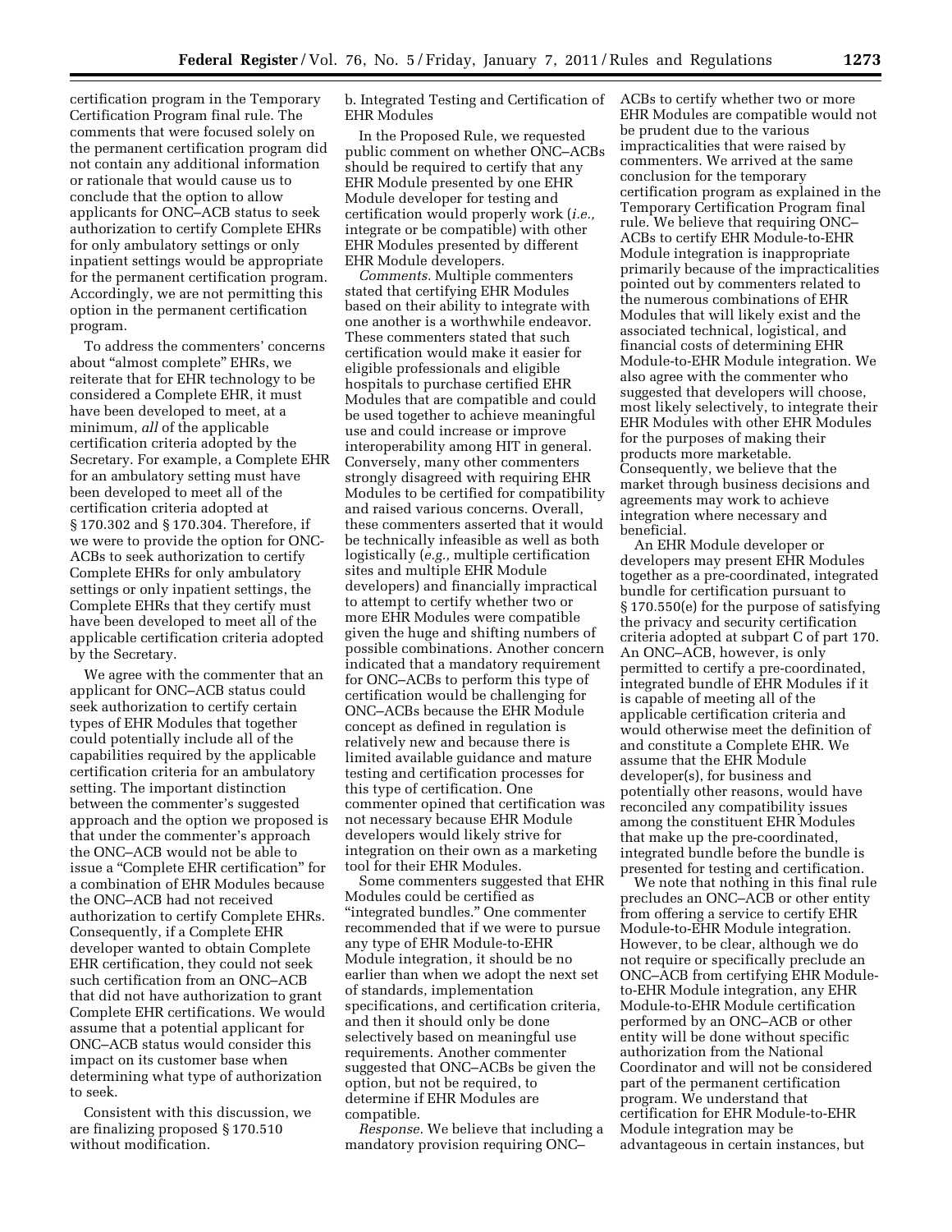certification program in the Temporary Certification Program final rule. The comments that were focused solely on the permanent certification program did not contain any additional information or rationale that would cause us to conclude that the option to allow applicants for ONC–ACB status to seek authorization to certify Complete EHRs for only ambulatory settings or only inpatient settings would be appropriate for the permanent certification program. Accordingly, we are not permitting this option in the permanent certification program.

To address the commenters' concerns about "almost complete" EHRs, we reiterate that for EHR technology to be considered a Complete EHR, it must have been developed to meet, at a minimum, *all* of the applicable certification criteria adopted by the Secretary. For example, a Complete EHR for an ambulatory setting must have been developed to meet all of the certification criteria adopted at § 170.302 and § 170.304. Therefore, if we were to provide the option for ONC-ACBs to seek authorization to certify Complete EHRs for only ambulatory settings or only inpatient settings, the Complete EHRs that they certify must have been developed to meet all of the applicable certification criteria adopted by the Secretary.

We agree with the commenter that an applicant for ONC–ACB status could seek authorization to certify certain types of EHR Modules that together could potentially include all of the capabilities required by the applicable certification criteria for an ambulatory setting. The important distinction between the commenter's suggested approach and the option we proposed is that under the commenter's approach the ONC–ACB would not be able to issue a "Complete EHR certification" for a combination of EHR Modules because the ONC–ACB had not received authorization to certify Complete EHRs. Consequently, if a Complete EHR developer wanted to obtain Complete EHR certification, they could not seek such certification from an ONC–ACB that did not have authorization to grant Complete EHR certifications. We would assume that a potential applicant for ONC–ACB status would consider this impact on its customer base when determining what type of authorization to seek.

Consistent with this discussion, we are finalizing proposed § 170.510 without modification.

b. Integrated Testing and Certification of EHR Modules

In the Proposed Rule, we requested public comment on whether ONC–ACBs should be required to certify that any EHR Module presented by one EHR Module developer for testing and certification would properly work (*i.e.,* integrate or be compatible) with other EHR Modules presented by different EHR Module developers.

*Comments.* Multiple commenters stated that certifying EHR Modules based on their ability to integrate with one another is a worthwhile endeavor. These commenters stated that such certification would make it easier for eligible professionals and eligible hospitals to purchase certified EHR Modules that are compatible and could be used together to achieve meaningful use and could increase or improve interoperability among HIT in general. Conversely, many other commenters strongly disagreed with requiring EHR Modules to be certified for compatibility and raised various concerns. Overall, these commenters asserted that it would be technically infeasible as well as both logistically (*e.g.,* multiple certification sites and multiple EHR Module developers) and financially impractical to attempt to certify whether two or more EHR Modules were compatible given the huge and shifting numbers of possible combinations. Another concern indicated that a mandatory requirement for ONC–ACBs to perform this type of certification would be challenging for ONC–ACBs because the EHR Module concept as defined in regulation is relatively new and because there is limited available guidance and mature testing and certification processes for this type of certification. One commenter opined that certification was not necessary because EHR Module developers would likely strive for integration on their own as a marketing tool for their EHR Modules.

Some commenters suggested that EHR Modules could be certified as "integrated bundles." One commenter recommended that if we were to pursue any type of EHR Module-to-EHR Module integration, it should be no earlier than when we adopt the next set of standards, implementation specifications, and certification criteria, and then it should only be done selectively based on meaningful use requirements. Another commenter suggested that ONC–ACBs be given the option, but not be required, to determine if EHR Modules are compatible.

*Response.* We believe that including a mandatory provision requiring ONC–ACBs to certify whether two or more EHR Modules are compatible would not be prudent due to the various impracticalities that were raised by commenters. We arrived at the same conclusion for the temporary certification program as explained in the Temporary Certification Program final rule. We believe that requiring ONC–ACBs to certify EHR Module-to-EHR Module integration is inappropriate primarily because of the impracticalities pointed out by commenters related to the numerous combinations of EHR Modules that will likely exist and the associated technical, logistical, and financial costs of determining EHR Module-to-EHR Module integration. We also agree with the commenter who suggested that developers will choose, most likely selectively, to integrate their EHR Modules with other EHR Modules for the purposes of making their products more marketable. Consequently, we believe that the market through business decisions and agreements may work to achieve integration where necessary and beneficial.

An EHR Module developer or developers may present EHR Modules together as a pre-coordinated, integrated bundle for certification pursuant to § 170.550(e) for the purpose of satisfying the privacy and security certification criteria adopted at subpart C of part 170. An ONC–ACB, however, is only permitted to certify a pre-coordinated, integrated bundle of EHR Modules if it is capable of meeting all of the applicable certification criteria and would otherwise meet the definition of and constitute a Complete EHR. We assume that the EHR Module developer(s), for business and potentially other reasons, would have reconciled any compatibility issues among the constituent EHR Modules that make up the pre-coordinated, integrated bundle before the bundle is presented for testing and certification.

We note that nothing in this final rule precludes an ONC–ACB or other entity from offering a service to certify EHR Module-to-EHR Module integration. However, to be clear, although we do not require or specifically preclude an ONC–ACB from certifying EHR Module-to-EHR Module integration, any EHR Module-to-EHR Module certification performed by an ONC–ACB or other entity will be done without specific authorization from the National Coordinator and will not be considered part of the permanent certification program. We understand that certification for EHR Module-to-EHR Module integration may be advantageous in certain instances, but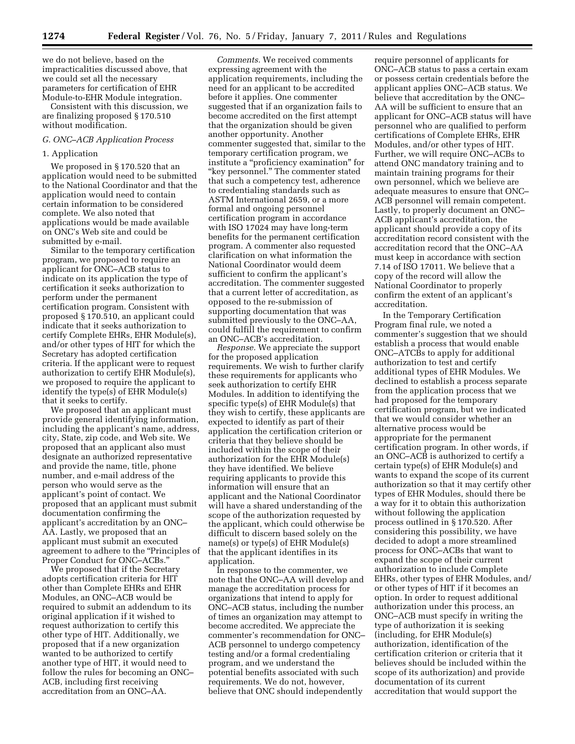we do not believe, based on the impracticalities discussed above, that we could set all the necessary parameters for certification of EHR Module-to-EHR Module integration.

Consistent with this discussion, we are finalizing proposed § 170.510 without modification.

### G. ONC–ACB Application Process

#### 1. Application

We proposed in § 170.520 that an application would need to be submitted to the National Coordinator and that the application would need to contain certain information to be considered complete. We also noted that applications would be made available on ONC's Web site and could be submitted by e-mail.

Similar to the temporary certification program, we proposed to require an applicant for ONC–ACB status to indicate on its application the type of certification it seeks authorization to perform under the permanent certification program. Consistent with proposed § 170.510, an applicant could indicate that it seeks authorization to certify Complete EHRs, EHR Module(s), and/or other types of HIT for which the Secretary has adopted certification criteria. If the applicant were to request authorization to certify EHR Module(s), we proposed to require the applicant to identify the type(s) of EHR Module(s) that it seeks to certify.

We proposed that an applicant must provide general identifying information, including the applicant's name, address, city, State, zip code, and Web site. We proposed that an applicant also must designate an authorized representative and provide the name, title, phone number, and e-mail address of the person who would serve as the applicant's point of contact. We proposed that an applicant must submit documentation confirming the applicant's accreditation by an ONC–AA. Lastly, we proposed that an applicant must submit an executed agreement to adhere to the "Principles of Proper Conduct for ONC–ACBs."

We proposed that if the Secretary adopts certification criteria for HIT other than Complete EHRs and EHR Modules, an ONC–ACB would be required to submit an addendum to its original application if it wished to request authorization to certify this other type of HIT. Additionally, we proposed that if a new organization wanted to be authorized to certify another type of HIT, it would need to follow the rules for becoming an ONC–ACB, including first receiving accreditation from an ONC–AA.

*Comments.* We received comments expressing agreement with the application requirements, including the need for an applicant to be accredited before it applies. One commenter suggested that if an organization fails to become accredited on the first attempt that the organization should be given another opportunity. Another commenter suggested that, similar to the temporary certification program, we institute a "proficiency examination" for "key personnel." The commenter stated that such a competency test, adherence to credentialing standards such as ASTM International 2659, or a more formal and ongoing personnel certification program in accordance with ISO 17024 may have long-term benefits for the permanent certification program. A commenter also requested clarification on what information the National Coordinator would deem sufficient to confirm the applicant's accreditation. The commenter suggested that a current letter of accreditation, as opposed to the re-submission of supporting documentation that was submitted previously to the ONC–AA, could fulfill the requirement to confirm an ONC–ACB's accreditation.

*Response.* We appreciate the support for the proposed application requirements. We wish to further clarify these requirements for applicants who seek authorization to certify EHR Modules. In addition to identifying the specific type(s) of EHR Module(s) that they wish to certify, these applicants are expected to identify as part of their application the certification criterion or criteria that they believe should be included within the scope of their authorization for the EHR Module(s) they have identified. We believe requiring applicants to provide this information will ensure that an applicant and the National Coordinator will have a shared understanding of the scope of the authorization requested by the applicant, which could otherwise be difficult to discern based solely on the name(s) or type(s) of EHR Module(s) that the applicant identifies in its application.

In response to the commenter, we note that the ONC–AA will develop and manage the accreditation process for organizations that intend to apply for ONC–ACB status, including the number of times an organization may attempt to become accredited. We appreciate the commenter's recommendation for ONC–ACB personnel to undergo competency testing and/or a formal credentialing program, and we understand the potential benefits associated with such requirements. We do not, however, believe that ONC should independently require personnel of applicants for ONC–ACB status to pass a certain exam or possess certain credentials before the applicant applies ONC–ACB status. We believe that accreditation by the ONC–AA will be sufficient to ensure that an applicant for ONC–ACB status will have personnel who are qualified to perform certifications of Complete EHRs, EHR Modules, and/or other types of HIT. Further, we will require ONC–ACBs to attend ONC mandatory training and to maintain training programs for their own personnel, which we believe are adequate measures to ensure that ONC–ACB personnel will remain competent. Lastly, to properly document an ONC–ACB applicant's accreditation, the applicant should provide a copy of its accreditation record consistent with the accreditation record that the ONC–AA must keep in accordance with section 7.14 of ISO 17011. We believe that a copy of the record will allow the National Coordinator to properly confirm the extent of an applicant's accreditation.

In the Temporary Certification Program final rule, we noted a commenter's suggestion that we should establish a process that would enable ONC–ATCBs to apply for additional authorization to test and certify additional types of EHR Modules. We declined to establish a process separate from the application process that we had proposed for the temporary certification program, but we indicated that we would consider whether an alternative process would be appropriate for the permanent certification program. In other words, if an ONC–ACB is authorized to certify a certain type(s) of EHR Module(s) and wants to expand the scope of its current authorization so that it may certify other types of EHR Modules, should there be a way for it to obtain this authorization without following the application process outlined in § 170.520. After considering this possibility, we have decided to adopt a more streamlined process for ONC–ACBs that want to expand the scope of their current authorization to include Complete EHRs, other types of EHR Modules, and/or other types of HIT if it becomes an option. In order to request additional authorization under this process, an ONC–ACB must specify in writing the type of authorization it is seeking (including, for EHR Module(s) authorization, identification of the certification criterion or criteria that it believes should be included within the scope of its authorization) and provide documentation of its current accreditation that would support the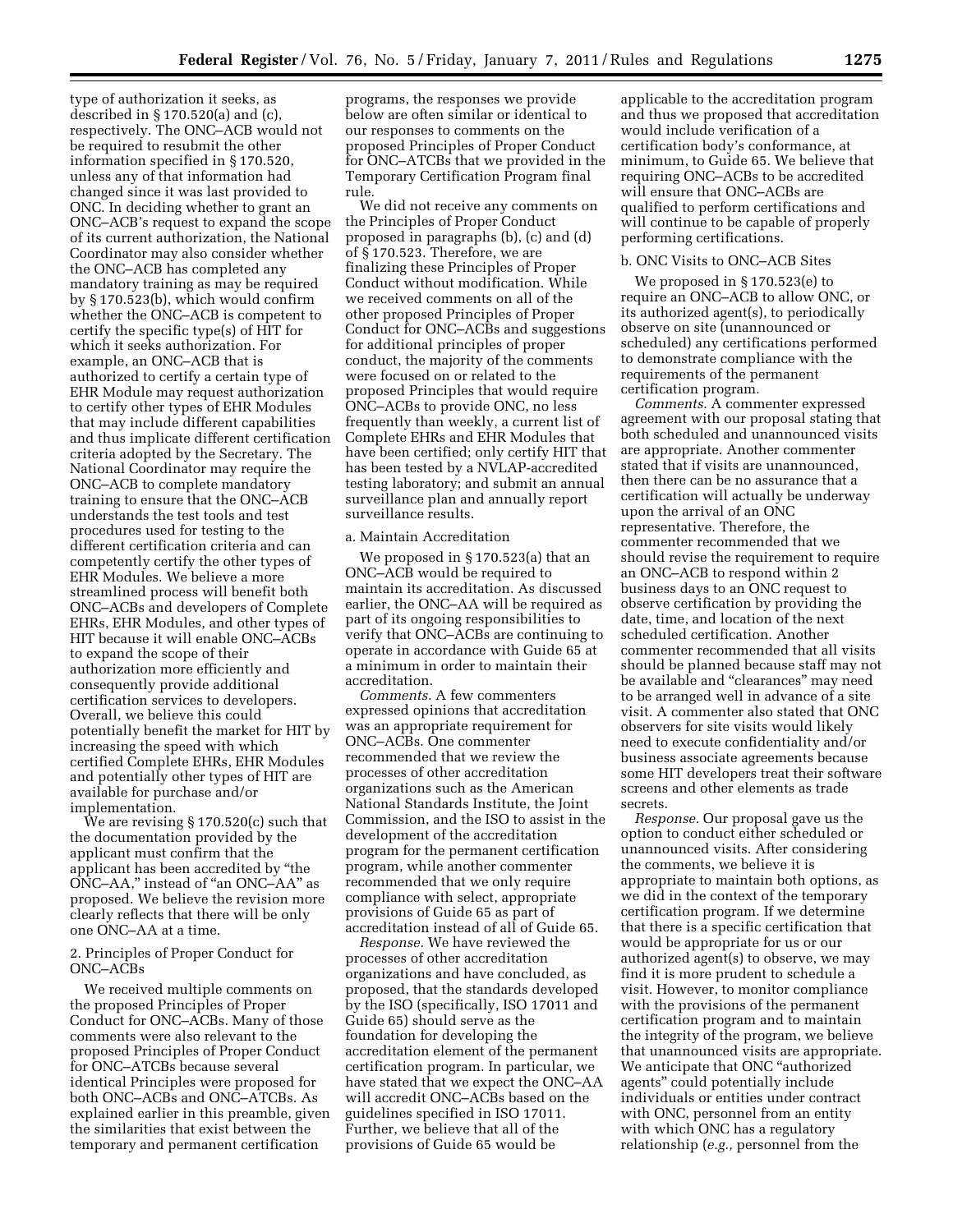type of authorization it seeks, as described in § 170.520(a) and (c), respectively. The ONC–ACB would not be required to resubmit the other information specified in § 170.520, unless any of that information had changed since it was last provided to ONC. In deciding whether to grant an ONC–ACB's request to expand the scope of its current authorization, the National Coordinator may also consider whether the ONC–ACB has completed any mandatory training as may be required by § 170.523(b), which would confirm whether the ONC–ACB is competent to certify the specific type(s) of HIT for which it seeks authorization. For example, an ONC–ACB that is authorized to certify a certain type of EHR Module may request authorization to certify other types of EHR Modules that may include different capabilities and thus implicate different certification criteria adopted by the Secretary. The National Coordinator may require the ONC–ACB to complete mandatory training to ensure that the ONC–ACB understands the test tools and test procedures used for testing to the different certification criteria and can competently certify the other types of EHR Modules. We believe a more streamlined process will benefit both ONC–ACBs and developers of Complete EHRs, EHR Modules, and other types of HIT because it will enable ONC–ACBs to expand the scope of their authorization more efficiently and consequently provide additional certification services to developers. Overall, we believe this could potentially benefit the market for HIT by increasing the speed with which certified Complete EHRs, EHR Modules and potentially other types of HIT are available for purchase and/or implementation.

We are revising § 170.520(c) such that the documentation provided by the applicant must confirm that the applicant has been accredited by "the ONC–AA," instead of "an ONC–AA" as proposed. We believe the revision more clearly reflects that there will be only one ONC–AA at a time.

2. Principles of Proper Conduct for ONC–ACBs

We received multiple comments on the proposed Principles of Proper Conduct for ONC–ACBs. Many of those comments were also relevant to the proposed Principles of Proper Conduct for ONC–ATCBs because several identical Principles were proposed for both ONC–ACBs and ONC–ATCBs. As explained earlier in this preamble, given the similarities that exist between the temporary and permanent certification programs, the responses we provide below are often similar or identical to our responses to comments on the proposed Principles of Proper Conduct for ONC–ATCBs that we provided in the Temporary Certification Program final rule.

We did not receive any comments on the Principles of Proper Conduct proposed in paragraphs (b), (c) and (d) of § 170.523. Therefore, we are finalizing these Principles of Proper Conduct without modification. While we received comments on all of the other proposed Principles of Proper Conduct for ONC–ACBs and suggestions for additional principles of proper conduct, the majority of the comments were focused on or related to the proposed Principles that would require ONC–ACBs to provide ONC, no less frequently than weekly, a current list of Complete EHRs and EHR Modules that have been certified; only certify HIT that has been tested by a NVLAP-accredited testing laboratory; and submit an annual surveillance plan and annually report surveillance results.

a. Maintain Accreditation

We proposed in § 170.523(a) that an ONC–ACB would be required to maintain its accreditation. As discussed earlier, the ONC–AA will be required as part of its ongoing responsibilities to verify that ONC–ACBs are continuing to operate in accordance with Guide 65 at a minimum in order to maintain their accreditation.

*Comments.* A few commenters expressed opinions that accreditation was an appropriate requirement for ONC–ACBs. One commenter recommended that we review the processes of other accreditation organizations such as the American National Standards Institute, the Joint Commission, and the ISO to assist in the development of the accreditation program for the permanent certification program, while another commenter recommended that we only require compliance with select, appropriate provisions of Guide 65 as part of accreditation instead of all of Guide 65.

*Response.* We have reviewed the processes of other accreditation organizations and have concluded, as proposed, that the standards developed by the ISO (specifically, ISO 17011 and Guide 65) should serve as the foundation for developing the accreditation element of the permanent certification program. In particular, we have stated that we expect the ONC–AA will accredit ONC–ACBs based on the guidelines specified in ISO 17011. Further, we believe that all of the provisions of Guide 65 would be applicable to the accreditation program and thus we proposed that accreditation would include verification of a certification body's conformance, at minimum, to Guide 65. We believe that requiring ONC–ACBs to be accredited will ensure that ONC–ACBs are qualified to perform certifications and will continue to be capable of properly performing certifications.

b. ONC Visits to ONC–ACB Sites

We proposed in § 170.523(e) to require an ONC–ACB to allow ONC, or its authorized agent(s), to periodically observe on site (unannounced or scheduled) any certifications performed to demonstrate compliance with the requirements of the permanent certification program.

*Comments.* A commenter expressed agreement with our proposal stating that both scheduled and unannounced visits are appropriate. Another commenter stated that if visits are unannounced, then there can be no assurance that a certification will actually be underway upon the arrival of an ONC representative. Therefore, the commenter recommended that we should revise the requirement to require an ONC–ACB to respond within 2 business days to an ONC request to observe certification by providing the date, time, and location of the next scheduled certification. Another commenter recommended that all visits should be planned because staff may not be available and "clearances" may need to be arranged well in advance of a site visit. A commenter also stated that ONC observers for site visits would likely need to execute confidentiality and/or business associate agreements because some HIT developers treat their software screens and other elements as trade secrets.

*Response.* Our proposal gave us the option to conduct either scheduled or unannounced visits. After considering the comments, we believe it is appropriate to maintain both options, as we did in the context of the temporary certification program. If we determine that there is a specific certification that would be appropriate for us or our authorized agent(s) to observe, we may find it is more prudent to schedule a visit. However, to monitor compliance with the provisions of the permanent certification program and to maintain the integrity of the program, we believe that unannounced visits are appropriate. We anticipate that ONC "authorized agents" could potentially include individuals or entities under contract with ONC, personnel from an entity with which ONC has a regulatory relationship (*e.g.,* personnel from the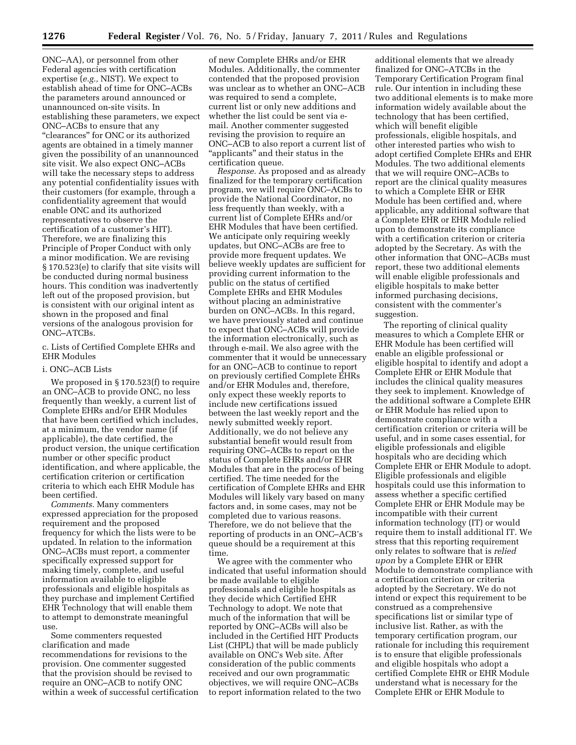ONC–AA), or personnel from other Federal agencies with certification expertise (*e.g.,* NIST). We expect to establish ahead of time for ONC–ACBs the parameters around announced or unannounced on-site visits. In establishing these parameters, we expect ONC–ACBs to ensure that any "clearances" for ONC or its authorized agents are obtained in a timely manner given the possibility of an unannounced site visit. We also expect ONC–ACBs will take the necessary steps to address any potential confidentiality issues with their customers (for example, through a confidentiality agreement that would enable ONC and its authorized representatives to observe the certification of a customer's HIT). Therefore, we are finalizing this Principle of Proper Conduct with only a minor modification. We are revising § 170.523(e) to clarify that site visits will be conducted during normal business hours. This condition was inadvertently left out of the proposed provision, but is consistent with our original intent as shown in the proposed and final versions of the analogous provision for ONC–ATCBs.

c. Lists of Certified Complete EHRs and EHR Modules

i. ONC–ACB Lists

We proposed in § 170.523(f) to require an ONC–ACB to provide ONC, no less frequently than weekly, a current list of Complete EHRs and/or EHR Modules that have been certified which includes, at a minimum, the vendor name (if applicable), the date certified, the product version, the unique certification number or other specific product identification, and where applicable, the certification criterion or certification criteria to which each EHR Module has been certified.

*Comments.* Many commenters expressed appreciation for the proposed requirement and the proposed frequency for which the lists were to be updated. In relation to the information ONC–ACBs must report, a commenter specifically expressed support for making timely, complete, and useful information available to eligible professionals and eligible hospitals as they purchase and implement Certified EHR Technology that will enable them to attempt to demonstrate meaningful use.

Some commenters requested clarification and made recommendations for revisions to the provision. One commenter suggested that the provision should be revised to require an ONC–ACB to notify ONC within a week of successful certification of new Complete EHRs and/or EHR Modules. Additionally, the commenter contended that the proposed provision was unclear as to whether an ONC–ACB was required to send a complete, current list or only new additions and whether the list could be sent via e-mail. Another commenter suggested revising the provision to require an ONC–ACB to also report a current list of "applicants" and their status in the certification queue.

*Response.* As proposed and as already finalized for the temporary certification program, we will require ONC–ACBs to provide the National Coordinator, no less frequently than weekly, with a current list of Complete EHRs and/or EHR Modules that have been certified. We anticipate only requiring weekly updates, but ONC–ACBs are free to provide more frequent updates. We believe weekly updates are sufficient for providing current information to the public on the status of certified Complete EHRs and EHR Modules without placing an administrative burden on ONC–ACBs. In this regard, we have previously stated and continue to expect that ONC–ACBs will provide the information electronically, such as through e-mail. We also agree with the commenter that it would be unnecessary for an ONC–ACB to continue to report on previously certified Complete EHRs and/or EHR Modules and, therefore, only expect these weekly reports to include new certifications issued between the last weekly report and the newly submitted weekly report. Additionally, we do not believe any substantial benefit would result from requiring ONC–ACBs to report on the status of Complete EHRs and/or EHR Modules that are in the process of being certified. The time needed for the certification of Complete EHRs and EHR Modules will likely vary based on many factors and, in some cases, may not be completed due to various reasons. Therefore, we do not believe that the reporting of products in an ONC–ACB's queue should be a requirement at this time.

We agree with the commenter who indicated that useful information should be made available to eligible professionals and eligible hospitals as they decide which Certified EHR Technology to adopt. We note that much of the information that will be reported by ONC–ACBs will also be included in the Certified HIT Products List (CHPL) that will be made publicly available on ONC's Web site. After consideration of the public comments received and our own programmatic objectives, we will require ONC–ACBs to report information related to the two additional elements that we already finalized for ONC–ATCBs in the Temporary Certification Program final rule. Our intention in including these two additional elements is to make more information widely available about the technology that has been certified, which will benefit eligible professionals, eligible hospitals, and other interested parties who wish to adopt certified Complete EHRs and EHR Modules. The two additional elements that we will require ONC–ACBs to report are the clinical quality measures to which a Complete EHR or EHR Module has been certified and, where applicable, any additional software that a Complete EHR or EHR Module relied upon to demonstrate its compliance with a certification criterion or criteria adopted by the Secretary. As with the other information that ONC–ACBs must report, these two additional elements will enable eligible professionals and eligible hospitals to make better informed purchasing decisions, consistent with the commenter's suggestion.

The reporting of clinical quality measures to which a Complete EHR or EHR Module has been certified will enable an eligible professional or eligible hospital to identify and adopt a Complete EHR or EHR Module that includes the clinical quality measures they seek to implement. Knowledge of the additional software a Complete EHR or EHR Module has relied upon to demonstrate compliance with a certification criterion or criteria will be useful, and in some cases essential, for eligible professionals and eligible hospitals who are deciding which Complete EHR or EHR Module to adopt. Eligible professionals and eligible hospitals could use this information to assess whether a specific certified Complete EHR or EHR Module may be incompatible with their current information technology (IT) or would require them to install additional IT. We stress that this reporting requirement only relates to software that is *relied upon* by a Complete EHR or EHR Module to demonstrate compliance with a certification criterion or criteria adopted by the Secretary. We do not intend or expect this requirement to be construed as a comprehensive specifications list or similar type of inclusive list. Rather, as with the temporary certification program, our rationale for including this requirement is to ensure that eligible professionals and eligible hospitals who adopt a certified Complete EHR or EHR Module understand what is necessary for the Complete EHR or EHR Module to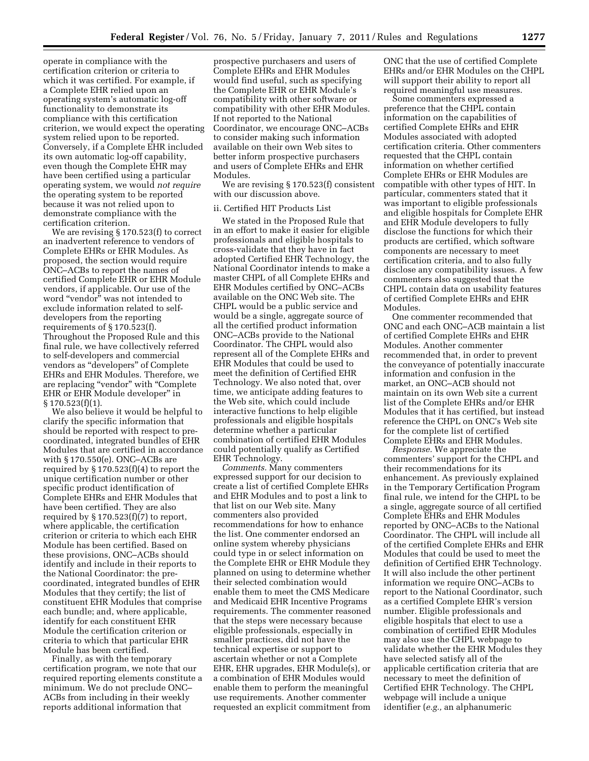operate in compliance with the certification criterion or criteria to which it was certified. For example, if a Complete EHR relied upon an operating system's automatic log-off functionality to demonstrate its compliance with this certification criterion, we would expect the operating system relied upon to be reported. Conversely, if a Complete EHR included its own automatic log-off capability, even though the Complete EHR may have been certified using a particular operating system, we would *not require* the operating system to be reported because it was not relied upon to demonstrate compliance with the certification criterion.

We are revising § 170.523(f) to correct an inadvertent reference to vendors of Complete EHRs or EHR Modules. As proposed, the section would require ONC–ACBs to report the names of certified Complete EHR or EHR Module vendors, if applicable. Our use of the word "vendor" was not intended to exclude information related to self-developers from the reporting requirements of § 170.523(f). Throughout the Proposed Rule and this final rule, we have collectively referred to self-developers and commercial vendors as "developers" of Complete EHRs and EHR Modules. Therefore, we are replacing "vendor" with "Complete EHR or EHR Module developer" in § 170.523(f)(1).

We also believe it would be helpful to clarify the specific information that should be reported with respect to pre-coordinated, integrated bundles of EHR Modules that are certified in accordance with § 170.550(e). ONC–ACBs are required by § 170.523(f)(4) to report the unique certification number or other specific product identification of Complete EHRs and EHR Modules that have been certified. They are also required by § 170.523(f)(7) to report, where applicable, the certification criterion or criteria to which each EHR Module has been certified. Based on these provisions, ONC–ACBs should identify and include in their reports to the National Coordinator: the pre-coordinated, integrated bundles of EHR Modules that they certify; the list of constituent EHR Modules that comprise each bundle; and, where applicable, identify for each constituent EHR Module the certification criterion or criteria to which that particular EHR Module has been certified.

Finally, as with the temporary certification program, we note that our required reporting elements constitute a minimum. We do not preclude ONC–ACBs from including in their weekly reports additional information that prospective purchasers and users of Complete EHRs and EHR Modules would find useful, such as specifying the Complete EHR or EHR Module's compatibility with other software or compatibility with other EHR Modules. If not reported to the National Coordinator, we encourage ONC–ACBs to consider making such information available on their own Web sites to better inform prospective purchasers and users of Complete EHRs and EHR Modules.

We are revising § 170.523(f) consistent with our discussion above.

ii. Certified HIT Products List

We stated in the Proposed Rule that in an effort to make it easier for eligible professionals and eligible hospitals to cross-validate that they have in fact adopted Certified EHR Technology, the National Coordinator intends to make a master CHPL of all Complete EHRs and EHR Modules certified by ONC–ACBs available on the ONC Web site. The CHPL would be a public service and would be a single, aggregate source of all the certified product information ONC–ACBs provide to the National Coordinator. The CHPL would also represent all of the Complete EHRs and EHR Modules that could be used to meet the definition of Certified EHR Technology. We also noted that, over time, we anticipate adding features to the Web site, which could include interactive functions to help eligible professionals and eligible hospitals determine whether a particular combination of certified EHR Modules could potentially qualify as Certified EHR Technology.

*Comments.* Many commenters expressed support for our decision to create a list of certified Complete EHRs and EHR Modules and to post a link to that list on our Web site. Many commenters also provided recommendations for how to enhance the list. One commenter endorsed an online system whereby physicians could type in or select information on the Complete EHR or EHR Module they planned on using to determine whether their selected combination would enable them to meet the CMS Medicare and Medicaid EHR Incentive Programs requirements. The commenter reasoned that the steps were necessary because eligible professionals, especially in smaller practices, did not have the technical expertise or support to ascertain whether or not a Complete EHR, EHR upgrades, EHR Module(s), or a combination of EHR Modules would enable them to perform the meaningful use requirements. Another commenter requested an explicit commitment from ONC that the use of certified Complete EHRs and/or EHR Modules on the CHPL will support their ability to report all required meaningful use measures.

Some commenters expressed a preference that the CHPL contain information on the capabilities of certified Complete EHRs and EHR Modules associated with adopted certification criteria. Other commenters requested that the CHPL contain information on whether certified Complete EHRs or EHR Modules are compatible with other types of HIT. In particular, commenters stated that it was important to eligible professionals and eligible hospitals for Complete EHR and EHR Module developers to fully disclose the functions for which their products are certified, which software components are necessary to meet certification criteria, and to also fully disclose any compatibility issues. A few commenters also suggested that the CHPL contain data on usability features of certified Complete EHRs and EHR Modules.

One commenter recommended that ONC and each ONC–ACB maintain a list of certified Complete EHRs and EHR Modules. Another commenter recommended that, in order to prevent the conveyance of potentially inaccurate information and confusion in the market, an ONC–ACB should not maintain on its own Web site a current list of the Complete EHRs and/or EHR Modules that it has certified, but instead reference the CHPL on ONC's Web site for the complete list of certified Complete EHRs and EHR Modules.

*Response.* We appreciate the commenters' support for the CHPL and their recommendations for its enhancement. As previously explained in the Temporary Certification Program final rule, we intend for the CHPL to be a single, aggregate source of all certified Complete EHRs and EHR Modules reported by ONC–ACBs to the National Coordinator. The CHPL will include all of the certified Complete EHRs and EHR Modules that could be used to meet the definition of Certified EHR Technology. It will also include the other pertinent information we require ONC–ACBs to report to the National Coordinator, such as a certified Complete EHR's version number. Eligible professionals and eligible hospitals that elect to use a combination of certified EHR Modules may also use the CHPL webpage to validate whether the EHR Modules they have selected satisfy all of the applicable certification criteria that are necessary to meet the definition of Certified EHR Technology. The CHPL webpage will include a unique identifier (*e.g.,* an alphanumeric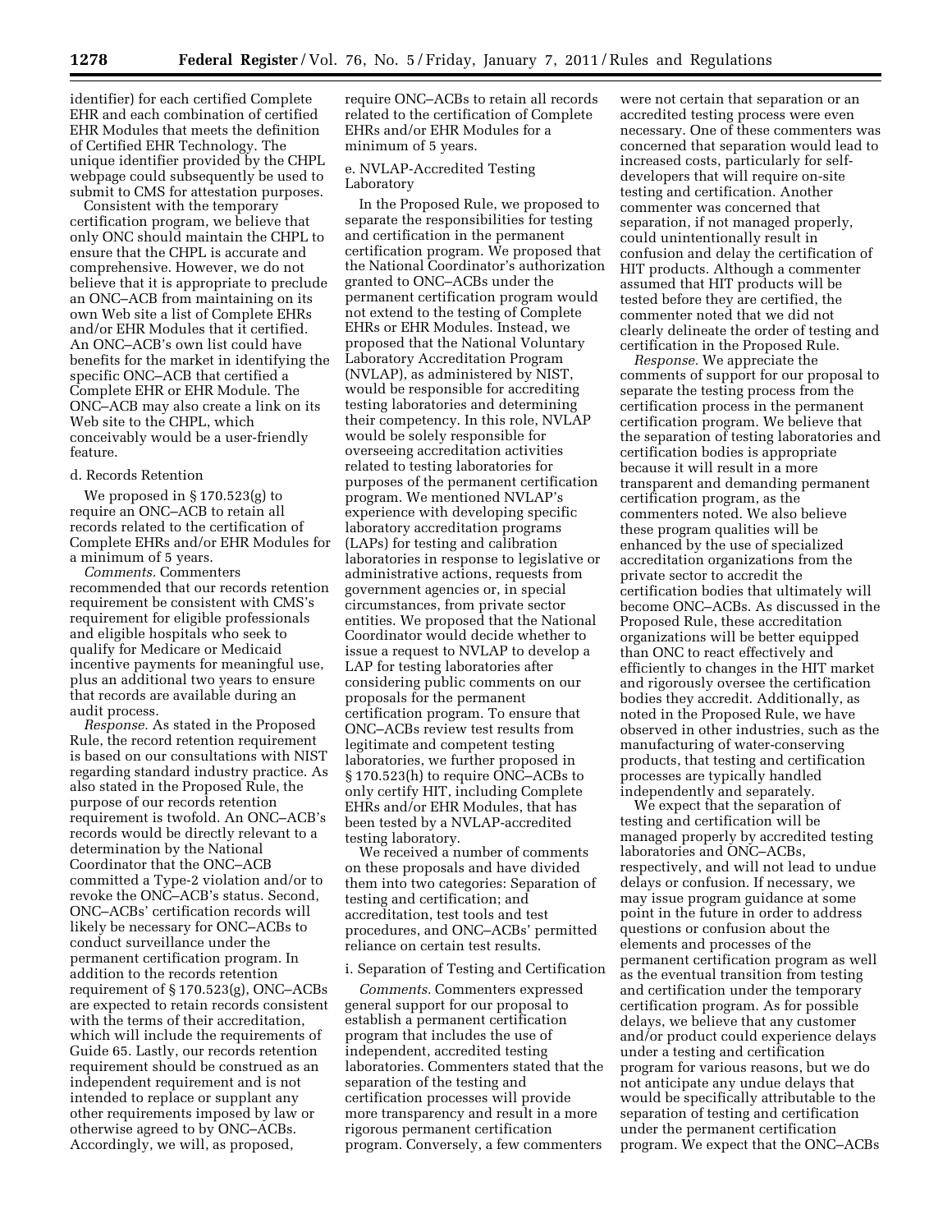identifier) for each certified Complete EHR and each combination of certified EHR Modules that meets the definition of Certified EHR Technology. The unique identifier provided by the CHPL webpage could subsequently be used to submit to CMS for attestation purposes.

Consistent with the temporary certification program, we believe that only ONC should maintain the CHPL to ensure that the CHPL is accurate and comprehensive. However, we do not believe that it is appropriate to preclude an ONC–ACB from maintaining on its own Web site a list of Complete EHRs and/or EHR Modules that it certified. An ONC–ACB's own list could have benefits for the market in identifying the specific ONC–ACB that certified a Complete EHR or EHR Module. The ONC–ACB may also create a link on its Web site to the CHPL, which conceivably would be a user-friendly feature.

d. Records Retention

We proposed in § 170.523(g) to require an ONC–ACB to retain all records related to the certification of Complete EHRs and/or EHR Modules for a minimum of 5 years.

*Comments.* Commenters recommended that our records retention requirement be consistent with CMS's requirement for eligible professionals and eligible hospitals who seek to qualify for Medicare or Medicaid incentive payments for meaningful use, plus an additional two years to ensure that records are available during an audit process.

*Response.* As stated in the Proposed Rule, the record retention requirement is based on our consultations with NIST regarding standard industry practice. As also stated in the Proposed Rule, the purpose of our records retention requirement is twofold. An ONC–ACB's records would be directly relevant to a determination by the National Coordinator that the ONC–ACB committed a Type-2 violation and/or to revoke the ONC–ACB's status. Second, ONC–ACBs' certification records will likely be necessary for ONC–ACBs to conduct surveillance under the permanent certification program. In addition to the records retention requirement of § 170.523(g), ONC–ACBs are expected to retain records consistent with the terms of their accreditation, which will include the requirements of Guide 65. Lastly, our records retention requirement should be construed as an independent requirement and is not intended to replace or supplant any other requirements imposed by law or otherwise agreed to by ONC–ACBs. Accordingly, we will, as proposed, require ONC–ACBs to retain all records related to the certification of Complete EHRs and/or EHR Modules for a minimum of 5 years.

e. NVLAP-Accredited Testing Laboratory

In the Proposed Rule, we proposed to separate the responsibilities for testing and certification in the permanent certification program. We proposed that the National Coordinator's authorization granted to ONC–ACBs under the permanent certification program would not extend to the testing of Complete EHRs or EHR Modules. Instead, we proposed that the National Voluntary Laboratory Accreditation Program (NVLAP), as administered by NIST, would be responsible for accrediting testing laboratories and determining their competency. In this role, NVLAP would be solely responsible for overseeing accreditation activities related to testing laboratories for purposes of the permanent certification program. We mentioned NVLAP's experience with developing specific laboratory accreditation programs (LAPs) for testing and calibration laboratories in response to legislative or administrative actions, requests from government agencies or, in special circumstances, from private sector entities. We proposed that the National Coordinator would decide whether to issue a request to NVLAP to develop a LAP for testing laboratories after considering public comments on our proposals for the permanent certification program. To ensure that ONC–ACBs review test results from legitimate and competent testing laboratories, we further proposed in § 170.523(h) to require ONC–ACBs to only certify HIT, including Complete EHRs and/or EHR Modules, that has been tested by a NVLAP-accredited testing laboratory.

We received a number of comments on these proposals and have divided them into two categories: Separation of testing and certification; and accreditation, test tools and test procedures, and ONC–ACBs' permitted reliance on certain test results.

i. Separation of Testing and Certification

*Comments.* Commenters expressed general support for our proposal to establish a permanent certification program that includes the use of independent, accredited testing laboratories. Commenters stated that the separation of the testing and certification processes will provide more transparency and result in a more rigorous permanent certification program. Conversely, a few commenters were not certain that separation or an accredited testing process were even necessary. One of these commenters was concerned that separation would lead to increased costs, particularly for self-developers that will require on-site testing and certification. Another commenter was concerned that separation, if not managed properly, could unintentionally result in confusion and delay the certification of HIT products. Although a commenter assumed that HIT products will be tested before they are certified, the commenter noted that we did not clearly delineate the order of testing and certification in the Proposed Rule.

*Response.* We appreciate the comments of support for our proposal to separate the testing process from the certification process in the permanent certification program. We believe that the separation of testing laboratories and certification bodies is appropriate because it will result in a more transparent and demanding permanent certification program, as the commenters noted. We also believe these program qualities will be enhanced by the use of specialized accreditation organizations from the private sector to accredit the certification bodies that ultimately will become ONC–ACBs. As discussed in the Proposed Rule, these accreditation organizations will be better equipped than ONC to react effectively and efficiently to changes in the HIT market and rigorously oversee the certification bodies they accredit. Additionally, as noted in the Proposed Rule, we have observed in other industries, such as the manufacturing of water-conserving products, that testing and certification processes are typically handled independently and separately.

We expect that the separation of testing and certification will be managed properly by accredited testing laboratories and ONC–ACBs, respectively, and will not lead to undue delays or confusion. If necessary, we may issue program guidance at some point in the future in order to address questions or confusion about the elements and processes of the permanent certification program as well as the eventual transition from testing and certification under the temporary certification program. As for possible delays, we believe that any customer and/or product could experience delays under a testing and certification program for various reasons, but we do not anticipate any undue delays that would be specifically attributable to the separation of testing and certification under the permanent certification program. We expect that the ONC–ACBs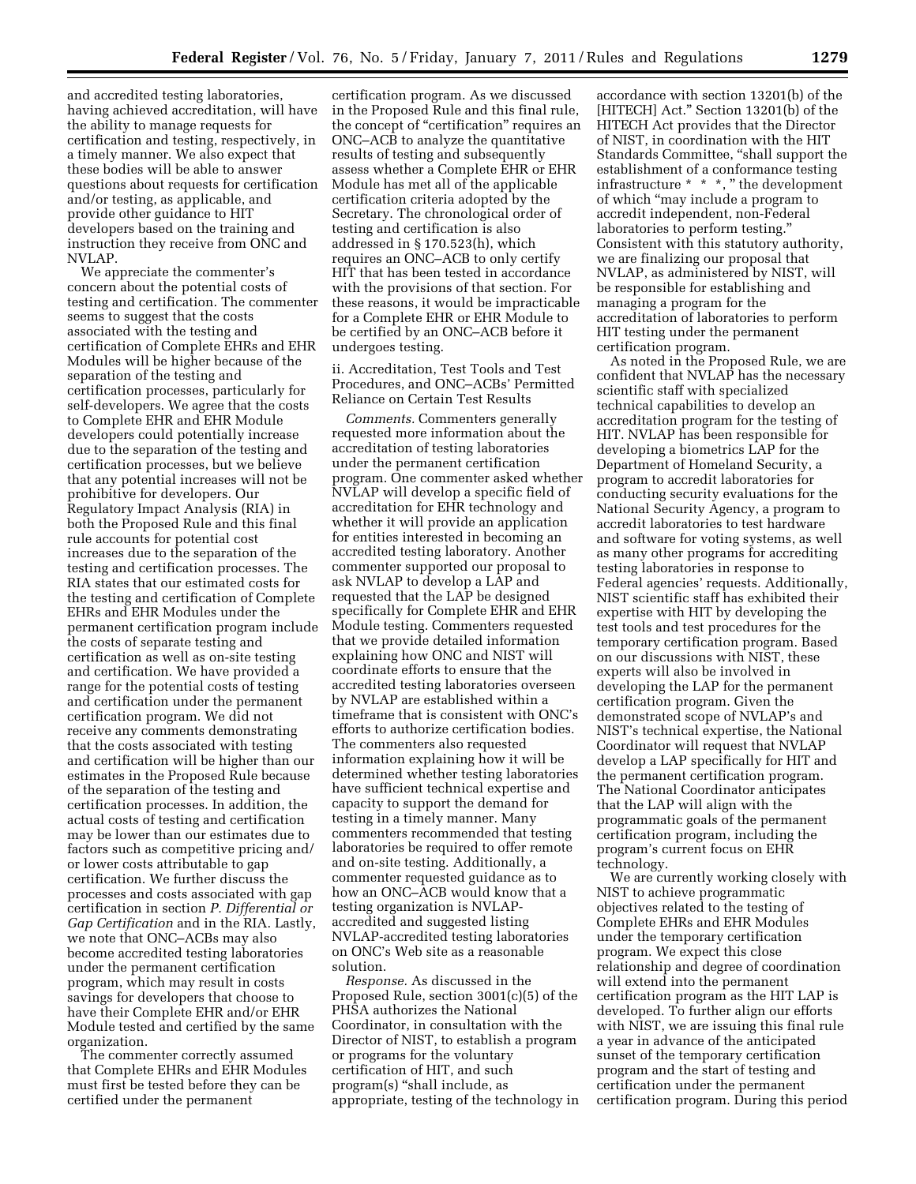and accredited testing laboratories, having achieved accreditation, will have the ability to manage requests for certification and testing, respectively, in a timely manner. We also expect that these bodies will be able to answer questions about requests for certification and/or testing, as applicable, and provide other guidance to HIT developers based on the training and instruction they receive from ONC and NVLAP.

We appreciate the commenter's concern about the potential costs of testing and certification. The commenter seems to suggest that the costs associated with the testing and certification of Complete EHRs and EHR Modules will be higher because of the separation of the testing and certification processes, particularly for self-developers. We agree that the costs to Complete EHR and EHR Module developers could potentially increase due to the separation of the testing and certification processes, but we believe that any potential increases will not be prohibitive for developers. Our Regulatory Impact Analysis (RIA) in both the Proposed Rule and this final rule accounts for potential cost increases due to the separation of the testing and certification processes. The RIA states that our estimated costs for the testing and certification of Complete EHRs and EHR Modules under the permanent certification program include the costs of separate testing and certification as well as on-site testing and certification. We have provided a range for the potential costs of testing and certification under the permanent certification program. We did not receive any comments demonstrating that the costs associated with testing and certification will be higher than our estimates in the Proposed Rule because of the separation of the testing and certification processes. In addition, the actual costs of testing and certification may be lower than our estimates due to factors such as competitive pricing and/or lower costs attributable to gap certification. We further discuss the processes and costs associated with gap certification in section *P. Differential or Gap Certification* and in the RIA. Lastly, we note that ONC–ACBs may also become accredited testing laboratories under the permanent certification program, which may result in costs savings for developers that choose to have their Complete EHR and/or EHR Module tested and certified by the same organization.

The commenter correctly assumed that Complete EHRs and EHR Modules must first be tested before they can be certified under the permanent certification program. As we discussed in the Proposed Rule and this final rule, the concept of "certification" requires an ONC–ACB to analyze the quantitative results of testing and subsequently assess whether a Complete EHR or EHR Module has met all of the applicable certification criteria adopted by the Secretary. The chronological order of testing and certification is also addressed in § 170.523(h), which requires an ONC–ACB to only certify HIT that has been tested in accordance with the provisions of that section. For these reasons, it would be impracticable for a Complete EHR or EHR Module to be certified by an ONC–ACB before it undergoes testing.

ii. Accreditation, Test Tools and Test Procedures, and ONC–ACBs' Permitted Reliance on Certain Test Results

*Comments.* Commenters generally requested more information about the accreditation of testing laboratories under the permanent certification program. One commenter asked whether NVLAP will develop a specific field of accreditation for EHR technology and whether it will provide an application for entities interested in becoming an accredited testing laboratory. Another commenter supported our proposal to ask NVLAP to develop a LAP and requested that the LAP be designed specifically for Complete EHR and EHR Module testing. Commenters requested that we provide detailed information explaining how ONC and NIST will coordinate efforts to ensure that the accredited testing laboratories overseen by NVLAP are established within a timeframe that is consistent with ONC's efforts to authorize certification bodies. The commenters also requested information explaining how it will be determined whether testing laboratories have sufficient technical expertise and capacity to support the demand for testing in a timely manner. Many commenters recommended that testing laboratories be required to offer remote and on-site testing. Additionally, a commenter requested guidance as to how an ONC–ACB would know that a testing organization is NVLAP-accredited and suggested listing NVLAP-accredited testing laboratories on ONC's Web site as a reasonable solution.

*Response.* As discussed in the Proposed Rule, section 3001(c)(5) of the PHSA authorizes the National Coordinator, in consultation with the Director of NIST, to establish a program or programs for the voluntary certification of HIT, and such program(s) "shall include, as appropriate, testing of the technology in accordance with section 13201(b) of the [HITECH] Act." Section 13201(b) of the HITECH Act provides that the Director of NIST, in coordination with the HIT Standards Committee, "shall support the establishment of a conformance testing infrastructure * * *, " the development of which "may include a program to accredit independent, non-Federal laboratories to perform testing." Consistent with this statutory authority, we are finalizing our proposal that NVLAP, as administered by NIST, will be responsible for establishing and managing a program for the accreditation of laboratories to perform HIT testing under the permanent certification program.

As noted in the Proposed Rule, we are confident that NVLAP has the necessary scientific staff with specialized technical capabilities to develop an accreditation program for the testing of HIT. NVLAP has been responsible for developing a biometrics LAP for the Department of Homeland Security, a program to accredit laboratories for conducting security evaluations for the National Security Agency, a program to accredit laboratories to test hardware and software for voting systems, as well as many other programs for accrediting testing laboratories in response to Federal agencies' requests. Additionally, NIST scientific staff has exhibited their expertise with HIT by developing the test tools and test procedures for the temporary certification program. Based on our discussions with NIST, these experts will also be involved in developing the LAP for the permanent certification program. Given the demonstrated scope of NVLAP's and NIST's technical expertise, the National Coordinator will request that NVLAP develop a LAP specifically for HIT and the permanent certification program. The National Coordinator anticipates that the LAP will align with the programmatic goals of the permanent certification program, including the program's current focus on EHR technology.

We are currently working closely with NIST to achieve programmatic objectives related to the testing of Complete EHRs and EHR Modules under the temporary certification program. We expect this close relationship and degree of coordination will extend into the permanent certification program as the HIT LAP is developed. To further align our efforts with NIST, we are issuing this final rule a year in advance of the anticipated sunset of the temporary certification program and the start of testing and certification under the permanent certification program. During this period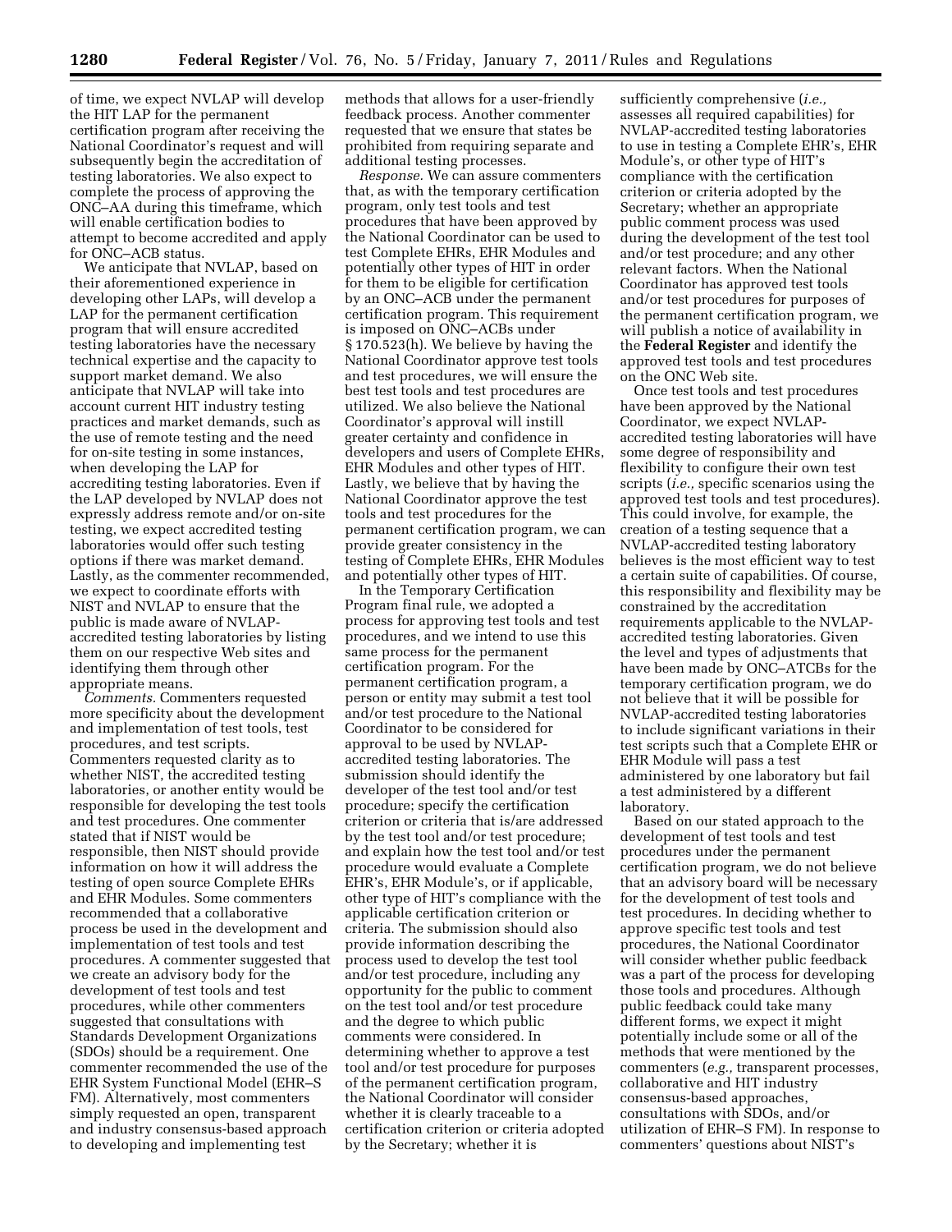of time, we expect NVLAP will develop the HIT LAP for the permanent certification program after receiving the National Coordinator's request and will subsequently begin the accreditation of testing laboratories. We also expect to complete the process of approving the ONC–AA during this timeframe, which will enable certification bodies to attempt to become accredited and apply for ONC–ACB status.

We anticipate that NVLAP, based on their aforementioned experience in developing other LAPs, will develop a LAP for the permanent certification program that will ensure accredited testing laboratories have the necessary technical expertise and the capacity to support market demand. We also anticipate that NVLAP will take into account current HIT industry testing practices and market demands, such as the use of remote testing and the need for on-site testing in some instances, when developing the LAP for accrediting testing laboratories. Even if the LAP developed by NVLAP does not expressly address remote and/or on-site testing, we expect accredited testing laboratories would offer such testing options if there was market demand. Lastly, as the commenter recommended, we expect to coordinate efforts with NIST and NVLAP to ensure that the public is made aware of NVLAP-accredited testing laboratories by listing them on our respective Web sites and identifying them through other appropriate means.

*Comments.* Commenters requested more specificity about the development and implementation of test tools, test procedures, and test scripts. Commenters requested clarity as to whether NIST, the accredited testing laboratories, or another entity would be responsible for developing the test tools and test procedures. One commenter stated that if NIST would be responsible, then NIST should provide information on how it will address the testing of open source Complete EHRs and EHR Modules. Some commenters recommended that a collaborative process be used in the development and implementation of test tools and test procedures. A commenter suggested that we create an advisory body for the development of test tools and test procedures, while other commenters suggested that consultations with Standards Development Organizations (SDOs) should be a requirement. One commenter recommended the use of the EHR System Functional Model (EHR–S FM). Alternatively, most commenters simply requested an open, transparent and industry consensus-based approach to developing and implementing test methods that allows for a user-friendly feedback process. Another commenter requested that we ensure that states be prohibited from requiring separate and additional testing processes.

*Response.* We can assure commenters that, as with the temporary certification program, only test tools and test procedures that have been approved by the National Coordinator can be used to test Complete EHRs, EHR Modules and potentially other types of HIT in order for them to be eligible for certification by an ONC–ACB under the permanent certification program. This requirement is imposed on ONC–ACBs under § 170.523(h). We believe by having the National Coordinator approve test tools and test procedures, we will ensure the best test tools and test procedures are utilized. We also believe the National Coordinator's approval will instill greater certainty and confidence in developers and users of Complete EHRs, EHR Modules and other types of HIT. Lastly, we believe that by having the National Coordinator approve the test tools and test procedures for the permanent certification program, we can provide greater consistency in the testing of Complete EHRs, EHR Modules and potentially other types of HIT.

In the Temporary Certification Program final rule, we adopted a process for approving test tools and test procedures, and we intend to use this same process for the permanent certification program. For the permanent certification program, a person or entity may submit a test tool and/or test procedure to the National Coordinator to be considered for approval to be used by NVLAP-accredited testing laboratories. The submission should identify the developer of the test tool and/or test procedure; specify the certification criterion or criteria that is/are addressed by the test tool and/or test procedure; and explain how the test tool and/or test procedure would evaluate a Complete EHR's, EHR Module's, or if applicable, other type of HIT's compliance with the applicable certification criterion or criteria. The submission should also provide information describing the process used to develop the test tool and/or test procedure, including any opportunity for the public to comment on the test tool and/or test procedure and the degree to which public comments were considered. In determining whether to approve a test tool and/or test procedure for purposes of the permanent certification program, the National Coordinator will consider whether it is clearly traceable to a certification criterion or criteria adopted by the Secretary; whether it is sufficiently comprehensive (*i.e.,* assesses all required capabilities) for NVLAP-accredited testing laboratories to use in testing a Complete EHR's, EHR Module's, or other type of HIT's compliance with the certification criterion or criteria adopted by the Secretary; whether an appropriate public comment process was used during the development of the test tool and/or test procedure; and any other relevant factors. When the National Coordinator has approved test tools and/or test procedures for purposes of the permanent certification program, we will publish a notice of availability in the **Federal Register** and identify the approved test tools and test procedures on the ONC Web site.

Once test tools and test procedures have been approved by the National Coordinator, we expect NVLAP-accredited testing laboratories will have some degree of responsibility and flexibility to configure their own test scripts (*i.e.,* specific scenarios using the approved test tools and test procedures). This could involve, for example, the creation of a testing sequence that a NVLAP-accredited testing laboratory believes is the most efficient way to test a certain suite of capabilities. Of course, this responsibility and flexibility may be constrained by the accreditation requirements applicable to the NVLAP-accredited testing laboratories. Given the level and types of adjustments that have been made by ONC–ATCBs for the temporary certification program, we do not believe that it will be possible for NVLAP-accredited testing laboratories to include significant variations in their test scripts such that a Complete EHR or EHR Module will pass a test administered by one laboratory but fail a test administered by a different laboratory.

Based on our stated approach to the development of test tools and test procedures under the permanent certification program, we do not believe that an advisory board will be necessary for the development of test tools and test procedures. In deciding whether to approve specific test tools and test procedures, the National Coordinator will consider whether public feedback was a part of the process for developing those tools and procedures. Although public feedback could take many different forms, we expect it might potentially include some or all of the methods that were mentioned by the commenters (*e.g.,* transparent processes, collaborative and HIT industry consensus-based approaches, consultations with SDOs, and/or utilization of EHR–S FM). In response to commenters' questions about NIST's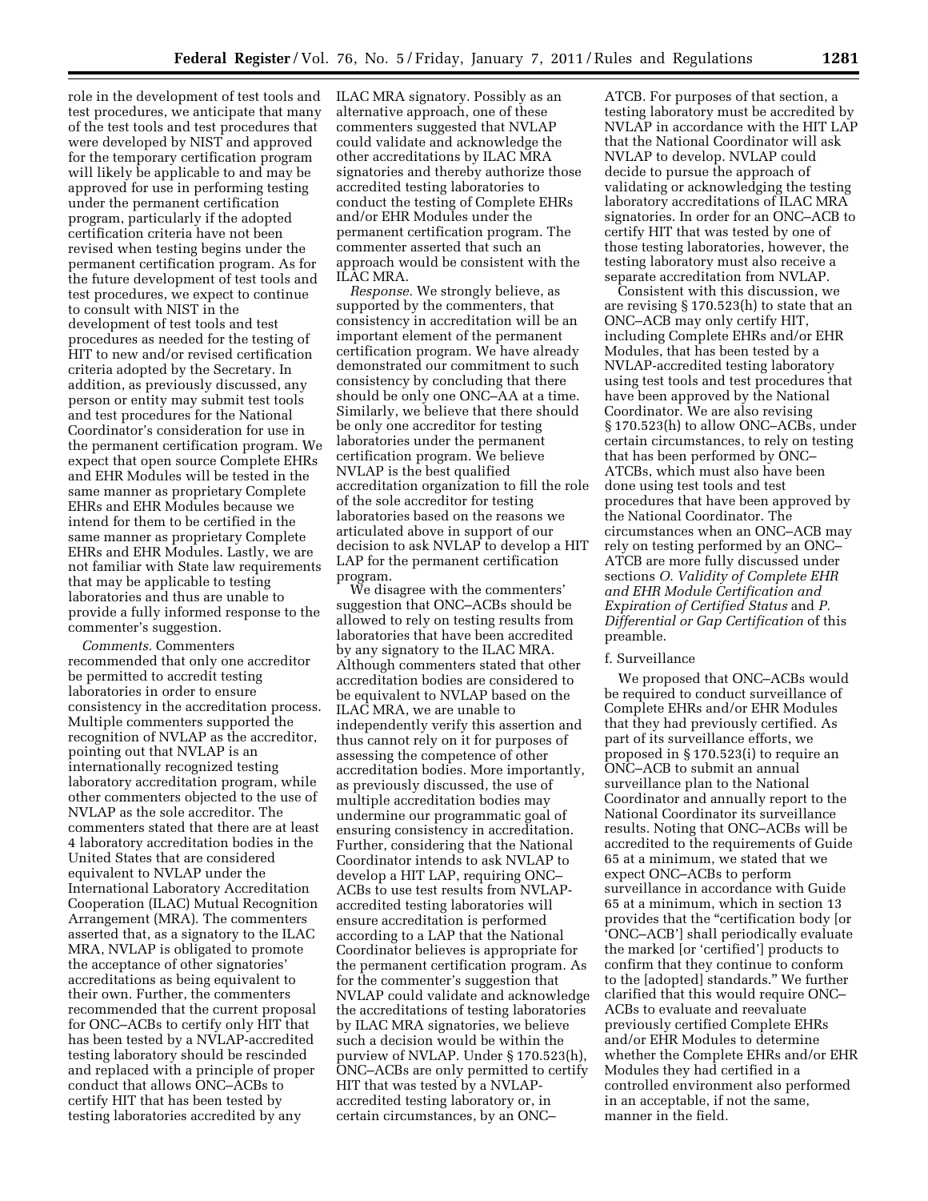role in the development of test tools and test procedures, we anticipate that many of the test tools and test procedures that were developed by NIST and approved for the temporary certification program will likely be applicable to and may be approved for use in performing testing under the permanent certification program, particularly if the adopted certification criteria have not been revised when testing begins under the permanent certification program. As for the future development of test tools and test procedures, we expect to continue to consult with NIST in the development of test tools and test procedures as needed for the testing of HIT to new and/or revised certification criteria adopted by the Secretary. In addition, as previously discussed, any person or entity may submit test tools and test procedures for the National Coordinator's consideration for use in the permanent certification program. We expect that open source Complete EHRs and EHR Modules will be tested in the same manner as proprietary Complete EHRs and EHR Modules because we intend for them to be certified in the same manner as proprietary Complete EHRs and EHR Modules. Lastly, we are not familiar with State law requirements that may be applicable to testing laboratories and thus are unable to provide a fully informed response to the commenter's suggestion.

*Comments.* Commenters recommended that only one accreditor be permitted to accredit testing laboratories in order to ensure consistency in the accreditation process. Multiple commenters supported the recognition of NVLAP as the accreditor, pointing out that NVLAP is an internationally recognized testing laboratory accreditation program, while other commenters objected to the use of NVLAP as the sole accreditor. The commenters stated that there are at least 4 laboratory accreditation bodies in the United States that are considered equivalent to NVLAP under the International Laboratory Accreditation Cooperation (ILAC) Mutual Recognition Arrangement (MRA). The commenters asserted that, as a signatory to the ILAC MRA, NVLAP is obligated to promote the acceptance of other signatories' accreditations as being equivalent to their own. Further, the commenters recommended that the current proposal for ONC–ACBs to certify only HIT that has been tested by a NVLAP-accredited testing laboratory should be rescinded and replaced with a principle of proper conduct that allows ONC–ACBs to certify HIT that has been tested by testing laboratories accredited by any ILAC MRA signatory. Possibly as an alternative approach, one of these commenters suggested that NVLAP could validate and acknowledge the other accreditations by ILAC MRA signatories and thereby authorize those accredited testing laboratories to conduct the testing of Complete EHRs and/or EHR Modules under the permanent certification program. The commenter asserted that such an approach would be consistent with the ILAC MRA.

*Response.* We strongly believe, as supported by the commenters, that consistency in accreditation will be an important element of the permanent certification program. We have already demonstrated our commitment to such consistency by concluding that there should be only one ONC–AA at a time. Similarly, we believe that there should be only one accreditor for testing laboratories under the permanent certification program. We believe NVLAP is the best qualified accreditation organization to fill the role of the sole accreditor for testing laboratories based on the reasons we articulated above in support of our decision to ask NVLAP to develop a HIT LAP for the permanent certification program.

We disagree with the commenters' suggestion that ONC–ACBs should be allowed to rely on testing results from laboratories that have been accredited by any signatory to the ILAC MRA. Although commenters stated that other accreditation bodies are considered to be equivalent to NVLAP based on the ILAC MRA, we are unable to independently verify this assertion and thus cannot rely on it for purposes of assessing the competence of other accreditation bodies. More importantly, as previously discussed, the use of multiple accreditation bodies may undermine our programmatic goal of ensuring consistency in accreditation. Further, considering that the National Coordinator intends to ask NVLAP to develop a HIT LAP, requiring ONC–ACBs to use test results from NVLAP-accredited testing laboratories will ensure accreditation is performed according to a LAP that the National Coordinator believes is appropriate for the permanent certification program. As for the commenter's suggestion that NVLAP could validate and acknowledge the accreditations of testing laboratories by ILAC MRA signatories, we believe such a decision would be within the purview of NVLAP. Under § 170.523(h), ONC–ACBs are only permitted to certify HIT that was tested by a NVLAP-accredited testing laboratory or, in certain circumstances, by an ONC–ATCB. For purposes of that section, a testing laboratory must be accredited by NVLAP in accordance with the HIT LAP that the National Coordinator will ask NVLAP to develop. NVLAP could decide to pursue the approach of validating or acknowledging the testing laboratory accreditations of ILAC MRA signatories. In order for an ONC–ACB to certify HIT that was tested by one of those testing laboratories, however, the testing laboratory must also receive a separate accreditation from NVLAP.

Consistent with this discussion, we are revising § 170.523(h) to state that an ONC–ACB may only certify HIT, including Complete EHRs and/or EHR Modules, that has been tested by a NVLAP-accredited testing laboratory using test tools and test procedures that have been approved by the National Coordinator. We are also revising § 170.523(h) to allow ONC–ACBs, under certain circumstances, to rely on testing that has been performed by ONC–ATCBs, which must also have been done using test tools and test procedures that have been approved by the National Coordinator. The circumstances when an ONC–ACB may rely on testing performed by an ONC–ATCB are more fully discussed under sections *O. Validity of Complete EHR and EHR Module Certification and Expiration of Certified Status* and *P. Differential or Gap Certification* of this preamble.

f. Surveillance

We proposed that ONC–ACBs would be required to conduct surveillance of Complete EHRs and/or EHR Modules that they had previously certified. As part of its surveillance efforts, we proposed in § 170.523(i) to require an ONC–ACB to submit an annual surveillance plan to the National Coordinator and annually report to the National Coordinator its surveillance results. Noting that ONC–ACBs will be accredited to the requirements of Guide 65 at a minimum, we stated that we expect ONC–ACBs to perform surveillance in accordance with Guide 65 at a minimum, which in section 13 provides that the "certification body [or 'ONC–ACB'] shall periodically evaluate the marked [or 'certified'] products to confirm that they continue to conform to the [adopted] standards." We further clarified that this would require ONC–ACBs to evaluate and reevaluate previously certified Complete EHRs and/or EHR Modules to determine whether the Complete EHRs and/or EHR Modules they had certified in a controlled environment also performed in an acceptable, if not the same, manner in the field.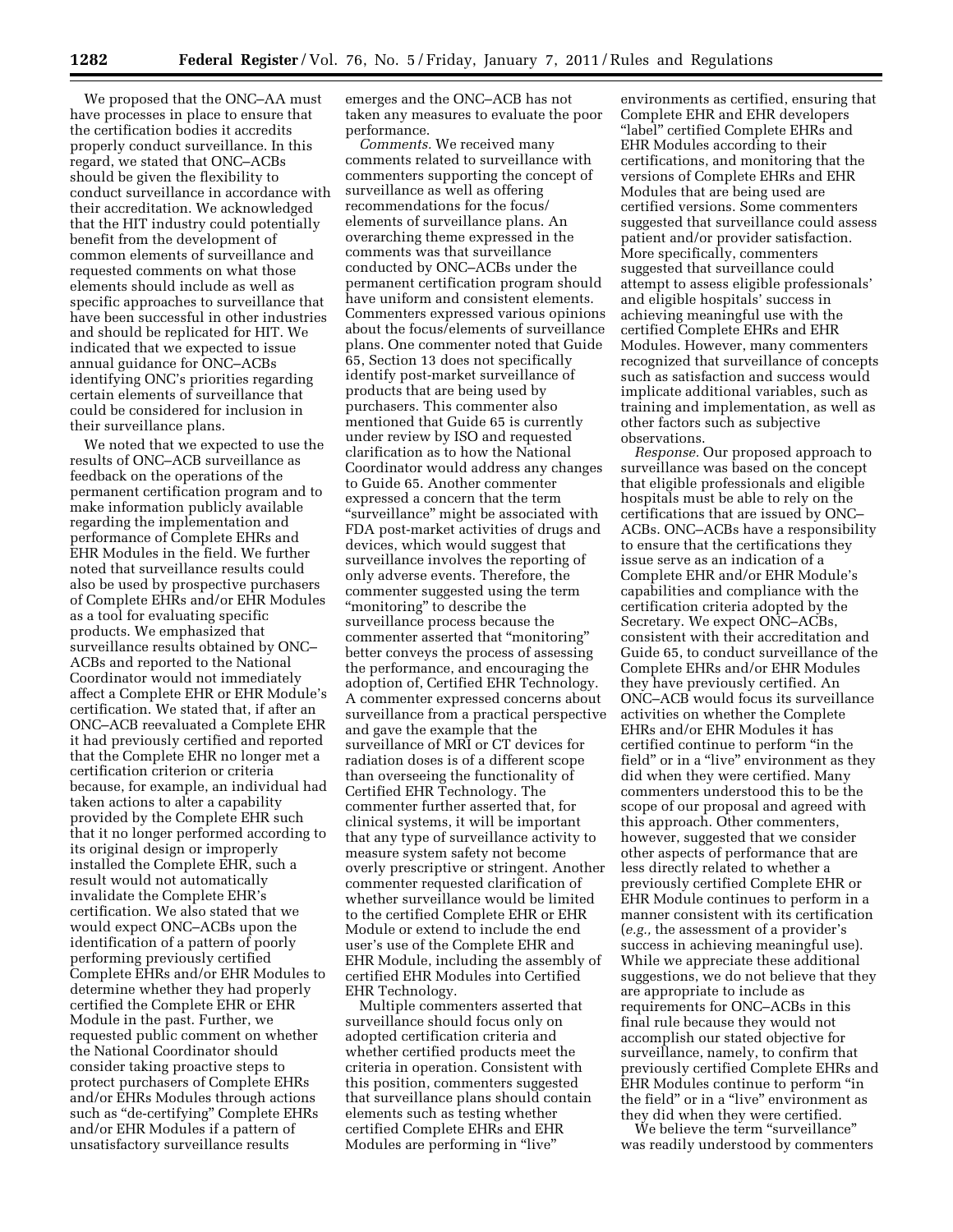We proposed that the ONC–AA must have processes in place to ensure that the certification bodies it accredits properly conduct surveillance. In this regard, we stated that ONC–ACBs should be given the flexibility to conduct surveillance in accordance with their accreditation. We acknowledged that the HIT industry could potentially benefit from the development of common elements of surveillance and requested comments on what those elements should include as well as specific approaches to surveillance that have been successful in other industries and should be replicated for HIT. We indicated that we expected to issue annual guidance for ONC–ACBs identifying ONC's priorities regarding certain elements of surveillance that could be considered for inclusion in their surveillance plans.

We noted that we expected to use the results of ONC–ACB surveillance as feedback on the operations of the permanent certification program and to make information publicly available regarding the implementation and performance of Complete EHRs and EHR Modules in the field. We further noted that surveillance results could also be used by prospective purchasers of Complete EHRs and/or EHR Modules as a tool for evaluating specific products. We emphasized that surveillance results obtained by ONC–ACBs and reported to the National Coordinator would not immediately affect a Complete EHR or EHR Module's certification. We stated that, if after an ONC–ACB reevaluated a Complete EHR it had previously certified and reported that the Complete EHR no longer met a certification criterion or criteria because, for example, an individual had taken actions to alter a capability provided by the Complete EHR such that it no longer performed according to its original design or improperly installed the Complete EHR, such a result would not automatically invalidate the Complete EHR's certification. We also stated that we would expect ONC–ACBs upon the identification of a pattern of poorly performing previously certified Complete EHRs and/or EHR Modules to determine whether they had properly certified the Complete EHR or EHR Module in the past. Further, we requested public comment on whether the National Coordinator should consider taking proactive steps to protect purchasers of Complete EHRs and/or EHRs Modules through actions such as "de-certifying" Complete EHRs and/or EHR Modules if a pattern of unsatisfactory surveillance results emerges and the ONC–ACB has not taken any measures to evaluate the poor performance.

*Comments.* We received many comments related to surveillance with commenters supporting the concept of surveillance as well as offering recommendations for the focus/elements of surveillance plans. An overarching theme expressed in the comments was that surveillance conducted by ONC–ACBs under the permanent certification program should have uniform and consistent elements. Commenters expressed various opinions about the focus/elements of surveillance plans. One commenter noted that Guide 65, Section 13 does not specifically identify post-market surveillance of products that are being used by purchasers. This commenter also mentioned that Guide 65 is currently under review by ISO and requested clarification as to how the National Coordinator would address any changes to Guide 65. Another commenter expressed a concern that the term "surveillance" might be associated with FDA post-market activities of drugs and devices, which would suggest that surveillance involves the reporting of only adverse events. Therefore, the commenter suggested using the term "monitoring" to describe the surveillance process because the commenter asserted that "monitoring" better conveys the process of assessing the performance, and encouraging the adoption of, Certified EHR Technology. A commenter expressed concerns about surveillance from a practical perspective and gave the example that the surveillance of MRI or CT devices for radiation doses is of a different scope than overseeing the functionality of Certified EHR Technology. The commenter further asserted that, for clinical systems, it will be important that any type of surveillance activity to measure system safety not become overly prescriptive or stringent. Another commenter requested clarification of whether surveillance would be limited to the certified Complete EHR or EHR Module or extend to include the end user's use of the Complete EHR and EHR Module, including the assembly of certified EHR Modules into Certified EHR Technology.

Multiple commenters asserted that surveillance should focus only on adopted certification criteria and whether certified products meet the criteria in operation. Consistent with this position, commenters suggested that surveillance plans should contain elements such as testing whether certified Complete EHRs and EHR Modules are performing in "live" environments as certified, ensuring that Complete EHR and EHR developers "label" certified Complete EHRs and EHR Modules according to their certifications, and monitoring that the versions of Complete EHRs and EHR Modules that are being used are certified versions. Some commenters suggested that surveillance could assess patient and/or provider satisfaction. More specifically, commenters suggested that surveillance could attempt to assess eligible professionals' and eligible hospitals' success in achieving meaningful use with the certified Complete EHRs and EHR Modules. However, many commenters recognized that surveillance of concepts such as satisfaction and success would implicate additional variables, such as training and implementation, as well as other factors such as subjective observations.

*Response.* Our proposed approach to surveillance was based on the concept that eligible professionals and eligible hospitals must be able to rely on the certifications that are issued by ONC–ACBs. ONC–ACBs have a responsibility to ensure that the certifications they issue serve as an indication of a Complete EHR and/or EHR Module's capabilities and compliance with the certification criteria adopted by the Secretary. We expect ONC–ACBs, consistent with their accreditation and Guide 65, to conduct surveillance of the Complete EHRs and/or EHR Modules they have previously certified. An ONC–ACB would focus its surveillance activities on whether the Complete EHRs and/or EHR Modules it has certified continue to perform "in the field" or in a "live" environment as they did when they were certified. Many commenters understood this to be the scope of our proposal and agreed with this approach. Other commenters, however, suggested that we consider other aspects of performance that are less directly related to whether a previously certified Complete EHR or EHR Module continues to perform in a manner consistent with its certification (*e.g.,* the assessment of a provider's success in achieving meaningful use). While we appreciate these additional suggestions, we do not believe that they are appropriate to include as requirements for ONC–ACBs in this final rule because they would not accomplish our stated objective for surveillance, namely, to confirm that previously certified Complete EHRs and EHR Modules continue to perform "in the field" or in a "live" environment as they did when they were certified.

We believe the term "surveillance" was readily understood by commenters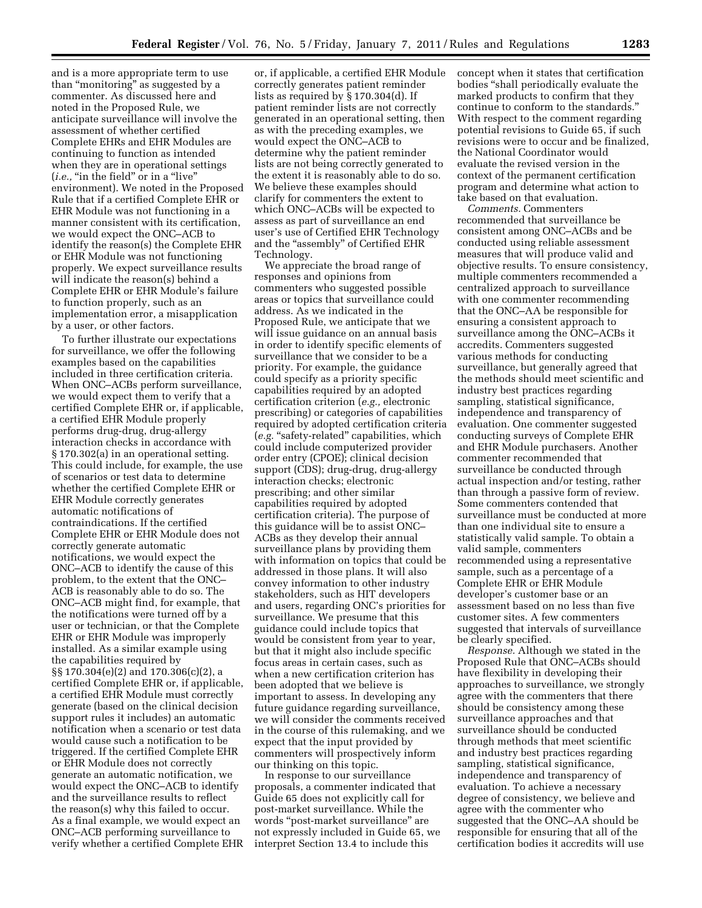and is a more appropriate term to use than "monitoring" as suggested by a commenter. As discussed here and noted in the Proposed Rule, we anticipate surveillance will involve the assessment of whether certified Complete EHRs and EHR Modules are continuing to function as intended when they are in operational settings (*i.e.,* "in the field" or in a "live" environment). We noted in the Proposed Rule that if a certified Complete EHR or EHR Module was not functioning in a manner consistent with its certification, we would expect the ONC–ACB to identify the reason(s) the Complete EHR or EHR Module was not functioning properly. We expect surveillance results will indicate the reason(s) behind a Complete EHR or EHR Module's failure to function properly, such as an implementation error, a misapplication by a user, or other factors.

To further illustrate our expectations for surveillance, we offer the following examples based on the capabilities included in three certification criteria. When ONC–ACBs perform surveillance, we would expect them to verify that a certified Complete EHR or, if applicable, a certified EHR Module properly performs drug-drug, drug-allergy interaction checks in accordance with § 170.302(a) in an operational setting. This could include, for example, the use of scenarios or test data to determine whether the certified Complete EHR or EHR Module correctly generates automatic notifications of contraindications. If the certified Complete EHR or EHR Module does not correctly generate automatic notifications, we would expect the ONC–ACB to identify the cause of this problem, to the extent that the ONC–ACB is reasonably able to do so. The ONC–ACB might find, for example, that the notifications were turned off by a user or technician, or that the Complete EHR or EHR Module was improperly installed. As a similar example using the capabilities required by §§ 170.304(e)(2) and 170.306(c)(2), a certified Complete EHR or, if applicable, a certified EHR Module must correctly generate (based on the clinical decision support rules it includes) an automatic notification when a scenario or test data would cause such a notification to be triggered. If the certified Complete EHR or EHR Module does not correctly generate an automatic notification, we would expect the ONC–ACB to identify and the surveillance results to reflect the reason(s) why this failed to occur. As a final example, we would expect an ONC–ACB performing surveillance to verify whether a certified Complete EHR or, if applicable, a certified EHR Module correctly generates patient reminder lists as required by § 170.304(d). If patient reminder lists are not correctly generated in an operational setting, then as with the preceding examples, we would expect the ONC–ACB to determine why the patient reminder lists are not being correctly generated to the extent it is reasonably able to do so. We believe these examples should clarify for commenters the extent to which ONC–ACBs will be expected to assess as part of surveillance an end user's use of Certified EHR Technology and the "assembly" of Certified EHR Technology.

We appreciate the broad range of responses and opinions from commenters who suggested possible areas or topics that surveillance could address. As we indicated in the Proposed Rule, we anticipate that we will issue guidance on an annual basis in order to identify specific elements of surveillance that we consider to be a priority. For example, the guidance could specify as a priority specific capabilities required by an adopted certification criterion (*e.g.,* electronic prescribing) or categories of capabilities required by adopted certification criteria (*e.g.* "safety-related" capabilities, which could include computerized provider order entry (CPOE); clinical decision support (CDS); drug-drug, drug-allergy interaction checks; electronic prescribing; and other similar capabilities required by adopted certification criteria). The purpose of this guidance will be to assist ONC–ACBs as they develop their annual surveillance plans by providing them with information on topics that could be addressed in those plans. It will also convey information to other industry stakeholders, such as HIT developers and users, regarding ONC's priorities for surveillance. We presume that this guidance could include topics that would be consistent from year to year, but that it might also include specific focus areas in certain cases, such as when a new certification criterion has been adopted that we believe is important to assess. In developing any future guidance regarding surveillance, we will consider the comments received in the course of this rulemaking, and we expect that the input provided by commenters will prospectively inform our thinking on this topic.

In response to our surveillance proposals, a commenter indicated that Guide 65 does not explicitly call for post-market surveillance. While the words "post-market surveillance" are not expressly included in Guide 65, we interpret Section 13.4 to include this concept when it states that certification bodies "shall periodically evaluate the marked products to confirm that they continue to conform to the standards." With respect to the comment regarding potential revisions to Guide 65, if such revisions were to occur and be finalized, the National Coordinator would evaluate the revised version in the context of the permanent certification program and determine what action to take based on that evaluation.

*Comments.* Commenters recommended that surveillance be consistent among ONC–ACBs and be conducted using reliable assessment measures that will produce valid and objective results. To ensure consistency, multiple commenters recommended a centralized approach to surveillance with one commenter recommending that the ONC–AA be responsible for ensuring a consistent approach to surveillance among the ONC–ACBs it accredits. Commenters suggested various methods for conducting surveillance, but generally agreed that the methods should meet scientific and industry best practices regarding sampling, statistical significance, independence and transparency of evaluation. One commenter suggested conducting surveys of Complete EHR and EHR Module purchasers. Another commenter recommended that surveillance be conducted through actual inspection and/or testing, rather than through a passive form of review. Some commenters contended that surveillance must be conducted at more than one individual site to ensure a statistically valid sample. To obtain a valid sample, commenters recommended using a representative sample, such as a percentage of a Complete EHR or EHR Module developer's customer base or an assessment based on no less than five customer sites. A few commenters suggested that intervals of surveillance be clearly specified.

*Response.* Although we stated in the Proposed Rule that ONC–ACBs should have flexibility in developing their approaches to surveillance, we strongly agree with the commenters that there should be consistency among these surveillance approaches and that surveillance should be conducted through methods that meet scientific and industry best practices regarding sampling, statistical significance, independence and transparency of evaluation. To achieve a necessary degree of consistency, we believe and agree with the commenter who suggested that the ONC–AA should be responsible for ensuring that all of the certification bodies it accredits will use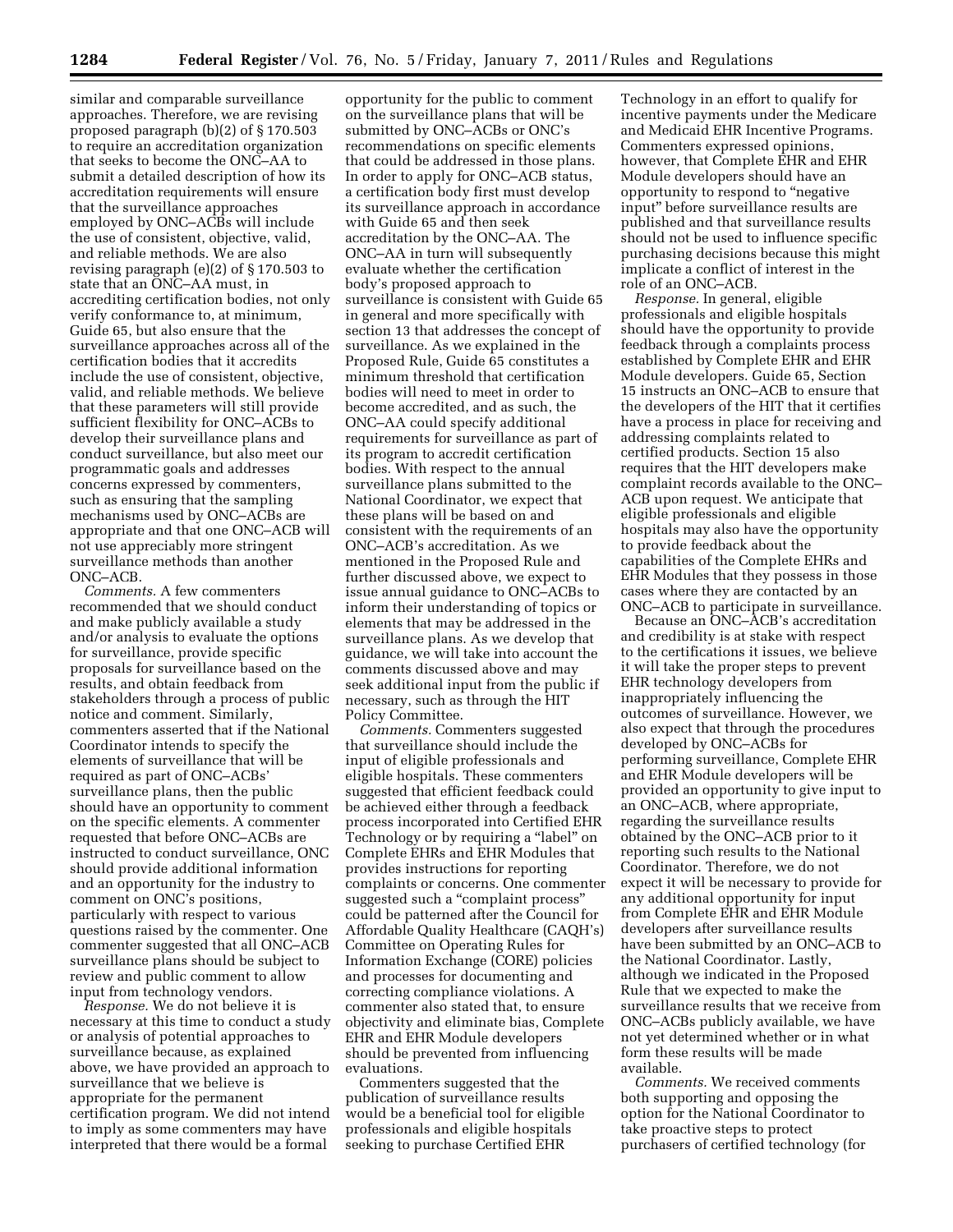similar and comparable surveillance approaches. Therefore, we are revising proposed paragraph (b)(2) of § 170.503 to require an accreditation organization that seeks to become the ONC–AA to submit a detailed description of how its accreditation requirements will ensure that the surveillance approaches employed by ONC–ACBs will include the use of consistent, objective, valid, and reliable methods. We are also revising paragraph (e)(2) of § 170.503 to state that an ONC–AA must, in accrediting certification bodies, not only verify conformance to, at minimum, Guide 65, but also ensure that the surveillance approaches across all of the certification bodies that it accredits include the use of consistent, objective, valid, and reliable methods. We believe that these parameters will still provide sufficient flexibility for ONC–ACBs to develop their surveillance plans and conduct surveillance, but also meet our programmatic goals and addresses concerns expressed by commenters, such as ensuring that the sampling mechanisms used by ONC–ACBs are appropriate and that one ONC–ACB will not use appreciably more stringent surveillance methods than another ONC–ACB.

*Comments.* A few commenters recommended that we should conduct and make publicly available a study and/or analysis to evaluate the options for surveillance, provide specific proposals for surveillance based on the results, and obtain feedback from stakeholders through a process of public notice and comment. Similarly, commenters asserted that if the National Coordinator intends to specify the elements of surveillance that will be required as part of ONC–ACBs' surveillance plans, then the public should have an opportunity to comment on the specific elements. A commenter requested that before ONC–ACBs are instructed to conduct surveillance, ONC should provide additional information and an opportunity for the industry to comment on ONC's positions, particularly with respect to various questions raised by the commenter. One commenter suggested that all ONC–ACB surveillance plans should be subject to review and public comment to allow input from technology vendors.

*Response.* We do not believe it is necessary at this time to conduct a study or analysis of potential approaches to surveillance because, as explained above, we have provided an approach to surveillance that we believe is appropriate for the permanent certification program. We did not intend to imply as some commenters may have interpreted that there would be a formal opportunity for the public to comment on the surveillance plans that will be submitted by ONC–ACBs or ONC's recommendations on specific elements that could be addressed in those plans. In order to apply for ONC–ACB status, a certification body first must develop its surveillance approach in accordance with Guide 65 and then seek accreditation by the ONC–AA. The ONC–AA in turn will subsequently evaluate whether the certification body's proposed approach to surveillance is consistent with Guide 65 in general and more specifically with section 13 that addresses the concept of surveillance. As we explained in the Proposed Rule, Guide 65 constitutes a minimum threshold that certification bodies will need to meet in order to become accredited, and as such, the ONC–AA could specify additional requirements for surveillance as part of its program to accredit certification bodies. With respect to the annual surveillance plans submitted to the National Coordinator, we expect that these plans will be based on and consistent with the requirements of an ONC–ACB's accreditation. As we mentioned in the Proposed Rule and further discussed above, we expect to issue annual guidance to ONC–ACBs to inform their understanding of topics or elements that may be addressed in the surveillance plans. As we develop that guidance, we will take into account the comments discussed above and may seek additional input from the public if necessary, such as through the HIT Policy Committee.

*Comments.* Commenters suggested that surveillance should include the input of eligible professionals and eligible hospitals. These commenters suggested that efficient feedback could be achieved either through a feedback process incorporated into Certified EHR Technology or by requiring a "label" on Complete EHRs and EHR Modules that provides instructions for reporting complaints or concerns. One commenter suggested such a "complaint process" could be patterned after the Council for Affordable Quality Healthcare (CAQH's) Committee on Operating Rules for Information Exchange (CORE) policies and processes for documenting and correcting compliance violations. A commenter also stated that, to ensure objectivity and eliminate bias, Complete EHR and EHR Module developers should be prevented from influencing evaluations.

Commenters suggested that the publication of surveillance results would be a beneficial tool for eligible professionals and eligible hospitals seeking to purchase Certified EHR Technology in an effort to qualify for incentive payments under the Medicare and Medicaid EHR Incentive Programs. Commenters expressed opinions, however, that Complete EHR and EHR Module developers should have an opportunity to respond to "negative input" before surveillance results are published and that surveillance results should not be used to influence specific purchasing decisions because this might implicate a conflict of interest in the role of an ONC–ACB.

*Response.* In general, eligible professionals and eligible hospitals should have the opportunity to provide feedback through a complaints process established by Complete EHR and EHR Module developers. Guide 65, Section 15 instructs an ONC–ACB to ensure that the developers of the HIT that it certifies have a process in place for receiving and addressing complaints related to certified products. Section 15 also requires that the HIT developers make complaint records available to the ONC–ACB upon request. We anticipate that eligible professionals and eligible hospitals may also have the opportunity to provide feedback about the capabilities of the Complete EHRs and EHR Modules that they possess in those cases where they are contacted by an ONC–ACB to participate in surveillance.

Because an ONC–ACB's accreditation and credibility is at stake with respect to the certifications it issues, we believe it will take the proper steps to prevent EHR technology developers from inappropriately influencing the outcomes of surveillance. However, we also expect that through the procedures developed by ONC–ACBs for performing surveillance, Complete EHR and EHR Module developers will be provided an opportunity to give input to an ONC–ACB, where appropriate, regarding the surveillance results obtained by the ONC–ACB prior to it reporting such results to the National Coordinator. Therefore, we do not expect it will be necessary to provide for any additional opportunity for input from Complete EHR and EHR Module developers after surveillance results have been submitted by an ONC–ACB to the National Coordinator. Lastly, although we indicated in the Proposed Rule that we expected to make the surveillance results that we receive from ONC–ACBs publicly available, we have not yet determined whether or in what form these results will be made available.

*Comments.* We received comments both supporting and opposing the option for the National Coordinator to take proactive steps to protect purchasers of certified technology (for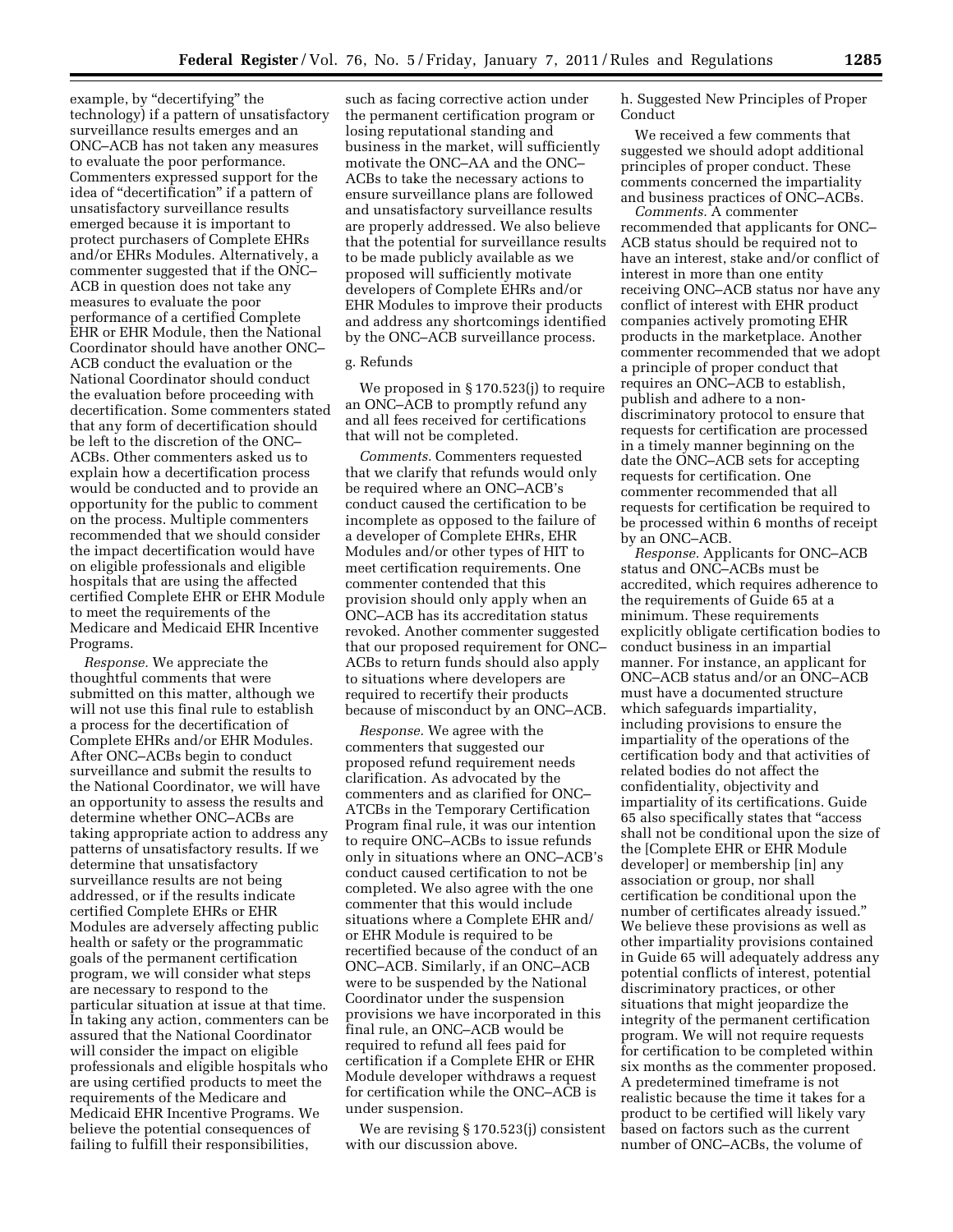example, by "decertifying" the technology) if a pattern of unsatisfactory surveillance results emerges and an ONC–ACB has not taken any measures to evaluate the poor performance. Commenters expressed support for the idea of "decertification" if a pattern of unsatisfactory surveillance results emerged because it is important to protect purchasers of Complete EHRs and/or EHRs Modules. Alternatively, a commenter suggested that if the ONC–ACB in question does not take any measures to evaluate the poor performance of a certified Complete EHR or EHR Module, then the National Coordinator should have another ONC–ACB conduct the evaluation or the National Coordinator should conduct the evaluation before proceeding with decertification. Some commenters stated that any form of decertification should be left to the discretion of the ONC–ACBs. Other commenters asked us to explain how a decertification process would be conducted and to provide an opportunity for the public to comment on the process. Multiple commenters recommended that we should consider the impact decertification would have on eligible professionals and eligible hospitals that are using the affected certified Complete EHR or EHR Module to meet the requirements of the Medicare and Medicaid EHR Incentive Programs.

*Response.* We appreciate the thoughtful comments that were submitted on this matter, although we will not use this final rule to establish a process for the decertification of Complete EHRs and/or EHR Modules. After ONC–ACBs begin to conduct surveillance and submit the results to the National Coordinator, we will have an opportunity to assess the results and determine whether ONC–ACBs are taking appropriate action to address any patterns of unsatisfactory results. If we determine that unsatisfactory surveillance results are not being addressed, or if the results indicate certified Complete EHRs or EHR Modules are adversely affecting public health or safety or the programmatic goals of the permanent certification program, we will consider what steps are necessary to respond to the particular situation at issue at that time. In taking any action, commenters can be assured that the National Coordinator will consider the impact on eligible professionals and eligible hospitals who are using certified products to meet the requirements of the Medicare and Medicaid EHR Incentive Programs. We believe the potential consequences of failing to fulfill their responsibilities, such as facing corrective action under the permanent certification program or losing reputational standing and business in the market, will sufficiently motivate the ONC–AA and the ONC–ACBs to take the necessary actions to ensure surveillance plans are followed and unsatisfactory surveillance results are properly addressed. We also believe that the potential for surveillance results to be made publicly available as we proposed will sufficiently motivate developers of Complete EHRs and/or EHR Modules to improve their products and address any shortcomings identified by the ONC–ACB surveillance process.

g. Refunds

We proposed in § 170.523(j) to require an ONC–ACB to promptly refund any and all fees received for certifications that will not be completed.

*Comments.* Commenters requested that we clarify that refunds would only be required where an ONC–ACB's conduct caused the certification to be incomplete as opposed to the failure of a developer of Complete EHRs, EHR Modules and/or other types of HIT to meet certification requirements. One commenter contended that this provision should only apply when an ONC–ACB has its accreditation status revoked. Another commenter suggested that our proposed requirement for ONC–ACBs to return funds should also apply to situations where developers are required to recertify their products because of misconduct by an ONC–ACB.

*Response.* We agree with the commenters that suggested our proposed refund requirement needs clarification. As advocated by the commenters and as clarified for ONC–ATCBs in the Temporary Certification Program final rule, it was our intention to require ONC–ACBs to issue refunds only in situations where an ONC–ACB's conduct caused certification to not be completed. We also agree with the one commenter that this would include situations where a Complete EHR and/or EHR Module is required to be recertified because of the conduct of an ONC–ACB. Similarly, if an ONC–ACB were to be suspended by the National Coordinator under the suspension provisions we have incorporated in this final rule, an ONC–ACB would be required to refund all fees paid for certification if a Complete EHR or EHR Module developer withdraws a request for certification while the ONC–ACB is under suspension.

We are revising § 170.523(j) consistent with our discussion above.

h. Suggested New Principles of Proper Conduct

We received a few comments that suggested we should adopt additional principles of proper conduct. These comments concerned the impartiality and business practices of ONC–ACBs.

*Comments.* A commenter recommended that applicants for ONC–ACB status should be required not to have an interest, stake and/or conflict of interest in more than one entity receiving ONC–ACB status nor have any conflict of interest with EHR product companies actively promoting EHR products in the marketplace. Another commenter recommended that we adopt a principle of proper conduct that requires an ONC–ACB to establish, publish and adhere to a non-discriminatory protocol to ensure that requests for certification are processed in a timely manner beginning on the date the ONC–ACB sets for accepting requests for certification. One commenter recommended that all requests for certification be required to be processed within 6 months of receipt by an ONC–ACB.

*Response.* Applicants for ONC–ACB status and ONC–ACBs must be accredited, which requires adherence to the requirements of Guide 65 at a minimum. These requirements explicitly obligate certification bodies to conduct business in an impartial manner. For instance, an applicant for ONC–ACB status and/or an ONC–ACB must have a documented structure which safeguards impartiality, including provisions to ensure the impartiality of the operations of the certification body and that activities of related bodies do not affect the confidentiality, objectivity and impartiality of its certifications. Guide 65 also specifically states that "access shall not be conditional upon the size of the [Complete EHR or EHR Module developer] or membership [in] any association or group, nor shall certification be conditional upon the number of certificates already issued." We believe these provisions as well as other impartiality provisions contained in Guide 65 will adequately address any potential conflicts of interest, potential discriminatory practices, or other situations that might jeopardize the integrity of the permanent certification program. We will not require requests for certification to be completed within six months as the commenter proposed. A predetermined timeframe is not realistic because the time it takes for a product to be certified will likely vary based on factors such as the current number of ONC–ACBs, the volume of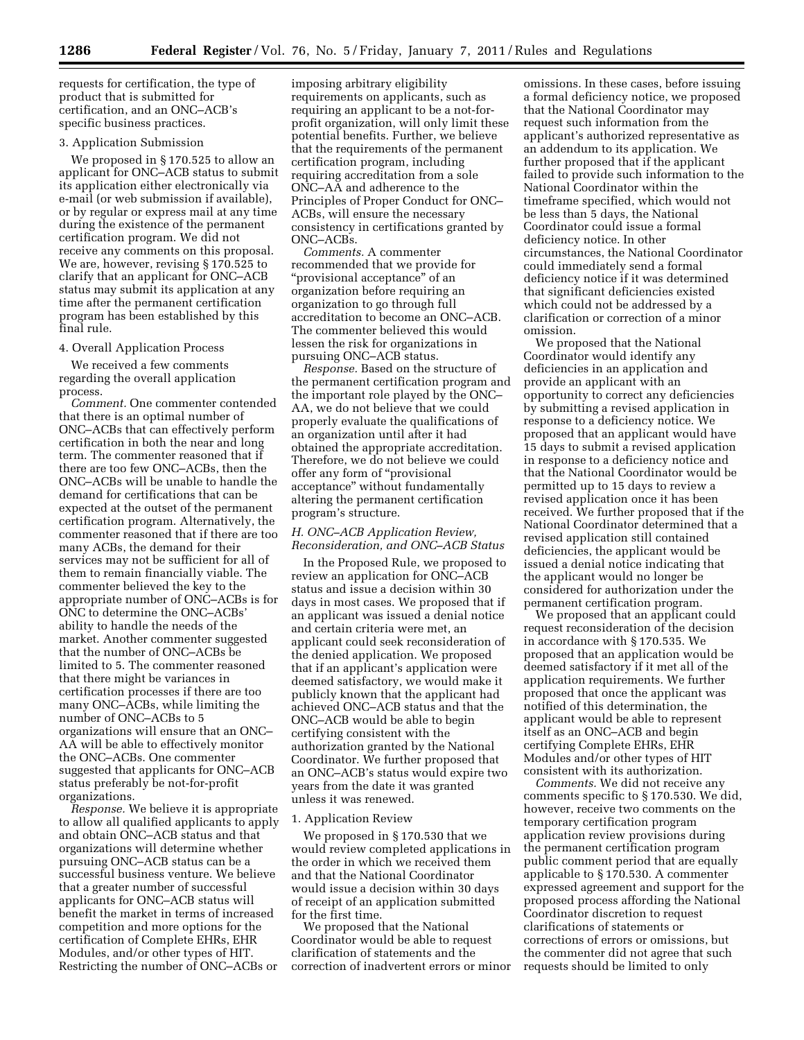requests for certification, the type of product that is submitted for certification, and an ONC–ACB's specific business practices.

3. Application Submission

We proposed in § 170.525 to allow an applicant for ONC–ACB status to submit its application either electronically via e-mail (or web submission if available), or by regular or express mail at any time during the existence of the permanent certification program. We did not receive any comments on this proposal. We are, however, revising § 170.525 to clarify that an applicant for ONC–ACB status may submit its application at any time after the permanent certification program has been established by this final rule.

4. Overall Application Process

We received a few comments regarding the overall application process.

*Comment.* One commenter contended that there is an optimal number of ONC–ACBs that can effectively perform certification in both the near and long term. The commenter reasoned that if there are too few ONC–ACBs, then the ONC–ACBs will be unable to handle the demand for certifications that can be expected at the outset of the permanent certification program. Alternatively, the commenter reasoned that if there are too many ACBs, the demand for their services may not be sufficient for all of them to remain financially viable. The commenter believed the key to the appropriate number of ONC–ACBs is for ONC to determine the ONC–ACBs' ability to handle the needs of the market. Another commenter suggested that the number of ONC–ACBs be limited to 5. The commenter reasoned that there might be variances in certification processes if there are too many ONC–ACBs, while limiting the number of ONC–ACBs to 5 organizations will ensure that an ONC–AA will be able to effectively monitor the ONC–ACBs. One commenter suggested that applicants for ONC–ACB status preferably be not-for-profit organizations.

*Response.* We believe it is appropriate to allow all qualified applicants to apply and obtain ONC–ACB status and that organizations will determine whether pursuing ONC–ACB status can be a successful business venture. We believe that a greater number of successful applicants for ONC–ACB status will benefit the market in terms of increased competition and more options for the certification of Complete EHRs, EHR Modules, and/or other types of HIT. Restricting the number of ONC–ACBs or imposing arbitrary eligibility requirements on applicants, such as requiring an applicant to be a not-for-profit organization, will only limit these potential benefits. Further, we believe that the requirements of the permanent certification program, including requiring accreditation from a sole ONC–AA and adherence to the Principles of Proper Conduct for ONC–ACBs, will ensure the necessary consistency in certifications granted by ONC–ACBs.

*Comments.* A commenter recommended that we provide for "provisional acceptance" of an organization before requiring an organization to go through full accreditation to become an ONC–ACB. The commenter believed this would lessen the risk for organizations in pursuing ONC–ACB status.

*Response.* Based on the structure of the permanent certification program and the important role played by the ONC–AA, we do not believe that we could properly evaluate the qualifications of an organization until after it had obtained the appropriate accreditation. Therefore, we do not believe we could offer any form of "provisional acceptance" without fundamentally altering the permanent certification program's structure.

*H. ONC–ACB Application Review, Reconsideration, and ONC–ACB Status*

In the Proposed Rule, we proposed to review an application for ONC–ACB status and issue a decision within 30 days in most cases. We proposed that if an applicant was issued a denial notice and certain criteria were met, an applicant could seek reconsideration of the denied application. We proposed that if an applicant's application were deemed satisfactory, we would make it publicly known that the applicant had achieved ONC–ACB status and that the ONC–ACB would be able to begin certifying consistent with the authorization granted by the National Coordinator. We further proposed that an ONC–ACB's status would expire two years from the date it was granted unless it was renewed.

1. Application Review

We proposed in § 170.530 that we would review completed applications in the order in which we received them and that the National Coordinator would issue a decision within 30 days of receipt of an application submitted for the first time.

We proposed that the National Coordinator would be able to request clarification of statements and the correction of inadvertent errors or minor omissions. In these cases, before issuing a formal deficiency notice, we proposed that the National Coordinator may request such information from the applicant's authorized representative as an addendum to its application. We further proposed that if the applicant failed to provide such information to the National Coordinator within the timeframe specified, which would not be less than 5 days, the National Coordinator could issue a formal deficiency notice. In other circumstances, the National Coordinator could immediately send a formal deficiency notice if it was determined that significant deficiencies existed which could not be addressed by a clarification or correction of a minor omission.

We proposed that the National Coordinator would identify any deficiencies in an application and provide an applicant with an opportunity to correct any deficiencies by submitting a revised application in response to a deficiency notice. We proposed that an applicant would have 15 days to submit a revised application in response to a deficiency notice and that the National Coordinator would be permitted up to 15 days to review a revised application once it has been received. We further proposed that if the National Coordinator determined that a revised application still contained deficiencies, the applicant would be issued a denial notice indicating that the applicant would no longer be considered for authorization under the permanent certification program.

We proposed that an applicant could request reconsideration of the decision in accordance with § 170.535. We proposed that an application would be deemed satisfactory if it met all of the application requirements. We further proposed that once the applicant was notified of this determination, the applicant would be able to represent itself as an ONC–ACB and begin certifying Complete EHRs, EHR Modules and/or other types of HIT consistent with its authorization.

*Comments.* We did not receive any comments specific to § 170.530. We did, however, receive two comments on the temporary certification program application review provisions during the permanent certification program public comment period that are equally applicable to § 170.530. A commenter expressed agreement and support for the proposed process affording the National Coordinator discretion to request clarifications of statements or corrections of errors or omissions, but the commenter did not agree that such requests should be limited to only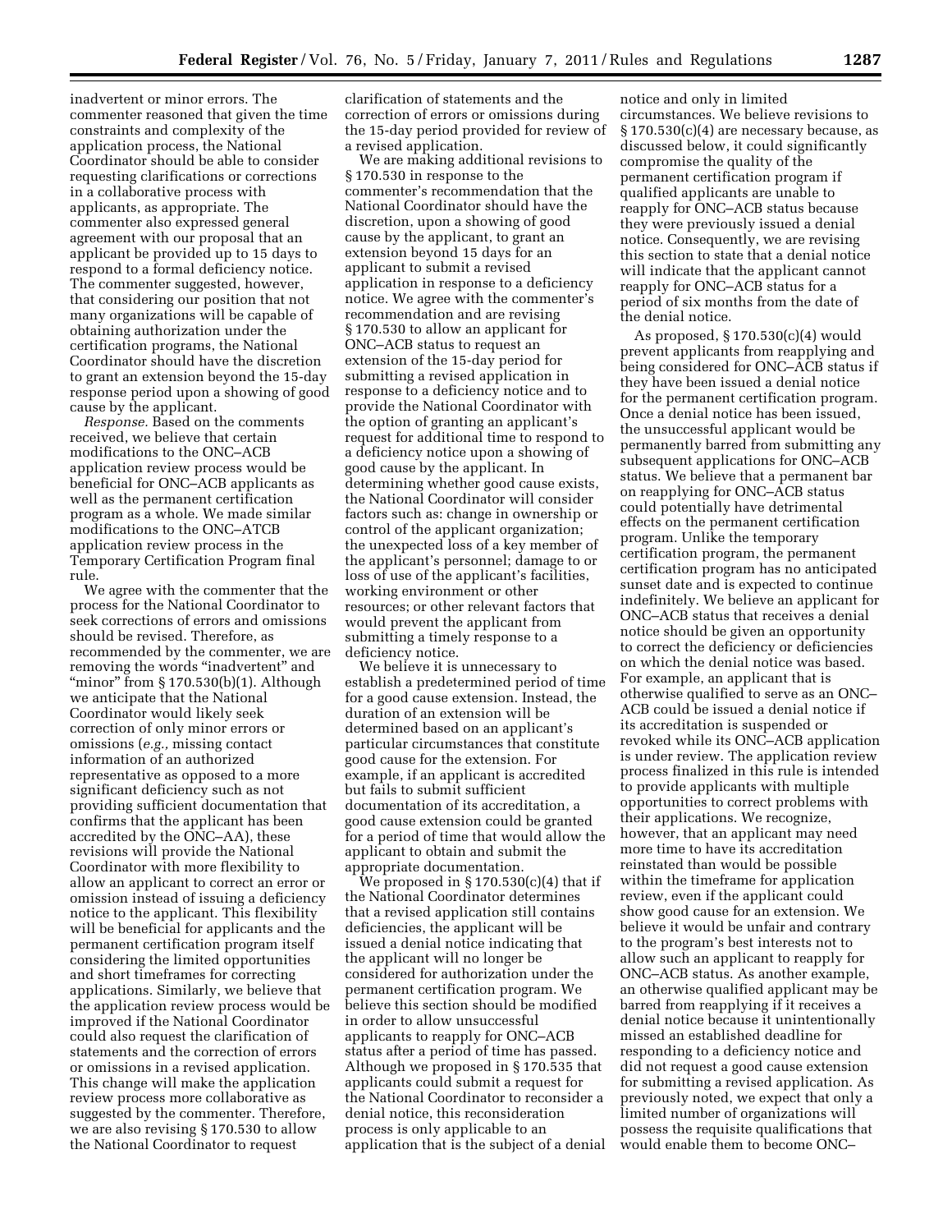inadvertent or minor errors. The commenter reasoned that given the time constraints and complexity of the application process, the National Coordinator should be able to consider requesting clarifications or corrections in a collaborative process with applicants, as appropriate. The commenter also expressed general agreement with our proposal that an applicant be provided up to 15 days to respond to a formal deficiency notice. The commenter suggested, however, that considering our position that not many organizations will be capable of obtaining authorization under the certification programs, the National Coordinator should have the discretion to grant an extension beyond the 15-day response period upon a showing of good cause by the applicant.

*Response.* Based on the comments received, we believe that certain modifications to the ONC–ACB application review process would be beneficial for ONC–ACB applicants as well as the permanent certification program as a whole. We made similar modifications to the ONC–ATCB application review process in the Temporary Certification Program final rule.

We agree with the commenter that the process for the National Coordinator to seek corrections of errors and omissions should be revised. Therefore, as recommended by the commenter, we are removing the words "inadvertent" and "minor" from § 170.530(b)(1). Although we anticipate that the National Coordinator would likely seek correction of only minor errors or omissions (*e.g.,* missing contact information of an authorized representative as opposed to a more significant deficiency such as not providing sufficient documentation that confirms that the applicant has been accredited by the ONC–AA), these revisions will provide the National Coordinator with more flexibility to allow an applicant to correct an error or omission instead of issuing a deficiency notice to the applicant. This flexibility will be beneficial for applicants and the permanent certification program itself considering the limited opportunities and short timeframes for correcting applications. Similarly, we believe that the application review process would be improved if the National Coordinator could also request the clarification of statements and the correction of errors or omissions in a revised application. This change will make the application review process more collaborative as suggested by the commenter. Therefore, we are also revising § 170.530 to allow the National Coordinator to request clarification of statements and the correction of errors or omissions during the 15-day period provided for review of a revised application.

We are making additional revisions to § 170.530 in response to the commenter's recommendation that the National Coordinator should have the discretion, upon a showing of good cause by the applicant, to grant an extension beyond 15 days for an applicant to submit a revised application in response to a deficiency notice. We agree with the commenter's recommendation and are revising § 170.530 to allow an applicant for ONC–ACB status to request an extension of the 15-day period for submitting a revised application in response to a deficiency notice and to provide the National Coordinator with the option of granting an applicant's request for additional time to respond to a deficiency notice upon a showing of good cause by the applicant. In determining whether good cause exists, the National Coordinator will consider factors such as: change in ownership or control of the applicant organization; the unexpected loss of a key member of the applicant's personnel; damage to or loss of use of the applicant's facilities, working environment or other resources; or other relevant factors that would prevent the applicant from submitting a timely response to a deficiency notice.

We believe it is unnecessary to establish a predetermined period of time for a good cause extension. Instead, the duration of an extension will be determined based on an applicant's particular circumstances that constitute good cause for the extension. For example, if an applicant is accredited but fails to submit sufficient documentation of its accreditation, a good cause extension could be granted for a period of time that would allow the applicant to obtain and submit the appropriate documentation.

We proposed in § 170.530(c)(4) that if the National Coordinator determines that a revised application still contains deficiencies, the applicant will be issued a denial notice indicating that the applicant will no longer be considered for authorization under the permanent certification program. We believe this section should be modified in order to allow unsuccessful applicants to reapply for ONC–ACB status after a period of time has passed. Although we proposed in § 170.535 that applicants could submit a request for the National Coordinator to reconsider a denial notice, this reconsideration process is only applicable to an application that is the subject of a denial notice and only in limited circumstances. We believe revisions to § 170.530(c)(4) are necessary because, as discussed below, it could significantly compromise the quality of the permanent certification program if qualified applicants are unable to reapply for ONC–ACB status because they were previously issued a denial notice. Consequently, we are revising this section to state that a denial notice will indicate that the applicant cannot reapply for ONC–ACB status for a period of six months from the date of the denial notice.

As proposed, § 170.530(c)(4) would prevent applicants from reapplying and being considered for ONC–ACB status if they have been issued a denial notice for the permanent certification program. Once a denial notice has been issued, the unsuccessful applicant would be permanently barred from submitting any subsequent applications for ONC–ACB status. We believe that a permanent bar on reapplying for ONC–ACB status could potentially have detrimental effects on the permanent certification program. Unlike the temporary certification program, the permanent certification program has no anticipated sunset date and is expected to continue indefinitely. We believe an applicant for ONC–ACB status that receives a denial notice should be given an opportunity to correct the deficiency or deficiencies on which the denial notice was based. For example, an applicant that is otherwise qualified to serve as an ONC–ACB could be issued a denial notice if its accreditation is suspended or revoked while its ONC–ACB application is under review. The application review process finalized in this rule is intended to provide applicants with multiple opportunities to correct problems with their applications. We recognize, however, that an applicant may need more time to have its accreditation reinstated than would be possible within the timeframe for application review, even if the applicant could show good cause for an extension. We believe it would be unfair and contrary to the program's best interests not to allow such an applicant to reapply for ONC–ACB status. As another example, an otherwise qualified applicant may be barred from reapplying if it receives a denial notice because it unintentionally missed an established deadline for responding to a deficiency notice and did not request a good cause extension for submitting a revised application. As previously noted, we expect that only a limited number of organizations will possess the requisite qualifications that would enable them to become ONC–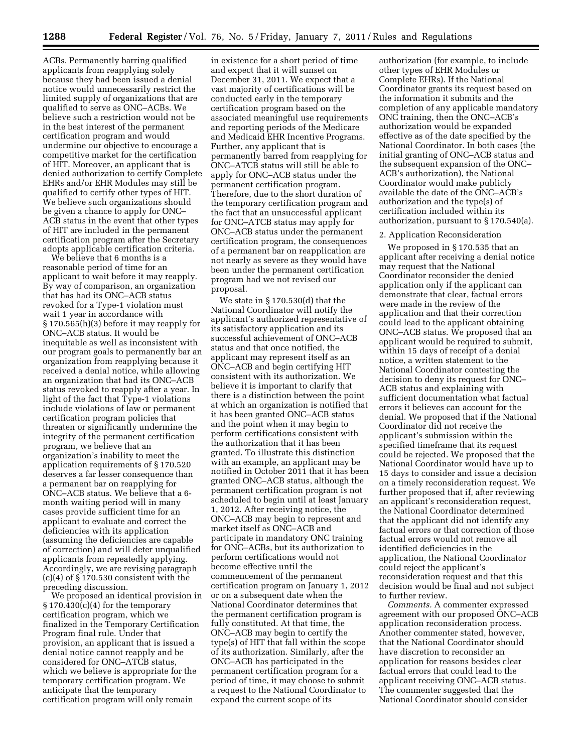ACBs. Permanently barring qualified applicants from reapplying solely because they had been issued a denial notice would unnecessarily restrict the limited supply of organizations that are qualified to serve as ONC–ACBs. We believe such a restriction would not be in the best interest of the permanent certification program and would undermine our objective to encourage a competitive market for the certification of HIT. Moreover, an applicant that is denied authorization to certify Complete EHRs and/or EHR Modules may still be qualified to certify other types of HIT. We believe such organizations should be given a chance to apply for ONC–ACB status in the event that other types of HIT are included in the permanent certification program after the Secretary adopts applicable certification criteria.

We believe that 6 months is a reasonable period of time for an applicant to wait before it may reapply. By way of comparison, an organization that has had its ONC–ACB status revoked for a Type-1 violation must wait 1 year in accordance with § 170.565(h)(3) before it may reapply for ONC–ACB status. It would be inequitable as well as inconsistent with our program goals to permanently bar an organization from reapplying because it received a denial notice, while allowing an organization that had its ONC–ACB status revoked to reapply after a year. In light of the fact that Type-1 violations include violations of law or permanent certification program policies that threaten or significantly undermine the integrity of the permanent certification program, we believe that an organization's inability to meet the application requirements of § 170.520 deserves a far lesser consequence than a permanent bar on reapplying for ONC–ACB status. We believe that a 6-month waiting period will in many cases provide sufficient time for an applicant to evaluate and correct the deficiencies with its application (assuming the deficiencies are capable of correction) and will deter unqualified applicants from repeatedly applying. Accordingly, we are revising paragraph (c)(4) of § 170.530 consistent with the preceding discussion.

We proposed an identical provision in § 170.430(c)(4) for the temporary certification program, which we finalized in the Temporary Certification Program final rule. Under that provision, an applicant that is issued a denial notice cannot reapply and be considered for ONC–ATCB status, which we believe is appropriate for the temporary certification program. We anticipate that the temporary certification program will only remain in existence for a short period of time and expect that it will sunset on December 31, 2011. We expect that a vast majority of certifications will be conducted early in the temporary certification program based on the associated meaningful use requirements and reporting periods of the Medicare and Medicaid EHR Incentive Programs. Further, any applicant that is permanently barred from reapplying for ONC–ATCB status will still be able to apply for ONC–ACB status under the permanent certification program. Therefore, due to the short duration of the temporary certification program and the fact that an unsuccessful applicant for ONC–ATCB status may apply for ONC–ACB status under the permanent certification program, the consequences of a permanent bar on reapplication are not nearly as severe as they would have been under the permanent certification program had we not revised our proposal.

We state in § 170.530(d) that the National Coordinator will notify the applicant's authorized representative of its satisfactory application and its successful achievement of ONC–ACB status and that once notified, the applicant may represent itself as an ONC–ACB and begin certifying HIT consistent with its authorization. We believe it is important to clarify that there is a distinction between the point at which an organization is notified that it has been granted ONC–ACB status and the point when it may begin to perform certifications consistent with the authorization that it has been granted. To illustrate this distinction with an example, an applicant may be notified in October 2011 that it has been granted ONC–ACB status, although the permanent certification program is not scheduled to begin until at least January 1, 2012. After receiving notice, the ONC–ACB may begin to represent and market itself as ONC–ACB and participate in mandatory ONC training for ONC–ACBs, but its authorization to perform certifications would not become effective until the commencement of the permanent certification program on January 1, 2012 or on a subsequent date when the National Coordinator determines that the permanent certification program is fully constituted. At that time, the ONC–ACB may begin to certify the type(s) of HIT that fall within the scope of its authorization. Similarly, after the ONC–ACB has participated in the permanent certification program for a period of time, it may choose to submit a request to the National Coordinator to expand the current scope of its authorization (for example, to include other types of EHR Modules or Complete EHRs). If the National Coordinator grants its request based on the information it submits and the completion of any applicable mandatory ONC training, then the ONC–ACB's authorization would be expanded effective as of the date specified by the National Coordinator. In both cases (the initial granting of ONC–ACB status and the subsequent expansion of the ONC–ACB's authorization), the National Coordinator would make publicly available the date of the ONC–ACB's authorization and the type(s) of certification included within its authorization, pursuant to § 170.540(a).

2. Application Reconsideration

We proposed in § 170.535 that an applicant after receiving a denial notice may request that the National Coordinator reconsider the denied application only if the applicant can demonstrate that clear, factual errors were made in the review of the application and that their correction could lead to the applicant obtaining ONC–ACB status. We proposed that an applicant would be required to submit, within 15 days of receipt of a denial notice, a written statement to the National Coordinator contesting the decision to deny its request for ONC–ACB status and explaining with sufficient documentation what factual errors it believes can account for the denial. We proposed that if the National Coordinator did not receive the applicant's submission within the specified timeframe that its request could be rejected. We proposed that the National Coordinator would have up to 15 days to consider and issue a decision on a timely reconsideration request. We further proposed that if, after reviewing an applicant's reconsideration request, the National Coordinator determined that the applicant did not identify any factual errors or that correction of those factual errors would not remove all identified deficiencies in the application, the National Coordinator could reject the applicant's reconsideration request and that this decision would be final and not subject to further review.

*Comments.* A commenter expressed agreement with our proposed ONC–ACB application reconsideration process. Another commenter stated, however, that the National Coordinator should have discretion to reconsider an application for reasons besides clear factual errors that could lead to the applicant receiving ONC–ACB status. The commenter suggested that the National Coordinator should consider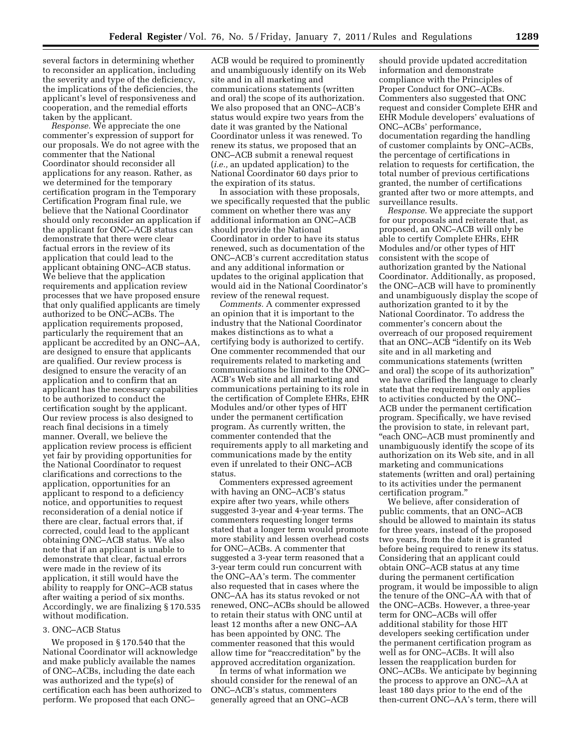several factors in determining whether to reconsider an application, including the severity and type of the deficiency, the implications of the deficiencies, the applicant's level of responsiveness and cooperation, and the remedial efforts taken by the applicant.

*Response.* We appreciate the one commenter's expression of support for our proposals. We do not agree with the commenter that the National Coordinator should reconsider all applications for any reason. Rather, as we determined for the temporary certification program in the Temporary Certification Program final rule, we believe that the National Coordinator should only reconsider an application if the applicant for ONC–ACB status can demonstrate that there were clear factual errors in the review of its application that could lead to the applicant obtaining ONC–ACB status. We believe that the application requirements and application review processes that we have proposed ensure that only qualified applicants are timely authorized to be ONC–ACBs. The application requirements proposed, particularly the requirement that an applicant be accredited by an ONC–AA, are designed to ensure that applicants are qualified. Our review process is designed to ensure the veracity of an application and to confirm that an applicant has the necessary capabilities to be authorized to conduct the certification sought by the applicant. Our review process is also designed to reach final decisions in a timely manner. Overall, we believe the application review process is efficient yet fair by providing opportunities for the National Coordinator to request clarifications and corrections to the application, opportunities for an applicant to respond to a deficiency notice, and opportunities to request reconsideration of a denial notice if there are clear, factual errors that, if corrected, could lead to the applicant obtaining ONC–ACB status. We also note that if an applicant is unable to demonstrate that clear, factual errors were made in the review of its application, it still would have the ability to reapply for ONC–ACB status after waiting a period of six months. Accordingly, we are finalizing § 170.535 without modification.

### 3. ONC–ACB Status

We proposed in § 170.540 that the National Coordinator will acknowledge and make publicly available the names of ONC–ACBs, including the date each was authorized and the type(s) of certification each has been authorized to perform. We proposed that each ONC–ACB would be required to prominently and unambiguously identify on its Web site and in all marketing and communications statements (written and oral) the scope of its authorization. We also proposed that an ONC–ACB's status would expire two years from the date it was granted by the National Coordinator unless it was renewed. To renew its status, we proposed that an ONC–ACB submit a renewal request (*i.e.,* an updated application) to the National Coordinator 60 days prior to the expiration of its status.

In association with these proposals, we specifically requested that the public comment on whether there was any additional information an ONC–ACB should provide the National Coordinator in order to have its status renewed, such as documentation of the ONC–ACB's current accreditation status and any additional information or updates to the original application that would aid in the National Coordinator's review of the renewal request.

*Comments.* A commenter expressed an opinion that it is important to the industry that the National Coordinator makes distinctions as to what a certifying body is authorized to certify. One commenter recommended that our requirements related to marketing and communications be limited to the ONC–ACB's Web site and all marketing and communications pertaining to its role in the certification of Complete EHRs, EHR Modules and/or other types of HIT under the permanent certification program. As currently written, the commenter contended that the requirements apply to all marketing and communications made by the entity even if unrelated to their ONC–ACB status.

Commenters expressed agreement with having an ONC–ACB's status expire after two years, while others suggested 3-year and 4-year terms. The commenters requesting longer terms stated that a longer term would promote more stability and lessen overhead costs for ONC–ACBs. A commenter that suggested a 3-year term reasoned that a 3-year term could run concurrent with the ONC–AA's term. The commenter also requested that in cases where the ONC–AA has its status revoked or not renewed, ONC–ACBs should be allowed to retain their status with ONC until at least 12 months after a new ONC–AA has been appointed by ONC. The commenter reasoned that this would allow time for "reaccreditation" by the approved accreditation organization.

In terms of what information we should consider for the renewal of an ONC–ACB's status, commenters generally agreed that an ONC–ACB should provide updated accreditation information and demonstrate compliance with the Principles of Proper Conduct for ONC–ACBs. Commenters also suggested that ONC request and consider Complete EHR and EHR Module developers' evaluations of ONC–ACBs' performance, documentation regarding the handling of customer complaints by ONC–ACBs, the percentage of certifications in relation to requests for certification, the total number of previous certifications granted, the number of certifications granted after two or more attempts, and surveillance results.

*Response.* We appreciate the support for our proposals and reiterate that, as proposed, an ONC–ACB will only be able to certify Complete EHRs, EHR Modules and/or other types of HIT consistent with the scope of authorization granted by the National Coordinator. Additionally, as proposed, the ONC–ACB will have to prominently and unambiguously display the scope of authorization granted to it by the National Coordinator. To address the commenter's concern about the overreach of our proposed requirement that an ONC–ACB "identify on its Web site and in all marketing and communications statements (written and oral) the scope of its authorization" we have clarified the language to clearly state that the requirement only applies to activities conducted by the ONC–ACB under the permanent certification program. Specifically, we have revised the provision to state, in relevant part, "each ONC–ACB must prominently and unambiguously identify the scope of its authorization on its Web site, and in all marketing and communications statements (written and oral) pertaining to its activities under the permanent certification program."

We believe, after consideration of public comments, that an ONC–ACB should be allowed to maintain its status for three years, instead of the proposed two years, from the date it is granted before being required to renew its status. Considering that an applicant could obtain ONC–ACB status at any time during the permanent certification program, it would be impossible to align the tenure of the ONC–AA with that of the ONC–ACBs. However, a three-year term for ONC–ACBs will offer additional stability for those HIT developers seeking certification under the permanent certification program as well as for ONC–ACBs. It will also lessen the reapplication burden for ONC–ACBs. We anticipate by beginning the process to approve an ONC–AA at least 180 days prior to the end of the then-current ONC–AA's term, there will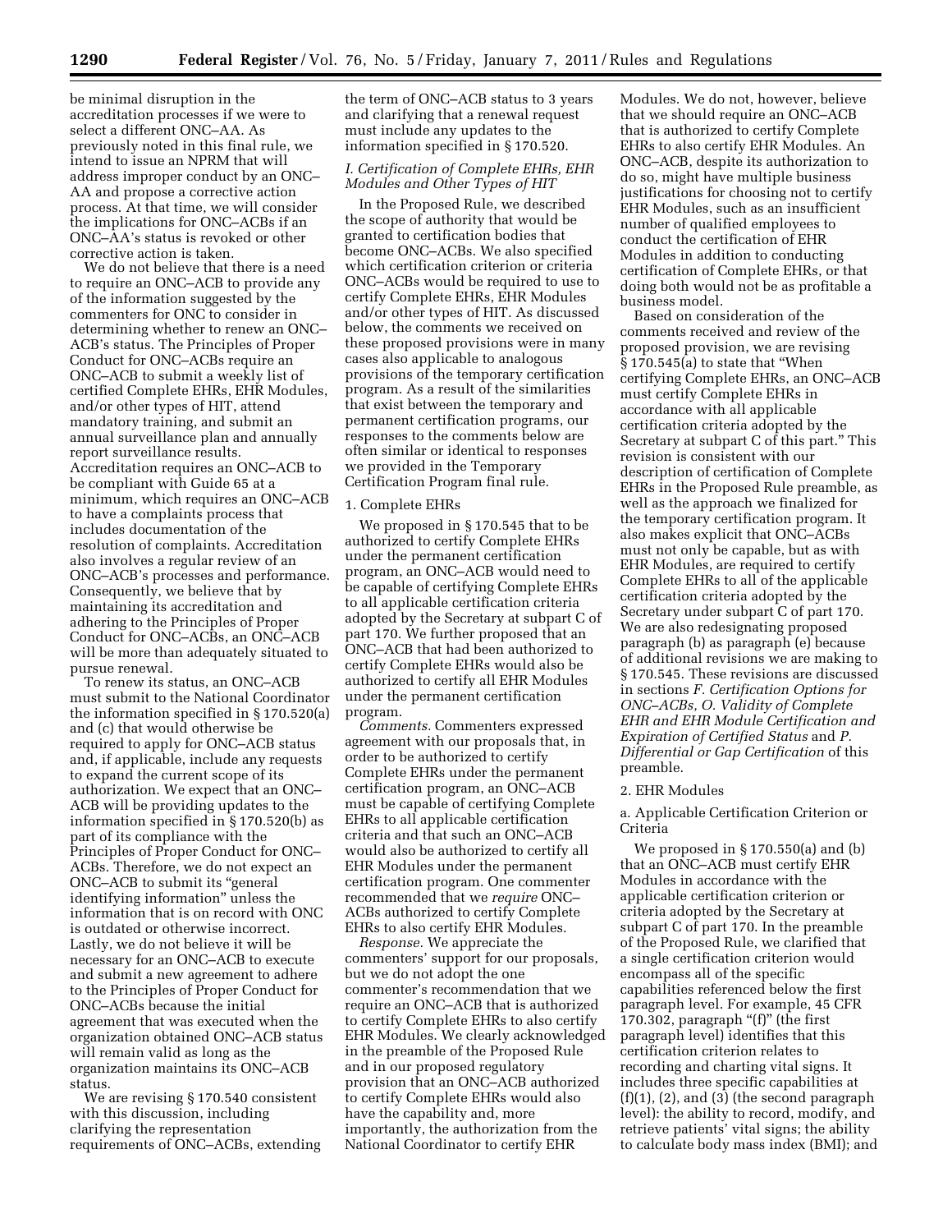be minimal disruption in the accreditation processes if we were to select a different ONC–AA. As previously noted in this final rule, we intend to issue an NPRM that will address improper conduct by an ONC–AA and propose a corrective action process. At that time, we will consider the implications for ONC–ACBs if an ONC–AA's status is revoked or other corrective action is taken.

We do not believe that there is a need to require an ONC–ACB to provide any of the information suggested by the commenters for ONC to consider in determining whether to renew an ONC–ACB's status. The Principles of Proper Conduct for ONC–ACBs require an ONC–ACB to submit a weekly list of certified Complete EHRs, EHR Modules, and/or other types of HIT, attend mandatory training, and submit an annual surveillance plan and annually report surveillance results. Accreditation requires an ONC–ACB to be compliant with Guide 65 at a minimum, which requires an ONC–ACB to have a complaints process that includes documentation of the resolution of complaints. Accreditation also involves a regular review of an ONC–ACB's processes and performance. Consequently, we believe that by maintaining its accreditation and adhering to the Principles of Proper Conduct for ONC–ACBs, an ONC–ACB will be more than adequately situated to pursue renewal.

To renew its status, an ONC–ACB must submit to the National Coordinator the information specified in § 170.520(a) and (c) that would otherwise be required to apply for ONC–ACB status and, if applicable, include any requests to expand the current scope of its authorization. We expect that an ONC–ACB will be providing updates to the information specified in § 170.520(b) as part of its compliance with the Principles of Proper Conduct for ONC–ACBs. Therefore, we do not expect an ONC–ACB to submit its "general identifying information" unless the information that is on record with ONC is outdated or otherwise incorrect. Lastly, we do not believe it will be necessary for an ONC–ACB to execute and submit a new agreement to adhere to the Principles of Proper Conduct for ONC–ACBs because the initial agreement that was executed when the organization obtained ONC–ACB status will remain valid as long as the organization maintains its ONC–ACB status.

We are revising § 170.540 consistent with this discussion, including clarifying the representation requirements of ONC–ACBs, extending the term of ONC–ACB status to 3 years and clarifying that a renewal request must include any updates to the information specified in § 170.520.

### *I. Certification of Complete EHRs, EHR Modules and Other Types of HIT*

In the Proposed Rule, we described the scope of authority that would be granted to certification bodies that become ONC–ACBs. We also specified which certification criterion or criteria ONC–ACBs would be required to use to certify Complete EHRs, EHR Modules and/or other types of HIT. As discussed below, the comments we received on these proposed provisions were in many cases also applicable to analogous provisions of the temporary certification program. As a result of the similarities that exist between the temporary and permanent certification programs, our responses to the comments below are often similar or identical to responses we provided in the Temporary Certification Program final rule.

#### 1. Complete EHRs

We proposed in § 170.545 that to be authorized to certify Complete EHRs under the permanent certification program, an ONC–ACB would need to be capable of certifying Complete EHRs to all applicable certification criteria adopted by the Secretary at subpart C of part 170. We further proposed that an ONC–ACB that had been authorized to certify Complete EHRs would also be authorized to certify all EHR Modules under the permanent certification program.

*Comments.* Commenters expressed agreement with our proposals that, in order to be authorized to certify Complete EHRs under the permanent certification program, an ONC–ACB must be capable of certifying Complete EHRs to all applicable certification criteria and that such an ONC–ACB would also be authorized to certify all EHR Modules under the permanent certification program. One commenter recommended that we *require* ONC–ACBs authorized to certify Complete EHRs to also certify EHR Modules.

*Response.* We appreciate the commenters' support for our proposals, but we do not adopt the one commenter's recommendation that we require an ONC–ACB that is authorized to certify Complete EHRs to also certify EHR Modules. We clearly acknowledged in the preamble of the Proposed Rule and in our proposed regulatory provision that an ONC–ACB authorized to certify Complete EHRs would also have the capability and, more importantly, the authorization from the National Coordinator to certify EHR Modules. We do not, however, believe that we should require an ONC–ACB that is authorized to certify Complete EHRs to also certify EHR Modules. An ONC–ACB, despite its authorization to do so, might have multiple business justifications for choosing not to certify EHR Modules, such as an insufficient number of qualified employees to conduct the certification of EHR Modules in addition to conducting certification of Complete EHRs, or that doing both would not be as profitable a business model.

Based on consideration of the comments received and review of the proposed provision, we are revising § 170.545(a) to state that "When certifying Complete EHRs, an ONC–ACB must certify Complete EHRs in accordance with all applicable certification criteria adopted by the Secretary at subpart C of this part." This revision is consistent with our description of certification of Complete EHRs in the Proposed Rule preamble, as well as the approach we finalized for the temporary certification program. It also makes explicit that ONC–ACBs must not only be capable, but as with EHR Modules, are required to certify Complete EHRs to all of the applicable certification criteria adopted by the Secretary under subpart C of part 170. We are also redesignating proposed paragraph (b) as paragraph (e) because of additional revisions we are making to § 170.545. These revisions are discussed in sections *F. Certification Options for ONC–ACBs, O. Validity of Complete EHR and EHR Module Certification and Expiration of Certified Status* and *P. Differential or Gap Certification* of this preamble.

#### 2. EHR Modules

a. Applicable Certification Criterion or Criteria

We proposed in § 170.550(a) and (b) that an ONC–ACB must certify EHR Modules in accordance with the applicable certification criterion or criteria adopted by the Secretary at subpart C of part 170. In the preamble of the Proposed Rule, we clarified that a single certification criterion would encompass all of the specific capabilities referenced below the first paragraph level. For example, 45 CFR 170.302, paragraph "(f)" (the first paragraph level) identifies that this certification criterion relates to recording and charting vital signs. It includes three specific capabilities at (f)(1), (2), and (3) (the second paragraph level): the ability to record, modify, and retrieve patients' vital signs; the ability to calculate body mass index (BMI); and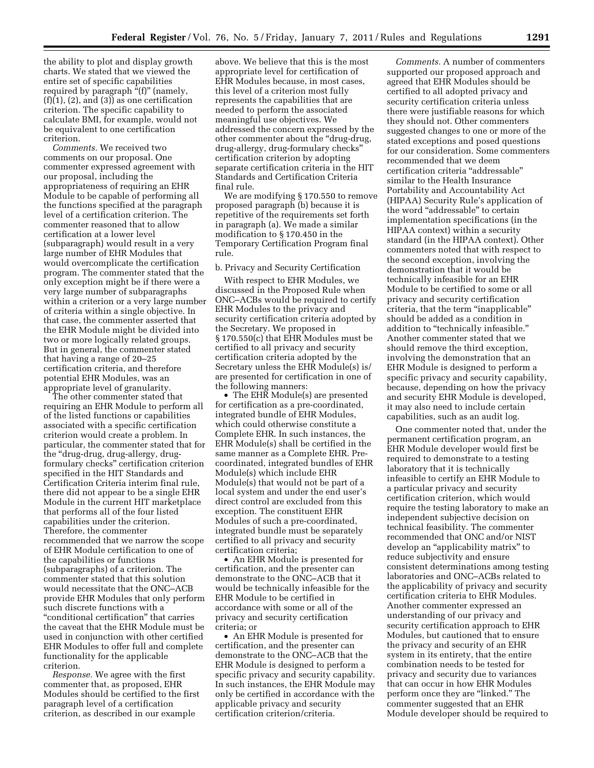the ability to plot and display growth charts. We stated that we viewed the entire set of specific capabilities required by paragraph "(f)" (namely, (f)(1), (2), and (3)) as one certification criterion. The specific capability to calculate BMI, for example, would not be equivalent to one certification criterion.

*Comments.* We received two comments on our proposal. One commenter expressed agreement with our proposal, including the appropriateness of requiring an EHR Module to be capable of performing all the functions specified at the paragraph level of a certification criterion. The commenter reasoned that to allow certification at a lower level (subparagraph) would result in a very large number of EHR Modules that would overcomplicate the certification program. The commenter stated that the only exception might be if there were a very large number of subparagraphs within a criterion or a very large number of criteria within a single objective. In that case, the commenter asserted that the EHR Module might be divided into two or more logically related groups. But in general, the commenter stated that having a range of 20–25 certification criteria, and therefore potential EHR Modules, was an appropriate level of granularity.

The other commenter stated that requiring an EHR Module to perform all of the listed functions or capabilities associated with a specific certification criterion would create a problem. In particular, the commenter stated that for the "drug-drug, drug-allergy, drug-formulary checks" certification criterion specified in the HIT Standards and Certification Criteria interim final rule, there did not appear to be a single EHR Module in the current HIT marketplace that performs all of the four listed capabilities under the criterion. Therefore, the commenter recommended that we narrow the scope of EHR Module certification to one of the capabilities or functions (subparagraphs) of a criterion. The commenter stated that this solution would necessitate that the ONC–ACB provide EHR Modules that only perform such discrete functions with a "conditional certification" that carries the caveat that the EHR Module must be used in conjunction with other certified EHR Modules to offer full and complete functionality for the applicable criterion.

*Response.* We agree with the first commenter that, as proposed, EHR Modules should be certified to the first paragraph level of a certification criterion, as described in our example above. We believe that this is the most appropriate level for certification of EHR Modules because, in most cases, this level of a criterion most fully represents the capabilities that are needed to perform the associated meaningful use objectives. We addressed the concern expressed by the other commenter about the "drug-drug, drug-allergy, drug-formulary checks" certification criterion by adopting separate certification criteria in the HIT Standards and Certification Criteria final rule.

We are modifying § 170.550 to remove proposed paragraph (b) because it is repetitive of the requirements set forth in paragraph (a). We made a similar modification to § 170.450 in the Temporary Certification Program final rule.

b. Privacy and Security Certification

With respect to EHR Modules, we discussed in the Proposed Rule when ONC–ACBs would be required to certify EHR Modules to the privacy and security certification criteria adopted by the Secretary. We proposed in § 170.550(c) that EHR Modules must be certified to all privacy and security certification criteria adopted by the Secretary unless the EHR Module(s) is/are presented for certification in one of the following manners:

- The EHR Module(s) are presented for certification as a pre-coordinated, integrated bundle of EHR Modules, which could otherwise constitute a Complete EHR. In such instances, the EHR Module(s) shall be certified in the same manner as a Complete EHR. Pre-coordinated, integrated bundles of EHR Module(s) which include EHR Module(s) that would not be part of a local system and under the end user's direct control are excluded from this exception. The constituent EHR Modules of such a pre-coordinated, integrated bundle must be separately certified to all privacy and security certification criteria;
- An EHR Module is presented for certification, and the presenter can demonstrate to the ONC–ACB that it would be technically infeasible for the EHR Module to be certified in accordance with some or all of the privacy and security certification criteria; or
- An EHR Module is presented for certification, and the presenter can demonstrate to the ONC–ACB that the EHR Module is designed to perform a specific privacy and security capability. In such instances, the EHR Module may only be certified in accordance with the applicable privacy and security certification criterion/criteria.

*Comments.* A number of commenters supported our proposed approach and agreed that EHR Modules should be certified to all adopted privacy and security certification criteria unless there were justifiable reasons for which they should not. Other commenters suggested changes to one or more of the stated exceptions and posed questions for our consideration. Some commenters recommended that we deem certification criteria "addressable" similar to the Health Insurance Portability and Accountability Act (HIPAA) Security Rule's application of the word "addressable" to certain implementation specifications (in the HIPAA context) within a security standard (in the HIPAA context). Other commenters noted that with respect to the second exception, involving the demonstration that it would be technically infeasible for an EHR Module to be certified to some or all privacy and security certification criteria, that the term "inapplicable" should be added as a condition in addition to "technically infeasible." Another commenter stated that we should remove the third exception, involving the demonstration that an EHR Module is designed to perform a specific privacy and security capability, because, depending on how the privacy and security EHR Module is developed, it may also need to include certain capabilities, such as an audit log.

One commenter noted that, under the permanent certification program, an EHR Module developer would first be required to demonstrate to a testing laboratory that it is technically infeasible to certify an EHR Module to a particular privacy and security certification criterion, which would require the testing laboratory to make an independent subjective decision on technical feasibility. The commenter recommended that ONC and/or NIST develop an "applicability matrix" to reduce subjectivity and ensure consistent determinations among testing laboratories and ONC–ACBs related to the applicability of privacy and security certification criteria to EHR Modules. Another commenter expressed an understanding of our privacy and security certification approach to EHR Modules, but cautioned that to ensure the privacy and security of an EHR system in its entirety, that the entire combination needs to be tested for privacy and security due to variances that can occur in how EHR Modules perform once they are "linked." The commenter suggested that an EHR Module developer should be required to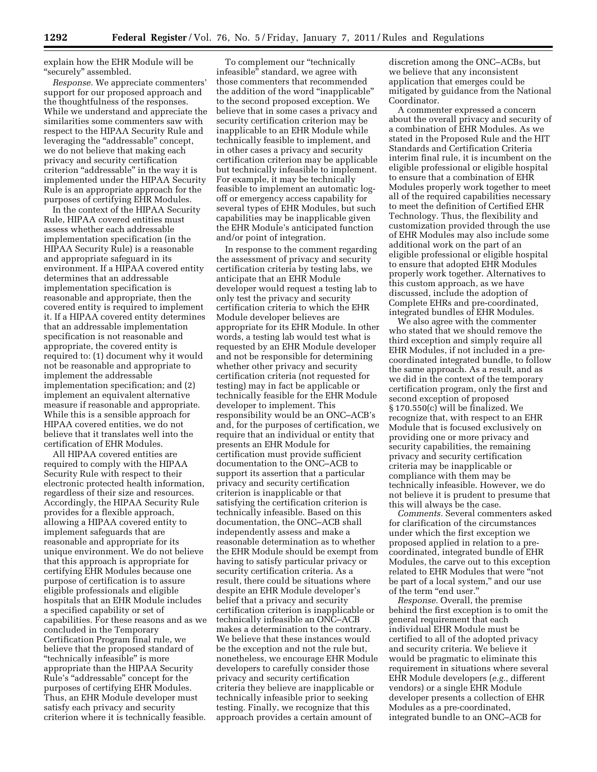explain how the EHR Module will be "securely" assembled.

*Response.* We appreciate commenters' support for our proposed approach and the thoughtfulness of the responses. While we understand and appreciate the similarities some commenters saw with respect to the HIPAA Security Rule and leveraging the "addressable" concept, we do not believe that making each privacy and security certification criterion "addressable" in the way it is implemented under the HIPAA Security Rule is an appropriate approach for the purposes of certifying EHR Modules.

In the context of the HIPAA Security Rule, HIPAA covered entities must assess whether each addressable implementation specification (in the HIPAA Security Rule) is a reasonable and appropriate safeguard in its environment. If a HIPAA covered entity determines that an addressable implementation specification is reasonable and appropriate, then the covered entity is required to implement it. If a HIPAA covered entity determines that an addressable implementation specification is not reasonable and appropriate, the covered entity is required to: (1) document why it would not be reasonable and appropriate to implement the addressable implementation specification; and (2) implement an equivalent alternative measure if reasonable and appropriate. While this is a sensible approach for HIPAA covered entities, we do not believe that it translates well into the certification of EHR Modules.

All HIPAA covered entities are required to comply with the HIPAA Security Rule with respect to their electronic protected health information, regardless of their size and resources. Accordingly, the HIPAA Security Rule provides for a flexible approach, allowing a HIPAA covered entity to implement safeguards that are reasonable and appropriate for its unique environment. We do not believe that this approach is appropriate for certifying EHR Modules because one purpose of certification is to assure eligible professionals and eligible hospitals that an EHR Module includes a specified capability or set of capabilities. For these reasons and as we concluded in the Temporary Certification Program final rule, we believe that the proposed standard of "technically infeasible" is more appropriate than the HIPAA Security Rule's "addressable" concept for the purposes of certifying EHR Modules. Thus, an EHR Module developer must satisfy each privacy and security criterion where it is technically feasible.

To complement our "technically infeasible" standard, we agree with those commenters that recommended the addition of the word "inapplicable" to the second proposed exception. We believe that in some cases a privacy and security certification criterion may be inapplicable to an EHR Module while technically feasible to implement, and in other cases a privacy and security certification criterion may be applicable but technically infeasible to implement. For example, it may be technically feasible to implement an automatic log-off or emergency access capability for several types of EHR Modules, but such capabilities may be inapplicable given the EHR Module's anticipated function and/or point of integration.

In response to the comment regarding the assessment of privacy and security certification criteria by testing labs, we anticipate that an EHR Module developer would request a testing lab to only test the privacy and security certification criteria to which the EHR Module developer believes are appropriate for its EHR Module. In other words, a testing lab would test what is requested by an EHR Module developer and not be responsible for determining whether other privacy and security certification criteria (not requested for testing) may in fact be applicable or technically feasible for the EHR Module developer to implement. This responsibility would be an ONC–ACB's and, for the purposes of certification, we require that an individual or entity that presents an EHR Module for certification must provide sufficient documentation to the ONC–ACB to support its assertion that a particular privacy and security certification criterion is inapplicable or that satisfying the certification criterion is technically infeasible. Based on this documentation, the ONC–ACB shall independently assess and make a reasonable determination as to whether the EHR Module should be exempt from having to satisfy particular privacy or security certification criteria. As a result, there could be situations where despite an EHR Module developer's belief that a privacy and security certification criterion is inapplicable or technically infeasible an ONC–ACB makes a determination to the contrary. We believe that these instances would be the exception and not the rule but, nonetheless, we encourage EHR Module developers to carefully consider those privacy and security certification criteria they believe are inapplicable or technically infeasible prior to seeking testing. Finally, we recognize that this approach provides a certain amount of discretion among the ONC–ACBs, but we believe that any inconsistent application that emerges could be mitigated by guidance from the National Coordinator.

A commenter expressed a concern about the overall privacy and security of a combination of EHR Modules. As we stated in the Proposed Rule and the HIT Standards and Certification Criteria interim final rule, it is incumbent on the eligible professional or eligible hospital to ensure that a combination of EHR Modules properly work together to meet all of the required capabilities necessary to meet the definition of Certified EHR Technology. Thus, the flexibility and customization provided through the use of EHR Modules may also include some additional work on the part of an eligible professional or eligible hospital to ensure that adopted EHR Modules properly work together. Alternatives to this custom approach, as we have discussed, include the adoption of Complete EHRs and pre-coordinated, integrated bundles of EHR Modules.

We also agree with the commenter who stated that we should remove the third exception and simply require all EHR Modules, if not included in a pre-coordinated integrated bundle, to follow the same approach. As a result, and as we did in the context of the temporary certification program, only the first and second exception of proposed § 170.550(c) will be finalized. We recognize that, with respect to an EHR Module that is focused exclusively on providing one or more privacy and security capabilities, the remaining privacy and security certification criteria may be inapplicable or compliance with them may be technically infeasible. However, we do not believe it is prudent to presume that this will always be the case.

*Comments.* Several commenters asked for clarification of the circumstances under which the first exception we proposed applied in relation to a pre-coordinated, integrated bundle of EHR Modules, the carve out to this exception related to EHR Modules that were "not be part of a local system," and our use of the term "end user."

*Response.* Overall, the premise behind the first exception is to omit the general requirement that each individual EHR Module must be certified to all of the adopted privacy and security criteria. We believe it would be pragmatic to eliminate this requirement in situations where several EHR Module developers (*e.g.,* different vendors) or a single EHR Module developer presents a collection of EHR Modules as a pre-coordinated, integrated bundle to an ONC–ACB for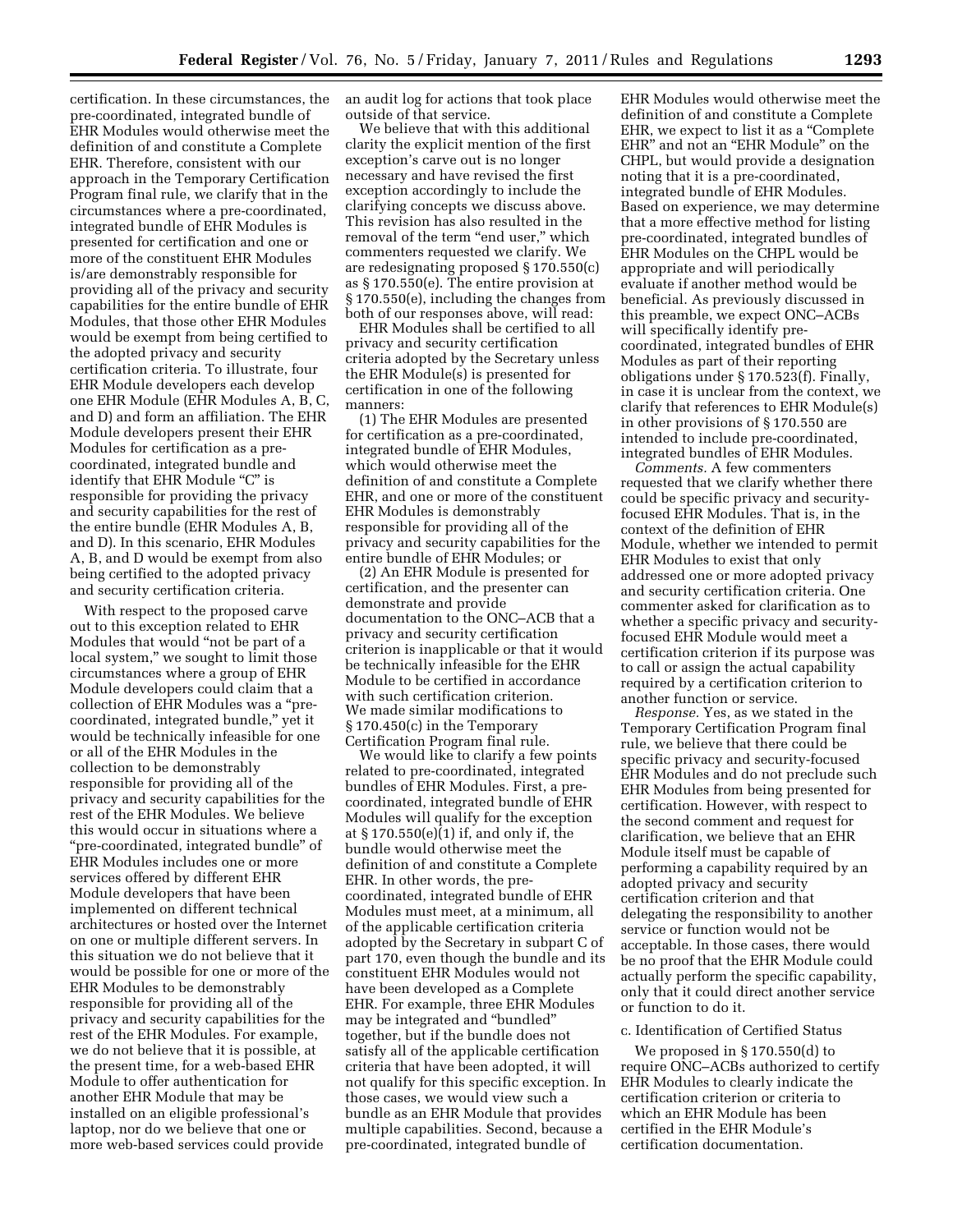certification. In these circumstances, the pre-coordinated, integrated bundle of EHR Modules would otherwise meet the definition of and constitute a Complete EHR. Therefore, consistent with our approach in the Temporary Certification Program final rule, we clarify that in the circumstances where a pre-coordinated, integrated bundle of EHR Modules is presented for certification and one or more of the constituent EHR Modules is/are demonstrably responsible for providing all of the privacy and security capabilities for the entire bundle of EHR Modules, that those other EHR Modules would be exempt from being certified to the adopted privacy and security certification criteria. To illustrate, four EHR Module developers each develop one EHR Module (EHR Modules A, B, C, and D) and form an affiliation. The EHR Module developers present their EHR Modules for certification as a pre-coordinated, integrated bundle and identify that EHR Module "C" is responsible for providing the privacy and security capabilities for the rest of the entire bundle (EHR Modules A, B, and D). In this scenario, EHR Modules A, B, and D would be exempt from also being certified to the adopted privacy and security certification criteria.

With respect to the proposed carve out to this exception related to EHR Modules that would "not be part of a local system," we sought to limit those circumstances where a group of EHR Module developers could claim that a collection of EHR Modules was a "pre-coordinated, integrated bundle," yet it would be technically infeasible for one or all of the EHR Modules in the collection to be demonstrably responsible for providing all of the privacy and security capabilities for the rest of the EHR Modules. We believe this would occur in situations where a "pre-coordinated, integrated bundle" of EHR Modules includes one or more services offered by different EHR Module developers that have been implemented on different technical architectures or hosted over the Internet on one or multiple different servers. In this situation we do not believe that it would be possible for one or more of the EHR Modules to be demonstrably responsible for providing all of the privacy and security capabilities for the rest of the EHR Modules. For example, we do not believe that it is possible, at the present time, for a web-based EHR Module to offer authentication for another EHR Module that may be installed on an eligible professional's laptop, nor do we believe that one or more web-based services could provide an audit log for actions that took place outside of that service.

We believe that with this additional clarity the explicit mention of the first exception's carve out is no longer necessary and have revised the first exception accordingly to include the clarifying concepts we discuss above. This revision has also resulted in the removal of the term "end user," which commenters requested we clarify. We are redesignating proposed § 170.550(c) as § 170.550(e). The entire provision at § 170.550(e), including the changes from both of our responses above, will read:

EHR Modules shall be certified to all privacy and security certification criteria adopted by the Secretary unless the EHR Module(s) is presented for certification in one of the following manners:

(1) The EHR Modules are presented for certification as a pre-coordinated, integrated bundle of EHR Modules, which would otherwise meet the definition of and constitute a Complete EHR, and one or more of the constituent EHR Modules is demonstrably responsible for providing all of the privacy and security capabilities for the entire bundle of EHR Modules; or

(2) An EHR Module is presented for certification, and the presenter can demonstrate and provide documentation to the ONC–ACB that a privacy and security certification criterion is inapplicable or that it would be technically infeasible for the EHR Module to be certified in accordance with such certification criterion.

We made similar modifications to § 170.450(c) in the Temporary Certification Program final rule.

We would like to clarify a few points related to pre-coordinated, integrated bundles of EHR Modules. First, a pre-coordinated, integrated bundle of EHR Modules will qualify for the exception at § 170.550(e)(1) if, and only if, the bundle would otherwise meet the definition of and constitute a Complete EHR. In other words, the pre-coordinated, integrated bundle of EHR Modules must meet, at a minimum, all of the applicable certification criteria adopted by the Secretary in subpart C of part 170, even though the bundle and its constituent EHR Modules would not have been developed as a Complete EHR. For example, three EHR Modules may be integrated and "bundled" together, but if the bundle does not satisfy all of the applicable certification criteria that have been adopted, it will not qualify for this specific exception. In those cases, we would view such a bundle as an EHR Module that provides multiple capabilities. Second, because a pre-coordinated, integrated bundle of EHR Modules would otherwise meet the definition of and constitute a Complete EHR, we expect to list it as a "Complete EHR" and not an "EHR Module" on the CHPL, but would provide a designation noting that it is a pre-coordinated, integrated bundle of EHR Modules. Based on experience, we may determine that a more effective method for listing pre-coordinated, integrated bundles of EHR Modules on the CHPL would be appropriate and will periodically evaluate if another method would be beneficial. As previously discussed in this preamble, we expect ONC–ACBs will specifically identify pre-coordinated, integrated bundles of EHR Modules as part of their reporting obligations under § 170.523(f). Finally, in case it is unclear from the context, we clarify that references to EHR Module(s) in other provisions of § 170.550 are intended to include pre-coordinated, integrated bundles of EHR Modules.

*Comments.* A few commenters requested that we clarify whether there could be specific privacy and security-focused EHR Modules. That is, in the context of the definition of EHR Module, whether we intended to permit EHR Modules to exist that only addressed one or more adopted privacy and security certification criteria. One commenter asked for clarification as to whether a specific privacy and security-focused EHR Module would meet a certification criterion if its purpose was to call or assign the actual capability required by a certification criterion to another function or service.

*Response.* Yes, as we stated in the Temporary Certification Program final rule, we believe that there could be specific privacy and security-focused EHR Modules and do not preclude such EHR Modules from being presented for certification. However, with respect to the second comment and request for clarification, we believe that an EHR Module itself must be capable of performing a capability required by an adopted privacy and security certification criterion and that delegating the responsibility to another service or function would not be acceptable. In those cases, there would be no proof that the EHR Module could actually perform the specific capability, only that it could direct another service or function to do it.

c. Identification of Certified Status

We proposed in § 170.550(d) to require ONC–ACBs authorized to certify EHR Modules to clearly indicate the certification criterion or criteria to which an EHR Module has been certified in the EHR Module's certification documentation.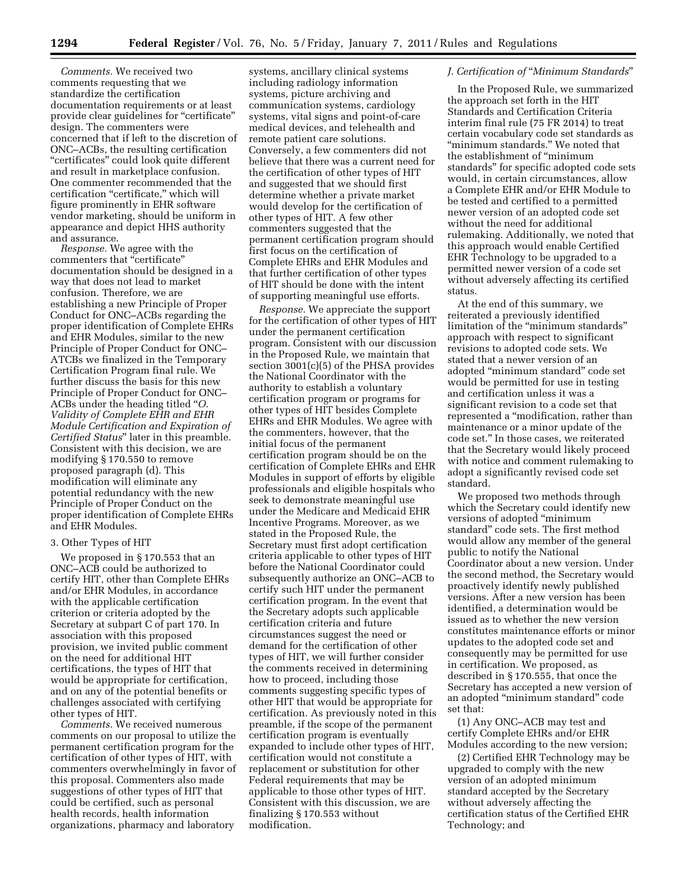*Comments.* We received two comments requesting that we standardize the certification documentation requirements or at least provide clear guidelines for "certificate" design. The commenters were concerned that if left to the discretion of ONC–ACBs, the resulting certification "certificates" could look quite different and result in marketplace confusion. One commenter recommended that the certification "certificate," which will figure prominently in EHR software vendor marketing, should be uniform in appearance and depict HHS authority and assurance.

*Response.* We agree with the commenters that "certificate" documentation should be designed in a way that does not lead to market confusion. Therefore, we are establishing a new Principle of Proper Conduct for ONC–ACBs regarding the proper identification of Complete EHRs and EHR Modules, similar to the new Principle of Proper Conduct for ONC–ATCBs we finalized in the Temporary Certification Program final rule. We further discuss the basis for this new Principle of Proper Conduct for ONC–ACBs under the heading titled "*O. Validity of Complete EHR and EHR Module Certification and Expiration of Certified Status*" later in this preamble. Consistent with this decision, we are modifying § 170.550 to remove proposed paragraph (d). This modification will eliminate any potential redundancy with the new Principle of Proper Conduct on the proper identification of Complete EHRs and EHR Modules.

3. Other Types of HIT

We proposed in § 170.553 that an ONC–ACB could be authorized to certify HIT, other than Complete EHRs and/or EHR Modules, in accordance with the applicable certification criterion or criteria adopted by the Secretary at subpart C of part 170. In association with this proposed provision, we invited public comment on the need for additional HIT certifications, the types of HIT that would be appropriate for certification, and on any of the potential benefits or challenges associated with certifying other types of HIT.

*Comments.* We received numerous comments on our proposal to utilize the permanent certification program for the certification of other types of HIT, with commenters overwhelmingly in favor of this proposal. Commenters also made suggestions of other types of HIT that could be certified, such as personal health records, health information organizations, pharmacy and laboratory systems, ancillary clinical systems including radiology information systems, picture archiving and communication systems, cardiology systems, vital signs and point-of-care medical devices, and telehealth and remote patient care solutions. Conversely, a few commenters did not believe that there was a current need for the certification of other types of HIT and suggested that we should first determine whether a private market would develop for the certification of other types of HIT. A few other commenters suggested that the permanent certification program should first focus on the certification of Complete EHRs and EHR Modules and that further certification of other types of HIT should be done with the intent of supporting meaningful use efforts.

*Response.* We appreciate the support for the certification of other types of HIT under the permanent certification program. Consistent with our discussion in the Proposed Rule, we maintain that section 3001(c)(5) of the PHSA provides the National Coordinator with the authority to establish a voluntary certification program or programs for other types of HIT besides Complete EHRs and EHR Modules. We agree with the commenters, however, that the initial focus of the permanent certification program should be on the certification of Complete EHRs and EHR Modules in support of efforts by eligible professionals and eligible hospitals who seek to demonstrate meaningful use under the Medicare and Medicaid EHR Incentive Programs. Moreover, as we stated in the Proposed Rule, the Secretary must first adopt certification criteria applicable to other types of HIT before the National Coordinator could subsequently authorize an ONC–ACB to certify such HIT under the permanent certification program. In the event that the Secretary adopts such applicable certification criteria and future circumstances suggest the need or demand for the certification of other types of HIT, we will further consider the comments received in determining how to proceed, including those comments suggesting specific types of other HIT that would be appropriate for certification. As previously noted in this preamble, if the scope of the permanent certification program is eventually expanded to include other types of HIT, certification would not constitute a replacement or substitution for other Federal requirements that may be applicable to those other types of HIT. Consistent with this discussion, we are finalizing § 170.553 without modification.

### *J. Certification of "Minimum Standards"*

In the Proposed Rule, we summarized the approach set forth in the HIT Standards and Certification Criteria interim final rule (75 FR 2014) to treat certain vocabulary code set standards as "minimum standards." We noted that the establishment of "minimum standards" for specific adopted code sets would, in certain circumstances, allow a Complete EHR and/or EHR Module to be tested and certified to a permitted newer version of an adopted code set without the need for additional rulemaking. Additionally, we noted that this approach would enable Certified EHR Technology to be upgraded to a permitted newer version of a code set without adversely affecting its certified status.

At the end of this summary, we reiterated a previously identified limitation of the "minimum standards" approach with respect to significant revisions to adopted code sets. We stated that a newer version of an adopted "minimum standard" code set would be permitted for use in testing and certification unless it was a significant revision to a code set that represented a "modification, rather than maintenance or a minor update of the code set." In those cases, we reiterated that the Secretary would likely proceed with notice and comment rulemaking to adopt a significantly revised code set standard.

We proposed two methods through which the Secretary could identify new versions of adopted "minimum standard" code sets. The first method would allow any member of the general public to notify the National Coordinator about a new version. Under the second method, the Secretary would proactively identify newly published versions. After a new version has been identified, a determination would be issued as to whether the new version constitutes maintenance efforts or minor updates to the adopted code set and consequently may be permitted for use in certification. We proposed, as described in § 170.555, that once the Secretary has accepted a new version of an adopted "minimum standard" code set that:

(1) Any ONC–ACB may test and certify Complete EHRs and/or EHR Modules according to the new version;

(2) Certified EHR Technology may be upgraded to comply with the new version of an adopted minimum standard accepted by the Secretary without adversely affecting the certification status of the Certified EHR Technology; and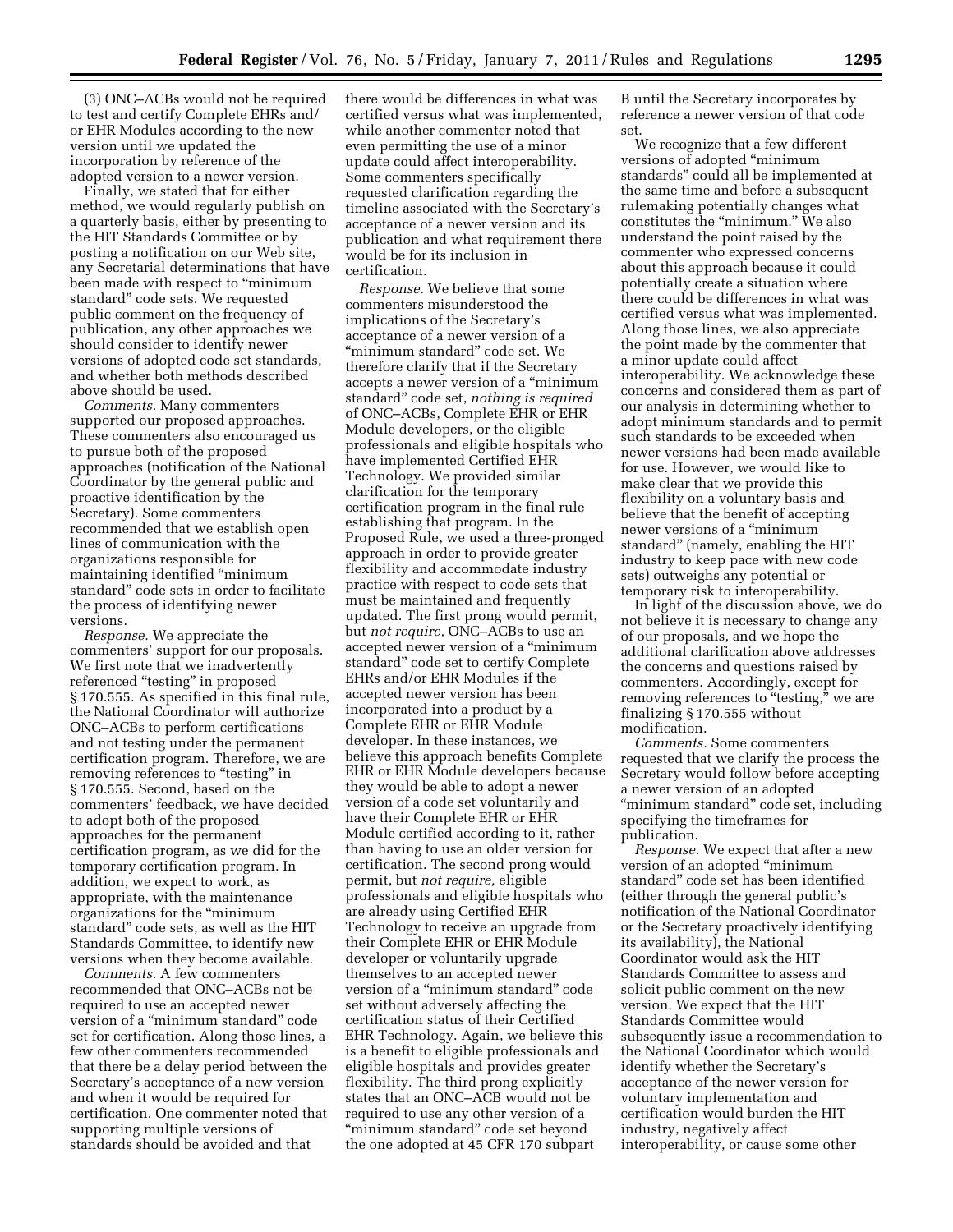(3) ONC–ACBs would not be required to test and certify Complete EHRs and/or EHR Modules according to the new version until we updated the incorporation by reference of the adopted version to a newer version.

Finally, we stated that for either method, we would regularly publish on a quarterly basis, either by presenting to the HIT Standards Committee or by posting a notification on our Web site, any Secretarial determinations that have been made with respect to "minimum standard" code sets. We requested public comment on the frequency of publication, any other approaches we should consider to identify newer versions of adopted code set standards, and whether both methods described above should be used.

*Comments.* Many commenters supported our proposed approaches. These commenters also encouraged us to pursue both of the proposed approaches (notification of the National Coordinator by the general public and proactive identification by the Secretary). Some commenters recommended that we establish open lines of communication with the organizations responsible for maintaining identified "minimum standard" code sets in order to facilitate the process of identifying newer versions.

*Response.* We appreciate the commenters' support for our proposals. We first note that we inadvertently referenced "testing" in proposed § 170.555. As specified in this final rule, the National Coordinator will authorize ONC–ACBs to perform certifications and not testing under the permanent certification program. Therefore, we are removing references to "testing" in § 170.555. Second, based on the commenters' feedback, we have decided to adopt both of the proposed approaches for the permanent certification program, as we did for the temporary certification program. In addition, we expect to work, as appropriate, with the maintenance organizations for the "minimum standard" code sets, as well as the HIT Standards Committee, to identify new versions when they become available.

*Comments.* A few commenters recommended that ONC–ACBs not be required to use an accepted newer version of a "minimum standard" code set for certification. Along those lines, a few other commenters recommended that there be a delay period between the Secretary's acceptance of a new version and when it would be required for certification. One commenter noted that supporting multiple versions of standards should be avoided and that there would be differences in what was certified versus what was implemented, while another commenter noted that even permitting the use of a minor update could affect interoperability. Some commenters specifically requested clarification regarding the timeline associated with the Secretary's acceptance of a newer version and its publication and what requirement there would be for its inclusion in certification.

*Response.* We believe that some commenters misunderstood the implications of the Secretary's acceptance of a newer version of a "minimum standard" code set. We therefore clarify that if the Secretary accepts a newer version of a "minimum standard" code set, *nothing is required* of ONC–ACBs, Complete EHR or EHR Module developers, or the eligible professionals and eligible hospitals who have implemented Certified EHR Technology. We provided similar clarification for the temporary certification program in the final rule establishing that program. In the Proposed Rule, we used a three-pronged approach in order to provide greater flexibility and accommodate industry practice with respect to code sets that must be maintained and frequently updated. The first prong would permit, but *not require,* ONC–ACBs to use an accepted newer version of a "minimum standard" code set to certify Complete EHRs and/or EHR Modules if the accepted newer version has been incorporated into a product by a Complete EHR or EHR Module developer. In these instances, we believe this approach benefits Complete EHR or EHR Module developers because they would be able to adopt a newer version of a code set voluntarily and have their Complete EHR or EHR Module certified according to it, rather than having to use an older version for certification. The second prong would permit, but *not require,* eligible professionals and eligible hospitals who are already using Certified EHR Technology to receive an upgrade from their Complete EHR or EHR Module developer or voluntarily upgrade themselves to an accepted newer version of a "minimum standard" code set without adversely affecting the certification status of their Certified EHR Technology. Again, we believe this is a benefit to eligible professionals and eligible hospitals and provides greater flexibility. The third prong explicitly states that an ONC–ACB would not be required to use any other version of a "minimum standard" code set beyond the one adopted at 45 CFR 170 subpart B until the Secretary incorporates by reference a newer version of that code set.

We recognize that a few different versions of adopted "minimum standards" could all be implemented at the same time and before a subsequent rulemaking potentially changes what constitutes the "minimum." We also understand the point raised by the commenter who expressed concerns about this approach because it could potentially create a situation where there could be differences in what was certified versus what was implemented. Along those lines, we also appreciate the point made by the commenter that a minor update could affect interoperability. We acknowledge these concerns and considered them as part of our analysis in determining whether to adopt minimum standards and to permit such standards to be exceeded when newer versions had been made available for use. However, we would like to make clear that we provide this flexibility on a voluntary basis and believe that the benefit of accepting newer versions of a "minimum standard" (namely, enabling the HIT industry to keep pace with new code sets) outweighs any potential or temporary risk to interoperability.

In light of the discussion above, we do not believe it is necessary to change any of our proposals, and we hope the additional clarification above addresses the concerns and questions raised by commenters. Accordingly, except for removing references to "testing," we are finalizing § 170.555 without modification.

*Comments.* Some commenters requested that we clarify the process the Secretary would follow before accepting a newer version of an adopted "minimum standard" code set, including specifying the timeframes for publication.

*Response.* We expect that after a new version of an adopted "minimum standard" code set has been identified (either through the general public's notification of the National Coordinator or the Secretary proactively identifying its availability), the National Coordinator would ask the HIT Standards Committee to assess and solicit public comment on the new version. We expect that the HIT Standards Committee would subsequently issue a recommendation to the National Coordinator which would identify whether the Secretary's acceptance of the newer version for voluntary implementation and certification would burden the HIT industry, negatively affect interoperability, or cause some other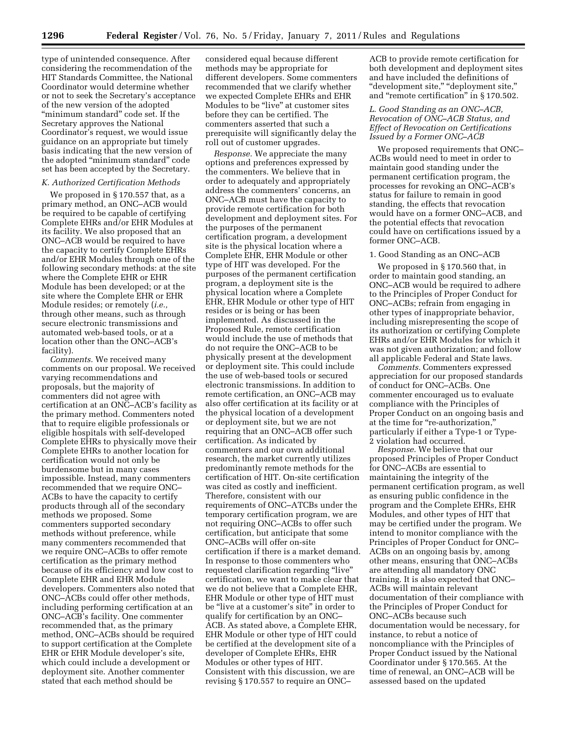type of unintended consequence. After considering the recommendation of the HIT Standards Committee, the National Coordinator would determine whether or not to seek the Secretary's acceptance of the new version of the adopted "minimum standard" code set. If the Secretary approves the National Coordinator's request, we would issue guidance on an appropriate but timely basis indicating that the new version of the adopted "minimum standard" code set has been accepted by the Secretary.

### K. Authorized Certification Methods

We proposed in § 170.557 that, as a primary method, an ONC–ACB would be required to be capable of certifying Complete EHRs and/or EHR Modules at its facility. We also proposed that an ONC–ACB would be required to have the capacity to certify Complete EHRs and/or EHR Modules through one of the following secondary methods: at the site where the Complete EHR or EHR Module has been developed; or at the site where the Complete EHR or EHR Module resides; or remotely (*i.e.,* through other means, such as through secure electronic transmissions and automated web-based tools, or at a location other than the ONC–ACB's facility).

*Comments.* We received many comments on our proposal. We received varying recommendations and proposals, but the majority of commenters did not agree with certification at an ONC–ACB's facility as the primary method. Commenters noted that to require eligible professionals or eligible hospitals with self-developed Complete EHRs to physically move their Complete EHRs to another location for certification would not only be burdensome but in many cases impossible. Instead, many commenters recommended that we require ONC–ACBs to have the capacity to certify products through all of the secondary methods we proposed. Some commenters supported secondary methods without preference, while many commenters recommended that we require ONC–ACBs to offer remote certification as the primary method because of its efficiency and low cost to Complete EHR and EHR Module developers. Commenters also noted that ONC–ACBs could offer other methods, including performing certification at an ONC–ACB's facility. One commenter recommended that, as the primary method, ONC–ACBs should be required to support certification at the Complete EHR or EHR Module developer's site, which could include a development or deployment site. Another commenter stated that each method should be considered equal because different methods may be appropriate for different developers. Some commenters recommended that we clarify whether we expected Complete EHRs and EHR Modules to be "live" at customer sites before they can be certified. The commenters asserted that such a prerequisite will significantly delay the roll out of customer upgrades.

*Response.* We appreciate the many options and preferences expressed by the commenters. We believe that in order to adequately and appropriately address the commenters' concerns, an ONC–ACB must have the capacity to provide remote certification for both development and deployment sites. For the purposes of the permanent certification program, a development site is the physical location where a Complete EHR, EHR Module or other type of HIT was developed. For the purposes of the permanent certification program, a deployment site is the physical location where a Complete EHR, EHR Module or other type of HIT resides or is being or has been implemented. As discussed in the Proposed Rule, remote certification would include the use of methods that do not require the ONC–ACB to be physically present at the development or deployment site. This could include the use of web-based tools or secured electronic transmissions. In addition to remote certification, an ONC–ACB may also offer certification at its facility or at the physical location of a development or deployment site, but we are not requiring that an ONC–ACB offer such certification. As indicated by commenters and our own additional research, the market currently utilizes predominantly remote methods for the certification of HIT. On-site certification was cited as costly and inefficient. Therefore, consistent with our requirements of ONC–ATCBs under the temporary certification program, we are not requiring ONC–ACBs to offer such certification, but anticipate that some ONC–ACBs will offer on-site certification if there is a market demand. In response to those commenters who requested clarification regarding "live" certification, we want to make clear that we do not believe that a Complete EHR, EHR Module or other type of HIT must be "live at a customer's site" in order to qualify for certification by an ONC–ACB. As stated above, a Complete EHR, EHR Module or other type of HIT could be certified at the development site of a developer of Complete EHRs, EHR Modules or other types of HIT. Consistent with this discussion, we are revising § 170.557 to require an ONC–ACB to provide remote certification for both development and deployment sites and have included the definitions of "development site," "deployment site," and "remote certification" in § 170.502.

### L. Good Standing as an ONC–ACB, Revocation of ONC–ACB Status, and Effect of Revocation on Certifications Issued by a Former ONC–ACB

We proposed requirements that ONC–ACBs would need to meet in order to maintain good standing under the permanent certification program, the processes for revoking an ONC–ACB's status for failure to remain in good standing, the effects that revocation would have on a former ONC–ACB, and the potential effects that revocation could have on certifications issued by a former ONC–ACB.

#### 1. Good Standing as an ONC–ACB

We proposed in § 170.560 that, in order to maintain good standing, an ONC–ACB would be required to adhere to the Principles of Proper Conduct for ONC–ACBs; refrain from engaging in other types of inappropriate behavior, including misrepresenting the scope of its authorization or certifying Complete EHRs and/or EHR Modules for which it was not given authorization; and follow all applicable Federal and State laws.

*Comments.* Commenters expressed appreciation for our proposed standards of conduct for ONC–ACBs. One commenter encouraged us to evaluate compliance with the Principles of Proper Conduct on an ongoing basis and at the time for "re-authorization," particularly if either a Type-1 or Type-2 violation had occurred.

*Response.* We believe that our proposed Principles of Proper Conduct for ONC–ACBs are essential to maintaining the integrity of the permanent certification program, as well as ensuring public confidence in the program and the Complete EHRs, EHR Modules, and other types of HIT that may be certified under the program. We intend to monitor compliance with the Principles of Proper Conduct for ONC–ACBs on an ongoing basis by, among other means, ensuring that ONC–ACBs are attending all mandatory ONC training. It is also expected that ONC–ACBs will maintain relevant documentation of their compliance with the Principles of Proper Conduct for ONC–ACBs because such documentation would be necessary, for instance, to rebut a notice of noncompliance with the Principles of Proper Conduct issued by the National Coordinator under § 170.565. At the time of renewal, an ONC–ACB will be assessed based on the updated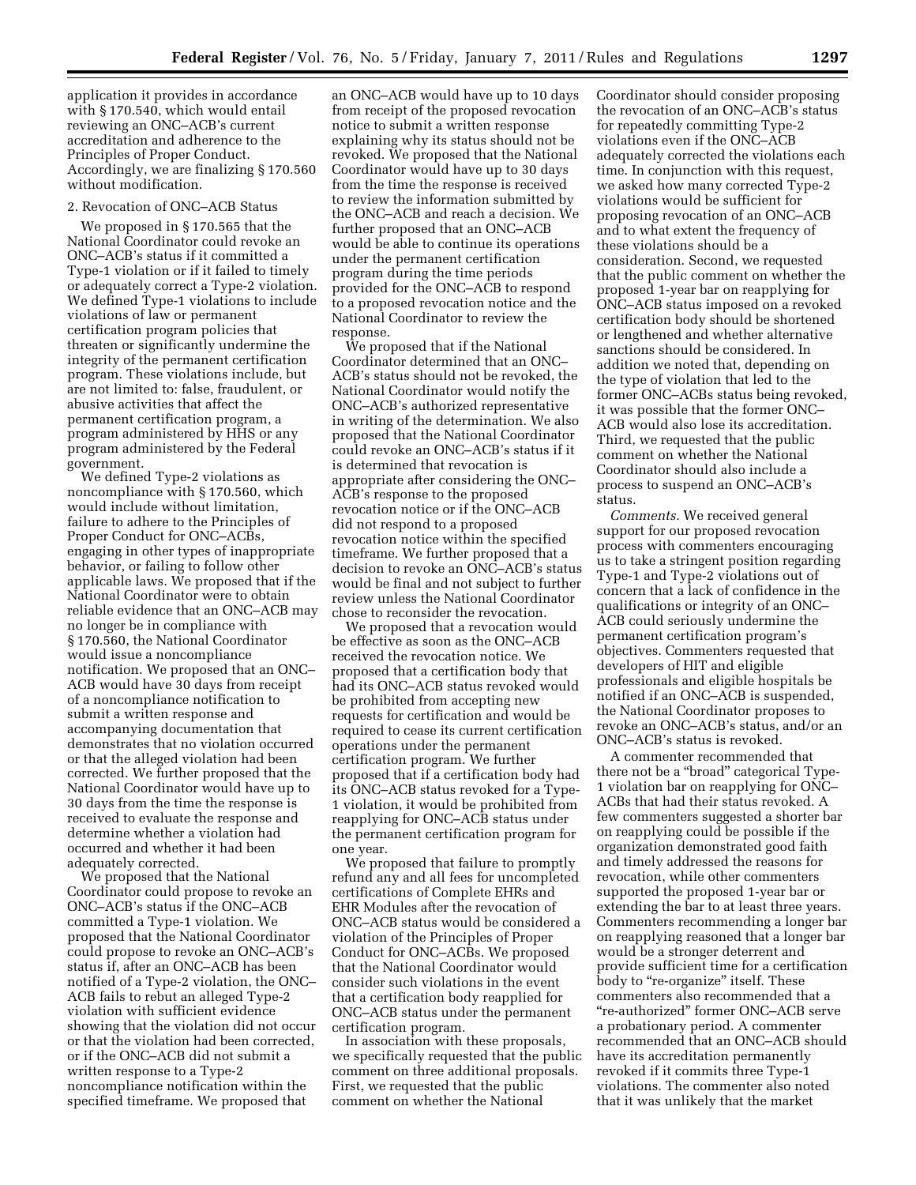application it provides in accordance with § 170.540, which would entail reviewing an ONC–ACB's current accreditation and adherence to the Principles of Proper Conduct. Accordingly, we are finalizing § 170.560 without modification.

2. Revocation of ONC–ACB Status

We proposed in § 170.565 that the National Coordinator could revoke an ONC–ACB's status if it committed a Type-1 violation or if it failed to timely or adequately correct a Type-2 violation. We defined Type-1 violations to include violations of law or permanent certification program policies that threaten or significantly undermine the integrity of the permanent certification program. These violations include, but are not limited to: false, fraudulent, or abusive activities that affect the permanent certification program, a program administered by HHS or any program administered by the Federal government.

We defined Type-2 violations as noncompliance with § 170.560, which would include without limitation, failure to adhere to the Principles of Proper Conduct for ONC–ACBs, engaging in other types of inappropriate behavior, or failing to follow other applicable laws. We proposed that if the National Coordinator were to obtain reliable evidence that an ONC–ACB may no longer be in compliance with § 170.560, the National Coordinator would issue a noncompliance notification. We proposed that an ONC–ACB would have 30 days from receipt of a noncompliance notification to submit a written response and accompanying documentation that demonstrates that no violation occurred or that the alleged violation had been corrected. We further proposed that the National Coordinator would have up to 30 days from the time the response is received to evaluate the response and determine whether a violation had occurred and whether it had been adequately corrected.

We proposed that the National Coordinator could propose to revoke an ONC–ACB's status if the ONC–ACB committed a Type-1 violation. We proposed that the National Coordinator could propose to revoke an ONC–ACB's status if, after an ONC–ACB has been notified of a Type-2 violation, the ONC–ACB fails to rebut an alleged Type-2 violation with sufficient evidence showing that the violation did not occur or that the violation had been corrected, or if the ONC–ACB did not submit a written response to a Type-2 noncompliance notification within the specified timeframe. We proposed that an ONC–ACB would have up to 10 days from receipt of the proposed revocation notice to submit a written response explaining why its status should not be revoked. We proposed that the National Coordinator would have up to 30 days from the time the response is received to review the information submitted by the ONC–ACB and reach a decision. We further proposed that an ONC–ACB would be able to continue its operations under the permanent certification program during the time periods provided for the ONC–ACB to respond to a proposed revocation notice and the National Coordinator to review the response.

We proposed that if the National Coordinator determined that an ONC–ACB's status should not be revoked, the National Coordinator would notify the ONC–ACB's authorized representative in writing of the determination. We also proposed that the National Coordinator could revoke an ONC–ACB's status if it is determined that revocation is appropriate after considering the ONC–ACB's response to the proposed revocation notice or if the ONC–ACB did not respond to a proposed revocation notice within the specified timeframe. We further proposed that a decision to revoke an ONC–ACB's status would be final and not subject to further review unless the National Coordinator chose to reconsider the revocation.

We proposed that a revocation would be effective as soon as the ONC–ACB received the revocation notice. We proposed that a certification body that had its ONC–ACB status revoked would be prohibited from accepting new requests for certification and would be required to cease its current certification operations under the permanent certification program. We further proposed that if a certification body had its ONC–ACB status revoked for a Type-1 violation, it would be prohibited from reapplying for ONC–ACB status under the permanent certification program for one year.

We proposed that failure to promptly refund any and all fees for uncompleted certifications of Complete EHRs and EHR Modules after the revocation of ONC–ACB status would be considered a violation of the Principles of Proper Conduct for ONC–ACBs. We proposed that the National Coordinator would consider such violations in the event that a certification body reapplied for ONC–ACB status under the permanent certification program.

In association with these proposals, we specifically requested that the public comment on three additional proposals. First, we requested that the public comment on whether the National Coordinator should consider proposing the revocation of an ONC–ACB's status for repeatedly committing Type-2 violations even if the ONC–ACB adequately corrected the violations each time. In conjunction with this request, we asked how many corrected Type-2 violations would be sufficient for proposing revocation of an ONC–ACB and to what extent the frequency of these violations should be a consideration. Second, we requested that the public comment on whether the proposed 1-year bar on reapplying for ONC–ACB status imposed on a revoked certification body should be shortened or lengthened and whether alternative sanctions should be considered. In addition we noted that, depending on the type of violation that led to the former ONC–ACBs status being revoked, it was possible that the former ONC–ACB would also lose its accreditation. Third, we requested that the public comment on whether the National Coordinator should also include a process to suspend an ONC–ACB's status.

*Comments.* We received general support for our proposed revocation process with commenters encouraging us to take a stringent position regarding Type-1 and Type-2 violations out of concern that a lack of confidence in the qualifications or integrity of an ONC–ACB could seriously undermine the permanent certification program's objectives. Commenters requested that developers of HIT and eligible professionals and eligible hospitals be notified if an ONC–ACB is suspended, the National Coordinator proposes to revoke an ONC–ACB's status, and/or an ONC–ACB's status is revoked.

A commenter recommended that there not be a "broad" categorical Type-1 violation bar on reapplying for ONC–ACBs that had their status revoked. A few commenters suggested a shorter bar on reapplying could be possible if the organization demonstrated good faith and timely addressed the reasons for revocation, while other commenters supported the proposed 1-year bar or extending the bar to at least three years. Commenters recommending a longer bar on reapplying reasoned that a longer bar would be a stronger deterrent and provide sufficient time for a certification body to "re-organize" itself. These commenters also recommended that a "re-authorized" former ONC–ACB serve a probationary period. A commenter recommended that an ONC–ACB should have its accreditation permanently revoked if it commits three Type-1 violations. The commenter also noted that it was unlikely that the market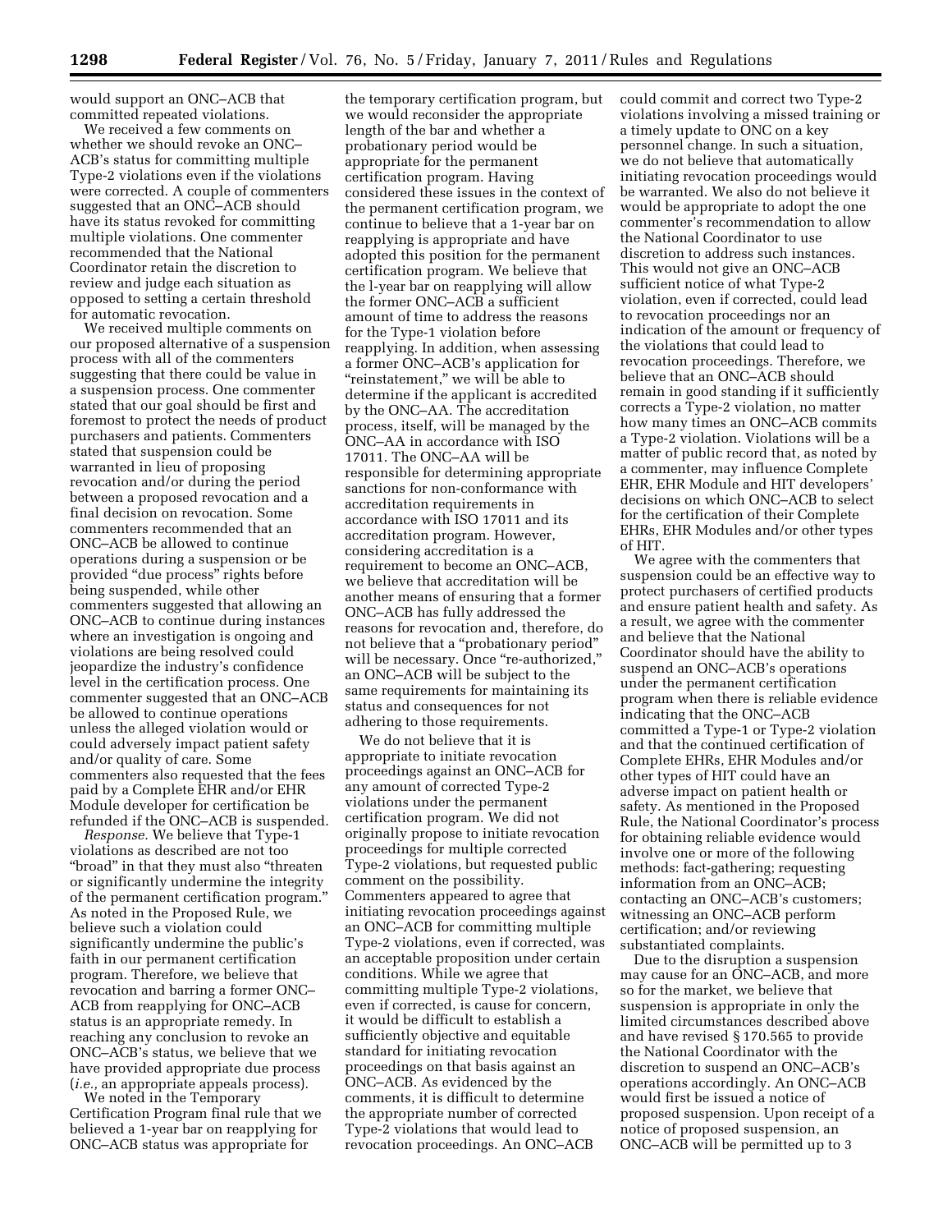would support an ONC–ACB that committed repeated violations.

We received a few comments on whether we should revoke an ONC–ACB's status for committing multiple Type-2 violations even if the violations were corrected. A couple of commenters suggested that an ONC–ACB should have its status revoked for committing multiple violations. One commenter recommended that the National Coordinator retain the discretion to review and judge each situation as opposed to setting a certain threshold for automatic revocation.

We received multiple comments on our proposed alternative of a suspension process with all of the commenters suggesting that there could be value in a suspension process. One commenter stated that our goal should be first and foremost to protect the needs of product purchasers and patients. Commenters stated that suspension could be warranted in lieu of proposing revocation and/or during the period between a proposed revocation and a final decision on revocation. Some commenters recommended that an ONC–ACB be allowed to continue operations during a suspension or be provided "due process" rights before being suspended, while other commenters suggested that allowing an ONC–ACB to continue during instances where an investigation is ongoing and violations are being resolved could jeopardize the industry's confidence level in the certification process. One commenter suggested that an ONC–ACB be allowed to continue operations unless the alleged violation would or could adversely impact patient safety and/or quality of care. Some commenters also requested that the fees paid by a Complete EHR and/or EHR Module developer for certification be refunded if the ONC–ACB is suspended.

*Response.* We believe that Type-1 violations as described are not too "broad" in that they must also "threaten or significantly undermine the integrity of the permanent certification program." As noted in the Proposed Rule, we believe such a violation could significantly undermine the public's faith in our permanent certification program. Therefore, we believe that revocation and barring a former ONC–ACB from reapplying for ONC–ACB status is an appropriate remedy. In reaching any conclusion to revoke an ONC–ACB's status, we believe that we have provided appropriate due process (*i.e.,* an appropriate appeals process).

We noted in the Temporary Certification Program final rule that we believed a 1-year bar on reapplying for ONC–ACB status was appropriate for the temporary certification program, but we would reconsider the appropriate length of the bar and whether a probationary period would be appropriate for the permanent certification program. Having considered these issues in the context of the permanent certification program, we continue to believe that a 1-year bar on reapplying is appropriate and have adopted this position for the permanent certification program. We believe that the l-year bar on reapplying will allow the former ONC–ACB a sufficient amount of time to address the reasons for the Type-1 violation before reapplying. In addition, when assessing a former ONC–ACB's application for "reinstatement," we will be able to determine if the applicant is accredited by the ONC–AA. The accreditation process, itself, will be managed by the ONC–AA in accordance with ISO 17011. The ONC–AA will be responsible for determining appropriate sanctions for non-conformance with accreditation requirements in accordance with ISO 17011 and its accreditation program. However, considering accreditation is a requirement to become an ONC–ACB, we believe that accreditation will be another means of ensuring that a former ONC–ACB has fully addressed the reasons for revocation and, therefore, do not believe that a "probationary period" will be necessary. Once "re-authorized," an ONC–ACB will be subject to the same requirements for maintaining its status and consequences for not adhering to those requirements.

We do not believe that it is appropriate to initiate revocation proceedings against an ONC–ACB for any amount of corrected Type-2 violations under the permanent certification program. We did not originally propose to initiate revocation proceedings for multiple corrected Type-2 violations, but requested public comment on the possibility. Commenters appeared to agree that initiating revocation proceedings against an ONC–ACB for committing multiple Type-2 violations, even if corrected, was an acceptable proposition under certain conditions. While we agree that committing multiple Type-2 violations, even if corrected, is cause for concern, it would be difficult to establish a sufficiently objective and equitable standard for initiating revocation proceedings on that basis against an ONC–ACB. As evidenced by the comments, it is difficult to determine the appropriate number of corrected Type-2 violations that would lead to revocation proceedings. An ONC–ACB could commit and correct two Type-2 violations involving a missed training or a timely update to ONC on a key personnel change. In such a situation, we do not believe that automatically initiating revocation proceedings would be warranted. We also do not believe it would be appropriate to adopt the one commenter's recommendation to allow the National Coordinator to use discretion to address such instances. This would not give an ONC–ACB sufficient notice of what Type-2 violation, even if corrected, could lead to revocation proceedings nor an indication of the amount or frequency of the violations that could lead to revocation proceedings. Therefore, we believe that an ONC–ACB should remain in good standing if it sufficiently corrects a Type-2 violation, no matter how many times an ONC–ACB commits a Type-2 violation. Violations will be a matter of public record that, as noted by a commenter, may influence Complete EHR, EHR Module and HIT developers' decisions on which ONC–ACB to select for the certification of their Complete EHRs, EHR Modules and/or other types of HIT.

We agree with the commenters that suspension could be an effective way to protect purchasers of certified products and ensure patient health and safety. As a result, we agree with the commenter and believe that the National Coordinator should have the ability to suspend an ONC–ACB's operations under the permanent certification program when there is reliable evidence indicating that the ONC–ACB committed a Type-1 or Type-2 violation and that the continued certification of Complete EHRs, EHR Modules and/or other types of HIT could have an adverse impact on patient health or safety. As mentioned in the Proposed Rule, the National Coordinator's process for obtaining reliable evidence would involve one or more of the following methods: fact-gathering; requesting information from an ONC–ACB; contacting an ONC–ACB's customers; witnessing an ONC–ACB perform certification; and/or reviewing substantiated complaints.

Due to the disruption a suspension may cause for an ONC–ACB, and more so for the market, we believe that suspension is appropriate in only the limited circumstances described above and have revised § 170.565 to provide the National Coordinator with the discretion to suspend an ONC–ACB's operations accordingly. An ONC–ACB would first be issued a notice of proposed suspension. Upon receipt of a notice of proposed suspension, an ONC–ACB will be permitted up to 3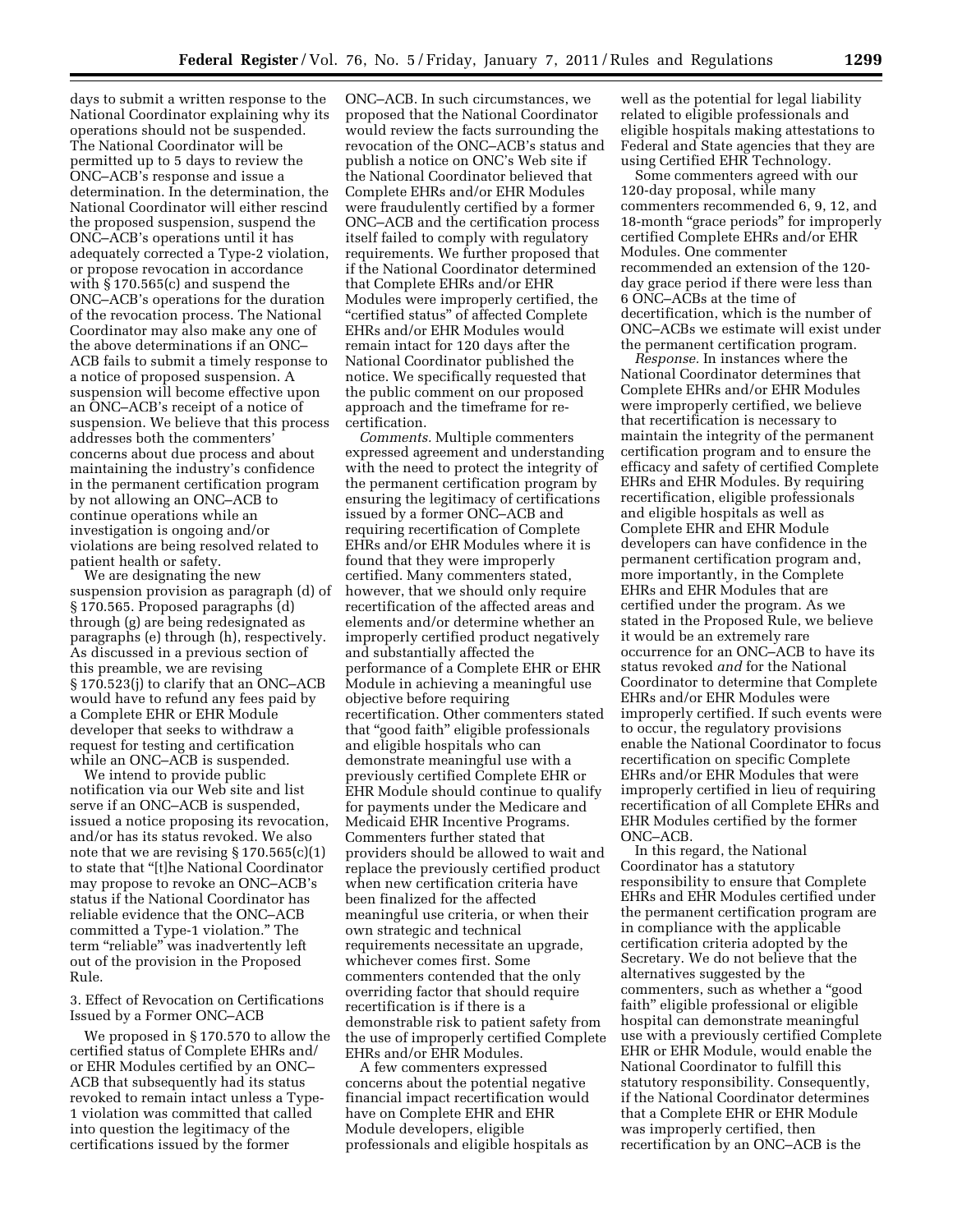days to submit a written response to the National Coordinator explaining why its operations should not be suspended. The National Coordinator will be permitted up to 5 days to review the ONC–ACB's response and issue a determination. In the determination, the National Coordinator will either rescind the proposed suspension, suspend the ONC–ACB's operations until it has adequately corrected a Type-2 violation, or propose revocation in accordance with § 170.565(c) and suspend the ONC–ACB's operations for the duration of the revocation process. The National Coordinator may also make any one of the above determinations if an ONC–ACB fails to submit a timely response to a notice of proposed suspension. A suspension will become effective upon an ONC–ACB's receipt of a notice of suspension. We believe that this process addresses both the commenters' concerns about due process and about maintaining the industry's confidence in the permanent certification program by not allowing an ONC–ACB to continue operations while an investigation is ongoing and/or violations are being resolved related to patient health or safety.

We are designating the new suspension provision as paragraph (d) of § 170.565. Proposed paragraphs (d) through (g) are being redesignated as paragraphs (e) through (h), respectively. As discussed in a previous section of this preamble, we are revising § 170.523(j) to clarify that an ONC–ACB would have to refund any fees paid by a Complete EHR or EHR Module developer that seeks to withdraw a request for testing and certification while an ONC–ACB is suspended.

We intend to provide public notification via our Web site and list serve if an ONC–ACB is suspended, issued a notice proposing its revocation, and/or has its status revoked. We also note that we are revising § 170.565(c)(1) to state that "[t]he National Coordinator may propose to revoke an ONC–ACB's status if the National Coordinator has reliable evidence that the ONC–ACB committed a Type-1 violation." The term "reliable" was inadvertently left out of the provision in the Proposed Rule.

3. Effect of Revocation on Certifications Issued by a Former ONC–ACB

We proposed in § 170.570 to allow the certified status of Complete EHRs and/or EHR Modules certified by an ONC–ACB that subsequently had its status revoked to remain intact unless a Type-1 violation was committed that called into question the legitimacy of the certifications issued by the former ONC–ACB. In such circumstances, we proposed that the National Coordinator would review the facts surrounding the revocation of the ONC–ACB's status and publish a notice on ONC's Web site if the National Coordinator believed that Complete EHRs and/or EHR Modules were fraudulently certified by a former ONC–ACB and the certification process itself failed to comply with regulatory requirements. We further proposed that if the National Coordinator determined that Complete EHRs and/or EHR Modules were improperly certified, the "certified status" of affected Complete EHRs and/or EHR Modules would remain intact for 120 days after the National Coordinator published the notice. We specifically requested that the public comment on our proposed approach and the timeframe for re-certification.

*Comments.* Multiple commenters expressed agreement and understanding with the need to protect the integrity of the permanent certification program by ensuring the legitimacy of certifications issued by a former ONC–ACB and requiring recertification of Complete EHRs and/or EHR Modules where it is found that they were improperly certified. Many commenters stated, however, that we should only require recertification of the affected areas and elements and/or determine whether an improperly certified product negatively and substantially affected the performance of a Complete EHR or EHR Module in achieving a meaningful use objective before requiring recertification. Other commenters stated that "good faith" eligible professionals and eligible hospitals who can demonstrate meaningful use with a previously certified Complete EHR or EHR Module should continue to qualify for payments under the Medicare and Medicaid EHR Incentive Programs. Commenters further stated that providers should be allowed to wait and replace the previously certified product when new certification criteria have been finalized for the affected meaningful use criteria, or when their own strategic and technical requirements necessitate an upgrade, whichever comes first. Some commenters contended that the only overriding factor that should require recertification is if there is a demonstrable risk to patient safety from the use of improperly certified Complete EHRs and/or EHR Modules.

A few commenters expressed concerns about the potential negative financial impact recertification would have on Complete EHR and EHR Module developers, eligible professionals and eligible hospitals as well as the potential for legal liability related to eligible professionals and eligible hospitals making attestations to Federal and State agencies that they are using Certified EHR Technology.

Some commenters agreed with our 120-day proposal, while many commenters recommended 6, 9, 12, and 18-month "grace periods" for improperly certified Complete EHRs and/or EHR Modules. One commenter recommended an extension of the 120-day grace period if there were less than 6 ONC–ACBs at the time of decertification, which is the number of ONC–ACBs we estimate will exist under the permanent certification program.

*Response.* In instances where the National Coordinator determines that Complete EHRs and/or EHR Modules were improperly certified, we believe that recertification is necessary to maintain the integrity of the permanent certification program and to ensure the efficacy and safety of certified Complete EHRs and EHR Modules. By requiring recertification, eligible professionals and eligible hospitals as well as Complete EHR and EHR Module developers can have confidence in the permanent certification program and, more importantly, in the Complete EHRs and EHR Modules that are certified under the Program. As we stated in the Proposed Rule, we believe it would be an extremely rare occurrence for an ONC–ACB to have its status revoked *and* for the National Coordinator to determine that Complete EHRs and/or EHR Modules were improperly certified. If such events were to occur, the regulatory provisions enable the National Coordinator to focus recertification on specific Complete EHRs and/or EHR Modules that were improperly certified in lieu of requiring recertification of all Complete EHRs and EHR Modules certified by the former ONC–ACB.

In this regard, the National Coordinator has a statutory responsibility to ensure that Complete EHRs and EHR Modules certified under the permanent certification program are in compliance with the applicable certification criteria adopted by the Secretary. We do not believe that the alternatives suggested by the commenters, such as whether a "good faith" eligible professional or eligible hospital can demonstrate meaningful use with a previously certified Complete EHR or EHR Module, would enable the National Coordinator to fulfill this statutory responsibility. Consequently, if the National Coordinator determines that a Complete EHR or EHR Module was improperly certified, then recertification by an ONC–ACB is the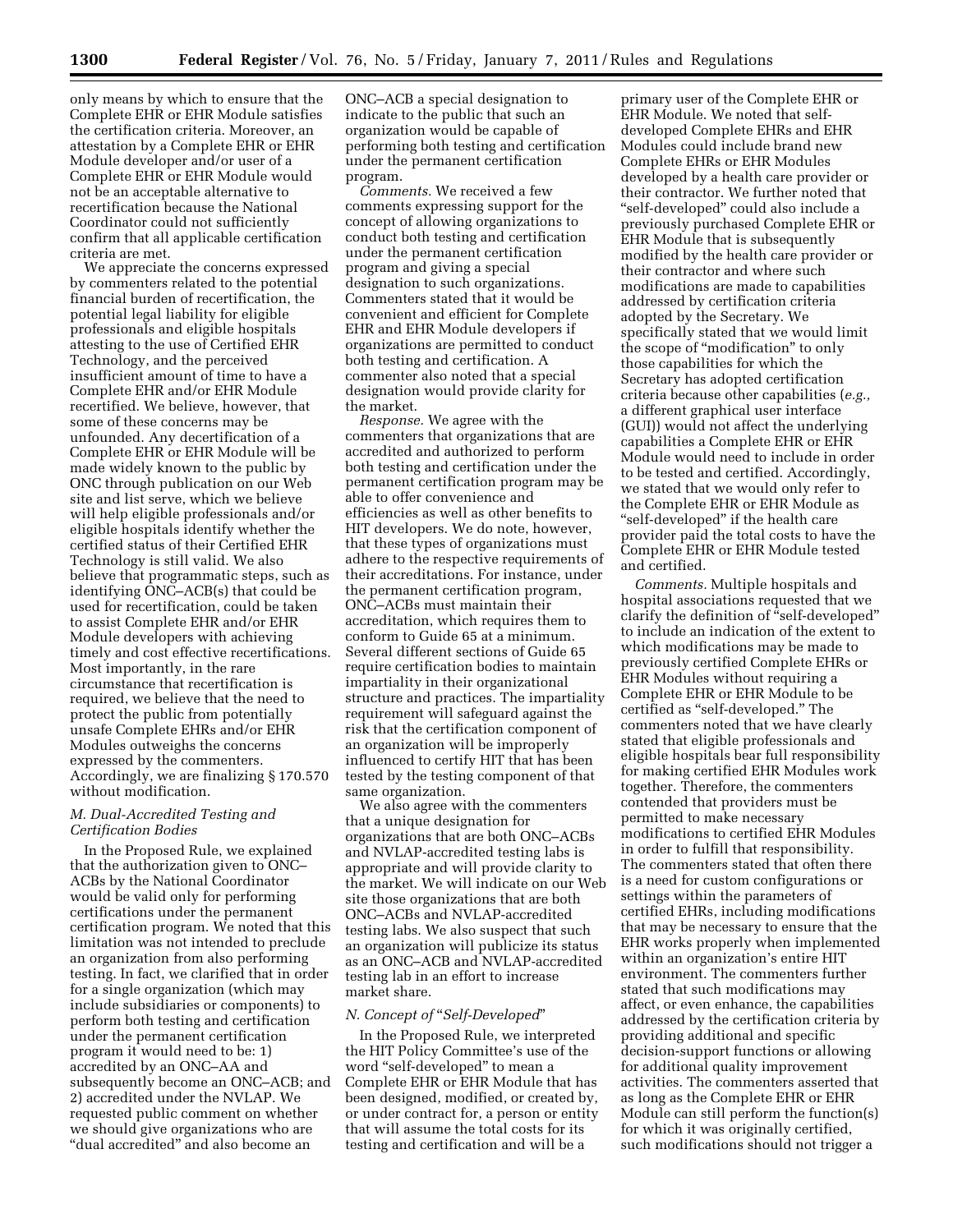only means by which to ensure that the Complete EHR or EHR Module satisfies the certification criteria. Moreover, an attestation by a Complete EHR or EHR Module developer and/or user of a Complete EHR or EHR Module would not be an acceptable alternative to recertification because the National Coordinator could not sufficiently confirm that all applicable certification criteria are met.

We appreciate the concerns expressed by commenters related to the potential financial burden of recertification, the potential legal liability for eligible professionals and eligible hospitals attesting to the use of Certified EHR Technology, and the perceived insufficient amount of time to have a Complete EHR and/or EHR Module recertified. We believe, however, that some of these concerns may be unfounded. Any decertification of a Complete EHR or EHR Module will be made widely known to the public by ONC through publication on our Web site and list serve, which we believe will help eligible professionals and/or eligible hospitals identify whether the certified status of their Certified EHR Technology is still valid. We also believe that programmatic steps, such as identifying ONC–ACB(s) that could be used for recertification, could be taken to assist Complete EHR and/or EHR Module developers with achieving timely and cost effective recertifications. Most importantly, in the rare circumstance that recertification is required, we believe that the need to protect the public from potentially unsafe Complete EHRs and/or EHR Modules outweighs the concerns expressed by the commenters. Accordingly, we are finalizing § 170.570 without modification.

### *M. Dual-Accredited Testing and Certification Bodies*

In the Proposed Rule, we explained that the authorization given to ONC–ACBs by the National Coordinator would be valid only for performing certifications under the permanent certification program. We noted that this limitation was not intended to preclude an organization from also performing testing. In fact, we clarified that in order for a single organization (which may include subsidiaries or components) to perform both testing and certification under the permanent certification program it would need to be: 1) accredited by an ONC–AA and subsequently become an ONC–ACB; and 2) accredited under the NVLAP. We requested public comment on whether we should give organizations who are "dual accredited" and also become an ONC–ACB a special designation to indicate to the public that such an organization would be capable of performing both testing and certification under the permanent certification program.

*Comments.* We received a few comments expressing support for the concept of allowing organizations to conduct both testing and certification under the permanent certification program and giving a special designation to such organizations. Commenters stated that it would be convenient and efficient for Complete EHR and EHR Module developers if organizations are permitted to conduct both testing and certification. A commenter also noted that a special designation would provide clarity for the market.

*Response.* We agree with the commenters that organizations that are accredited and authorized to perform both testing and certification under the permanent certification program may be able to offer convenience and efficiencies as well as other benefits to HIT developers. We do note, however, that these types of organizations must adhere to the respective requirements of their accreditations. For instance, under the permanent certification program, ONC–ACBs must maintain their accreditation, which requires them to conform to Guide 65 at a minimum. Several different sections of Guide 65 require certification bodies to maintain impartiality in their organizational structure and practices. The impartiality requirement will safeguard against the risk that the certification component of an organization will be improperly influenced to certify HIT that has been tested by the testing component of that same organization.

We also agree with the commenters that a unique designation for organizations that are both ONC–ACBs and NVLAP-accredited testing labs is appropriate and will provide clarity to the market. We will indicate on our Web site those organizations that are both ONC–ACBs and NVLAP-accredited testing labs. We also suspect that such an organization will publicize its status as an ONC–ACB and NVLAP-accredited testing lab in an effort to increase market share.

### *N. Concept of "Self-Developed"*

In the Proposed Rule, we interpreted the HIT Policy Committee's use of the word "self-developed" to mean a Complete EHR or EHR Module that has been designed, modified, or created by, or under contract for, a person or entity that will assume the total costs for its testing and certification and will be a primary user of the Complete EHR or EHR Module. We noted that self-developed Complete EHRs and EHR Modules could include brand new Complete EHRs or EHR Modules developed by a health care provider or their contractor. We further noted that "self-developed" could also include a previously purchased Complete EHR or EHR Module that is subsequently modified by the health care provider or their contractor and where such modifications are made to capabilities addressed by certification criteria adopted by the Secretary. We specifically stated that we would limit the scope of "modification" to only those capabilities for which the Secretary has adopted certification criteria because other capabilities (*e.g.,* a different graphical user interface (GUI)) would not affect the underlying capabilities a Complete EHR or EHR Module would need to include in order to be tested and certified. Accordingly, we stated that we would only refer to the Complete EHR or EHR Module as "self-developed" if the health care provider paid the total costs to have the Complete EHR or EHR Module tested and certified.

*Comments.* Multiple hospitals and hospital associations requested that we clarify the definition of "self-developed" to include an indication of the extent to which modifications may be made to previously certified Complete EHRs or EHR Modules without requiring a Complete EHR or EHR Module to be certified as "self-developed." The commenters noted that we have clearly stated that eligible professionals and eligible hospitals bear full responsibility for making certified EHR Modules work together. Therefore, the commenters contended that providers must be permitted to make necessary modifications to certified EHR Modules in order to fulfill that responsibility. The commenters stated that often there is a need for custom configurations or settings within the parameters of certified EHRs, including modifications that may be necessary to ensure that the EHR works properly when implemented within an organization's entire HIT environment. The commenters further stated that such modifications may affect, or even enhance, the capabilities addressed by the certification criteria by providing additional and specific decision-support functions or allowing for additional quality improvement activities. The commenters asserted that as long as the Complete EHR or EHR Module can still perform the function(s) for which it was originally certified, such modifications should not trigger a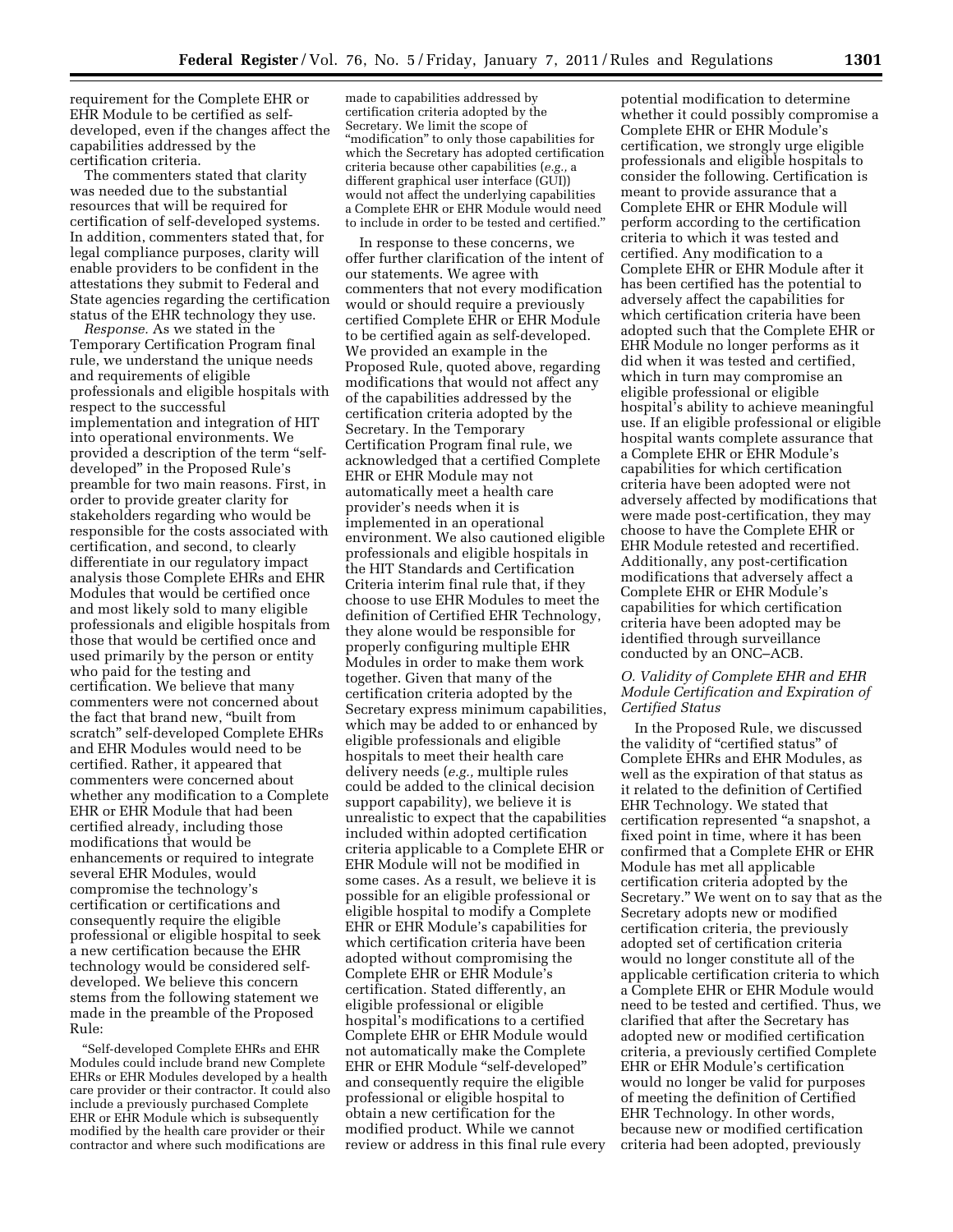requirement for the Complete EHR or EHR Module to be certified as self-developed, even if the changes affect the capabilities addressed by the certification criteria.

The commenters stated that clarity was needed due to the substantial resources that will be required for certification of self-developed systems. In addition, commenters stated that, for legal compliance purposes, clarity will enable providers to be confident in the attestations they submit to Federal and State agencies regarding the certification status of the EHR technology they use.

*Response.* As we stated in the Temporary Certification Program final rule, we understand the unique needs and requirements of eligible professionals and eligible hospitals with respect to the successful implementation and integration of HIT into operational environments. We provided a description of the term "self-developed" in the Proposed Rule's preamble for two main reasons. First, in order to provide greater clarity for stakeholders regarding who would be responsible for the costs associated with certification, and second, to clearly differentiate in our regulatory impact analysis those Complete EHRs and EHR Modules that would be certified once and most likely sold to many eligible professionals and eligible hospitals from those that would be certified once and used primarily by the person or entity who paid for the testing and certification. We believe that many commenters were not concerned about the fact that brand new, "built from scratch" self-developed Complete EHRs and EHR Modules would need to be certified. Rather, it appeared that commenters were concerned about whether any modification to a Complete EHR or EHR Module that had been certified already, including those modifications that would be enhancements or required to integrate several EHR Modules, would compromise the technology's certification or certifications and consequently require the eligible professional or eligible hospital to seek a new certification because the EHR technology would be considered self-developed. We believe this concern stems from the following statement we made in the preamble of the Proposed Rule:

"Self-developed Complete EHRs and EHR Modules could include brand new Complete EHRs or EHR Modules developed by a health care provider or their contractor. It could also include a previously purchased Complete EHR or EHR Module which is subsequently modified by the health care provider or their contractor and where such modifications are made to capabilities addressed by certification criteria adopted by the Secretary. We limit the scope of "modification" to only those capabilities for which the Secretary has adopted certification criteria because other capabilities (*e.g.,* a different graphical user interface (GUI)) would not affect the underlying capabilities a Complete EHR or EHR Module would need to include in order to be tested and certified."

In response to these concerns, we offer further clarification of the intent of our statements. We agree with commenters that not every modification would or should require a previously certified Complete EHR or EHR Module to be certified again as self-developed. We provided an example in the Proposed Rule, quoted above, regarding modifications that would not affect any of the capabilities addressed by the certification criteria adopted by the Secretary. In the Temporary Certification Program final rule, we acknowledged that a certified Complete EHR or EHR Module may not automatically meet a health care provider's needs when it is implemented in an operational environment. We also cautioned eligible professionals and eligible hospitals in the HIT Standards and Certification Criteria interim final rule that, if they choose to use EHR Modules to meet the definition of Certified EHR Technology, they alone would be responsible for properly configuring multiple EHR Modules in order to make them work together. Given that many of the certification criteria adopted by the Secretary express minimum capabilities, which may be added to or enhanced by eligible professionals and eligible hospitals to meet their health care delivery needs (*e.g.,* multiple rules could be added to the clinical decision support capability), we believe it is unrealistic to expect that the capabilities included within adopted certification criteria applicable to a Complete EHR or EHR Module will not be modified in some cases. As a result, we believe it is possible for an eligible professional or eligible hospital to modify a Complete EHR or EHR Module's capabilities for which certification criteria have been adopted without compromising the Complete EHR or EHR Module's certification. Stated differently, an eligible professional or eligible hospital's modifications to a certified Complete EHR or EHR Module would not automatically make the Complete EHR or EHR Module "self-developed" and consequently require the eligible professional or eligible hospital to obtain a new certification for the modified product. While we cannot review or address in this final rule every potential modification to determine whether it could possibly compromise a Complete EHR or EHR Module's certification, we strongly urge eligible professionals and eligible hospitals to consider the following. Certification is meant to provide assurance that a Complete EHR or EHR Module will perform according to the certification criteria to which it was tested and certified. Any modification to a Complete EHR or EHR Module after it has been certified has the potential to adversely affect the capabilities for which certification criteria have been adopted such that the Complete EHR or EHR Module no longer performs as it did when it was tested and certified, which in turn may compromise an eligible professional or eligible hospital's ability to achieve meaningful use. If an eligible professional or eligible hospital wants complete assurance that a Complete EHR or EHR Module's capabilities for which certification criteria have been adopted were not adversely affected by modifications that were made post-certification, they may choose to have the Complete EHR or EHR Module retested and recertified. Additionally, any post-certification modifications that adversely affect a Complete EHR or EHR Module's capabilities for which certification criteria have been adopted may be identified through surveillance conducted by an ONC–ACB.

### *O. Validity of Complete EHR and EHR Module Certification and Expiration of Certified Status*

In the Proposed Rule, we discussed the validity of "certified status" of Complete EHRs and EHR Modules, as well as the expiration of that status as it related to the definition of Certified EHR Technology. We stated that certification represented "a snapshot, a fixed point in time, where it has been confirmed that a Complete EHR or EHR Module has met all applicable certification criteria adopted by the Secretary." We went on to say that as the Secretary adopts new or modified certification criteria, the previously adopted set of certification criteria would no longer constitute all of the applicable certification criteria to which a Complete EHR or EHR Module would need to be tested and certified. Thus, we clarified that after the Secretary has adopted new or modified certification criteria, a previously certified Complete EHR or EHR Module's certification would no longer be valid for purposes of meeting the definition of Certified EHR Technology. In other words, because new or modified certification criteria had been adopted, previously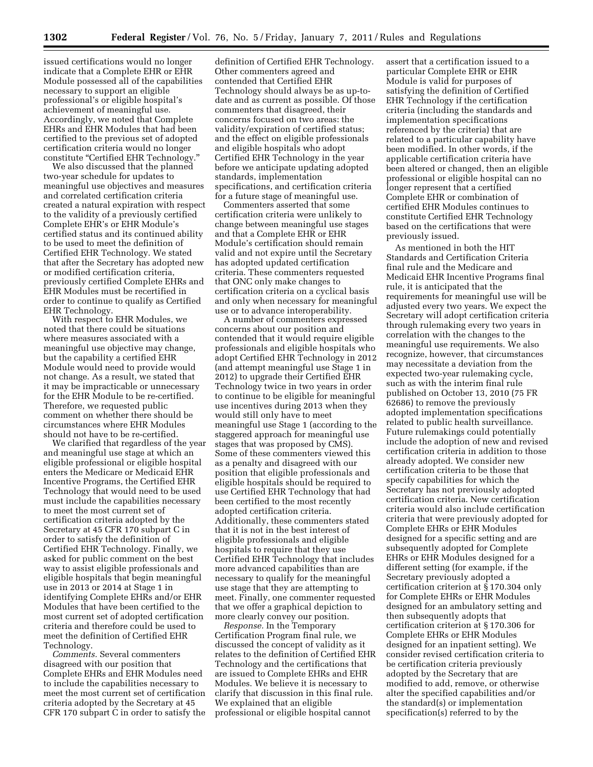issued certifications would no longer indicate that a Complete EHR or EHR Module possessed all of the capabilities necessary to support an eligible professional's or eligible hospital's achievement of meaningful use. Accordingly, we noted that Complete EHRs and EHR Modules that had been certified to the previous set of adopted certification criteria would no longer constitute "Certified EHR Technology."

We also discussed that the planned two-year schedule for updates to meaningful use objectives and measures and correlated certification criteria created a natural expiration with respect to the validity of a previously certified Complete EHR's or EHR Module's certified status and its continued ability to be used to meet the definition of Certified EHR Technology. We stated that after the Secretary has adopted new or modified certification criteria, previously certified Complete EHRs and EHR Modules must be recertified in order to continue to qualify as Certified EHR Technology.

With respect to EHR Modules, we noted that there could be situations where measures associated with a meaningful use objective may change, but the capability a certified EHR Module would need to provide would not change. As a result, we stated that it may be impracticable or unnecessary for the EHR Module to be re-certified. Therefore, we requested public comment on whether there should be circumstances where EHR Modules should not have to be re-certified.

We clarified that regardless of the year and meaningful use stage at which an eligible professional or eligible hospital enters the Medicare or Medicaid EHR Incentive Programs, the Certified EHR Technology that would need to be used must include the capabilities necessary to meet the most current set of certification criteria adopted by the Secretary at 45 CFR 170 subpart C in order to satisfy the definition of Certified EHR Technology. Finally, we asked for public comment on the best way to assist eligible professionals and eligible hospitals that begin meaningful use in 2013 or 2014 at Stage 1 in identifying Complete EHRs and/or EHR Modules that have been certified to the most current set of adopted certification criteria and therefore could be used to meet the definition of Certified EHR Technology.

*Comments.* Several commenters disagreed with our position that Complete EHRs and EHR Modules need to include the capabilities necessary to meet the most current set of certification criteria adopted by the Secretary at 45 CFR 170 subpart C in order to satisfy the definition of Certified EHR Technology. Other commenters agreed and contended that Certified EHR Technology should always be as up-to-date and as current as possible. Of those commenters that disagreed, their concerns focused on two areas: the validity/expiration of certified status; and the effect on eligible professionals and eligible hospitals who adopt Certified EHR Technology in the year before we anticipate updating adopted standards, implementation specifications, and certification criteria for a future stage of meaningful use.

Commenters asserted that some certification criteria were unlikely to change between meaningful use stages and that a Complete EHR or EHR Module's certification should remain valid and not expire until the Secretary has adopted updated certification criteria. These commenters requested that ONC only make changes to certification criteria on a cyclical basis and only when necessary for meaningful use or to advance interoperability.

A number of commenters expressed concerns about our position and contended that it would require eligible professionals and eligible hospitals who adopt Certified EHR Technology in 2012 (and attempt meaningful use Stage 1 in 2012) to upgrade their Certified EHR Technology twice in two years in order to continue to be eligible for meaningful use incentives during 2013 when they would still only have to meet meaningful use Stage 1 (according to the staggered approach for meaningful use stages that was proposed by CMS). Some of these commenters viewed this as a penalty and disagreed with our position that eligible professionals and eligible hospitals should be required to use Certified EHR Technology that had been certified to the most recently adopted certification criteria. Additionally, these commenters stated that it is not in the best interest of eligible professionals and eligible hospitals to require that they use Certified EHR Technology that includes more advanced capabilities than are necessary to qualify for the meaningful use stage that they are attempting to meet. Finally, one commenter requested that we offer a graphical depiction to more clearly convey our position.

*Response.* In the Temporary Certification Program final rule, we discussed the concept of validity as it relates to the definition of Certified EHR Technology and the certifications that are issued to Complete EHRs and EHR Modules. We believe it is necessary to clarify that discussion in this final rule. We explained that an eligible professional or eligible hospital cannot assert that a certification issued to a particular Complete EHR or EHR Module is valid for purposes of satisfying the definition of Certified EHR Technology if the certification criteria (including the standards and implementation specifications referenced by the criteria) that are related to a particular capability have been modified. In other words, if the applicable certification criteria have been altered or changed, then an eligible professional or eligible hospital can no longer represent that a certified Complete EHR or combination of certified EHR Modules continues to constitute Certified EHR Technology based on the certifications that were previously issued.

As mentioned in both the HIT Standards and Certification Criteria final rule and the Medicare and Medicaid EHR Incentive Programs final rule, it is anticipated that the requirements for meaningful use will be adjusted every two years. We expect the Secretary will adopt certification criteria through rulemaking every two years in correlation with the changes to the meaningful use requirements. We also recognize, however, that circumstances may necessitate a deviation from the expected two-year rulemaking cycle, such as with the interim final rule published on October 13, 2010 (75 FR 62686) to remove the previously adopted implementation specifications related to public health surveillance. Future rulemakings could potentially include the adoption of new and revised certification criteria in addition to those already adopted. We consider new certification criteria to be those that specify capabilities for which the Secretary has not previously adopted certification criteria. New certification criteria would also include certification criteria that were previously adopted for Complete EHRs or EHR Modules designed for a specific setting and are subsequently adopted for Complete EHRs or EHR Modules designed for a different setting (for example, if the Secretary previously adopted a certification criterion at § 170.304 only for Complete EHRs or EHR Modules designed for an ambulatory setting and then subsequently adopts that certification criterion at § 170.306 for Complete EHRs or EHR Modules designed for an inpatient setting). We consider revised certification criteria to be certification criteria previously adopted by the Secretary that are modified to add, remove, or otherwise alter the specified capabilities and/or the standard(s) or implementation specification(s) referred to by the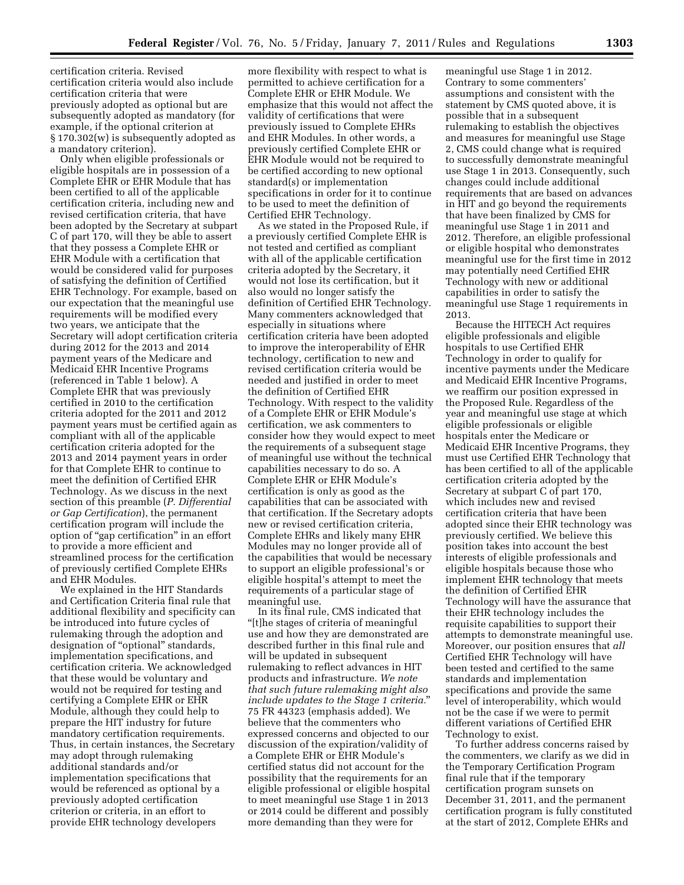certification criteria. Revised certification criteria would also include certification criteria that were previously adopted as optional but are subsequently adopted as mandatory (for example, if the optional criterion at § 170.302(w) is subsequently adopted as a mandatory criterion).

Only when eligible professionals or eligible hospitals are in possession of a Complete EHR or EHR Module that has been certified to all of the applicable certification criteria, including new and revised certification criteria, that have been adopted by the Secretary at subpart C of part 170, will they be able to assert that they possess a Complete EHR or EHR Module with a certification that would be considered valid for purposes of satisfying the definition of Certified EHR Technology. For example, based on our expectation that the meaningful use requirements will be modified every two years, we anticipate that the Secretary will adopt certification criteria during 2012 for the 2013 and 2014 payment years of the Medicare and Medicaid EHR Incentive Programs (referenced in Table 1 below). A Complete EHR that was previously certified in 2010 to the certification criteria adopted for the 2011 and 2012 payment years must be certified again as compliant with all of the applicable certification criteria adopted for the 2013 and 2014 payment years in order for that Complete EHR to continue to meet the definition of Certified EHR Technology. As we discuss in the next section of this preamble (*P. Differential or Gap Certification*), the permanent certification program will include the option of "gap certification" in an effort to provide a more efficient and streamlined process for the certification of previously certified Complete EHRs and EHR Modules.

We explained in the HIT Standards and Certification Criteria final rule that additional flexibility and specificity can be introduced into future cycles of rulemaking through the adoption and designation of "optional" standards, implementation specifications, and certification criteria. We acknowledged that these would be voluntary and would not be required for testing and certifying a Complete EHR or EHR Module, although they could help to prepare the HIT industry for future mandatory certification requirements. Thus, in certain instances, the Secretary may adopt through rulemaking additional standards and/or implementation specifications that would be referenced as optional by a previously adopted certification criterion or criteria, in an effort to provide EHR technology developers more flexibility with respect to what is permitted to achieve certification for a Complete EHR or EHR Module. We emphasize that this would not affect the validity of certifications that were previously issued to Complete EHRs and EHR Modules. In other words, a previously certified Complete EHR or EHR Module would not be required to be certified according to new optional standard(s) or implementation specifications in order for it to continue to be used to meet the definition of Certified EHR Technology.

As we stated in the Proposed Rule, if a previously certified Complete EHR is not tested and certified as compliant with all of the applicable certification criteria adopted by the Secretary, it would not lose its certification, but it also would no longer satisfy the definition of Certified EHR Technology. Many commenters acknowledged that especially in situations where certification criteria have been adopted to improve the interoperability of EHR technology, certification to new and revised certification criteria would be needed and justified in order to meet the definition of Certified EHR Technology. With respect to the validity of a Complete EHR or EHR Module's certification, we ask commenters to consider how they would expect to meet the requirements of a subsequent stage of meaningful use without the technical capabilities necessary to do so. A Complete EHR or EHR Module's certification is only as good as the capabilities that can be associated with that certification. If the Secretary adopts new or revised certification criteria, Complete EHRs and likely many EHR Modules may no longer provide all of the capabilities that would be necessary to support an eligible professional's or eligible hospital's attempt to meet the requirements of a particular stage of meaningful use.

In its final rule, CMS indicated that "[t]he stages of criteria of meaningful use and how they are demonstrated are described further in this final rule and will be updated in subsequent rulemaking to reflect advances in HIT products and infrastructure. *We note that such future rulemaking might also include updates to the Stage 1 criteria.*" 75 FR 44323 (emphasis added). We believe that the commenters who expressed concerns and objected to our discussion of the expiration/validity of a Complete EHR or EHR Module's certified status did not account for the possibility that the requirements for an eligible professional or eligible hospital to meet meaningful use Stage 1 in 2013 or 2014 could be different and possibly more demanding than they were for meaningful use Stage 1 in 2012. Contrary to some commenters' assumptions and consistent with the statement by CMS quoted above, it is possible that in a subsequent rulemaking to establish the objectives and measures for meaningful use Stage 2, CMS could change what is required to successfully demonstrate meaningful use Stage 1 in 2013. Consequently, such changes could include additional requirements that are based on advances in HIT and go beyond the requirements that have been finalized by CMS for meaningful use Stage 1 in 2011 and 2012. Therefore, an eligible professional or eligible hospital who demonstrates meaningful use for the first time in 2012 may potentially need Certified EHR Technology with new or additional capabilities in order to satisfy the meaningful use Stage 1 requirements in 2013.

Because the HITECH Act requires eligible professionals and eligible hospitals to use Certified EHR Technology in order to qualify for incentive payments under the Medicare and Medicaid EHR Incentive Programs, we reaffirm our position expressed in the Proposed Rule. Regardless of the year and meaningful use stage at which eligible professionals or eligible hospitals enter the Medicare or Medicaid EHR Incentive Programs, they must use Certified EHR Technology that has been certified to all of the applicable certification criteria adopted by the Secretary at subpart C of part 170, which includes new and revised certification criteria that have been adopted since their EHR technology was previously certified. We believe this position takes into account the best interests of eligible professionals and eligible hospitals because those who implement EHR technology that meets the definition of Certified EHR Technology will have the assurance that their EHR technology includes the requisite capabilities to support their attempts to demonstrate meaningful use. Moreover, our position ensures that *all* Certified EHR Technology will have been tested and certified to the same standards and implementation specifications and provide the same level of interoperability, which would not be the case if we were to permit different variations of Certified EHR Technology to exist.

To further address concerns raised by the commenters, we clarify as we did in the Temporary Certification Program final rule that if the temporary certification program sunsets on December 31, 2011, and the permanent certification program is fully constituted at the start of 2012, Complete EHRs and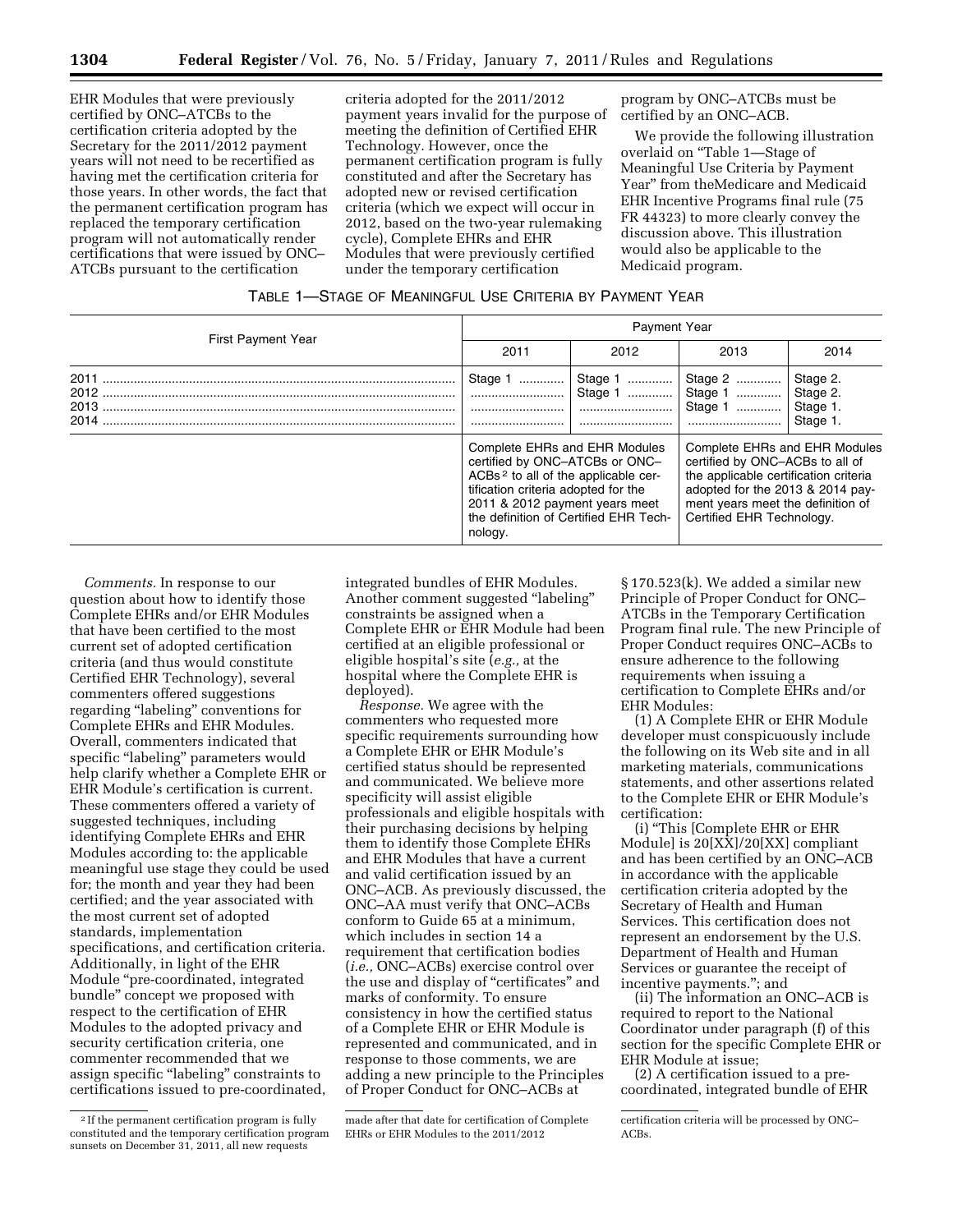EHR Modules that were previously certified by ONC–ATCBs to the certification criteria adopted by the Secretary for the 2011/2012 payment years will not need to be recertified as having met the certification criteria for those years. In other words, the fact that the permanent certification program has replaced the temporary certification program will not automatically render certifications that were issued by ONC–ATCBs pursuant to the certification criteria adopted for the 2011/2012 payment years invalid for the purpose of meeting the definition of Certified EHR Technology. However, once the permanent certification program is fully constituted and after the Secretary has adopted new or revised certification criteria (which we expect will occur in 2012, based on the two-year rulemaking cycle), Complete EHRs and EHR Modules that were previously certified under the temporary certification program by ONC–ATCBs must be certified by an ONC–ACB.

We provide the following illustration overlaid on "Table 1—Stage of Meaningful Use Criteria by Payment Year" from theMedicare and Medicaid EHR Incentive Programs final rule (75 FR 44323) to more clearly convey the discussion above. This illustration would also be applicable to the Medicaid program.

TABLE 1—STAGE OF MEANINGFUL USE CRITERIA BY PAYMENT YEAR

| First Payment Year | Payment Year | | | |
|---|---|---|---|---|
| | 2011 | 2012 | 2013 | 2014 |
| 2011 | Stage 1 | Stage 1 | Stage 2 | Stage 2. |
| 2012 | | Stage 1 | Stage 1 | Stage 2. |
| 2013 | | | Stage 1 | Stage 1. |
| 2014 | | | | Stage 1. |
| | Complete EHRs and EHR Modules certified by ONC–ATCBs or ONC–ACBs[2] to all of the applicable certification criteria adopted for the 2011 & 2012 payment years meet the definition of Certified EHR Technology. | | Complete EHRs and EHR Modules certified by ONC–ACBs to all of the applicable certification criteria adopted for the 2013 & 2014 payment years meet the definition of Certified EHR Technology. | |

*Comments.* In response to our question about how to identify those Complete EHRs and/or EHR Modules that have been certified to the most current set of adopted certification criteria (and thus would constitute Certified EHR Technology), several commenters offered suggestions regarding "labeling" conventions for Complete EHRs and EHR Modules. Overall, commenters indicated that specific "labeling" parameters would help clarify whether a Complete EHR or EHR Module's certification is current. These commenters offered a variety of suggested techniques, including identifying Complete EHRs and EHR Modules according to: the applicable meaningful use stage they could be used for; the month and year they had been certified; and the year associated with the most current set of adopted standards, implementation specifications, and certification criteria. Additionally, in light of the EHR Module "pre-coordinated, integrated bundle" concept we proposed with respect to the certification of EHR Modules to the adopted privacy and security certification criteria, one commenter recommended that we assign specific "labeling" constraints to certifications issued to pre-coordinated, integrated bundles of EHR Modules. Another comment suggested "labeling" constraints be assigned when a Complete EHR or EHR Module had been certified at an eligible professional or eligible hospital's site (*e.g.,* at the hospital where the Complete EHR is deployed).

*Response.* We agree with the commenters who requested more specific requirements surrounding how a Complete EHR or EHR Module's certified status should be represented and communicated. We believe more specificity will assist eligible professionals and eligible hospitals with their purchasing decisions by helping them to identify those Complete EHRs and EHR Modules that have a current and valid certification issued by an ONC–ACB. As previously discussed, the ONC–AA must verify that ONC–ACBs conform to Guide 65 at a minimum, which includes in section 14 a requirement that certification bodies (*i.e.,* ONC–ACBs) exercise control over the use and display of "certificates" and marks of conformity. To ensure consistency in how the certified status of a Complete EHR or EHR Module is represented and communicated, and in response to those comments, we are adding a new principle to the Principles of Proper Conduct for ONC–ACBs at § 170.523(k). We added a similar new Principle of Proper Conduct for ONC–ATCBs in the Temporary Certification Program final rule. The new Principle of Proper Conduct requires ONC–ACBs to ensure adherence to the following requirements when issuing a certification to Complete EHRs and/or EHR Modules:

(1) A Complete EHR or EHR Module developer must conspicuously include the following on its Web site and in all marketing materials, communications statements, and other assertions related to the Complete EHR or EHR Module's certification:

(i) "This [Complete EHR or EHR Module] is 20[XX]/20[XX] compliant and has been certified by an ONC–ACB in accordance with the applicable certification criteria adopted by the Secretary of Health and Human Services. This certification does not represent an endorsement by the U.S. Department of Health and Human Services or guarantee the receipt of incentive payments."; and

(ii) The information an ONC–ACB is required to report to the National Coordinator under paragraph (f) of this section for the specific Complete EHR or EHR Module at issue;

(2) A certification issued to a pre-coordinated, integrated bundle of EHR

[2] If the permanent certification program is fully constituted and the temporary certification program sunsets on December 31, 2011, all new requests made after that date for certification of Complete EHRs or EHR Modules to the 2011/2012 certification criteria will be processed by ONC–ACBs.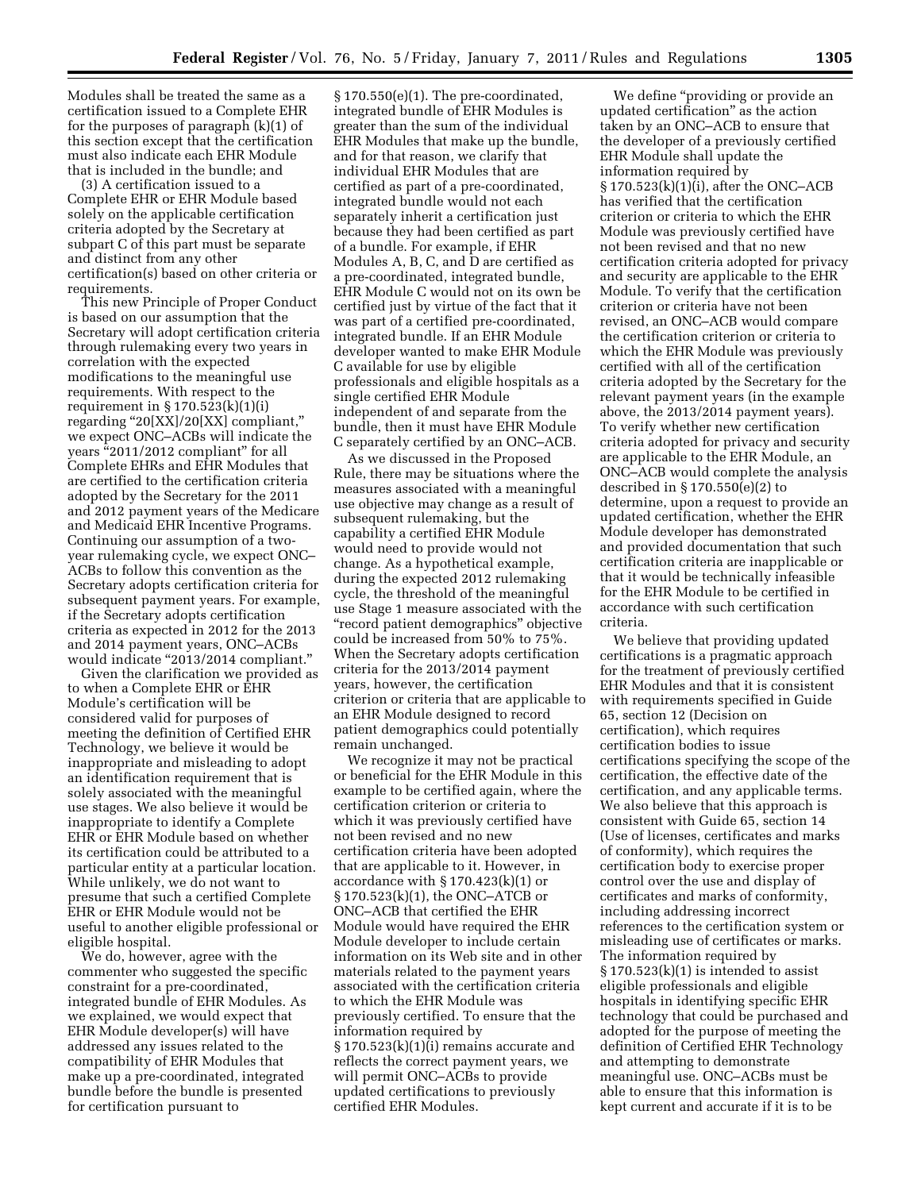Modules shall be treated the same as a certification issued to a Complete EHR for the purposes of paragraph (k)(1) of this section except that the certification must also indicate each EHR Module that is included in the bundle; and

(3) A certification issued to a Complete EHR or EHR Module based solely on the applicable certification criteria adopted by the Secretary at subpart C of this part must be separate and distinct from any other certification(s) based on other criteria or requirements.

This new Principle of Proper Conduct is based on our assumption that the Secretary will adopt certification criteria through rulemaking every two years in correlation with the expected modifications to the meaningful use requirements. With respect to the requirement in § 170.523(k)(1)(i) regarding "20[XX]/20[XX] compliant," we expect ONC–ACBs will indicate the years "2011/2012 compliant" for all Complete EHRs and EHR Modules that are certified to the certification criteria adopted by the Secretary for the 2011 and 2012 payment years of the Medicare and Medicaid EHR Incentive Programs. Continuing our assumption of a two-year rulemaking cycle, we expect ONC–ACBs to follow this convention as the Secretary adopts certification criteria for subsequent payment years. For example, if the Secretary adopts certification criteria as expected in 2012 for the 2013 and 2014 payment years, ONC–ACBs would indicate "2013/2014 compliant."

Given the clarification we provided as to when a Complete EHR or EHR Module's certification will be considered valid for purposes of meeting the definition of Certified EHR Technology, we believe it would be inappropriate and misleading to adopt an identification requirement that is solely associated with the meaningful use stages. We also believe it would be inappropriate to identify a Complete EHR or EHR Module based on whether its certification could be attributed to a particular entity at a particular location. While unlikely, we do not want to presume that such a certified Complete EHR or EHR Module would not be useful to another eligible professional or eligible hospital.

We do, however, agree with the commenter who suggested the specific constraint for a pre-coordinated, integrated bundle of EHR Modules. As we explained, we would expect that EHR Module developer(s) will have addressed any issues related to the compatibility of EHR Modules that make up a pre-coordinated, integrated bundle before the bundle is presented for certification pursuant to § 170.550(e)(1). The pre-coordinated, integrated bundle of EHR Modules is greater than the sum of the individual EHR Modules that make up the bundle, and for that reason, we clarify that individual EHR Modules that are certified as part of a pre-coordinated, integrated bundle would not each separately inherit a certification just because they had been certified as part of a bundle. For example, if EHR Modules A, B, C, and D are certified as a pre-coordinated, integrated bundle, EHR Module C would not on its own be certified just by virtue of the fact that it was part of a certified pre-coordinated, integrated bundle. If an EHR Module developer wanted to make EHR Module C available for use by eligible professionals and eligible hospitals as a single certified EHR Module independent of and separate from the bundle, then it must have EHR Module C separately certified by an ONC–ACB.

As we discussed in the Proposed Rule, there may be situations where the measures associated with a meaningful use objective may change as a result of subsequent rulemaking, but the capability a certified EHR Module would need to provide would not change. As a hypothetical example, during the expected 2012 rulemaking cycle, the threshold of the meaningful use Stage 1 measure associated with the "record patient demographics" objective could be increased from 50% to 75%. When the Secretary adopts certification criteria for the 2013/2014 payment years, however, the certification criterion or criteria that are applicable to an EHR Module designed to record patient demographics could potentially remain unchanged.

We recognize it may not be practical or beneficial for the EHR Module in this example to be certified again, where the certification criterion or criteria to which it was previously certified have not been revised and no new certification criteria have been adopted that are applicable to it. However, in accordance with § 170.423(k)(1) or § 170.523(k)(1), the ONC–ATCB or ONC–ACB that certified the EHR Module would have required the EHR Module developer to include certain information on its Web site and in other materials related to the payment years associated with the certification criteria to which the EHR Module was previously certified. To ensure that the information required by § 170.523(k)(1)(i) remains accurate and reflects the correct payment years, we will permit ONC–ACBs to provide updated certifications to previously certified EHR Modules.

We define "providing or provide an updated certification" as the action taken by an ONC–ACB to ensure that the developer of a previously certified EHR Module shall update the information required by § 170.523(k)(1)(i), after the ONC–ACB has verified that the certification criterion or criteria to which the EHR Module was previously certified have not been revised and that no new certification criteria adopted for privacy and security are applicable to the EHR Module. To verify that the certification criterion or criteria have not been revised, an ONC–ACB would compare the certification criterion or criteria to which the EHR Module was previously certified with all of the certification criteria adopted by the Secretary for the relevant payment years (in the example above, the 2013/2014 payment years). To verify whether new certification criteria adopted for privacy and security are applicable to the EHR Module, an ONC–ACB would complete the analysis described in § 170.550(e)(2) to determine, upon a request to provide an updated certification, whether the EHR Module developer has demonstrated and provided documentation that such certification criteria are inapplicable or that it would be technically infeasible for the EHR Module to be certified in accordance with such certification criteria.

We believe that providing updated certifications is a pragmatic approach for the treatment of previously certified EHR Modules and that it is consistent with requirements specified in Guide 65, section 12 (Decision on certification), which requires certification bodies to issue certifications specifying the scope of the certification, the effective date of the certification, and any applicable terms. We also believe that this approach is consistent with Guide 65, section 14 (Use of licenses, certificates and marks of conformity), which requires the certification body to exercise proper control over the use and display of certificates and marks of conformity, including addressing incorrect references to the certification system or misleading use of certificates or marks. The information required by § 170.523(k)(1) is intended to assist eligible professionals and eligible hospitals in identifying specific EHR technology that could be purchased and adopted for the purpose of meeting the definition of Certified EHR Technology and attempting to demonstrate meaningful use. ONC–ACBs must be able to ensure that this information is kept current and accurate if it is to be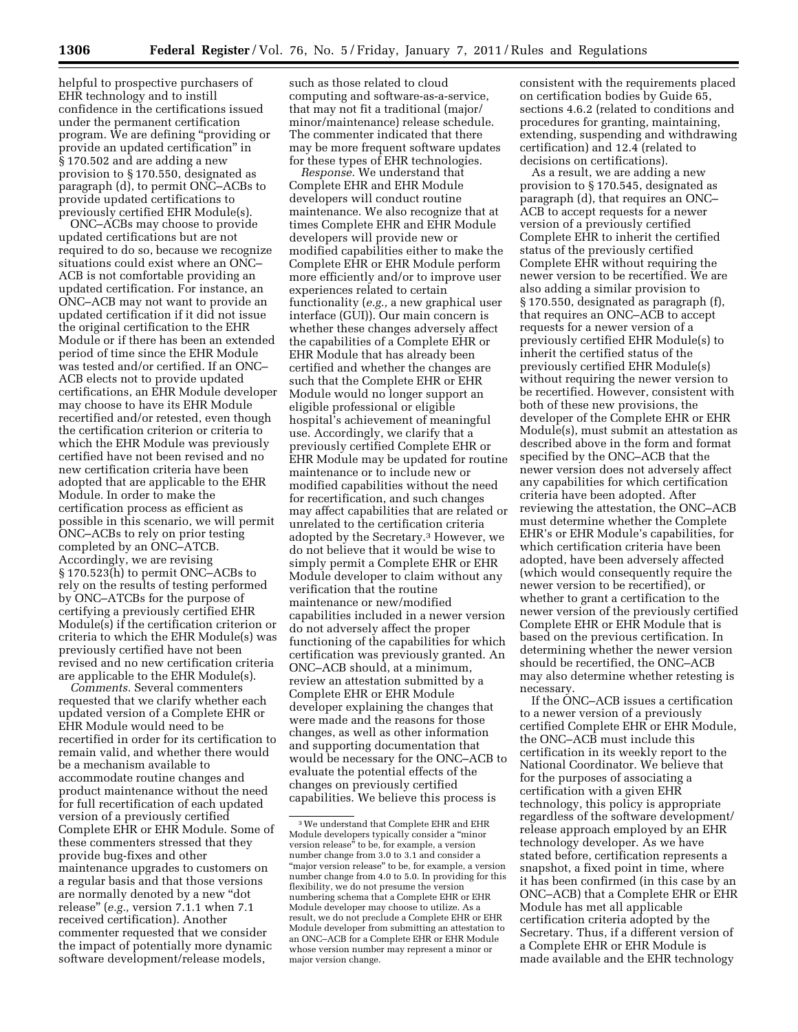helpful to prospective purchasers of EHR technology and to instill confidence in the certifications issued under the permanent certification program. We are defining "providing or provide an updated certification" in § 170.502 and are adding a new provision to § 170.550, designated as paragraph (d), to permit ONC–ACBs to provide updated certifications to previously certified EHR Module(s).

ONC–ACBs may choose to provide updated certifications but are not required to do so, because we recognize situations could exist where an ONC–ACB is not comfortable providing an updated certification. For instance, an ONC–ACB may not want to provide an updated certification if it did not issue the original certification to the EHR Module or if there has been an extended period of time since the EHR Module was tested and/or certified. If an ONC–ACB elects not to provide updated certifications, an EHR Module developer may choose to have its EHR Module recertified and/or retested, even though the certification criterion or criteria to which the EHR Module was previously certified have not been revised and no new certification criteria have been adopted that are applicable to the EHR Module. In order to make the certification process as efficient as possible in this scenario, we will permit ONC–ACBs to rely on prior testing completed by an ONC–ATCB. Accordingly, we are revising § 170.523(h) to permit ONC–ACBs to rely on the results of testing performed by ONC–ATCBs for the purpose of certifying a previously certified EHR Module(s) if the certification criterion or criteria to which the EHR Module(s) was previously certified have not been revised and no new certification criteria are applicable to the EHR Module(s).

*Comments.* Several commenters requested that we clarify whether each updated version of a Complete EHR or EHR Module would need to be recertified in order for its certification to remain valid, and whether there would be a mechanism available to accommodate routine changes and product maintenance without the need for full recertification of each updated version of a previously certified Complete EHR or EHR Module. Some of these commenters stressed that they provide bug-fixes and other maintenance upgrades to customers on a regular basis and that those versions are normally denoted by a new "dot release" (*e.g.,* version 7.1.1 when 7.1 received certification). Another commenter requested that we consider the impact of potentially more dynamic software development/release models, such as those related to cloud computing and software-as-a-service, that may not fit a traditional (major/minor/maintenance) release schedule. The commenter indicated that there may be more frequent software updates for these types of EHR technologies.

*Response.* We understand that Complete EHR and EHR Module developers will conduct routine maintenance. We also recognize that at times Complete EHR and EHR Module developers will provide new or modified capabilities either to make the Complete EHR or EHR Module perform more efficiently and/or to improve user experiences related to certain functionality (*e.g.,* a new graphical user interface (GUI)). Our main concern is whether these changes adversely affect the capabilities of a Complete EHR or EHR Module that has already been certified and whether the changes are such that the Complete EHR or EHR Module would no longer support an eligible professional or eligible hospital's achievement of meaningful use. Accordingly, we clarify that a previously certified Complete EHR or EHR Module may be updated for routine maintenance or to include new or modified capabilities without the need for recertification, and such changes may affect capabilities that are related or unrelated to the certification criteria adopted by the Secretary.[3] However, we do not believe that it would be wise to simply permit a Complete EHR or EHR Module developer to claim without any verification that the routine maintenance or new/modified capabilities included in a newer version do not adversely affect the proper functioning of the capabilities for which certification was previously granted. An ONC–ACB should, at a minimum, review an attestation submitted by a Complete EHR or EHR Module developer explaining the changes that were made and the reasons for those changes, as well as other information and supporting documentation that would be necessary for the ONC–ACB to evaluate the potential effects of the changes on previously certified capabilities. We believe this process is consistent with the requirements placed on certification bodies by Guide 65, sections 4.6.2 (related to conditions and procedures for granting, maintaining, extending, suspending and withdrawing certification) and 12.4 (related to decisions on certifications).

As a result, we are adding a new provision to § 170.545, designated as paragraph (d), that requires an ONC–ACB to accept requests for a newer version of a previously certified Complete EHR to inherit the certified status of the previously certified Complete EHR without requiring the newer version to be recertified. We are also adding a similar provision to § 170.550, designated as paragraph (f), that requires an ONC–ACB to accept requests for a newer version of a previously certified EHR Module(s) to inherit the certified status of the previously certified EHR Module(s) without requiring the newer version to be recertified. However, consistent with both of these new provisions, the developer of the Complete EHR or EHR Module(s), must submit an attestation as described above in the form and format specified by the ONC–ACB that the newer version does not adversely affect any capabilities for which certification criteria have been adopted. After reviewing the attestation, the ONC–ACB must determine whether the Complete EHR's or EHR Module's capabilities, for which certification criteria have been adopted, have been adversely affected (which would consequently require the newer version to be recertified), or whether to grant a certification to the newer version of the previously certified Complete EHR or EHR Module that is based on the previous certification. In determining whether the newer version should be recertified, the ONC–ACB may also determine whether retesting is necessary.

If the ONC–ACB issues a certification to a newer version of a previously certified Complete EHR or EHR Module, the ONC–ACB must include this certification in its weekly report to the National Coordinator. We believe that for the purposes of associating a certification with a given EHR technology, this policy is appropriate regardless of the software development/release approach employed by an EHR technology developer. As we have stated before, certification represents a snapshot, a fixed point in time, where it has been confirmed (in this case by an ONC–ACB) that a Complete EHR or EHR Module has met all applicable certification criteria adopted by the Secretary. Thus, if a different version of a Complete EHR or EHR Module is made available and the EHR technology

[3] We understand that Complete EHR and EHR Module developers typically consider a "minor version release" to be, for example, a version number change from 3.0 to 3.1 and consider a "major version release" to be, for example, a version number change from 4.0 to 5.0. In providing for this flexibility, we do not presume the version numbering schema that a Complete EHR or EHR Module developer may choose to utilize. As a result, we do not preclude a Complete EHR or EHR Module developer from submitting an attestation to an ONC–ACB for a Complete EHR or EHR Module whose version number may represent a minor or major version change.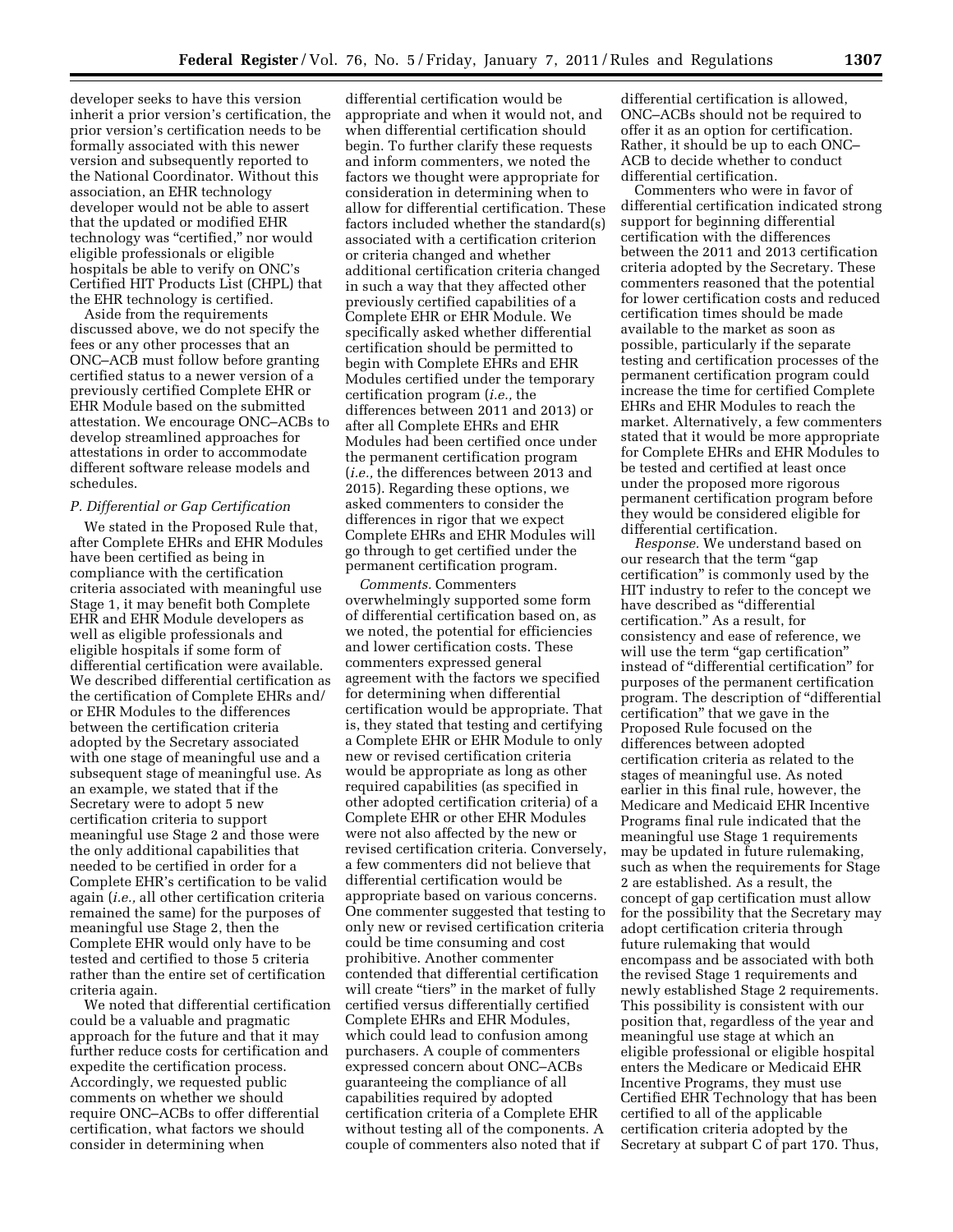developer seeks to have this version inherit a prior version's certification, the prior version's certification needs to be formally associated with this newer version and subsequently reported to the National Coordinator. Without this association, an EHR technology developer would not be able to assert that the updated or modified EHR technology was "certified," nor would eligible professionals or eligible hospitals be able to verify on ONC's Certified HIT Products List (CHPL) that the EHR technology is certified.

Aside from the requirements discussed above, we do not specify the fees or any other processes that an ONC–ACB must follow before granting certified status to a newer version of a previously certified Complete EHR or EHR Module based on the submitted attestation. We encourage ONC–ACBs to develop streamlined approaches for attestations in order to accommodate different software release models and schedules.

### *P. Differential or Gap Certification*

We stated in the Proposed Rule that, after Complete EHRs and EHR Modules have been certified as being in compliance with the certification criteria associated with meaningful use Stage 1, it may benefit both Complete EHR and EHR Module developers as well as eligible professionals and eligible hospitals if some form of differential certification were available. We described differential certification as the certification of Complete EHRs and/or EHR Modules to the differences between the certification criteria adopted by the Secretary associated with one stage of meaningful use and a subsequent stage of meaningful use. As an example, we stated that if the Secretary were to adopt 5 new certification criteria to support meaningful use Stage 2 and those were the only additional capabilities that needed to be certified in order for a Complete EHR's certification to be valid again (*i.e.,* all other certification criteria remained the same) for the purposes of meaningful use Stage 2, then the Complete EHR would only have to be tested and certified to those 5 criteria rather than the entire set of certification criteria again.

We noted that differential certification could be a valuable and pragmatic approach for the future and that it may further reduce costs for certification and expedite the certification process. Accordingly, we requested public comments on whether we should require ONC–ACBs to offer differential certification, what factors we should consider in determining when differential certification would be appropriate and when it would not, and when differential certification should begin. To further clarify these requests and inform commenters, we noted the factors we thought were appropriate for consideration in determining when to allow for differential certification. These factors included whether the standard(s) associated with a certification criterion or criteria changed and whether additional certification criteria changed in such a way that they affected other previously certified capabilities of a Complete EHR or EHR Module. We specifically asked whether differential certification should be permitted to begin with Complete EHRs and EHR Modules certified under the temporary certification program (*i.e.,* the differences between 2011 and 2013) or after all Complete EHRs and EHR Modules had been certified once under the permanent certification program (*i.e.,* the differences between 2013 and 2015). Regarding these options, we asked commenters to consider the differences in rigor that we expect Complete EHRs and EHR Modules will go through to get certified under the permanent certification program.

*Comments.* Commenters overwhelmingly supported some form of differential certification based on, as we noted, the potential for efficiencies and lower certification costs. These commenters expressed general agreement with the factors we specified for determining when differential certification would be appropriate. That is, they stated that testing and certifying a Complete EHR or EHR Module to only new or revised certification criteria would be appropriate as long as other required capabilities (as specified in other adopted certification criteria) of a Complete EHR or other EHR Modules were not also affected by the new or revised certification criteria. Conversely, a few commenters did not believe that differential certification would be appropriate based on various concerns. One commenter suggested that testing to only new or revised certification criteria could be time consuming and cost prohibitive. Another commenter contended that differential certification will create "tiers" in the market of fully certified versus differentially certified Complete EHRs and EHR Modules, which could lead to confusion among purchasers. A couple of commenters expressed concern about ONC–ACBs guaranteeing the compliance of all capabilities required by adopted certification criteria of a Complete EHR without testing all of the components. A couple of commenters also noted that if differential certification is allowed, ONC–ACBs should not be required to offer it as an option for certification. Rather, it should be up to each ONC–ACB to decide whether to conduct differential certification.

Commenters who were in favor of differential certification indicated strong support for beginning differential certification with the differences between the 2011 and 2013 certification criteria adopted by the Secretary. These commenters reasoned that the potential for lower certification costs and reduced certification times should be made available to the market as soon as possible, particularly if the separate testing and certification processes of the permanent certification program could increase the time for certified Complete EHRs and EHR Modules to reach the market. Alternatively, a few commenters stated that it would be more appropriate for Complete EHRs and EHR Modules to be tested and certified at least once under the proposed more rigorous permanent certification program before they would be considered eligible for differential certification.

*Response.* We understand based on our research that the term "gap certification" is commonly used by the HIT industry to refer to the concept we have described as "differential certification." As a result, for consistency and ease of reference, we will use the term "gap certification" instead of "differential certification" for purposes of the permanent certification program. The description of "differential certification" that we gave in the Proposed Rule focused on the differences between adopted certification criteria as related to the stages of meaningful use. As noted earlier in this final rule, however, the Medicare and Medicaid EHR Incentive Programs final rule indicated that the meaningful use Stage 1 requirements may be updated in future rulemaking, such as when the requirements for Stage 2 are established. As a result, the concept of gap certification must allow for the possibility that the Secretary may adopt certification criteria through future rulemaking that would encompass and be associated with both the revised Stage 1 requirements and newly established Stage 2 requirements. This possibility is consistent with our position that, regardless of the year and meaningful use stage at which an eligible professional or eligible hospital enters the Medicare or Medicaid EHR Incentive Programs, they must use Certified EHR Technology that has been certified to all of the applicable certification criteria adopted by the Secretary at subpart C of part 170. Thus,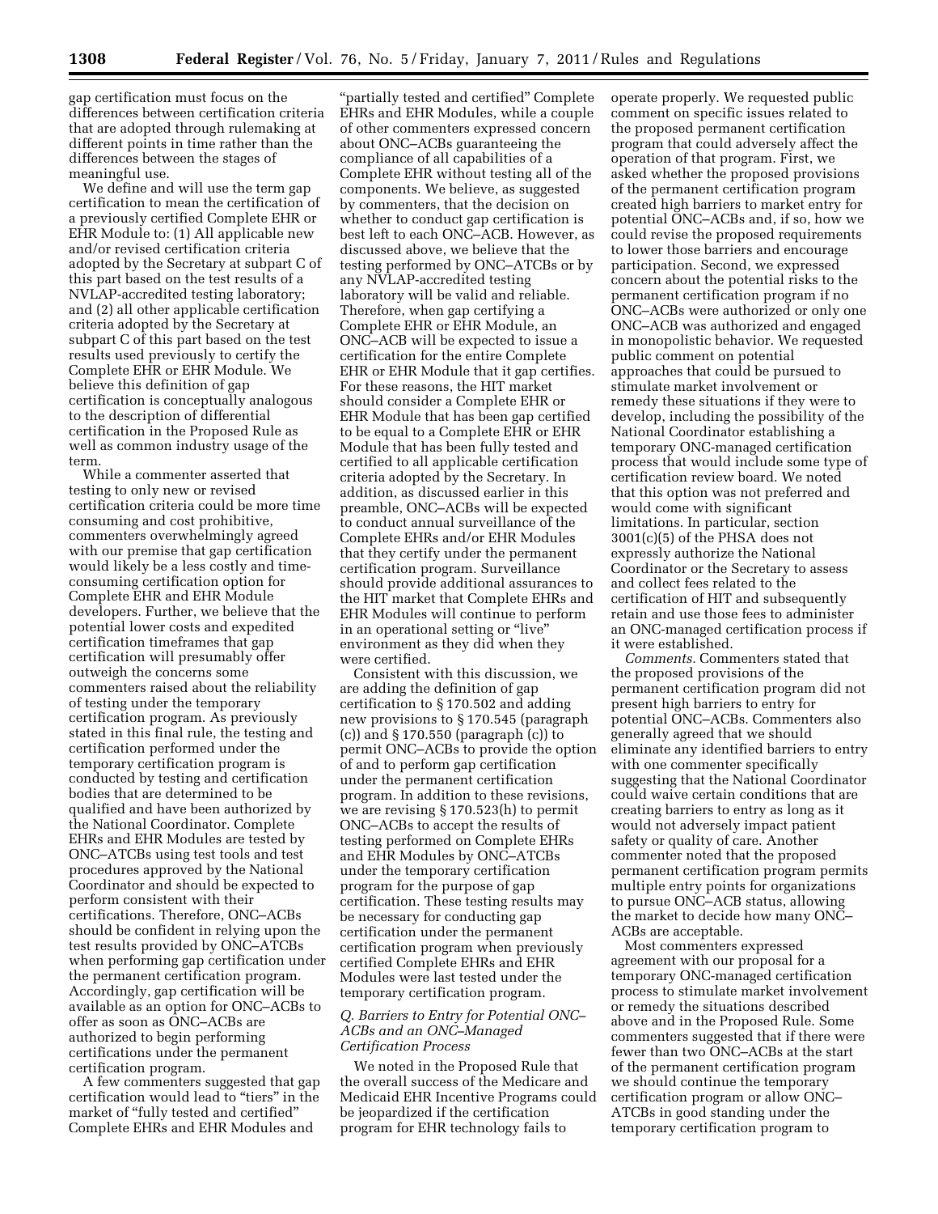gap certification must focus on the differences between certification criteria that are adopted through rulemaking at different points in time rather than the differences between the stages of meaningful use.

We define and will use the term gap certification to mean the certification of a previously certified Complete EHR or EHR Module to: (1) All applicable new and/or revised certification criteria adopted by the Secretary at subpart C of this part based on the test results of a NVLAP-accredited testing laboratory; and (2) all other applicable certification criteria adopted by the Secretary at subpart C of this part based on the test results used previously to certify the Complete EHR or EHR Module. We believe this definition of gap certification is conceptually analogous to the description of differential certification in the Proposed Rule as well as common industry usage of the term.

While a commenter asserted that testing to only new or revised certification criteria could be more time consuming and cost prohibitive, commenters overwhelmingly agreed with our premise that gap certification would likely be a less costly and time-consuming certification option for Complete EHR and EHR Module developers. Further, we believe that the potential lower costs and expedited certification timeframes that gap certification will presumably offer outweigh the concerns some commenters raised about the reliability of testing under the temporary certification program. As previously stated in this final rule, the testing and certification performed under the temporary certification program is conducted by testing and certification bodies that are determined to be qualified and have been authorized by the National Coordinator. Complete EHRs and EHR Modules are tested by ONC–ATCBs using test tools and test procedures approved by the National Coordinator and should be expected to perform consistent with their certifications. Therefore, ONC–ACBs should be confident in relying upon the test results provided by ONC–ATCBs when performing gap certification under the permanent certification program. Accordingly, gap certification will be available as an option for ONC–ACBs to offer as soon as ONC–ACBs are authorized to begin performing certifications under the permanent certification program.

A few commenters suggested that gap certification would lead to "tiers" in the market of "fully tested and certified" Complete EHRs and EHR Modules and "partially tested and certified" Complete EHRs and EHR Modules, while a couple of other commenters expressed concern about ONC–ACBs guaranteeing the compliance of all capabilities of a Complete EHR without testing all of the components. We believe, as suggested by commenters, that the decision on whether to conduct gap certification is best left to each ONC–ACB. However, as discussed above, we believe that the testing performed by ONC–ATCBs or by any NVLAP-accredited testing laboratory will be valid and reliable. Therefore, when gap certifying a Complete EHR or EHR Module, an ONC–ACB will be expected to issue a certification for the entire Complete EHR or EHR Module that it gap certifies. For these reasons, the HIT market should consider a Complete EHR or EHR Module that has been gap certified to be equal to a Complete EHR or EHR Module that has been fully tested and certified to all applicable certification criteria adopted by the Secretary. In addition, as discussed earlier in this preamble, ONC–ACBs will be expected to conduct annual surveillance of the Complete EHRs and/or EHR Modules that they certify under the permanent certification program. Surveillance should provide additional assurances to the HIT market that Complete EHRs and EHR Modules will continue to perform in an operational setting or "live" environment as they did when they were certified.

Consistent with this discussion, we are adding the definition of gap certification to § 170.502 and adding new provisions to § 170.545 (paragraph (c)) and § 170.550 (paragraph (c)) to permit ONC–ACBs to provide the option of and to perform gap certification under the permanent certification program. In addition to these revisions, we are revising § 170.523(h) to permit ONC–ACBs to accept the results of testing performed on Complete EHRs and EHR Modules by ONC–ATCBs under the temporary certification program for the purpose of gap certification. These testing results may be necessary for conducting gap certification under the permanent certification program when previously certified Complete EHRs and EHR Modules were last tested under the temporary certification program.

### *Q. Barriers to Entry for Potential ONC–ACBs and an ONC–Managed Certification Process*

We noted in the Proposed Rule that the overall success of the Medicare and Medicaid EHR Incentive Programs could be jeopardized if the certification program for EHR technology fails to operate properly. We requested public comment on specific issues related to the proposed permanent certification program that could adversely affect the operation of that program. First, we asked whether the proposed provisions of the permanent certification program created high barriers to market entry for potential ONC–ACBs and, if so, how we could revise the proposed requirements to lower those barriers and encourage participation. Second, we expressed concern about the potential risks to the permanent certification program if no ONC–ACBs were authorized or only one ONC–ACB was authorized and engaged in monopolistic behavior. We requested public comment on potential approaches that could be pursued to stimulate market involvement or remedy these situations if they were to develop, including the possibility of the National Coordinator establishing a temporary ONC-managed certification process that would include some type of certification review board. We noted that this option was not preferred and would come with significant limitations. In particular, section 3001(c)(5) of the PHSA does not expressly authorize the National Coordinator or the Secretary to assess and collect fees related to the certification of HIT and subsequently retain and use those fees to administer an ONC-managed certification process if it were established.

*Comments.* Commenters stated that the proposed provisions of the permanent certification program did not present high barriers to entry for potential ONC–ACBs. Commenters also generally agreed that we should eliminate any identified barriers to entry with one commenter specifically suggesting that the National Coordinator could waive certain conditions that are creating barriers to entry as long as it would not adversely impact patient safety or quality of care. Another commenter noted that the proposed permanent certification program permits multiple entry points for organizations to pursue ONC–ACB status, allowing the market to decide how many ONC–ACBs are acceptable.

Most commenters expressed agreement with our proposal for a temporary ONC-managed certification process to stimulate market involvement or remedy the situations described above and in the Proposed Rule. Some commenters suggested that if there were fewer than two ONC–ACBs at the start of the permanent certification program we should continue the temporary certification program or allow ONC–ATCBs in good standing under the temporary certification program to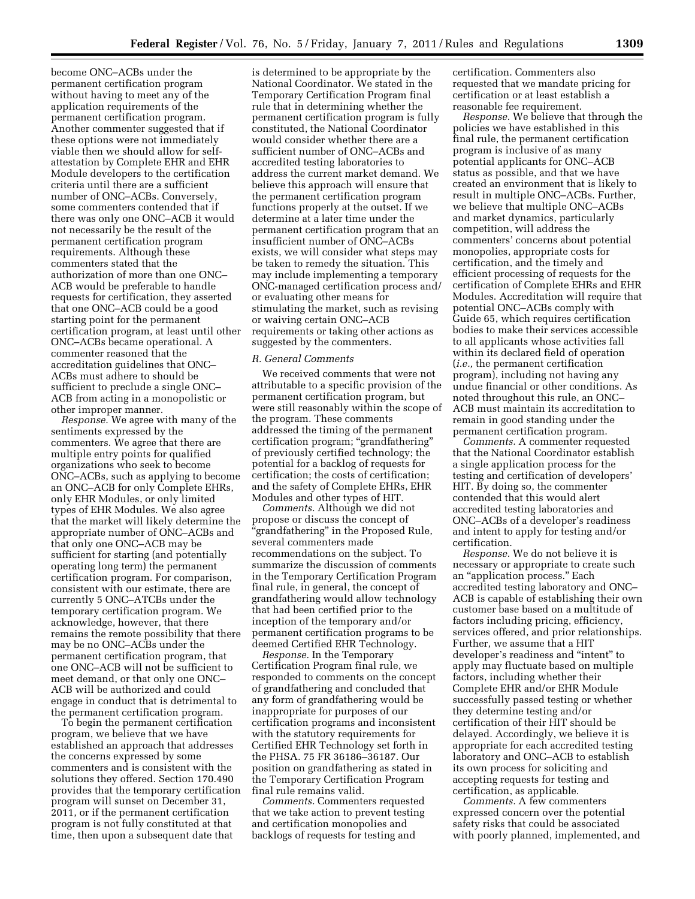become ONC–ACBs under the permanent certification program without having to meet any of the application requirements of the permanent certification program. Another commenter suggested that if these options were not immediately viable then we should allow for self-attestation by Complete EHR and EHR Module developers to the certification criteria until there are a sufficient number of ONC–ACBs. Conversely, some commenters contended that if there was only one ONC–ACB it would not necessarily be the result of the permanent certification program requirements. Although these commenters stated that the authorization of more than one ONC–ACB would be preferable to handle requests for certification, they asserted that one ONC–ACB could be a good starting point for the permanent certification program, at least until other ONC–ACBs became operational. A commenter reasoned that the accreditation guidelines that ONC–ACBs must adhere to should be sufficient to preclude a single ONC–ACB from acting in a monopolistic or other improper manner.

*Response.* We agree with many of the sentiments expressed by the commenters. We agree that there are multiple entry points for qualified organizations who seek to become ONC–ACBs, such as applying to become an ONC–ACB for only Complete EHRs, only EHR Modules, or only limited types of EHR Modules. We also agree that the market will likely determine the appropriate number of ONC–ACBs and that only one ONC–ACB may be sufficient for starting (and potentially operating long term) the permanent certification program. For comparison, consistent with our estimate, there are currently 5 ONC–ATCBs under the temporary certification program. We acknowledge, however, that there remains the remote possibility that there may be no ONC–ACBs under the permanent certification program, that one ONC–ACB will not be sufficient to meet demand, or that only one ONC–ACB will be authorized and could engage in conduct that is detrimental to the permanent certification program.

To begin the permanent certification program, we believe that we have established an approach that addresses the concerns expressed by some commenters and is consistent with the solutions they offered. Section 170.490 provides that the temporary certification program will sunset on December 31, 2011, or if the permanent certification program is not fully constituted at that time, then upon a subsequent date that is determined to be appropriate by the National Coordinator. We stated in the Temporary Certification Program final rule that in determining whether the permanent certification program is fully constituted, the National Coordinator would consider whether there are a sufficient number of ONC–ACBs and accredited testing laboratories to address the current market demand. We believe this approach will ensure that the permanent certification program functions properly at the outset. If we determine at a later time under the permanent certification program that an insufficient number of ONC–ACBs exists, we will consider what steps may be taken to remedy the situation. This may include implementing a temporary ONC-managed certification process and/or evaluating other means for stimulating the market, such as revising or waiving certain ONC–ACB requirements or taking other actions as suggested by the commenters.

### *R. General Comments*

We received comments that were not attributable to a specific provision of the permanent certification program, but were still reasonably within the scope of the program. These comments addressed the timing of the permanent certification program; "grandfathering" of previously certified technology; the potential for a backlog of requests for certification; the costs of certification; and the safety of Complete EHRs, EHR Modules and other types of HIT.

*Comments.* Although we did not propose or discuss the concept of "grandfathering" in the Proposed Rule, several commenters made recommendations on the subject. To summarize the discussion of comments in the Temporary Certification Program final rule, in general, the concept of grandfathering would allow technology that had been certified prior to the inception of the temporary and/or permanent certification programs to be deemed Certified EHR Technology.

*Response.* In the Temporary Certification Program final rule, we responded to comments on the concept of grandfathering and concluded that any form of grandfathering would be inappropriate for purposes of our certification programs and inconsistent with the statutory requirements for Certified EHR Technology set forth in the PHSA. 75 FR 36186–36187. Our position on grandfathering as stated in the Temporary Certification Program final rule remains valid.

*Comments.* Commenters requested that we take action to prevent testing and certification monopolies and backlogs of requests for testing and certification. Commenters also requested that we mandate pricing for certification or at least establish a reasonable fee requirement.

*Response.* We believe that through the policies we have established in this final rule, the permanent certification program is inclusive of as many potential applicants for ONC–ACB status as possible, and that we have created an environment that is likely to result in multiple ONC–ACBs. Further, we believe that multiple ONC–ACBs and market dynamics, particularly competition, will address the commenters' concerns about potential monopolies, appropriate costs for certification, and the timely and efficient processing of requests for the certification of Complete EHRs and EHR Modules. Accreditation will require that potential ONC–ACBs comply with Guide 65, which requires certification bodies to make their services accessible to all applicants whose activities fall within its declared field of operation (*i.e.,* the permanent certification program), including not having any undue financial or other conditions. As noted throughout this rule, an ONC–ACB must maintain its accreditation to remain in good standing under the permanent certification program.

*Comments.* A commenter requested that the National Coordinator establish a single application process for the testing and certification of developers' HIT. By doing so, the commenter contended that this would alert accredited testing laboratories and ONC–ACBs of a developer's readiness and intent to apply for testing and/or certification.

*Response.* We do not believe it is necessary or appropriate to create such an "application process." Each accredited testing laboratory and ONC–ACB is capable of establishing their own customer base based on a multitude of factors including pricing, efficiency, services offered, and prior relationships. Further, we assume that a HIT developer's readiness and "intent" to apply may fluctuate based on multiple factors, including whether their Complete EHR and/or EHR Module successfully passed testing or whether they determine testing and/or certification of their HIT should be delayed. Accordingly, we believe it is appropriate for each accredited testing laboratory and ONC–ACB to establish its own process for soliciting and accepting requests for testing and certification, as applicable.

*Comments.* A few commenters expressed concern over the potential safety risks that could be associated with poorly planned, implemented, and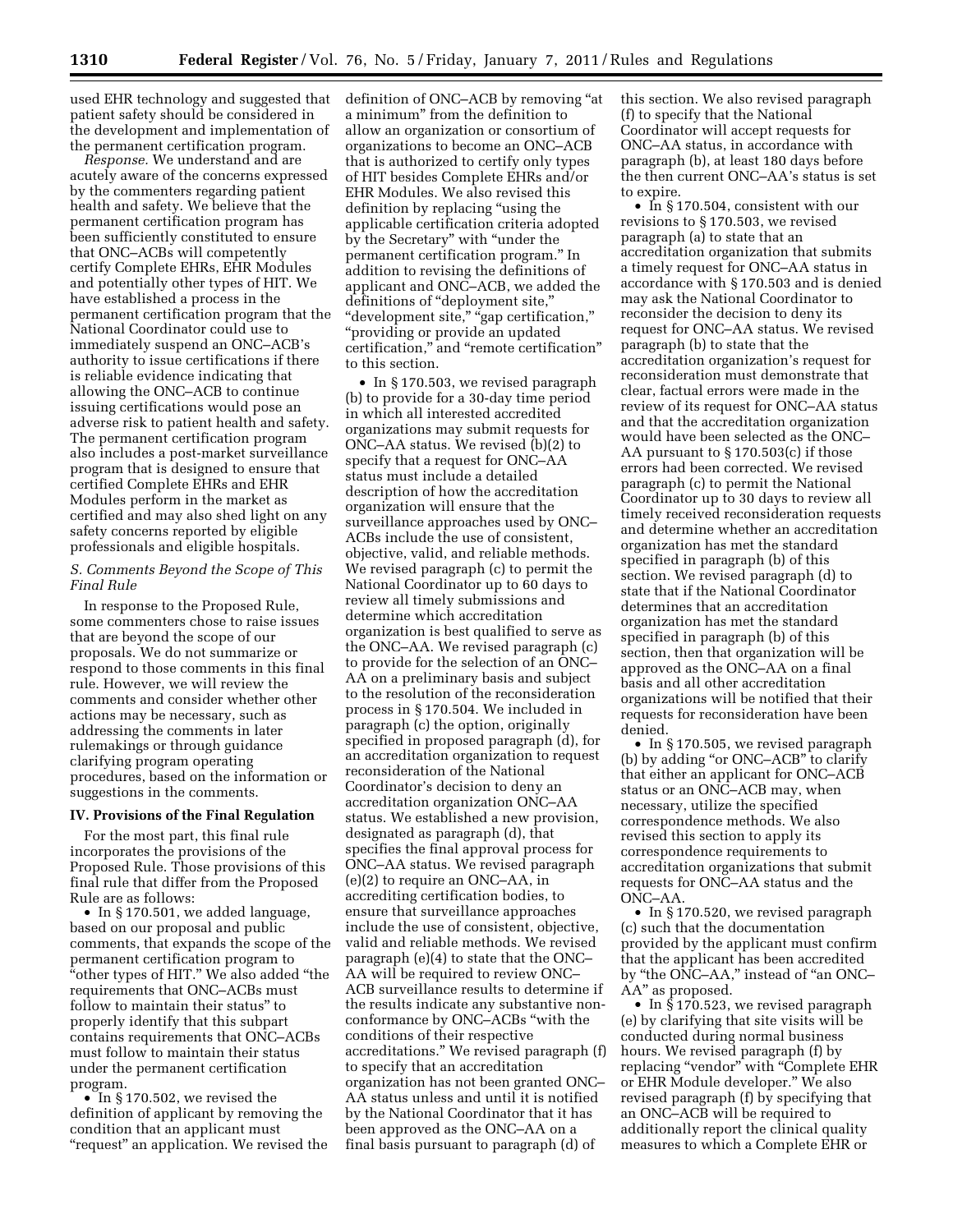used EHR technology and suggested that patient safety should be considered in the development and implementation of the permanent certification program.

*Response.* We understand and are acutely aware of the concerns expressed by the commenters regarding patient health and safety. We believe that the permanent certification program has been sufficiently constituted to ensure that ONC–ACBs will competently certify Complete EHRs, EHR Modules and potentially other types of HIT. We have established a process in the permanent certification program that the National Coordinator could use to immediately suspend an ONC–ACB's authority to issue certifications if there is reliable evidence indicating that allowing the ONC–ACB to continue issuing certifications would pose an adverse risk to patient health and safety. The permanent certification program also includes a post-market surveillance program that is designed to ensure that certified Complete EHRs and EHR Modules perform in the market as certified and may also shed light on any safety concerns reported by eligible professionals and eligible hospitals.

### *S. Comments Beyond the Scope of This Final Rule*

In response to the Proposed Rule, some commenters chose to raise issues that are beyond the scope of our proposals. We do not summarize or respond to those comments in this final rule. However, we will review the comments and consider whether other actions may be necessary, such as addressing the comments in later rulemakings or through guidance clarifying program operating procedures, based on the information or suggestions in the comments.

## IV. Provisions of the Final Regulation

For the most part, this final rule incorporates the provisions of the Proposed Rule. Those provisions of this final rule that differ from the Proposed Rule are as follows:

- In § 170.501, we added language, based on our proposal and public comments, that expands the scope of the permanent certification program to "other types of HIT." We also added "the requirements that ONC–ACBs must follow to maintain their status" to properly identify that this subpart contains requirements that ONC–ACBs must follow to maintain their status under the permanent certification program.
- In § 170.502, we revised the definition of applicant by removing the condition that an applicant must "request" an application. We revised the definition of ONC–ACB by removing "at a minimum" from the definition to allow an organization or consortium of organizations to become an ONC–ACB that is authorized to certify only types of HIT besides Complete EHRs and/or EHR Modules. We also revised this definition by replacing "using the applicable certification criteria adopted by the Secretary" with "under the permanent certification program." In addition to revising the definitions of applicant and ONC–ACB, we added the definitions of "deployment site," "development site," "gap certification," "providing or provide an updated certification," and "remote certification" to this section.
- In § 170.503, we revised paragraph (b) to provide for a 30-day time period in which all interested accredited organizations may submit requests for ONC–AA status. We revised (b)(2) to specify that a request for ONC–AA status must include a detailed description of how the accreditation organization will ensure that the surveillance approaches used by ONC–ACBs include the use of consistent, objective, valid, and reliable methods. We revised paragraph (c) to permit the National Coordinator up to 60 days to review all timely submissions and determine which accreditation organization is best qualified to serve as the ONC–AA. We revised paragraph (c) to provide for the selection of an ONC–AA on a preliminary basis and subject to the resolution of the reconsideration process in § 170.504. We included in paragraph (c) the option, originally specified in proposed paragraph (d), for an accreditation organization to request reconsideration of the National Coordinator's decision to deny an accreditation organization ONC–AA status. We established a new provision, designated as paragraph (d), that specifies the final approval process for ONC–AA status. We revised paragraph (e)(2) to require an ONC–AA, in accrediting certification bodies, to ensure that surveillance approaches include the use of consistent, objective, valid and reliable methods. We revised paragraph (e)(4) to state that the ONC–AA will be required to review ONC–ACB surveillance results to determine if the results indicate any substantive non-conformance by ONC–ACBs "with the conditions of their respective accreditations." We revised paragraph (f) to specify that an accreditation organization has not been granted ONC–AA status unless and until it is notified by the National Coordinator that it has been approved as the ONC–AA on a final basis pursuant to paragraph (d) of this section. We also revised paragraph (f) to specify that the National Coordinator will accept requests for ONC–AA status, in accordance with paragraph (b), at least 180 days before the then current ONC–AA's status is set to expire.
- In § 170.504, consistent with our revisions to § 170.503, we revised paragraph (a) to state that an accreditation organization that submits a timely request for ONC–AA status in accordance with § 170.503 and is denied may ask the National Coordinator to reconsider the decision to deny its request for ONC–AA status. We revised paragraph (b) to state that the accreditation organization's request for reconsideration must demonstrate that clear, factual errors were made in the review of its request for ONC–AA status and that the accreditation organization would have been selected as the ONC–AA pursuant to § 170.503(c) if those errors had been corrected. We revised paragraph (c) to permit the National Coordinator up to 30 days to review all timely received reconsideration requests and determine whether an accreditation organization has met the standard specified in paragraph (b) of this section. We revised paragraph (d) to state that if the National Coordinator determines that an accreditation organization has met the standard specified in paragraph (b) of this section, then that organization will be approved as the ONC–AA on a final basis and all other accreditation organizations will be notified that their requests for reconsideration have been denied.
- In § 170.505, we revised paragraph (b) by adding "or ONC–ACB" to clarify that either an applicant for ONC–ACB status or an ONC–ACB may, when necessary, utilize the specified correspondence methods. We also revised this section to apply its correspondence requirements to accreditation organizations that submit requests for ONC–AA status and the ONC–AA.
- In § 170.520, we revised paragraph (c) such that the documentation provided by the applicant must confirm that the applicant has been accredited by "the ONC–AA," instead of "an ONC–AA" as proposed.
- In § 170.523, we revised paragraph (e) by clarifying that site visits will be conducted during normal business hours. We revised paragraph (f) by replacing "vendor" with "Complete EHR or EHR Module developer." We also revised paragraph (f) by specifying that an ONC–ACB will be required to additionally report the clinical quality measures to which a Complete EHR or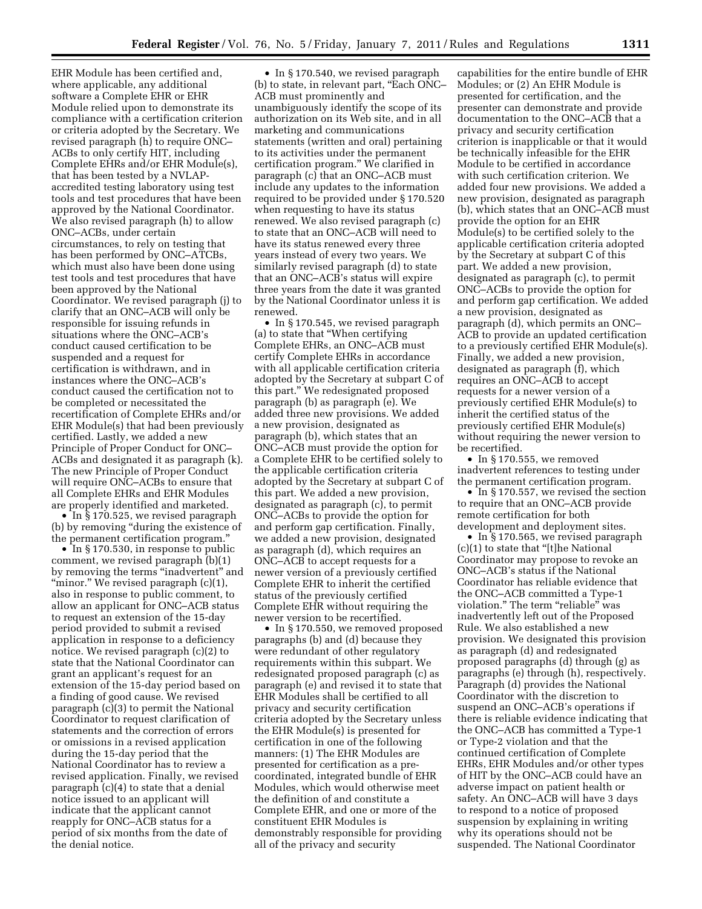EHR Module has been certified and, where applicable, any additional software a Complete EHR or EHR Module relied upon to demonstrate its compliance with a certification criterion or criteria adopted by the Secretary. We revised paragraph (h) to require ONC–ACBs to only certify HIT, including Complete EHRs and/or EHR Module(s), that has been tested by a NVLAP-accredited testing laboratory using test tools and test procedures that have been approved by the National Coordinator. We also revised paragraph (h) to allow ONC–ACBs, under certain circumstances, to rely on testing that has been performed by ONC–ATCBs, which must also have been done using test tools and test procedures that have been approved by the National Coordinator. We revised paragraph (j) to clarify that an ONC–ACB will only be responsible for issuing refunds in situations where the ONC–ACB's conduct caused certification to be suspended and a request for certification is withdrawn, and in instances where the ONC–ACB's conduct caused the certification not to be completed or necessitated the recertification of Complete EHRs and/or EHR Module(s) that had been previously certified. Lastly, we added a new Principle of Proper Conduct for ONC–ACBs and designated it as paragraph (k). The new Principle of Proper Conduct will require ONC–ACBs to ensure that all Complete EHRs and EHR Modules are properly identified and marketed.

- In § 170.525, we revised paragraph (b) by removing "during the existence of the permanent certification program."
- In § 170.530, in response to public comment, we revised paragraph (b)(1) by removing the terms "inadvertent" and "minor." We revised paragraph (c)(1), also in response to public comment, to allow an applicant for ONC–ACB status to request an extension of the 15-day period provided to submit a revised application in response to a deficiency notice. We revised paragraph (c)(2) to state that the National Coordinator can grant an applicant's request for an extension of the 15-day period based on a finding of good cause. We revised paragraph (c)(3) to permit the National Coordinator to request clarification of statements and the correction of errors or omissions in a revised application during the 15-day period that the National Coordinator has to review a revised application. Finally, we revised paragraph (c)(4) to state that a denial notice issued to an applicant will indicate that the applicant cannot reapply for ONC–ACB status for a period of six months from the date of the denial notice.
- In § 170.540, we revised paragraph (b) to state, in relevant part, "Each ONC–ACB must prominently and unambiguously identify the scope of its authorization on its Web site, and in all marketing and communications statements (written and oral) pertaining to its activities under the permanent certification program." We clarified in paragraph (c) that an ONC–ACB must include any updates to the information required to be provided under § 170.520 when requesting to have its status renewed. We also revised paragraph (c) to state that an ONC–ACB will need to have its status renewed every three years instead of every two years. We similarly revised paragraph (d) to state that an ONC–ACB's status will expire three years from the date it was granted by the National Coordinator unless it is renewed.
- In § 170.545, we revised paragraph (a) to state that "When certifying Complete EHRs, an ONC–ACB must certify Complete EHRs in accordance with all applicable certification criteria adopted by the Secretary at subpart C of this part." We redesignated proposed paragraph (b) as paragraph (e). We added three new provisions. We added a new provision, designated as paragraph (b), which states that an ONC–ACB must provide the option for a Complete EHR to be certified solely to the applicable certification criteria adopted by the Secretary at subpart C of this part. We added a new provision, designated as paragraph (c), to permit ONC–ACBs to provide the option for and perform gap certification. Finally, we added a new provision, designated as paragraph (d), which requires an ONC–ACB to accept requests for a newer version of a previously certified Complete EHR to inherit the certified status of the previously certified Complete EHR without requiring the newer version to be recertified.
- In § 170.550, we removed proposed paragraphs (b) and (d) because they were redundant of other regulatory requirements within this subpart. We redesignated proposed paragraph (c) as paragraph (e) and revised it to state that EHR Modules shall be certified to all privacy and security certification criteria adopted by the Secretary unless the EHR Module(s) is presented for certification in one of the following manners: (1) The EHR Modules are presented for certification as a pre-coordinated, integrated bundle of EHR Modules, which would otherwise meet the definition of and constitute a Complete EHR, and one or more of the constituent EHR Modules is demonstrably responsible for providing all of the privacy and security capabilities for the entire bundle of EHR Modules; or (2) An EHR Module is presented for certification, and the presenter can demonstrate and provide documentation to the ONC–ACB that a privacy and security certification criterion is inapplicable or that it would be technically infeasible for the EHR Module to be certified in accordance with such certification criterion. We added four new provisions. We added a new provision, designated as paragraph (b), which states that an ONC–ACB must provide the option for an EHR Module(s) to be certified solely to the applicable certification criteria adopted by the Secretary at subpart C of this part. We added a new provision, designated as paragraph (c), to permit ONC–ACBs to provide the option for and perform gap certification. We added a new provision, designated as paragraph (d), which permits an ONC–ACB to provide an updated certification to a previously certified EHR Module(s). Finally, we added a new provision, designated as paragraph (f), which requires an ONC–ACB to accept requests for a newer version of a previously certified EHR Module(s) to inherit the certified status of the previously certified EHR Module(s) without requiring the newer version to be recertified.
- In § 170.555, we removed inadvertent references to testing under the permanent certification program.
- In § 170.557, we revised the section to require that an ONC–ACB provide remote certification for both development and deployment sites.
- In § 170.565, we revised paragraph (c)(1) to state that "[t]he National Coordinator may propose to revoke an ONC–ACB's status if the National Coordinator has reliable evidence that the ONC–ACB committed a Type-1 violation." The term "reliable" was inadvertently left out of the Proposed Rule. We also established a new provision. We designated this provision as paragraph (d) and redesignated proposed paragraphs (d) through (g) as paragraphs (e) through (h), respectively. Paragraph (d) provides the National Coordinator with the discretion to suspend an ONC–ACB's operations if there is reliable evidence indicating that the ONC–ACB has committed a Type-1 or Type-2 violation and that the continued certification of Complete EHRs, EHR Modules and/or other types of HIT by the ONC–ACB could have an adverse impact on patient health or safety. An ONC–ACB will have 3 days to respond to a notice of proposed suspension by explaining in writing why its operations should not be suspended. The National Coordinator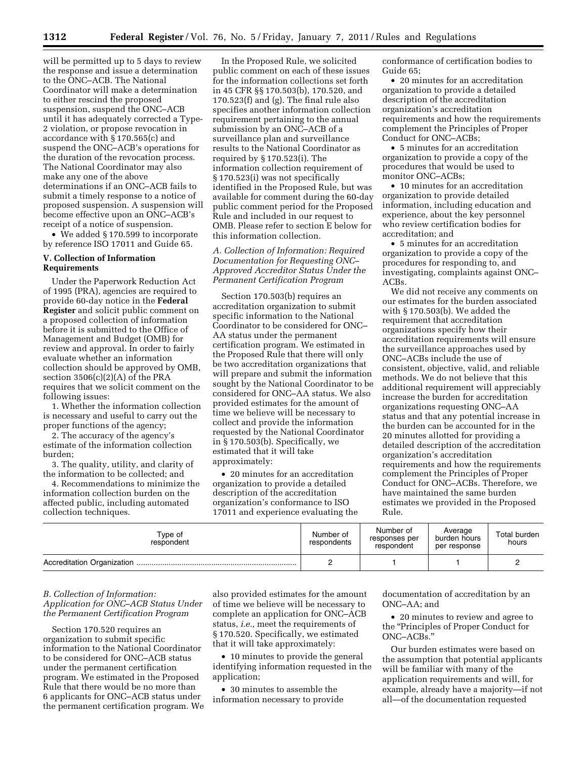will be permitted up to 5 days to review the response and issue a determination to the ONC–ACB. The National Coordinator will make a determination to either rescind the proposed suspension, suspend the ONC–ACB until it has adequately corrected a Type-2 violation, or propose revocation in accordance with § 170.565(c) and suspend the ONC–ACB's operations for the duration of the revocation process. The National Coordinator may also make any one of the above determinations if an ONC–ACB fails to submit a timely response to a notice of proposed suspension. A suspension will become effective upon an ONC–ACB's receipt of a notice of suspension.

- We added § 170.599 to incorporate by reference ISO 17011 and Guide 65.

## V. Collection of Information Requirements

Under the Paperwork Reduction Act of 1995 (PRA), agencies are required to provide 60-day notice in the **Federal Register** and solicit public comment on a proposed collection of information before it is submitted to the Office of Management and Budget (OMB) for review and approval. In order to fairly evaluate whether an information collection should be approved by OMB, section 3506(c)(2)(A) of the PRA requires that we solicit comment on the following issues:

1. Whether the information collection is necessary and useful to carry out the proper functions of the agency;
2. The accuracy of the agency's estimate of the information collection burden;
3. The quality, utility, and clarity of the information to be collected; and
4. Recommendations to minimize the information collection burden on the affected public, including automated collection techniques.

In the Proposed Rule, we solicited public comment on each of these issues for the information collections set forth in 45 CFR §§ 170.503(b), 170.520, and 170.523(f) and (g). The final rule also specifies another information collection requirement pertaining to the annual submission by an ONC–ACB of a surveillance plan and surveillance results to the National Coordinator as required by § 170.523(i). The information collection requirement of § 170.523(i) was not specifically identified in the Proposed Rule, but was available for comment during the 60-day public comment period for the Proposed Rule and included in our request to OMB. Please refer to section E below for this information collection.

### *A. Collection of Information: Required Documentation for Requesting ONC–Approved Accreditor Status Under the Permanent Certification Program*

Section 170.503(b) requires an accreditation organization to submit specific information to the National Coordinator to be considered for ONC–AA status under the permanent certification program. We estimated in the Proposed Rule that there will only be two accreditation organizations that will prepare and submit the information sought by the National Coordinator to be considered for ONC–AA status. We also provided estimates for the amount of time we believe will be necessary to collect and provide the information requested by the National Coordinator in § 170.503(b). Specifically, we estimated that it will take approximately:

- 20 minutes for an accreditation organization to provide a detailed description of the accreditation organization's conformance to ISO 17011 and experience evaluating the conformance of certification bodies to Guide 65;
- 20 minutes for an accreditation organization to provide a detailed description of the accreditation organization's accreditation requirements and how the requirements complement the Principles of Proper Conduct for ONC–ACBs;
- 5 minutes for an accreditation organization to provide a copy of the procedures that would be used to monitor ONC–ACBs;
- 10 minutes for an accreditation organization to provide detailed information, including education and experience, about the key personnel who review certification bodies for accreditation; and
- 5 minutes for an accreditation organization to provide a copy of the procedures for responding to, and investigating, complaints against ONC–ACBs.

We did not receive any comments on our estimates for the burden associated with § 170.503(b). We added the requirement that accreditation organizations specify how their accreditation requirements will ensure the surveillance approaches used by ONC–ACBs include the use of consistent, objective, valid, and reliable methods. We do not believe that this additional requirement will appreciably increase the burden for accreditation organizations requesting ONC–AA status and that any potential increase in the burden can be accounted for in the 20 minutes allotted for providing a detailed description of the accreditation organization's accreditation requirements and how the requirements complement the Principles of Proper Conduct for ONC–ACBs. Therefore, we have maintained the same burden estimates we provided in the Proposed Rule.

| Type of respondent | Number of respondents | Number of responses per respondent | Average burden hours per response | Total burden hours |
|---|---|---|---|---|
| Accreditation Organization | 2 | 1 | 1 | 2 |

### *B. Collection of Information: Application for ONC–ACB Status Under the Permanent Certification Program*

Section 170.520 requires an organization to submit specific information to the National Coordinator to be considered for ONC–ACB status under the permanent certification program. We estimated in the Proposed Rule that there would be no more than 6 applicants for ONC–ACB status under the permanent certification program. We also provided estimates for the amount of time we believe will be necessary to complete an application for ONC–ACB status, *i.e.,* meet the requirements of § 170.520. Specifically, we estimated that it will take approximately:

- 10 minutes to provide the general identifying information requested in the application;
- 30 minutes to assemble the information necessary to provide documentation of accreditation by an ONC–AA; and
- 20 minutes to review and agree to the "Principles of Proper Conduct for ONC–ACBs."

Our burden estimates were based on the assumption that potential applicants will be familiar with many of the application requirements and will, for example, already have a majority—if not all—of the documentation requested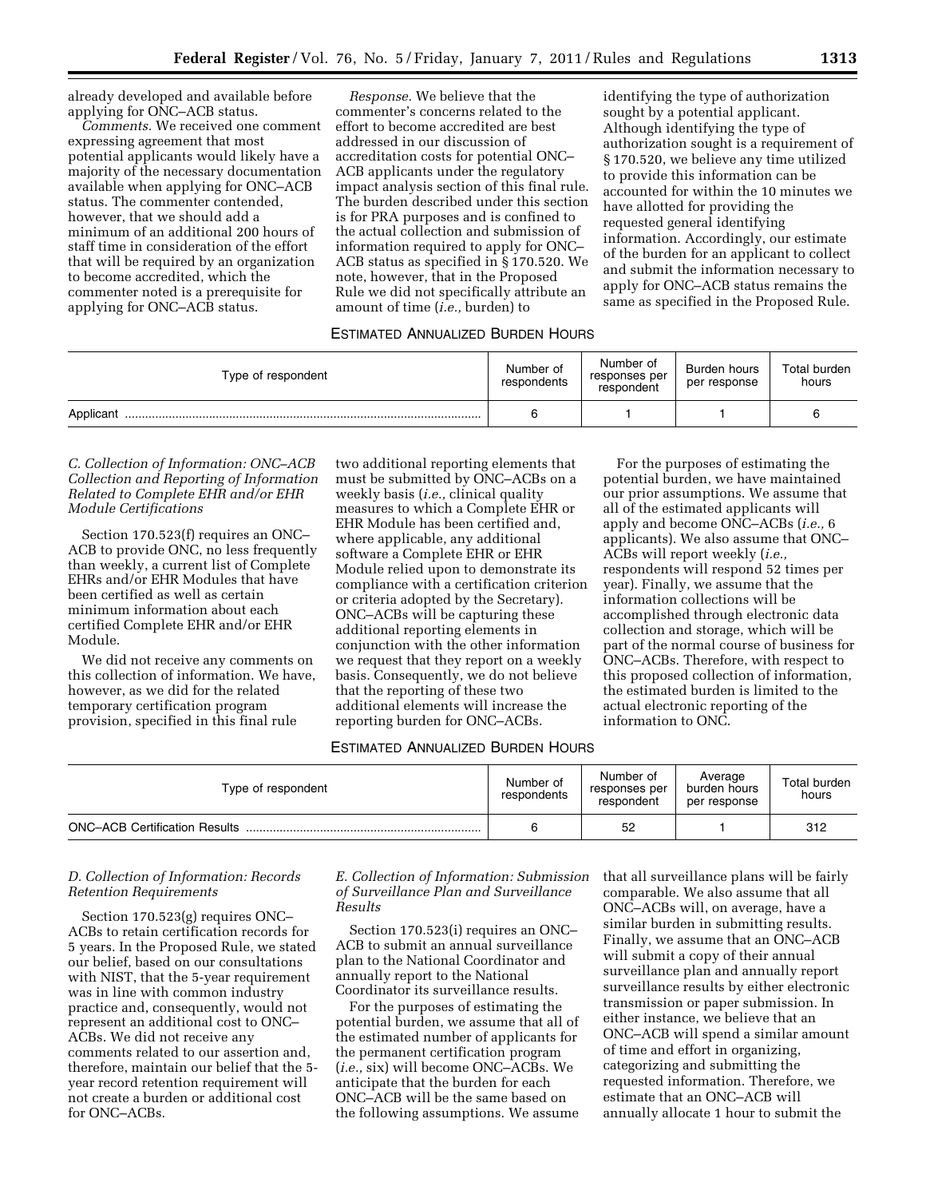already developed and available before applying for ONC–ACB status.

*Comments.* We received one comment expressing agreement that most potential applicants would likely have a majority of the necessary documentation available when applying for ONC–ACB status. The commenter contended, however, that we should add a minimum of an additional 200 hours of staff time in consideration of the effort that will be required by an organization to become accredited, which the commenter noted is a prerequisite for applying for ONC–ACB status.

*Response.* We believe that the commenter's concerns related to the effort to become accredited are best addressed in our discussion of accreditation costs for potential ONC–ACB applicants under the regulatory impact analysis section of this final rule. The burden described under this section is for PRA purposes and is confined to the actual collection and submission of information required to apply for ONC–ACB status as specified in § 170.520. We note, however, that in the Proposed Rule we did not specifically attribute an amount of time (*i.e.,* burden) to identifying the type of authorization sought by a potential applicant. Although identifying the type of authorization sought is a requirement of § 170.520, we believe any time utilized to provide this information can be accounted for within the 10 minutes we have allotted for providing the requested general identifying information. Accordingly, our estimate of the burden for an applicant to collect and submit the information necessary to apply for ONC–ACB status remains the same as specified in the Proposed Rule.

ESTIMATED ANNUALIZED BURDEN HOURS

| Type of respondent | Number of respondents | Number of responses per respondent | Burden hours per response | Total burden hours |
|---|---|---|---|---|
| Applicant | 6 | 1 | 1 | 6 |

*C. Collection of Information: ONC–ACB Collection and Reporting of Information Related to Complete EHR and/or EHR Module Certifications*

Section 170.523(f) requires an ONC–ACB to provide ONC, no less frequently than weekly, a current list of Complete EHRs and/or EHR Modules that have been certified as well as certain minimum information about each certified Complete EHR and/or EHR Module.

We did not receive any comments on this collection of information. We have, however, as we did for the related temporary certification program provision, specified in this final rule two additional reporting elements that must be submitted by ONC–ACBs on a weekly basis (*i.e.,* clinical quality measures to which a Complete EHR or EHR Module has been certified and, where applicable, any additional software a Complete EHR or EHR Module relied upon to demonstrate its compliance with a certification criterion or criteria adopted by the Secretary). ONC–ACBs will be capturing these additional reporting elements in conjunction with the other information we request that they report on a weekly basis. Consequently, we do not believe that the reporting of these two additional elements will increase the reporting burden for ONC–ACBs.

For the purposes of estimating the potential burden, we have maintained our prior assumptions. We assume that all of the estimated applicants will apply and become ONC–ACBs (*i.e.,* 6 applicants). We also assume that ONC–ACBs will report weekly (*i.e.,* respondents will respond 52 times per year). Finally, we assume that the information collections will be accomplished through electronic data collection and storage, which will be part of the normal course of business for ONC–ACBs. Therefore, with respect to this proposed collection of information, the estimated burden is limited to the actual electronic reporting of the information to ONC.

ESTIMATED ANNUALIZED BURDEN HOURS

| Type of respondent | Number of respondents | Number of responses per respondent | Average burden hours per response | Total burden hours |
|---|---|---|---|---|
| ONC–ACB Certification Results | 6 | 52 | 1 | 312 |

*D. Collection of Information: Records Retention Requirements*

Section 170.523(g) requires ONC–ACBs to retain certification records for 5 years. In the Proposed Rule, we stated our belief, based on our consultations with NIST, that the 5-year requirement was in line with common industry practice and, consequently, would not represent an additional cost to ONC–ACBs. We did not receive any comments related to our assertion and, therefore, maintain our belief that the 5-year record retention requirement will not create a burden or additional cost for ONC–ACBs.

*E. Collection of Information: Submission of Surveillance Plan and Surveillance Results*

Section 170.523(i) requires an ONC–ACB to submit an annual surveillance plan to the National Coordinator and annually report to the National Coordinator its surveillance results.

For the purposes of estimating the potential burden, we assume that all of the estimated number of applicants for the permanent certification program (*i.e.,* six) will become ONC–ACBs. We anticipate that the burden for each ONC–ACB will be the same based on the following assumptions. We assume that all surveillance plans will be fairly comparable. We also assume that all ONC–ACBs will, on average, have a similar burden in submitting results. Finally, we assume that an ONC–ACB will submit a copy of their annual surveillance plan and annually report surveillance results by either electronic transmission or paper submission. In either instance, we believe that an ONC–ACB will spend a similar amount of time and effort in organizing, categorizing and submitting the requested information. Therefore, we estimate that an ONC–ACB will annually allocate 1 hour to submit the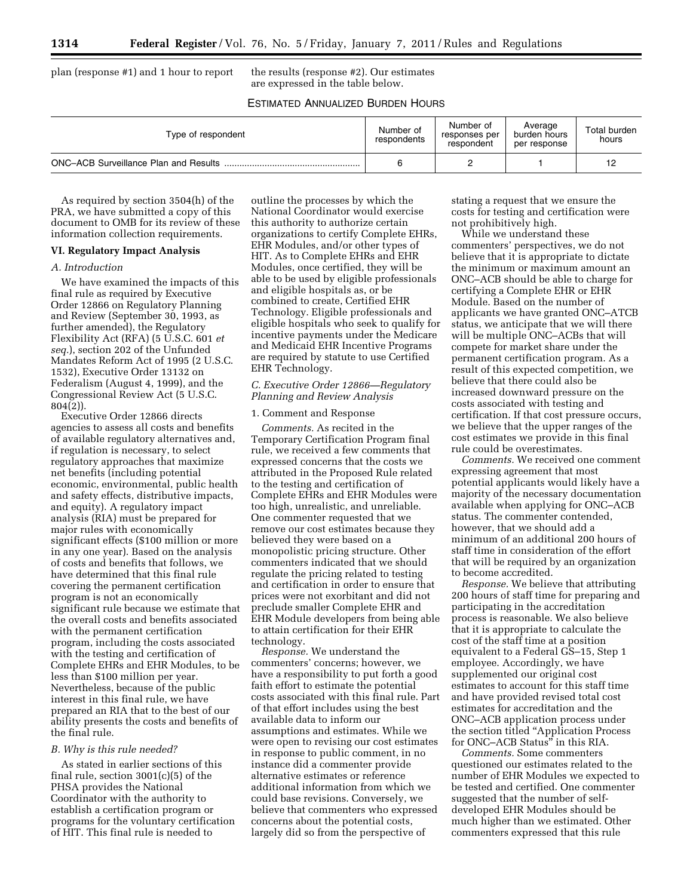plan (response #1) and 1 hour to report the results (response #2). Our estimates are expressed in the table below.

ESTIMATED ANNUALIZED BURDEN HOURS

| Type of respondent | Number of respondents | Number of responses per respondent | Average burden hours per response | Total burden hours |
|---|---|---|---|---|
| ONC–ACB Surveillance Plan and Results | 6 | 2 | 1 | 12 |

As required by section 3504(h) of the PRA, we have submitted a copy of this document to OMB for its review of these information collection requirements.

## VI. Regulatory Impact Analysis

### A. Introduction

We have examined the impacts of this final rule as required by Executive Order 12866 on Regulatory Planning and Review (September 30, 1993, as further amended), the Regulatory Flexibility Act (RFA) (5 U.S.C. 601 *et seq.*), section 202 of the Unfunded Mandates Reform Act of 1995 (2 U.S.C. 1532), Executive Order 13132 on Federalism (August 4, 1999), and the Congressional Review Act (5 U.S.C. 804(2)).

Executive Order 12866 directs agencies to assess all costs and benefits of available regulatory alternatives and, if regulation is necessary, to select regulatory approaches that maximize net benefits (including potential economic, environmental, public health and safety effects, distributive impacts, and equity). A regulatory impact analysis (RIA) must be prepared for major rules with economically significant effects ($100 million or more in any one year). Based on the analysis of costs and benefits that follows, we have determined that this final rule covering the permanent certification program is not an economically significant rule because we estimate that the overall costs and benefits associated with the permanent certification program, including the costs associated with the testing and certification of Complete EHRs and EHR Modules, to be less than $100 million per year. Nevertheless, because of the public interest in this final rule, we have prepared an RIA that to the best of our ability presents the costs and benefits of the final rule.

### B. Why is this rule needed?

As stated in earlier sections of this final rule, section 3001(c)(5) of the PHSA provides the National Coordinator with the authority to establish a certification program or programs for the voluntary certification of HIT. This final rule is needed to outline the processes by which the National Coordinator would exercise this authority to authorize certain organizations to certify Complete EHRs, EHR Modules, and/or other types of HIT. As to Complete EHRs and EHR Modules, once certified, they will be able to be used by eligible professionals and eligible hospitals as, or be combined to create, Certified EHR Technology. Eligible professionals and eligible hospitals who seek to qualify for incentive payments under the Medicare and Medicaid EHR Incentive Programs are required by statute to use Certified EHR Technology.

### C. Executive Order 12866—Regulatory Planning and Review Analysis

1. Comment and Response

*Comments.* As recited in the Temporary Certification Program final rule, we received a few comments that expressed concerns that the costs we attributed in the Proposed Rule related to the testing and certification of Complete EHRs and EHR Modules were too high, unrealistic, and unreliable. One commenter requested that we remove our cost estimates because they believed they were based on a monopolistic pricing structure. Other commenters indicated that we should regulate the pricing related to testing and certification in order to ensure that prices were not exorbitant and did not preclude smaller Complete EHR and EHR Module developers from being able to attain certification for their EHR technology.

*Response.* We understand the commenters' concerns; however, we have a responsibility to put forth a good faith effort to estimate the potential costs associated with this final rule. Part of that effort includes using the best available data to inform our assumptions and estimates. While we were open to revising our cost estimates in response to public comment, in no instance did a commenter provide alternative estimates or reference additional information from which we could base revisions. Conversely, we believe that commenters who expressed concerns about the potential costs, largely did so from the perspective of stating a request that we ensure the costs for testing and certification were not prohibitively high.

While we understand these commenters' perspectives, we do not believe that it is appropriate to dictate the minimum or maximum amount an ONC–ACB should be able to charge for certifying a Complete EHR or EHR Module. Based on the number of applicants we have granted ONC–ATCB status, we anticipate that we will there will be multiple ONC–ACBs that will compete for market share under the permanent certification program. As a result of this expected competition, we believe that there could also be increased downward pressure on the costs associated with testing and certification. If that cost pressure occurs, we believe that the upper ranges of the cost estimates we provide in this final rule could be overestimates.

*Comments.* We received one comment expressing agreement that most potential applicants would likely have a majority of the necessary documentation available when applying for ONC–ACB status. The commenter contended, however, that we should add a minimum of an additional 200 hours of staff time in consideration of the effort that will be required by an organization to become accredited.

*Response.* We believe that attributing 200 hours of staff time for preparing and participating in the accreditation process is reasonable. We also believe that it is appropriate to calculate the cost of the staff time at a position equivalent to a Federal GS–15, Step 1 employee. Accordingly, we have supplemented our original cost estimates to account for this staff time and have provided revised total cost estimates for accreditation and the ONC–ACB application process under the section titled "Application Process for ONC–ACB Status" in this RIA.

*Comments.* Some commenters questioned our estimates related to the number of EHR Modules we expected to be tested and certified. One commenter suggested that the number of self-developed EHR Modules should be much higher than we estimated. Other commenters expressed that this rule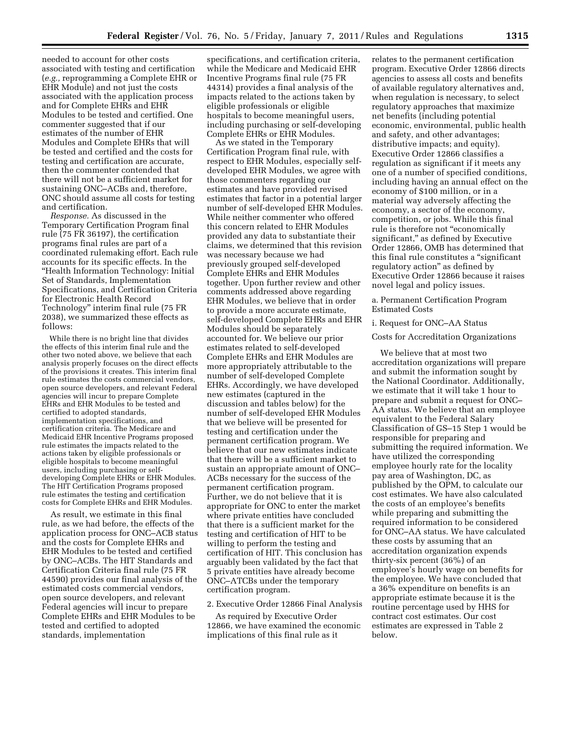needed to account for other costs associated with testing and certification (*e.g.,* reprogramming a Complete EHR or EHR Module) and not just the costs associated with the application process and for Complete EHRs and EHR Modules to be tested and certified. One commenter suggested that if our estimates of the number of EHR Modules and Complete EHRs that will be tested and certified and the costs for testing and certification are accurate, then the commenter contended that there will not be a sufficient market for sustaining ONC–ACBs and, therefore, ONC should assume all costs for testing and certification.

*Response.* As discussed in the Temporary Certification Program final rule (75 FR 36197), the certification programs final rules are part of a coordinated rulemaking effort. Each rule accounts for its specific effects. In the "Health Information Technology: Initial Set of Standards, Implementation Specifications, and Certification Criteria for Electronic Health Record Technology" interim final rule (75 FR 2038), we summarized these effects as follows:

> While there is no bright line that divides the effects of this interim final rule and the other two noted above, we believe that each analysis properly focuses on the direct effects of the provisions it creates. This interim final rule estimates the costs commercial vendors, open source developers, and relevant Federal agencies will incur to prepare Complete EHRs and EHR Modules to be tested and certified to adopted standards, implementation specifications, and certification criteria. The Medicare and Medicaid EHR Incentive Programs proposed rule estimates the impacts related to the actions taken by eligible professionals or eligible hospitals to become meaningful users, including purchasing or self-developing Complete EHRs or EHR Modules. The HIT Certification Programs proposed rule estimates the testing and certification costs for Complete EHRs and EHR Modules.

As result, we estimate in this final rule, as we had before, the effects of the application process for ONC–ACB status and the costs for Complete EHRs and EHR Modules to be tested and certified by ONC–ACBs. The HIT Standards and Certification Criteria final rule (75 FR 44590) provides our final analysis of the estimated costs commercial vendors, open source developers, and relevant Federal agencies will incur to prepare Complete EHRs and EHR Modules to be tested and certified to adopted standards, implementation specifications, and certification criteria, while the Medicare and Medicaid EHR Incentive Programs final rule (75 FR 44314) provides a final analysis of the impacts related to the actions taken by eligible professionals or eligible hospitals to become meaningful users, including purchasing or self-developing Complete EHRs or EHR Modules.

As we stated in the Temporary Certification Program final rule, with respect to EHR Modules, especially self-developed EHR Modules, we agree with those commenters regarding our estimates and have provided revised estimates that factor in a potential larger number of self-developed EHR Modules. While neither commenter who offered this concern related to EHR Modules provided any data to substantiate their claims, we determined that this revision was necessary because we had previously grouped self-developed Complete EHRs and EHR Modules together. Upon further review and other comments addressed above regarding EHR Modules, we believe that in order to provide a more accurate estimate, self-developed Complete EHRs and EHR Modules should be separately accounted for. We believe our prior estimates related to self-developed Complete EHRs and EHR Modules are more appropriately attributable to the number of self-developed Complete EHRs. Accordingly, we have developed new estimates (captured in the discussion and tables below) for the number of self-developed EHR Modules that we believe will be presented for testing and certification under the permanent certification program. We believe that our new estimates indicate that there will be a sufficient market to sustain an appropriate amount of ONC–ACBs necessary for the success of the permanent certification program. Further, we do not believe that it is appropriate for ONC to enter the market where private entities have concluded that there is a sufficient market for the testing and certification of HIT to be willing to perform the testing and certification of HIT. This conclusion has arguably been validated by the fact that 5 private entities have already become ONC–ATCBs under the temporary certification program.

### 2. Executive Order 12866 Final Analysis

As required by Executive Order 12866, we have examined the economic implications of this final rule as it relates to the permanent certification program. Executive Order 12866 directs agencies to assess all costs and benefits of available regulatory alternatives and, when regulation is necessary, to select regulatory approaches that maximize net benefits (including potential economic, environmental, public health and safety, and other advantages; distributive impacts; and equity). Executive Order 12866 classifies a regulation as significant if it meets any one of a number of specified conditions, including having an annual effect on the economy of $100 million, or in a material way adversely affecting the economy, a sector of the economy, competition, or jobs. While this final rule is therefore not "economically significant," as defined by Executive Order 12866, OMB has determined that this final rule constitutes a "significant regulatory action" as defined by Executive Order 12866 because it raises novel legal and policy issues.

#### a. Permanent Certification Program Estimated Costs

##### i. Request for ONC–AA Status

Costs for Accreditation Organizations

We believe that at most two accreditation organizations will prepare and submit the information sought by the National Coordinator. Additionally, we estimate that it will take 1 hour to prepare and submit a request for ONC–AA status. We believe that an employee equivalent to the Federal Salary Classification of GS–15 Step 1 would be responsible for preparing and submitting the required information. We have utilized the corresponding employee hourly rate for the locality pay area of Washington, DC, as published by the OPM, to calculate our cost estimates. We have also calculated the costs of an employee's benefits while preparing and submitting the required information to be considered for ONC–AA status. We have calculated these costs by assuming that an accreditation organization expends thirty-six percent (36%) of an employee's hourly wage on benefits for the employee. We have concluded that a 36% expenditure on benefits is an appropriate estimate because it is the routine percentage used by HHS for contract cost estimates. Our cost estimates are expressed in Table 2 below.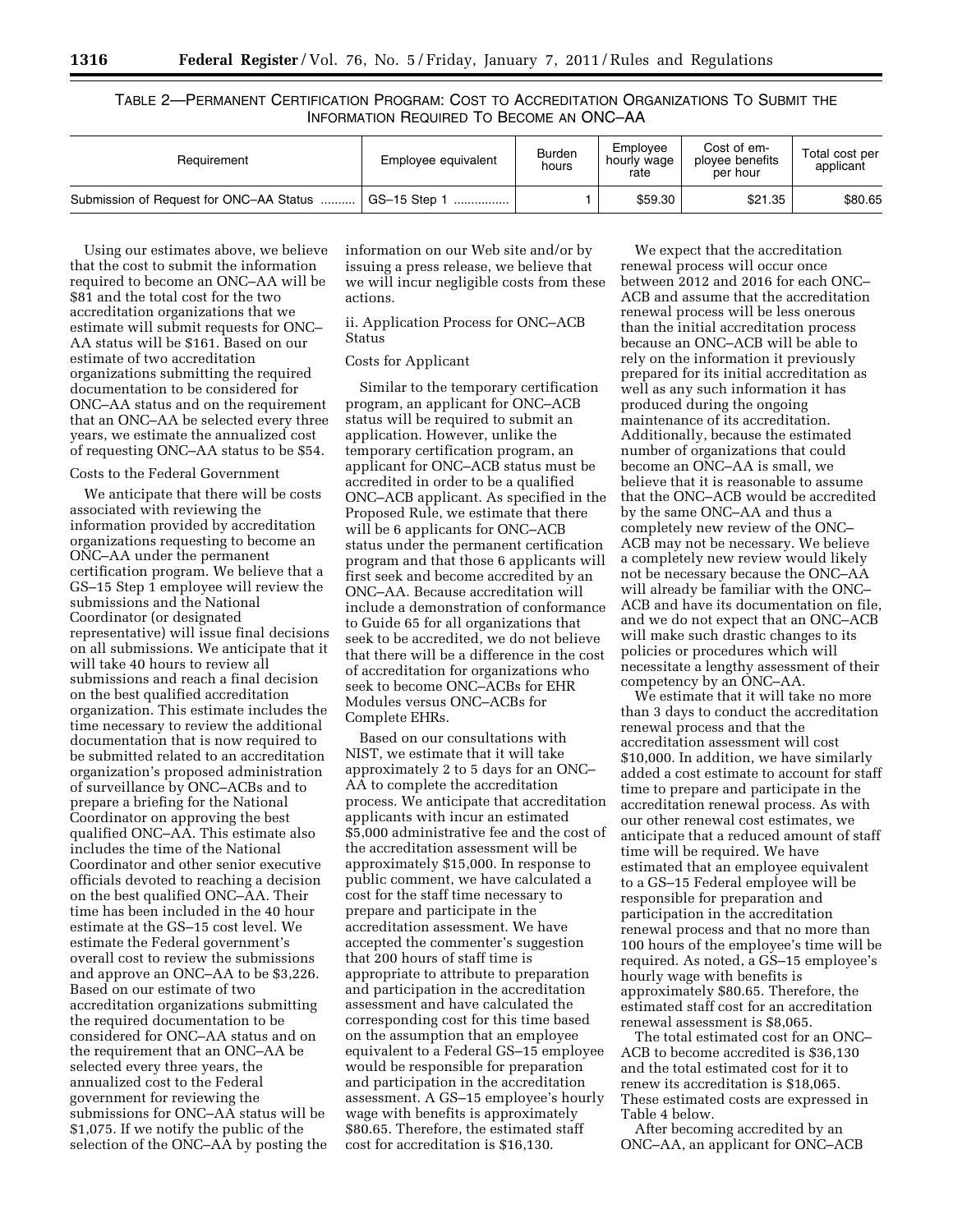TABLE 2—PERMANENT CERTIFICATION PROGRAM: COST TO ACCREDITATION ORGANIZATIONS TO SUBMIT THE INFORMATION REQUIRED TO BECOME AN ONC–AA

| Requirement | Employee equivalent | Burden hours | Employee hourly wage rate | Cost of employee benefits per hour | Total cost per applicant |
|---|---|---|---|---|---|
| Submission of Request for ONC–AA Status | GS–15 Step 1 | 1 | $59.30 | $21.35 | $80.65 |

Using our estimates above, we believe that the cost to submit the information required to become an ONC–AA will be $81 and the total cost for the two accreditation organizations that we estimate will submit requests for ONC–AA status will be $161. Based on our estimate of two accreditation organizations submitting the required documentation to be considered for ONC–AA status and on the requirement that an ONC–AA be selected every three years, we estimate the annualized cost of requesting ONC–AA status to be $54.

Costs to the Federal Government

We anticipate that there will be costs associated with reviewing the information provided by accreditation organizations requesting to become an ONC–AA under the permanent certification program. We believe that a GS–15 Step 1 employee will review the submissions and the National Coordinator (or designated representative) will issue final decisions on all submissions. We anticipate that it will take 40 hours to review all submissions and reach a final decision on the best qualified accreditation organization. This estimate includes the time necessary to review the additional documentation that is now required to be submitted related to an accreditation organization's proposed administration of surveillance by ONC–ACBs and to prepare a briefing for the National Coordinator on approving the best qualified ONC–AA. This estimate also includes the time of the National Coordinator and other senior executive officials devoted to reaching a decision on the best qualified ONC–AA. Their time has been included in the 40 hour estimate at the GS–15 cost level. We estimate the Federal government's overall cost to review the submissions and approve an ONC–AA to be $3,226. Based on our estimate of two accreditation organizations submitting the required documentation to be considered for ONC–AA status and on the requirement that an ONC–AA be selected every three years, the annualized cost to the Federal government for reviewing the submissions for ONC–AA status will be $1,075. If we notify the public of the selection of the ONC–AA by posting the information on our Web site and/or by issuing a press release, we believe that we will incur negligible costs from these actions.

ii. Application Process for ONC–ACB Status

Costs for Applicant

Similar to the temporary certification program, an applicant for ONC–ACB status will be required to submit an application. However, unlike the temporary certification program, an applicant for ONC–ACB status must be accredited in order to be a qualified ONC–ACB applicant. As specified in the Proposed Rule, we estimate that there will be 6 applicants for ONC–ACB status under the permanent certification program and that those 6 applicants will first seek and become accredited by an ONC–AA. Because accreditation will include a demonstration of conformance to Guide 65 for all organizations that seek to be accredited, we do not believe that there will be a difference in the cost of accreditation for organizations who seek to become ONC–ACBs for EHR Modules versus ONC–ACBs for Complete EHRs.

Based on our consultations with NIST, we estimate that it will take approximately 2 to 5 days for an ONC–AA to complete the accreditation process. We anticipate that accreditation applicants with incur an estimated $5,000 administrative fee and the cost of the accreditation assessment will be approximately $15,000. In response to public comment, we have calculated a cost for the staff time necessary to prepare and participate in the accreditation assessment. We have accepted the commenter's suggestion that 200 hours of staff time is appropriate to attribute to preparation and participation in the accreditation assessment and have calculated the corresponding cost for this time based on the assumption that an employee equivalent to a Federal GS–15 employee would be responsible for preparation and participation in the accreditation assessment. A GS–15 employee's hourly wage with benefits is approximately $80.65. Therefore, the estimated staff cost for accreditation is $16,130.

We expect that the accreditation renewal process will occur once between 2012 and 2016 for each ONC–ACB and assume that the accreditation renewal process will be less onerous than the initial accreditation process because an ONC–ACB will be able to rely on the information it previously prepared for its initial accreditation as well as any such information it has produced during the ongoing maintenance of its accreditation. Additionally, because the estimated number of organizations that could become an ONC–AA is small, we believe that it is reasonable to assume that the ONC–ACB would be accredited by the same ONC–AA and thus a completely new review of the ONC–ACB may not be necessary. We believe a completely new review would likely not be necessary because the ONC–AA will already be familiar with the ONC–ACB and have its documentation on file, and we do not expect that an ONC–ACB will make such drastic changes to its policies or procedures which will necessitate a lengthy assessment of their competency by an ONC–AA.

We estimate that it will take no more than 3 days to conduct the accreditation renewal process and that the accreditation assessment will cost $10,000. In addition, we have similarly added a cost estimate to account for staff time to prepare and participate in the accreditation renewal process. As with our other renewal cost estimates, we anticipate that a reduced amount of staff time will be required. We have estimated that an employee equivalent to a GS–15 Federal employee will be responsible for preparation and participation in the accreditation renewal process and that no more than 100 hours of the employee's time will be required. As noted, a GS–15 employee's hourly wage with benefits is approximately $80.65. Therefore, the estimated staff cost for an accreditation renewal assessment is $8,065.

The total estimated cost for an ONC–ACB to become accredited is $36,130 and the total estimated cost for it to renew its accreditation is $18,065. These estimated costs are expressed in Table 4 below.

After becoming accredited by an ONC–AA, an applicant for ONC–ACB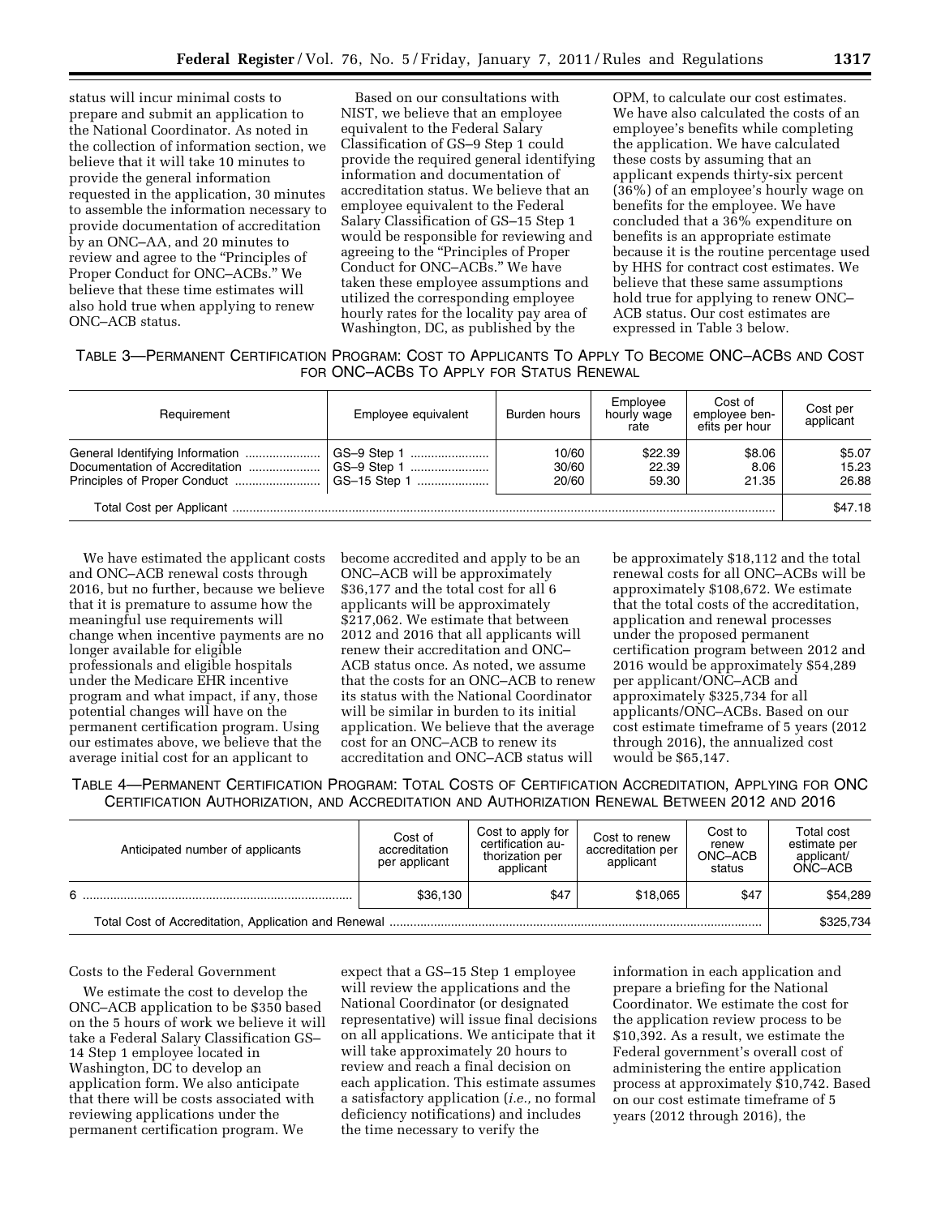status will incur minimal costs to prepare and submit an application to the National Coordinator. As noted in the collection of information section, we believe that it will take 10 minutes to provide the general information requested in the application, 30 minutes to assemble the information necessary to provide documentation of accreditation by an ONC–AA, and 20 minutes to review and agree to the "Principles of Proper Conduct for ONC–ACBs." We believe that these time estimates will also hold true when applying to renew ONC–ACB status.

Based on our consultations with NIST, we believe that an employee equivalent to the Federal Salary Classification of GS–9 Step 1 could provide the required general identifying information and documentation of accreditation status. We believe that an employee equivalent to the Federal Salary Classification of GS–15 Step 1 would be responsible for reviewing and agreeing to the "Principles of Proper Conduct for ONC–ACBs." We have taken these employee assumptions and utilized the corresponding employee hourly rates for the locality pay area of Washington, DC, as published by the OPM, to calculate our cost estimates. We have also calculated the costs of an employee's benefits while completing the application. We have calculated these costs by assuming that an applicant expends thirty-six percent (36%) of an employee's hourly wage on benefits for the employee. We have concluded that a 36% expenditure on benefits is an appropriate estimate because it is the routine percentage used by HHS for contract cost estimates. We believe that these same assumptions hold true for applying to renew ONC–ACB status. Our cost estimates are expressed in Table 3 below.

TABLE 3—PERMANENT CERTIFICATION PROGRAM: COST TO APPLICANTS TO APPLY TO BECOME ONC–ACBS AND COST FOR ONC–ACBS TO APPLY FOR STATUS RENEWAL

| Requirement | Employee equivalent | Burden hours | Employee hourly wage rate | Cost of employee benefits per hour | Cost per applicant |
|---|---|---|---|---|---|
| General Identifying Information | GS–9 Step 1 | 10/60 | $22.39 | $8.06 | $5.07 |
| Documentation of Accreditation | GS–9 Step 1 | 30/60 | 22.39 | 8.06 | 15.23 |
| Principles of Proper Conduct | GS–15 Step 1 | 20/60 | 59.30 | 21.35 | 26.88 |
| Total Cost per Applicant | | | | | $47.18 |

We have estimated the applicant costs and ONC–ACB renewal costs through 2016, but no further, because we believe that it is premature to assume how the meaningful use requirements will change when incentive payments are no longer available for eligible professionals and eligible hospitals under the Medicare EHR incentive program and what impact, if any, those potential changes will have on the permanent certification program. Using our estimates above, we believe that the average initial cost for an applicant to become accredited and apply to be an ONC–ACB will be approximately $36,177 and the total cost for all 6 applicants will be approximately $217,062. We estimate that between 2012 and 2016 that all applicants will renew their accreditation and ONC–ACB status once. As noted, we assume that the costs for an ONC–ACB to renew its status with the National Coordinator will be similar in burden to its initial application. We believe that the average cost for an ONC–ACB to renew its accreditation and ONC–ACB status will be approximately $18,112 and the total renewal costs for all ONC–ACBs will be approximately $108,672. We estimate that the total costs of the accreditation, application and renewal processes under the proposed permanent certification program between 2012 and 2016 would be approximately $54,289 per applicant/ONC–ACB and approximately $325,734 for all applicants/ONC–ACBs. Based on our cost estimate timeframe of 5 years (2012 through 2016), the annualized cost would be $65,147.

TABLE 4—PERMANENT CERTIFICATION PROGRAM: TOTAL COSTS OF CERTIFICATION ACCREDITATION, APPLYING FOR ONC CERTIFICATION AUTHORIZATION, AND ACCREDITATION AND AUTHORIZATION RENEWAL BETWEEN 2012 AND 2016

| Anticipated number of applicants | Cost of accreditation per applicant | Cost to apply for certification authorization per applicant | Cost to renew accreditation per applicant | Cost to renew ONC–ACB status | Total cost estimate per applicant/ ONC–ACB |
|---|---|---|---|---|---|
| 6 | $36,130 | $47 | $18,065 | $47 | $54,289 |
| Total Cost of Accreditation, Application and Renewal | | | | | $325,734 |

Costs to the Federal Government

We estimate the cost to develop the ONC–ACB application to be $350 based on the 5 hours of work we believe it will take a Federal Salary Classification GS–14 Step 1 employee located in Washington, DC to develop an application form. We also anticipate that there will be costs associated with reviewing applications under the permanent certification program. We expect that a GS–15 Step 1 employee will review the applications and the National Coordinator (or designated representative) will issue final decisions on all applications. We anticipate that it will take approximately 20 hours to review and reach a final decision on each application. This estimate assumes a satisfactory application (*i.e.,* no formal deficiency notifications) and includes the time necessary to verify the information in each application and prepare a briefing for the National Coordinator. We estimate the cost for the application review process to be $10,392. As a result, we estimate the Federal government's overall cost of administering the entire application process at approximately $10,742. Based on our cost estimate timeframe of 5 years (2012 through 2016), the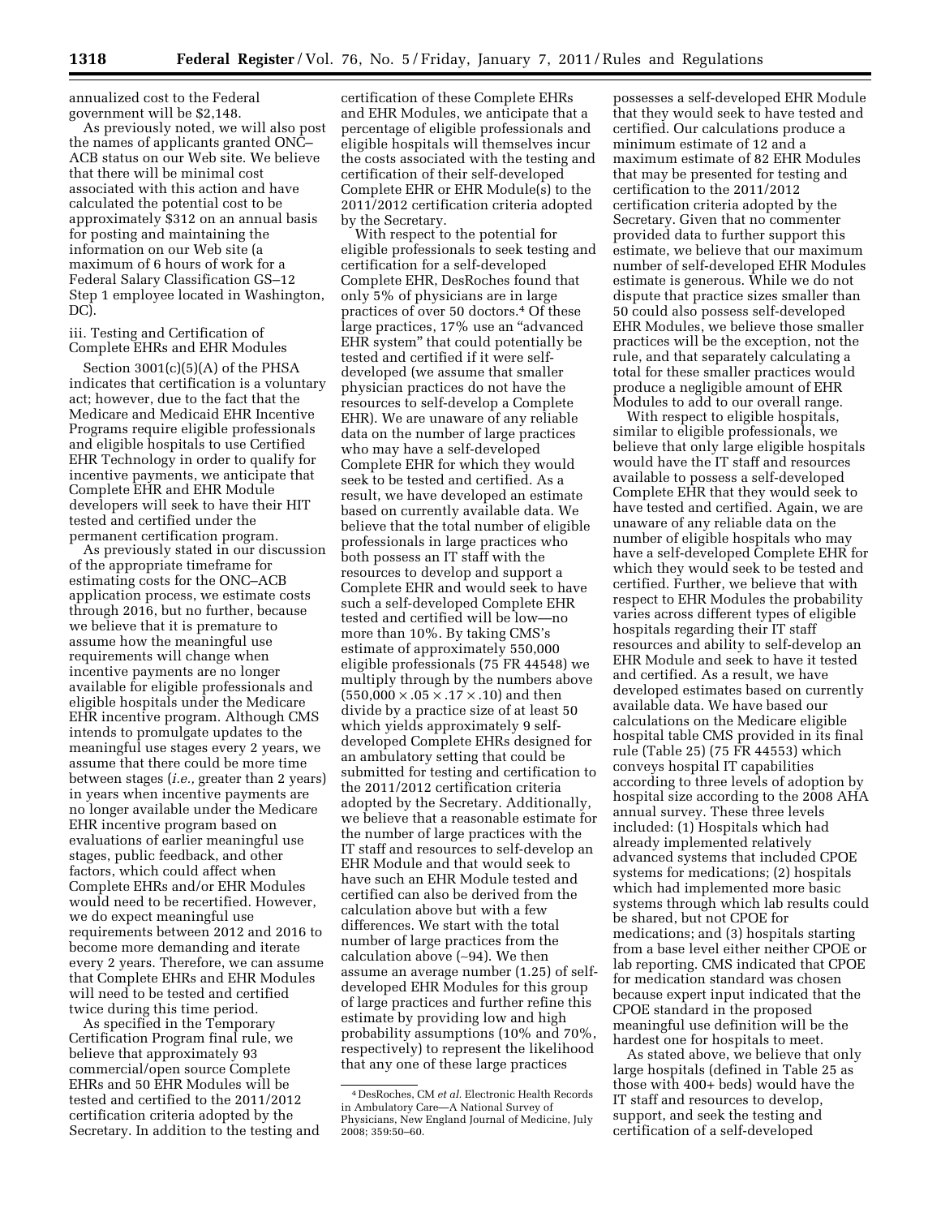annualized cost to the Federal government will be $2,148.

As previously noted, we will also post the names of applicants granted ONC–ACB status on our Web site. We believe that there will be minimal cost associated with this action and have calculated the potential cost to be approximately $312 on an annual basis for posting and maintaining the information on our Web site (a maximum of 6 hours of work for a Federal Salary Classification GS–12 Step 1 employee located in Washington, DC).

iii. Testing and Certification of Complete EHRs and EHR Modules

Section 3001(c)(5)(A) of the PHSA indicates that certification is a voluntary act; however, due to the fact that the Medicare and Medicaid EHR Incentive Programs require eligible professionals and eligible hospitals to use Certified EHR Technology in order to qualify for incentive payments, we anticipate that Complete EHR and EHR Module developers will seek to have their HIT tested and certified under the permanent certification program.

As previously stated in our discussion of the appropriate timeframe for estimating costs for the ONC–ACB application process, we estimate costs through 2016, but no further, because we believe that it is premature to assume how the meaningful use requirements will change when incentive payments are no longer available for eligible professionals and eligible hospitals under the Medicare EHR incentive program. Although CMS intends to promulgate updates to the meaningful use stages every 2 years, we assume that there could be more time between stages (*i.e.,* greater than 2 years) in years when incentive payments are no longer available under the Medicare EHR incentive program based on evaluations of earlier meaningful use stages, public feedback, and other factors, which could affect when Complete EHRs and/or EHR Modules would need to be recertified. However, we do expect meaningful use requirements between 2012 and 2016 to become more demanding and iterate every 2 years. Therefore, we can assume that Complete EHRs and EHR Modules will need to be tested and certified twice during this time period.

As specified in the Temporary Certification Program final rule, we believe that approximately 93 commercial/open source Complete EHRs and 50 EHR Modules will be tested and certified to the 2011/2012 certification criteria adopted by the Secretary. In addition to the testing and certification of these Complete EHRs and EHR Modules, we anticipate that a percentage of eligible professionals and eligible hospitals will themselves incur the costs associated with the testing and certification of their self-developed Complete EHR or EHR Module(s) to the 2011/2012 certification criteria adopted by the Secretary.

With respect to the potential for eligible professionals to seek testing and certification for a self-developed Complete EHR, DesRoches found that only 5% of physicians are in large practices of over 50 doctors.[4] Of these large practices, 17% use an "advanced EHR system" that could potentially be tested and certified if it were self-developed (we assume that smaller physician practices do not have the resources to self-develop a Complete EHR). We are unaware of any reliable data on the number of large practices who may have a self-developed Complete EHR for which they would seek to be tested and certified. As a result, we have developed an estimate based on currently available data. We believe that the total number of eligible professionals in large practices who both possess an IT staff with the resources to develop and support a Complete EHR and would seek to have such a self-developed Complete EHR tested and certified will be low—no more than 10%. By taking CMS's estimate of approximately 550,000 eligible professionals (75 FR 44548) we multiply through by the numbers above ($550,000 \times .05 \times .17 \times .10$) and then divide by a practice size of at least 50 which yields approximately 9 self-developed Complete EHRs designed for an ambulatory setting that could be submitted for testing and certification to the 2011/2012 certification criteria adopted by the Secretary. Additionally, we believe that a reasonable estimate for the number of large practices with the IT staff and resources to self-develop an EHR Module and that would seek to have such an EHR Module tested and certified can also be derived from the calculation above but with a few differences. We start with the total number of large practices from the calculation above (~94). We then assume an average number (1.25) of self-developed EHR Modules for this group of large practices and further refine this estimate by providing low and high probability assumptions (10% and 70%, respectively) to represent the likelihood that any one of these large practices possesses a self-developed EHR Module that they would seek to have tested and certified. Our calculations produce a minimum estimate of 12 and a maximum estimate of 82 EHR Modules that may be presented for testing and certification to the 2011/2012 certification criteria adopted by the Secretary. Given that no commenter provided data to further support this estimate, we believe that our maximum number of self-developed EHR Modules estimate is generous. While we do not dispute that practice sizes smaller than 50 could also possess self-developed EHR Modules, we believe those smaller practices will be the exception, not the rule, and that separately calculating a total for these smaller practices would produce a negligible amount of EHR Modules to add to our overall range.

With respect to eligible hospitals, similar to eligible professionals, we believe that only large eligible hospitals would have the IT staff and resources available to possess a self-developed Complete EHR that they would seek to have tested and certified. Again, we are unaware of any reliable data on the number of eligible hospitals who may have a self-developed Complete EHR for which they would seek to be tested and certified. Further, we believe that with respect to EHR Modules the probability varies across different types of eligible hospitals regarding their IT staff resources and ability to self-develop an EHR Module and seek to have it tested and certified. As a result, we have developed estimates based on currently available data. We have based our calculations on the Medicare eligible hospital table CMS provided in its final rule (Table 25) (75 FR 44553) which conveys hospital IT capabilities according to three levels of adoption by hospital size according to the 2008 AHA annual survey. These three levels included: (1) Hospitals which had already implemented relatively advanced systems that included CPOE systems for medications; (2) hospitals which had implemented more basic systems through which lab results could be shared, but not CPOE for medications; and (3) hospitals starting from a base level either neither CPOE or lab reporting. CMS indicated that CPOE for medication standard was chosen because expert input indicated that the CPOE standard in the proposed meaningful use definition will be the hardest one for hospitals to meet.

As stated above, we believe that only large hospitals (defined in Table 25 as those with 400+ beds) would have the IT staff and resources to develop, support, and seek the testing and certification of a self-developed

[4] DesRoches, CM *et al.* Electronic Health Records in Ambulatory Care—A National Survey of Physicians, New England Journal of Medicine, July 2008; 359:50–60.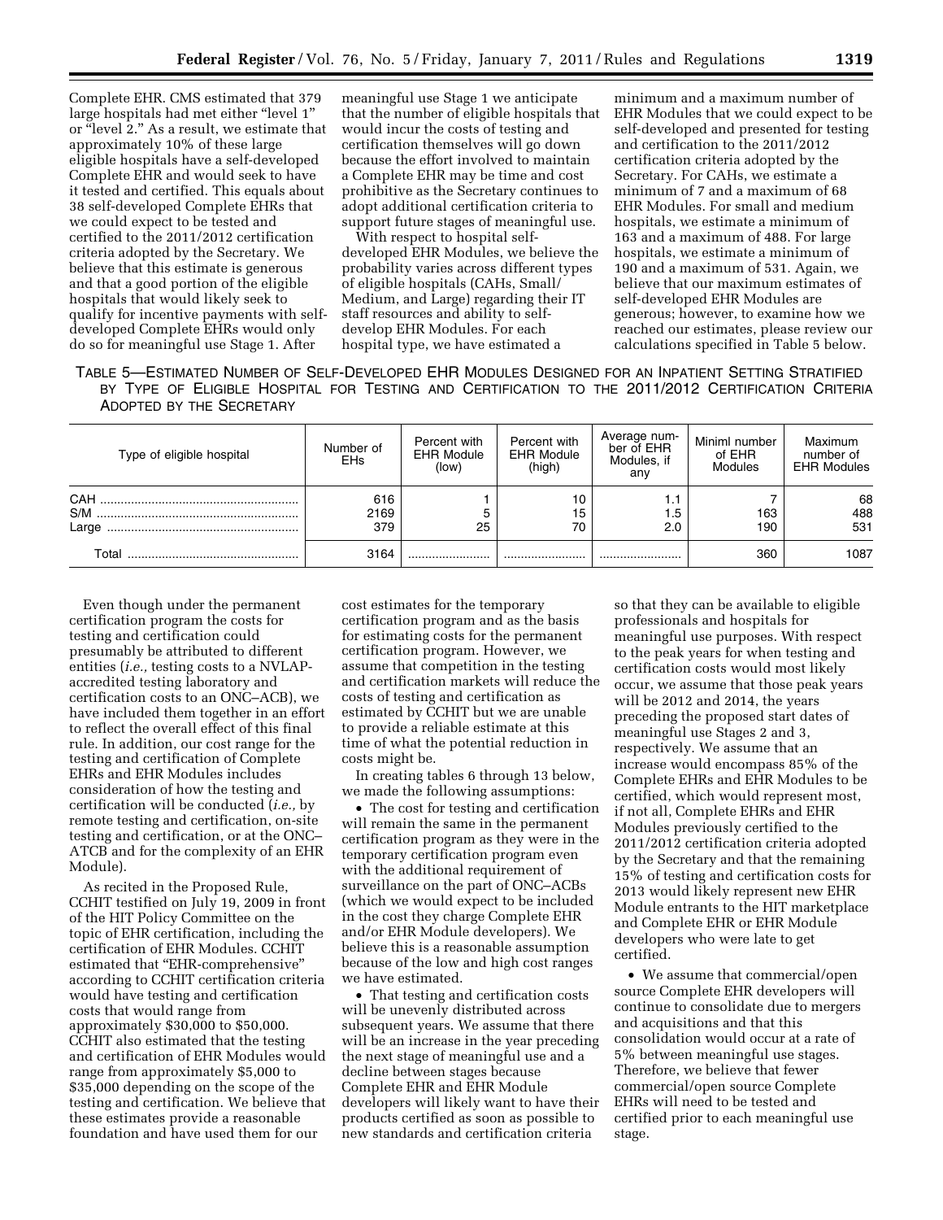Complete EHR. CMS estimated that 379 large hospitals had met either "level 1" or "level 2." As a result, we estimate that approximately 10% of these large eligible hospitals have a self-developed Complete EHR and would seek to have it tested and certified. This equals about 38 self-developed Complete EHRs that we could expect to be tested and certified to the 2011/2012 certification criteria adopted by the Secretary. We believe that this estimate is generous and that a good portion of the eligible hospitals that would likely seek to qualify for incentive payments with self-developed Complete EHRs would only do so for meaningful use Stage 1. After meaningful use Stage 1 we anticipate that the number of eligible hospitals that would incur the costs of testing and certification themselves will go down because the effort involved to maintain a Complete EHR may be time and cost prohibitive as the Secretary continues to adopt additional certification criteria to support future stages of meaningful use.

With respect to hospital self-developed EHR Modules, we believe the probability varies across different types of eligible hospitals (CAHs, Small/Medium, and Large) regarding their IT staff resources and ability to self-develop EHR Modules. For each hospital type, we have estimated a minimum and a maximum number of EHR Modules that we could expect to be self-developed and presented for testing and certification to the 2011/2012 certification criteria adopted by the Secretary. For CAHs, we estimate a minimum of 7 and a maximum of 68 EHR Modules. For small and medium hospitals, we estimate a minimum of 163 and a maximum of 488. For large hospitals, we estimate a minimum of 190 and a maximum of 531. Again, we believe that our maximum estimates of self-developed EHR Modules are generous; however, to examine how we reached our estimates, please review our calculations specified in Table 5 below.

TABLE 5—ESTIMATED NUMBER OF SELF-DEVELOPED EHR MODULES DESIGNED FOR AN INPATIENT SETTING STRATIFIED BY TYPE OF ELIGIBLE HOSPITAL FOR TESTING AND CERTIFICATION TO THE 2011/2012 CERTIFICATION CRITERIA ADOPTED BY THE SECRETARY

| Type of eligible hospital | Number of EHs | Percent with EHR Module (low) | Percent with EHR Module (high) | Average number of EHR Modules, if any | Miniml number of EHR Modules | Maximum number of EHR Modules |
|---|---|---|---|---|---|---|
| CAH | 616 | 1 | 10 | 1.1 | 7 | 68 |
| S/M | 2169 | 5 | 15 | 1.5 | 163 | 488 |
| Large | 379 | 25 | 70 | 2.0 | 190 | 531 |
| Total | 3164 | | | | 360 | 1087 |

Even though under the permanent certification program the costs for testing and certification could presumably be attributed to different entities (*i.e.,* testing costs to a NVLAP-accredited testing laboratory and certification costs to an ONC–ACB), we have included them together in an effort to reflect the overall effect of this final rule. In addition, our cost range for the testing and certification of Complete EHRs and EHR Modules includes consideration of how the testing and certification will be conducted (*i.e.,* by remote testing and certification, on-site testing and certification, or at the ONC–ATCB and for the complexity of an EHR Module).

As recited in the Proposed Rule, CCHIT testified on July 19, 2009 in front of the HIT Policy Committee on the topic of EHR certification, including the certification of EHR Modules. CCHIT estimated that "EHR-comprehensive" according to CCHIT certification criteria would have testing and certification costs that would range from approximately $30,000 to $50,000. CCHIT also estimated that the testing and certification of EHR Modules would range from approximately $5,000 to $35,000 depending on the scope of the testing and certification. We believe that these estimates provide a reasonable foundation and have used them for our cost estimates for the temporary certification program and as the basis for estimating costs for the permanent certification program. However, we assume that competition in the testing and certification markets will reduce the costs of testing and certification as estimated by CCHIT but we are unable to provide a reliable estimate at this time of what the potential reduction in costs might be.

In creating tables 6 through 13 below, we made the following assumptions:

- The cost for testing and certification will remain the same in the permanent certification program as they were in the temporary certification program even with the additional requirement of surveillance on the part of ONC–ACBs (which we would expect to be included in the cost they charge Complete EHR and/or EHR Module developers). We believe this is a reasonable assumption because of the low and high cost ranges we have estimated.
- That testing and certification costs will be unevenly distributed across subsequent years. We assume that there will be an increase in the year preceding the next stage of meaningful use and a decline between stages because Complete EHR and EHR Module developers will likely want to have their products certified as soon as possible to new standards and certification criteria so that they can be available to eligible professionals and hospitals for meaningful use purposes. With respect to the peak years for when testing and certification costs would most likely occur, we assume that those peak years will be 2012 and 2014, the years preceding the proposed start dates of meaningful use Stages 2 and 3, respectively. We assume that an increase would encompass 85% of the Complete EHRs and EHR Modules to be certified, which would represent most, if not all, Complete EHRs and EHR Modules previously certified to the 2011/2012 certification criteria adopted by the Secretary and that the remaining 15% of testing and certification costs for 2013 would likely represent new EHR Module entrants to the HIT marketplace and Complete EHR or EHR Module developers who were late to get certified.
- We assume that commercial/open source Complete EHR developers will continue to consolidate due to mergers and acquisitions and that this consolidation would occur at a rate of 5% between meaningful use stages. Therefore, we believe that fewer commercial/open source Complete EHRs will need to be tested and certified prior to each meaningful use stage.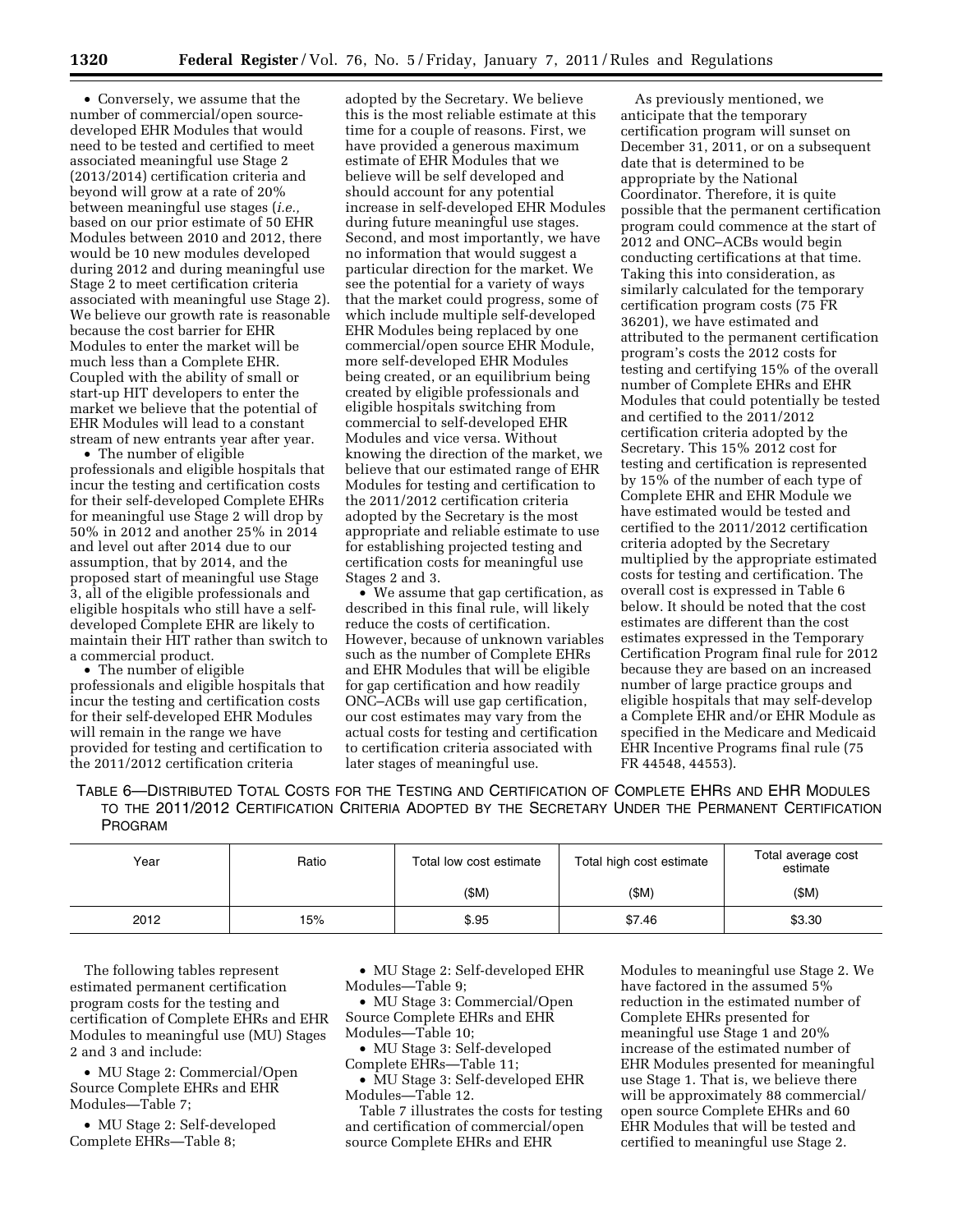• Conversely, we assume that the number of commercial/open source-developed EHR Modules that would need to be tested and certified to meet associated meaningful use Stage 2 (2013/2014) certification criteria and beyond will grow at a rate of 20% between meaningful use stages (*i.e.,* based on our prior estimate of 50 EHR Modules between 2010 and 2012, there would be 10 new modules developed during 2012 and during meaningful use Stage 2 to meet certification criteria associated with meaningful use Stage 2). We believe our growth rate is reasonable because the cost barrier for EHR Modules to enter the market will be much less than a Complete EHR. Coupled with the ability of small or start-up HIT developers to enter the market we believe that the potential of EHR Modules will lead to a constant stream of new entrants year after year.

• The number of eligible professionals and eligible hospitals that incur the testing and certification costs for their self-developed Complete EHRs for meaningful use Stage 2 will drop by 50% in 2012 and another 25% in 2014 and level out after 2014 due to our assumption, that by 2014, and the proposed start of meaningful use Stage 3, all of the eligible professionals and eligible hospitals who still have a self-developed Complete EHR are likely to maintain their HIT rather than switch to a commercial product.

• The number of eligible professionals and eligible hospitals that incur the testing and certification costs for their self-developed EHR Modules will remain in the range we have provided for testing and certification to the 2011/2012 certification criteria adopted by the Secretary. We believe this is the most reliable estimate at this time for a couple of reasons. First, we have provided a generous maximum estimate of EHR Modules that we believe will be self developed and should account for any potential increase in self-developed EHR Modules during future meaningful use stages. Second, and most importantly, we have no information that would suggest a particular direction for the market. We see the potential for a variety of ways that the market could progress, some of which include multiple self-developed EHR Modules being replaced by one commercial/open source EHR Module, more self-developed EHR Modules being created, or an equilibrium being created by eligible professionals and eligible hospitals switching from commercial to self-developed EHR Modules and vice versa. Without knowing the direction of the market, we believe that our estimated range of EHR Modules for testing and certification to the 2011/2012 certification criteria adopted by the Secretary is the most appropriate and reliable estimate to use for establishing projected testing and certification costs for meaningful use Stages 2 and 3.

• We assume that gap certification, as described in this final rule, will likely reduce the costs of certification. However, because of unknown variables such as the number of Complete EHRs and EHR Modules that will be eligible for gap certification and how readily ONC–ACBs will use gap certification, our cost estimates may vary from the actual costs for testing and certification to certification criteria associated with later stages of meaningful use.

As previously mentioned, we anticipate that the temporary certification program will sunset on December 31, 2011, or on a subsequent date that is determined to be appropriate by the National Coordinator. Therefore, it is quite possible that the permanent certification program could commence at the start of 2012 and ONC–ACBs would begin conducting certifications at that time. Taking this into consideration, as similarly calculated for the temporary certification program costs (75 FR 36201), we have estimated and attributed to the permanent certification program's costs the 2012 costs for testing and certifying 15% of the overall number of Complete EHRs and EHR Modules that could potentially be tested and certified to the 2011/2012 certification criteria adopted by the Secretary. This 15% 2012 cost for testing and certification is represented by 15% of the number of each type of Complete EHR and EHR Module we have estimated would be tested and certified to the 2011/2012 certification criteria adopted by the Secretary multiplied by the appropriate estimated costs for testing and certification. The overall cost is expressed in Table 6 below. It should be noted that the cost estimates are different than the cost estimates expressed in the Temporary Certification Program final rule for 2012 because they are based on an increased number of large practice groups and eligible hospitals that may self-develop a Complete EHR and/or EHR Module as specified in the Medicare and Medicaid EHR Incentive Programs final rule (75 FR 44548, 44553).

TABLE 6—DISTRIBUTED TOTAL COSTS FOR THE TESTING AND CERTIFICATION OF COMPLETE EHRS AND EHR MODULES TO THE 2011/2012 CERTIFICATION CRITERIA ADOPTED BY THE SECRETARY UNDER THE PERMANENT CERTIFICATION PROGRAM

| Year | Ratio | Total low cost estimate ($M) | Total high cost estimate ($M) | Total average cost estimate ($M) |
|---|---|---|---|---|
| 2012 | 15% | $.95 | $7.46 | $3.30 |

The following tables represent estimated permanent certification program costs for the testing and certification of Complete EHRs and EHR Modules to meaningful use (MU) Stages 2 and 3 and include:

• MU Stage 2: Commercial/Open Source Complete EHRs and EHR Modules—Table 7;

• MU Stage 2: Self-developed Complete EHRs—Table 8;

• MU Stage 2: Self-developed EHR Modules—Table 9;

• MU Stage 3: Commercial/Open Source Complete EHRs and EHR Modules—Table 10;

• MU Stage 3: Self-developed Complete EHRs—Table 11;

• MU Stage 3: Self-developed EHR Modules—Table 12.

Table 7 illustrates the costs for testing and certification of commercial/open source Complete EHRs and EHR Modules to meaningful use Stage 2. We have factored in the assumed 5% reduction in the estimated number of Complete EHRs presented for meaningful use Stage 1 and 20% increase of the estimated number of EHR Modules presented for meaningful use Stage 1. That is, we believe there will be approximately 88 commercial/open source Complete EHRs and 60 EHR Modules that will be tested and certified to meaningful use Stage 2.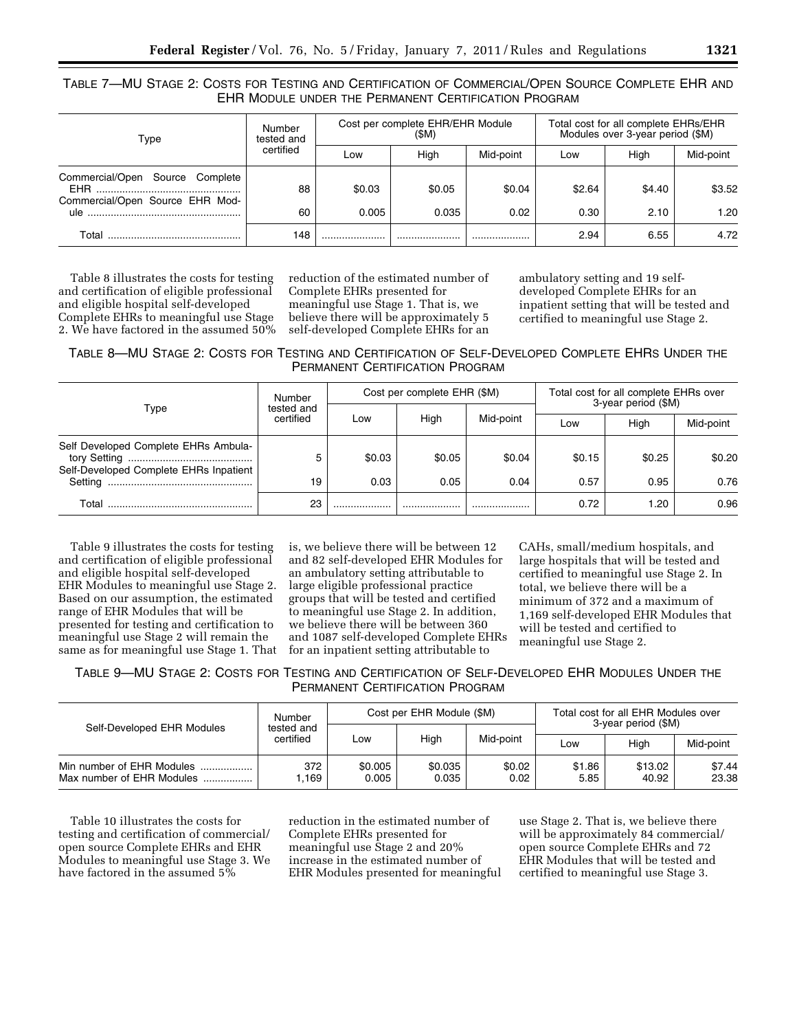TABLE 7—MU STAGE 2: COSTS FOR TESTING AND CERTIFICATION OF COMMERCIAL/OPEN SOURCE COMPLETE EHR AND EHR MODULE UNDER THE PERMANENT CERTIFICATION PROGRAM

| Type | Number tested and certified | Cost per complete EHR/EHR Module ($M) | | | Total cost for all complete EHRs/EHR Modules over 3-year period ($M) | | |
|---|---|---|---|---|---|---|---|
| | | Low | High | Mid-point | Low | High | Mid-point |
| Commercial/Open Source Complete EHR | 88 | $0.03 | $0.05 | $0.04 | $2.64 | $4.40 | $3.52 |
| Commercial/Open Source EHR Module | 60 | 0.005 | 0.035 | 0.02 | 0.30 | 2.10 | 1.20 |
| Total | 148 | | | | 2.94 | 6.55 | 4.72 |

Table 8 illustrates the costs for testing and certification of eligible professional and eligible hospital self-developed Complete EHRs to meaningful use Stage 2. We have factored in the assumed 50% reduction of the estimated number of Complete EHRs presented for meaningful use Stage 1. That is, we believe there will be approximately 5 self-developed Complete EHRs for an ambulatory setting and 19 self-developed Complete EHRs for an inpatient setting that will be tested and certified to meaningful use Stage 2.

TABLE 8—MU STAGE 2: COSTS FOR TESTING AND CERTIFICATION OF SELF-DEVELOPED COMPLETE EHRS UNDER THE PERMANENT CERTIFICATION PROGRAM

| Type | Number tested and certified | Cost per complete EHR ($M) | | | Total cost for all complete EHRs over 3-year period ($M) | | |
|---|---|---|---|---|---|---|---|
| | | Low | High | Mid-point | Low | High | Mid-point |
| Self Developed Complete EHRs Ambulatory Setting | 5 | $0.03 | $0.05 | $0.04 | $0.15 | $0.25 | $0.20 |
| Self-Developed Complete EHRs Inpatient Setting | 19 | 0.03 | 0.05 | 0.04 | 0.57 | 0.95 | 0.76 |
| Total | 23 | | | | 0.72 | 1.20 | 0.96 |

Table 9 illustrates the costs for testing and certification of eligible professional and eligible hospital self-developed EHR Modules to meaningful use Stage 2. Based on our assumption, the estimated range of EHR Modules that will be presented for testing and certification to meaningful use Stage 2 will remain the same as for meaningful use Stage 1. That is, we believe there will be between 12 and 82 self-developed EHR Modules for an ambulatory setting attributable to large eligible professional practice groups that will be tested and certified to meaningful use Stage 2. In addition, we believe there will be between 360 and 1087 self-developed Complete EHRs for an inpatient setting attributable to CAHs, small/medium hospitals, and large hospitals that will be tested and certified to meaningful use Stage 2. In total, we believe there will be a minimum of 372 and a maximum of 1,169 self-developed EHR Modules that will be tested and certified to meaningful use Stage 2.

TABLE 9—MU STAGE 2: COSTS FOR TESTING AND CERTIFICATION OF SELF-DEVELOPED EHR MODULES UNDER THE PERMANENT CERTIFICATION PROGRAM

| Self-Developed EHR Modules | Number tested and certified | Cost per EHR Module ($M) | | | Total cost for all EHR Modules over 3-year period ($M) | | |
|---|---|---|---|---|---|---|---|
| | | Low | High | Mid-point | Low | High | Mid-point |
| Min number of EHR Modules | 372 | $0.005 | $0.035 | $0.02 | $1.86 | $13.02 | $7.44 |
| Max number of EHR Modules | 1,169 | 0.005 | 0.035 | 0.02 | 5.85 | 40.92 | 23.38 |

Table 10 illustrates the costs for testing and certification of commercial/open source Complete EHRs and EHR Modules to meaningful use Stage 3. We have factored in the assumed 5% reduction in the estimated number of Complete EHRs presented for meaningful use Stage 2 and 20% increase in the estimated number of EHR Modules presented for meaningful use Stage 2. That is, we believe there will be approximately 84 commercial/open source Complete EHRs and 72 EHR Modules that will be tested and certified to meaningful use Stage 3.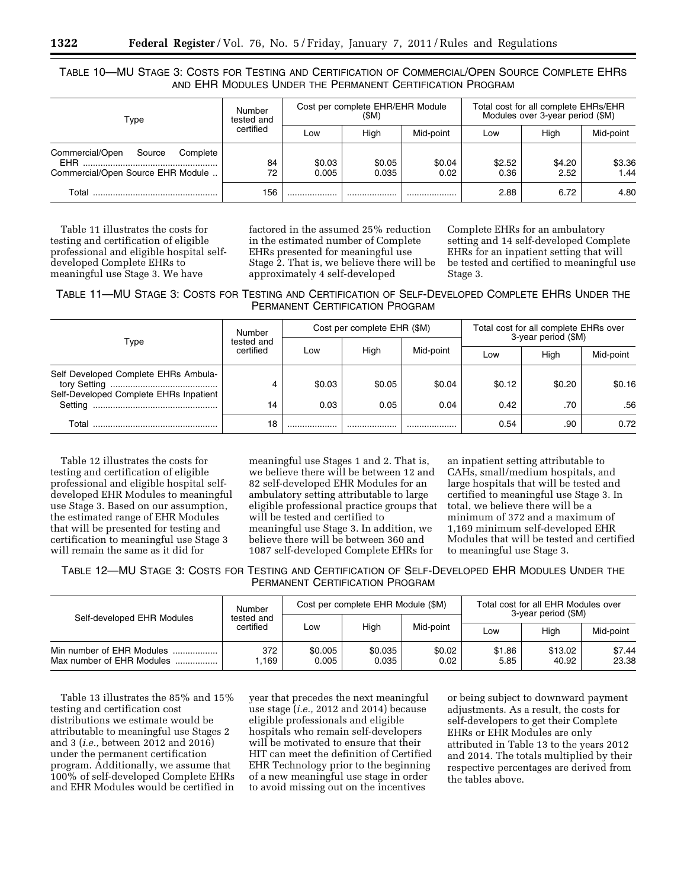TABLE 10—MU STAGE 3: COSTS FOR TESTING AND CERTIFICATION OF COMMERCIAL/OPEN SOURCE COMPLETE EHRS AND EHR MODULES UNDER THE PERMANENT CERTIFICATION PROGRAM

| Type | Number tested and certified | Cost per complete EHR/EHR Module ($M) | | | Total cost for all complete EHRs/EHR Modules over 3-year period ($M) | | |
|---|---|---|---|---|---|---|---|
| | | Low | High | Mid-point | Low | High | Mid-point |
| Commercial/Open Source Complete EHR | 84 | $0.03 | $0.05 | $0.04 | $2.52 | $4.20 | $3.36 |
| Commercial/Open Source EHR Module | 72 | 0.005 | 0.035 | 0.02 | 0.36 | 2.52 | 1.44 |
| Total | 156 | | | | 2.88 | 6.72 | 4.80 |

Table 11 illustrates the costs for testing and certification of eligible professional and eligible hospital self-developed Complete EHRs to meaningful use Stage 3. We have factored in the assumed 25% reduction in the estimated number of Complete EHRs presented for meaningful use Stage 2. That is, we believe there will be approximately 4 self-developed Complete EHRs for an ambulatory setting and 14 self-developed Complete EHRs for an inpatient setting that will be tested and certified to meaningful use Stage 3.

TABLE 11—MU STAGE 3: COSTS FOR TESTING AND CERTIFICATION OF SELF-DEVELOPED COMPLETE EHRS UNDER THE PERMANENT CERTIFICATION PROGRAM

| Type | Number tested and certified | Cost per complete EHR ($M) | | | Total cost for all complete EHRs over 3-year period ($M) | | |
|---|---|---|---|---|---|---|---|
| | | Low | High | Mid-point | Low | High | Mid-point |
| Self Developed Complete EHRs Ambulatory Setting | 4 | $0.03 | $0.05 | $0.04 | $0.12 | $0.20 | $0.16 |
| Self-Developed Complete EHRs Inpatient Setting | 14 | 0.03 | 0.05 | 0.04 | 0.42 | .70 | .56 |
| Total | 18 | | | | 0.54 | .90 | 0.72 |

Table 12 illustrates the costs for testing and certification of eligible professional and eligible hospital self-developed EHR Modules to meaningful use Stage 3. Based on our assumption, the estimated range of EHR Modules that will be presented for testing and certification to meaningful use Stage 3 will remain the same as it did for meaningful use Stages 1 and 2. That is, we believe there will be between 12 and 82 self-developed EHR Modules for an ambulatory setting attributable to large eligible professional practice groups that will be tested and certified to meaningful use Stage 3. In addition, we believe there will be between 360 and 1087 self-developed Complete EHRs for an inpatient setting attributable to CAHs, small/medium hospitals, and large hospitals that will be tested and certified to meaningful use Stage 3. In total, we believe there will be a minimum of 372 and a maximum of 1,169 minimum self-developed EHR Modules that will be tested and certified to meaningful use Stage 3.

TABLE 12—MU STAGE 3: COSTS FOR TESTING AND CERTIFICATION OF SELF-DEVELOPED EHR MODULES UNDER THE PERMANENT CERTIFICATION PROGRAM

| Self-developed EHR Modules | Number tested and certified | Cost per complete EHR Module ($M) | | | Total cost for all EHR Modules over 3-year period ($M) | | |
|---|---|---|---|---|---|---|---|
| | | Low | High | Mid-point | Low | High | Mid-point |
| Min number of EHR Modules | 372 | $0.005 | $0.035 | $0.02 | $1.86 | $13.02 | $7.44 |
| Max number of EHR Modules | 1,169 | 0.005 | 0.035 | 0.02 | 5.85 | 40.92 | 23.38 |

Table 13 illustrates the 85% and 15% testing and certification cost distributions we estimate would be attributable to meaningful use Stages 2 and 3 (*i.e.,* between 2012 and 2016) under the permanent certification program. Additionally, we assume that 100% of self-developed Complete EHRs and EHR Modules would be certified in year that precedes the next meaningful use stage (*i.e.,* 2012 and 2014) because eligible professionals and eligible hospitals who remain self-developers will be motivated to ensure that their HIT can meet the definition of Certified EHR Technology prior to the beginning of a new meaningful use stage in order to avoid missing out on the incentives or being subject to downward payment adjustments. As a result, the costs for self-developers to get their Complete EHRs or EHR Modules are only attributed in Table 13 to the years 2012 and 2014. The totals multiplied by their respective percentages are derived from the tables above.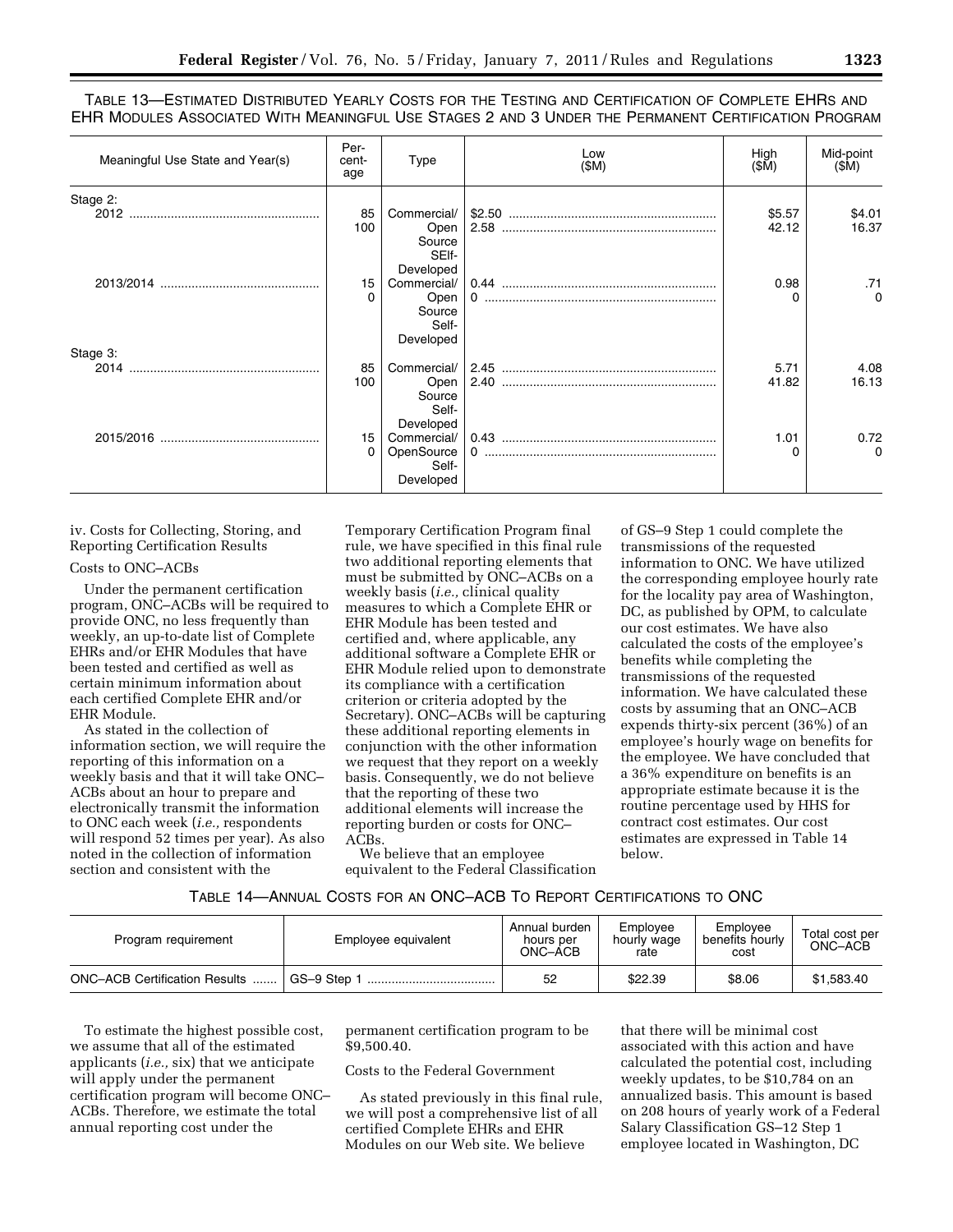TABLE 13—ESTIMATED DISTRIBUTED YEARLY COSTS FOR THE TESTING AND CERTIFICATION OF COMPLETE EHRS AND EHR MODULES ASSOCIATED WITH MEANINGFUL USE STAGES 2 AND 3 UNDER THE PERMANENT CERTIFICATION PROGRAM

| Meaningful Use State and Year(s) | Percentage | Type | Low ($M) | High ($M) | Mid-point ($M) |
|---|---|---|---|---|---|
| Stage 2: | | | | | |
| 2012 | 85 | Commercial/ | $2.50 | $5.57 | $4.01 |
| | 100 | Open Source SElf-Developed | 2.58 | 42.12 | 16.37 |
| 2013/2014 | 15 | Commercial/ | 0.44 | 0.98 | .71 |
| | 0 | Open Source Self-Developed | 0 | 0 | 0 |
| Stage 3: | | | | | |
| 2014 | 85 | Commercial/ | 2.45 | 5.71 | 4.08 |
| | 100 | Open Source Self-Developed | 2.40 | 41.82 | 16.13 |
| 2015/2016 | 15 | Commercial/ | 0.43 | 1.01 | 0.72 |
| | 0 | OpenSource Self-Developed | 0 | 0 | 0 |

iv. Costs for Collecting, Storing, and Reporting Certification Results

Costs to ONC–ACBs

Under the permanent certification program, ONC–ACBs will be required to provide ONC, no less frequently than weekly, an up-to-date list of Complete EHRs and/or EHR Modules that have been tested and certified as well as certain minimum information about each certified Complete EHR and/or EHR Module.

As stated in the collection of information section, we will require the reporting of this information on a weekly basis and that it will take ONC–ACBs about an hour to prepare and electronically transmit the information to ONC each week (*i.e.,* respondents will respond 52 times per year). As also noted in the collection of information section and consistent with the Temporary Certification Program final rule, we have specified in this final rule two additional reporting elements that must be submitted by ONC–ACBs on a weekly basis (*i.e.,* clinical quality measures to which a Complete EHR or EHR Module has been tested and certified and, where applicable, any additional software a Complete EHR or EHR Module relied upon to demonstrate its compliance with a certification criterion or criteria adopted by the Secretary). ONC–ACBs will be capturing these additional reporting elements in conjunction with the other information we request that they report on a weekly basis. Consequently, we do not believe that the reporting of these two additional elements will increase the reporting burden or costs for ONC–ACBs.

We believe that an employee equivalent to the Federal Classification of GS–9 Step 1 could complete the transmissions of the requested information to ONC. We have utilized the corresponding employee hourly rate for the locality pay area of Washington, DC, as published by OPM, to calculate our cost estimates. We have also calculated the costs of the employee's benefits while completing the transmissions of the requested information. We have calculated these costs by assuming that an ONC–ACB expends thirty-six percent (36%) of an employee's hourly wage on benefits for the employee. We have concluded that a 36% expenditure on benefits is an appropriate estimate because it is the routine percentage used by HHS for contract cost estimates. Our cost estimates are expressed in Table 14 below.

TABLE 14—ANNUAL COSTS FOR AN ONC–ACB TO REPORT CERTIFICATIONS TO ONC

| Program requirement | Employee equivalent | Annual burden hours per ONC–ACB | Employee hourly wage rate | Employee benefits hourly cost | Total cost per ONC–ACB |
|---|---|---|---|---|---|
| ONC–ACB Certification Results | GS–9 Step 1 | 52 | $22.39 | $8.06 | $1,583.40 |

To estimate the highest possible cost, we assume that all of the estimated applicants (*i.e.,* six) that we anticipate will apply under the permanent certification program will become ONC–ACBs. Therefore, we estimate the total annual reporting cost under the permanent certification program to be $9,500.40.

Costs to the Federal Government

As stated previously in this final rule, we will post a comprehensive list of all certified Complete EHRs and EHR Modules on our Web site. We believe that there will be minimal cost associated with this action and have calculated the potential cost, including weekly updates, to be $10,784 on an annualized basis. This amount is based on 208 hours of yearly work of a Federal Salary Classification GS–12 Step 1 employee located in Washington, DC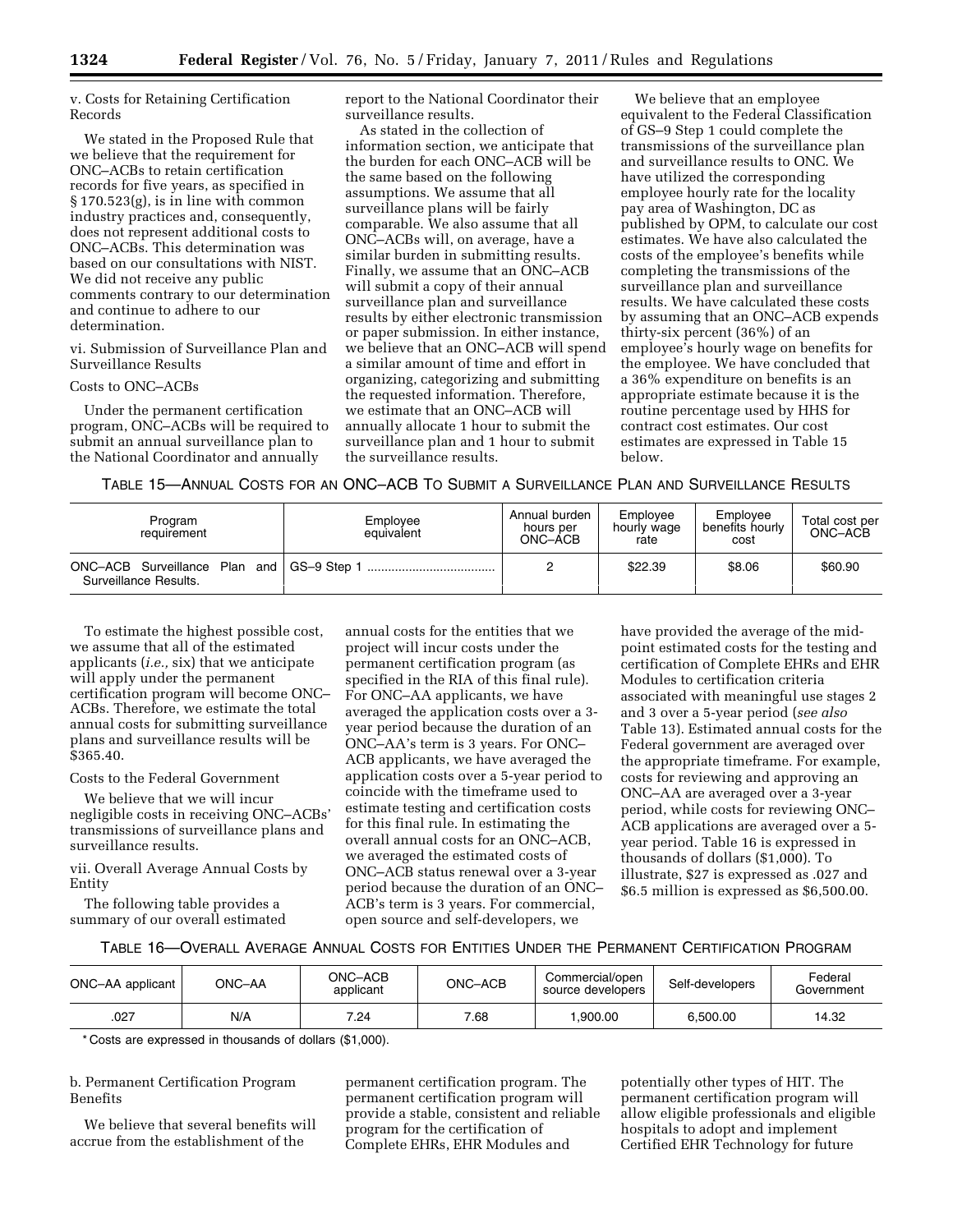v. Costs for Retaining Certification Records

We stated in the Proposed Rule that we believe that the requirement for ONC–ACBs to retain certification records for five years, as specified in § 170.523(g), is in line with common industry practices and, consequently, does not represent additional costs to ONC–ACBs. This determination was based on our consultations with NIST. We did not receive any public comments contrary to our determination and continue to adhere to our determination.

vi. Submission of Surveillance Plan and Surveillance Results

Costs to ONC–ACBs

Under the permanent certification program, ONC–ACBs will be required to submit an annual surveillance plan to the National Coordinator and annually report to the National Coordinator their surveillance results.

As stated in the collection of information section, we anticipate that the burden for each ONC–ACB will be the same based on the following assumptions. We assume that all surveillance plans will be fairly comparable. We also assume that all ONC–ACBs will, on average, have a similar burden in submitting results. Finally, we assume that an ONC–ACB will submit a copy of their annual surveillance plan and surveillance results by either electronic transmission or paper submission. In either instance, we believe that an ONC–ACB will spend a similar amount of time and effort in organizing, categorizing and submitting the requested information. Therefore, we estimate that an ONC–ACB will annually allocate 1 hour to submit the surveillance plan and 1 hour to submit the surveillance results.

We believe that an employee equivalent to the Federal Classification of GS–9 Step 1 could complete the transmissions of the surveillance plan and surveillance results to ONC. We have utilized the corresponding employee hourly rate for the locality pay area of Washington, DC as published by OPM, to calculate our cost estimates. We have also calculated the costs of the employee's benefits while completing the transmissions of the surveillance plan and surveillance results. We have calculated these costs by assuming that an ONC–ACB expends thirty-six percent (36%) of an employee's hourly wage on benefits for the employee. We have concluded that a 36% expenditure on benefits is an appropriate estimate because it is the routine percentage used by HHS for contract cost estimates. Our cost estimates are expressed in Table 15 below.

TABLE 15—ANNUAL COSTS FOR AN ONC–ACB TO SUBMIT A SURVEILLANCE PLAN AND SURVEILLANCE RESULTS

| Program requirement | Employee equivalent | Annual burden hours per ONC–ACB | Employee hourly wage rate | Employee benefits hourly cost | Total cost per ONC–ACB |
|---|---|---|---|---|---|
| ONC–ACB Surveillance Plan and Surveillance Results. | GS–9 Step 1 | 2 | $22.39 | $8.06 | $60.90 |

To estimate the highest possible cost, we assume that all of the estimated applicants (*i.e.,* six) that we anticipate will apply under the permanent certification program will become ONC–ACBs. Therefore, we estimate the total annual costs for submitting surveillance plans and surveillance results will be $365.40.

Costs to the Federal Government

We believe that we will incur negligible costs in receiving ONC–ACBs' transmissions of surveillance plans and surveillance results.

vii. Overall Average Annual Costs by Entity

The following table provides a summary of our overall estimated annual costs for the entities that we project will incur costs under the permanent certification program (as specified in the RIA of this final rule). For ONC–AA applicants, we have averaged the application costs over a 3-year period because the duration of an ONC–AA's term is 3 years. For ONC–ACB applicants, we have averaged the application costs over a 5-year period to coincide with the timeframe used to estimate testing and certification costs for this final rule. In estimating the overall annual costs for an ONC–ACB, we averaged the estimated costs of ONC–ACB status renewal over a 3-year period because the duration of an ONC–ACB's term is 3 years. For commercial, open source and self-developers, we have provided the average of the mid-point estimated costs for the testing and certification of Complete EHRs and EHR Modules to certification criteria associated with meaningful use stages 2 and 3 over a 5-year period (*see also* Table 13). Estimated annual costs for the Federal government are averaged over the appropriate timeframe. For example, costs for reviewing and approving an ONC–AA are averaged over a 3-year period, while costs for reviewing ONC–ACB applications are averaged over a 5-year period. Table 16 is expressed in thousands of dollars ($1,000). To illustrate, $27 is expressed as .027 and $6.5 million is expressed as $6,500.00.

TABLE 16—OVERALL AVERAGE ANNUAL COSTS FOR ENTITIES UNDER THE PERMANENT CERTIFICATION PROGRAM

| ONC–AA applicant | ONC–AA | ONC–ACB applicant | ONC–ACB | Commercial/open source developers | Self-developers | Federal Government |
|---|---|---|---|---|---|---|
| .027 | N/A | 7.24 | 7.68 | 1,900.00 | 6,500.00 | 14.32 |

\* Costs are expressed in thousands of dollars ($1,000).

b. Permanent Certification Program Benefits

We believe that several benefits will accrue from the establishment of the permanent certification program. The permanent certification program will provide a stable, consistent and reliable program for the certification of Complete EHRs, EHR Modules and potentially other types of HIT. The permanent certification program will allow eligible professionals and eligible hospitals to adopt and implement Certified EHR Technology for future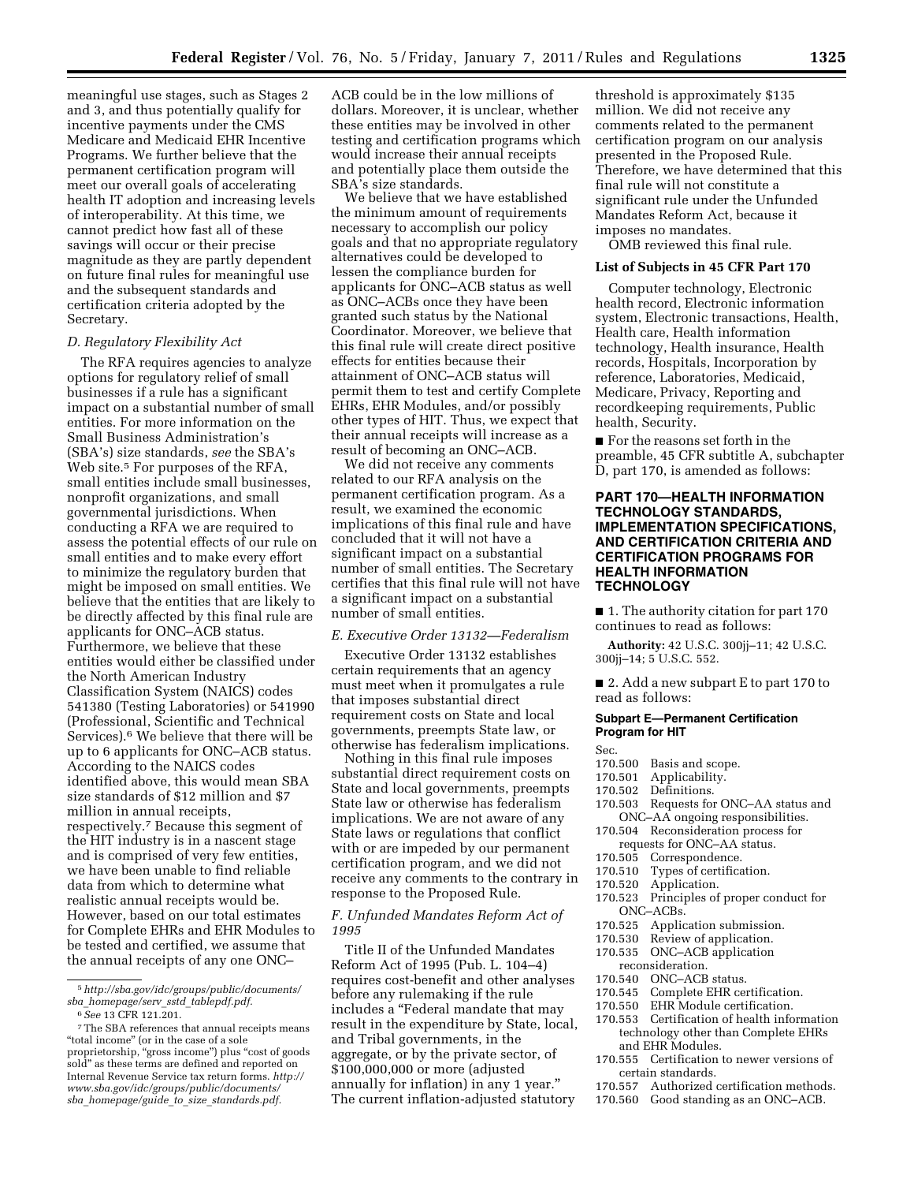meaningful use stages, such as Stages 2 and 3, and thus potentially qualify for incentive payments under the CMS Medicare and Medicaid EHR Incentive Programs. We further believe that the permanent certification program will meet our overall goals of accelerating health IT adoption and increasing levels of interoperability. At this time, we cannot predict how fast all of these savings will occur or their precise magnitude as they are partly dependent on future final rules for meaningful use and the subsequent standards and certification criteria adopted by the Secretary.

### *D. Regulatory Flexibility Act*

The RFA requires agencies to analyze options for regulatory relief of small businesses if a rule has a significant impact on a substantial number of small entities. For more information on the Small Business Administration's (SBA's) size standards, *see* the SBA's Web site.[5] For purposes of the RFA, small entities include small businesses, nonprofit organizations, and small governmental jurisdictions. When conducting a RFA we are required to assess the potential effects of our rule on small entities and to make every effort to minimize the regulatory burden that might be imposed on small entities. We believe that the entities that are likely to be directly affected by this final rule are applicants for ONC–ACB status. Furthermore, we believe that these entities would either be classified under the North American Industry Classification System (NAICS) codes 541380 (Testing Laboratories) or 541990 (Professional, Scientific and Technical Services).[6] We believe that there will be up to 6 applicants for ONC–ACB status. According to the NAICS codes identified above, this would mean SBA size standards of $12 million and $7 million in annual receipts, respectively.[7] Because this segment of the HIT industry is in a nascent stage and is comprised of very few entities, we have been unable to find reliable data from which to determine what realistic annual receipts would be. However, based on our total estimates for Complete EHRs and EHR Modules to be tested and certified, we assume that the annual receipts of any one ONC–ACB could be in the low millions of dollars. Moreover, it is unclear, whether these entities may be involved in other testing and certification programs which would increase their annual receipts and potentially place them outside the SBA's size standards.

We believe that we have established the minimum amount of requirements necessary to accomplish our policy goals and that no appropriate regulatory alternatives could be developed to lessen the compliance burden for applicants for ONC–ACB status as well as ONC–ACBs once they have been granted such status by the National Coordinator. Moreover, we believe that this final rule will create direct positive effects for entities because their attainment of ONC–ACB status will permit them to test and certify Complete EHRs, EHR Modules, and/or possibly other types of HIT. Thus, we expect that their annual receipts will increase as a result of becoming an ONC–ACB.

We did not receive any comments related to our RFA analysis on the permanent certification program. As a result, we examined the economic implications of this final rule and have concluded that it will not have a significant impact on a substantial number of small entities. The Secretary certifies that this final rule will not have a significant impact on a substantial number of small entities.

### *E. Executive Order 13132—Federalism*

Executive Order 13132 establishes certain requirements that an agency must meet when it promulgates a rule that imposes substantial direct requirement costs on State and local governments, preempts State law, or otherwise has federalism implications.

Nothing in this final rule imposes substantial direct requirement costs on State and local governments, preempts State law or otherwise has federalism implications. We are not aware of any State laws or regulations that conflict with or are impeded by our permanent certification program, and we did not receive any comments to the contrary in response to the Proposed Rule.

### *F. Unfunded Mandates Reform Act of 1995*

Title II of the Unfunded Mandates Reform Act of 1995 (Pub. L. 104–4) requires cost-benefit and other analyses before any rulemaking if the rule includes a "Federal mandate that may result in the expenditure by State, local, and Tribal governments, in the aggregate, or by the private sector, of $100,000,000 or more (adjusted annually for inflation) in any 1 year." The current inflation-adjusted statutory threshold is approximately $135 million. We did not receive any comments related to the permanent certification program on our analysis presented in the Proposed Rule. Therefore, we have determined that this final rule will not constitute a significant rule under the Unfunded Mandates Reform Act, because it imposes no mandates.

OMB reviewed this final rule.

### List of Subjects in 45 CFR Part 170

Computer technology, Electronic health record, Electronic information system, Electronic transactions, Health, Health care, Health information technology, Health insurance, Health records, Hospitals, Incorporation by reference, Laboratories, Medicaid, Medicare, Privacy, Reporting and recordkeeping requirements, Public health, Security.

■ For the reasons set forth in the preamble, 45 CFR subtitle A, subchapter D, part 170, is amended as follows:

## PART 170—HEALTH INFORMATION TECHNOLOGY STANDARDS, IMPLEMENTATION SPECIFICATIONS, AND CERTIFICATION CRITERIA AND CERTIFICATION PROGRAMS FOR HEALTH INFORMATION TECHNOLOGY

■ 1. The authority citation for part 170 continues to read as follows:

**Authority:** 42 U.S.C. 300jj–11; 42 U.S.C. 300jj–14; 5 U.S.C. 552.

■ 2. Add a new subpart E to part 170 to read as follows:

### Subpart E—Permanent Certification Program for HIT

Sec.
170.500 Basis and scope.
170.501 Applicability.
170.502 Definitions.
170.503 Requests for ONC–AA status and ONC–AA ongoing responsibilities.
170.504 Reconsideration process for requests for ONC–AA status.
170.505 Correspondence.
170.510 Types of certification.
170.520 Application.
170.523 Principles of proper conduct for ONC–ACBs.
170.525 Application submission.
170.530 Review of application.
170.535 ONC–ACB application reconsideration.
170.540 ONC–ACB status.
170.545 Complete EHR certification.
170.550 EHR Module certification.
170.553 Certification of health information technology other than Complete EHRs and EHR Modules.
170.555 Certification to newer versions of certain standards.
170.557 Authorized certification methods.
170.560 Good standing as an ONC–ACB.

---

[5] *http://sba.gov/idc/groups/public/documents/sba_homepage/serv_sstd_tablepdf.pdf.*

[6] *See* 13 CFR 121.201.

[7] The SBA references that annual receipts means "total income" (or in the case of a sole proprietorship, "gross income") plus "cost of goods sold" as these terms are defined and reported on Internal Revenue Service tax return forms. *http://www.sba.gov/idc/groups/public/documents/sba_homepage/guide_to_size_standards.pdf.*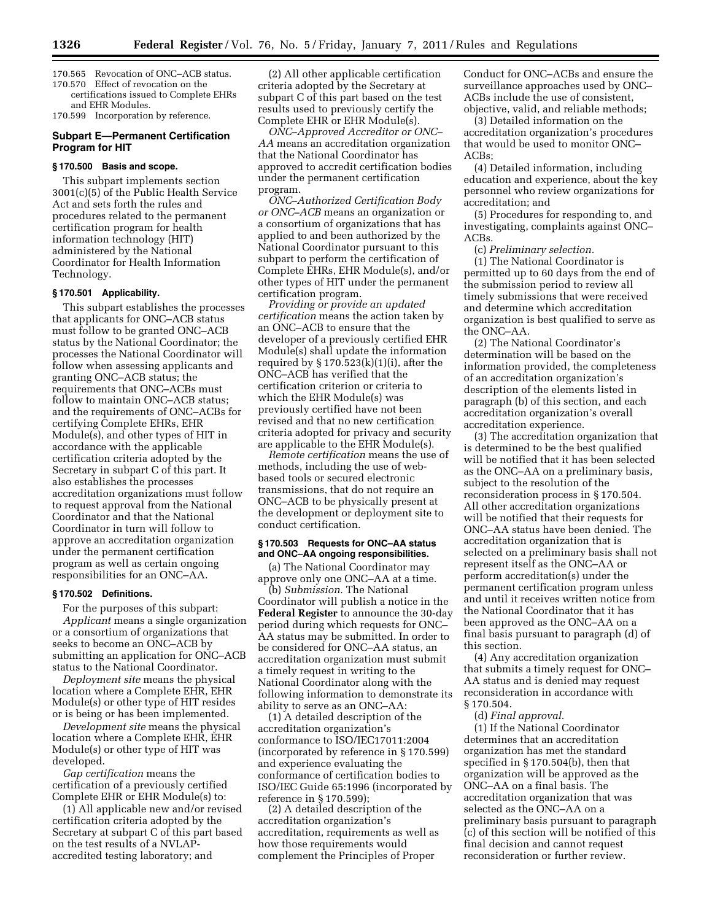170.565 Revocation of ONC–ACB status.
170.570 Effect of revocation on the certifications issued to Complete EHRs and EHR Modules.
170.599 Incorporation by reference.

## Subpart E—Permanent Certification Program for HIT

### § 170.500 Basis and scope.

This subpart implements section 3001(c)(5) of the Public Health Service Act and sets forth the rules and procedures related to the permanent certification program for health information technology (HIT) administered by the National Coordinator for Health Information Technology.

### § 170.501 Applicability.

This subpart establishes the processes that applicants for ONC–ACB status must follow to be granted ONC–ACB status by the National Coordinator; the processes the National Coordinator will follow when assessing applicants and granting ONC–ACB status; the requirements that ONC–ACBs must follow to maintain ONC–ACB status; and the requirements of ONC–ACBs for certifying Complete EHRs, EHR Module(s), and other types of HIT in accordance with the applicable certification criteria adopted by the Secretary in subpart C of this part. It also establishes the processes accreditation organizations must follow to request approval from the National Coordinator and that the National Coordinator in turn will follow to approve an accreditation organization under the permanent certification program as well as certain ongoing responsibilities for an ONC–AA.

### § 170.502 Definitions.

For the purposes of this subpart:

*Applicant* means a single organization or a consortium of organizations that seeks to become an ONC–ACB by submitting an application for ONC–ACB status to the National Coordinator.

*Deployment site* means the physical location where a Complete EHR, EHR Module(s) or other type of HIT resides or is being or has been implemented.

*Development site* means the physical location where a Complete EHR, EHR Module(s) or other type of HIT was developed.

*Gap certification* means the certification of a previously certified Complete EHR or EHR Module(s) to:

(1) All applicable new and/or revised certification criteria adopted by the Secretary at subpart C of this part based on the test results of a NVLAP-accredited testing laboratory; and

(2) All other applicable certification criteria adopted by the Secretary at subpart C of this part based on the test results used to previously certify the Complete EHR or EHR Module(s).

*ONC–Approved Accreditor or ONC–AA* means an accreditation organization that the National Coordinator has approved to accredit certification bodies under the permanent certification program.

*ONC–Authorized Certification Body or ONC–ACB* means an organization or a consortium of organizations that has applied to and been authorized by the National Coordinator pursuant to this subpart to perform the certification of Complete EHRs, EHR Module(s), and/or other types of HIT under the permanent certification program.

*Providing or provide an updated certification* means the action taken by an ONC–ACB to ensure that the developer of a previously certified EHR Module(s) shall update the information required by § 170.523(k)(1)(i), after the ONC–ACB has verified that the certification criterion or criteria to which the EHR Module(s) was previously certified have not been revised and that no new certification criteria adopted for privacy and security are applicable to the EHR Module(s).

*Remote certification* means the use of methods, including the use of web-based tools or secured electronic transmissions, that do not require an ONC–ACB to be physically present at the development or deployment site to conduct certification.

### § 170.503 Requests for ONC–AA status and ONC–AA ongoing responsibilities.

(a) The National Coordinator may approve only one ONC–AA at a time.

(b) *Submission.* The National Coordinator will publish a notice in the **Federal Register** to announce the 30-day period during which requests for ONC–AA status may be submitted. In order to be considered for ONC–AA status, an accreditation organization must submit a timely request in writing to the National Coordinator along with the following information to demonstrate its ability to serve as an ONC–AA:

(1) A detailed description of the accreditation organization's conformance to ISO/IEC17011:2004 (incorporated by reference in § 170.599) and experience evaluating the conformance of certification bodies to ISO/IEC Guide 65:1996 (incorporated by reference in § 170.599);

(2) A detailed description of the accreditation organization's accreditation, requirements as well as how those requirements would complement the Principles of Proper Conduct for ONC–ACBs and ensure the surveillance approaches used by ONC–ACBs include the use of consistent, objective, valid, and reliable methods;

(3) Detailed information on the accreditation organization's procedures that would be used to monitor ONC–ACBs;

(4) Detailed information, including education and experience, about the key personnel who review organizations for accreditation; and

(5) Procedures for responding to, and investigating, complaints against ONC–ACBs.

(c) *Preliminary selection.*

(1) The National Coordinator is permitted up to 60 days from the end of the submission period to review all timely submissions that were received and determine which accreditation organization is best qualified to serve as the ONC–AA.

(2) The National Coordinator's determination will be based on the information provided, the completeness of an accreditation organization's description of the elements listed in paragraph (b) of this section, and each accreditation organization's overall accreditation experience.

(3) The accreditation organization that is determined to be the best qualified will be notified that it has been selected as the ONC–AA on a preliminary basis, subject to the resolution of the reconsideration process in § 170.504. All other accreditation organizations will be notified that their requests for ONC–AA status have been denied. The accreditation organization that is selected on a preliminary basis shall not represent itself as the ONC–AA or perform accreditation(s) under the permanent certification program unless and until it receives written notice from the National Coordinator that it has been approved as the ONC–AA on a final basis pursuant to paragraph (d) of this section.

(4) Any accreditation organization that submits a timely request for ONC–AA status and is denied may request reconsideration in accordance with § 170.504.

(d) *Final approval.*

(1) If the National Coordinator determines that an accreditation organization has met the standard specified in § 170.504(b), then that organization will be approved as the ONC–AA on a final basis. The accreditation organization that was selected as the ONC–AA on a preliminary basis pursuant to paragraph (c) of this section will be notified of this final decision and cannot request reconsideration or further review.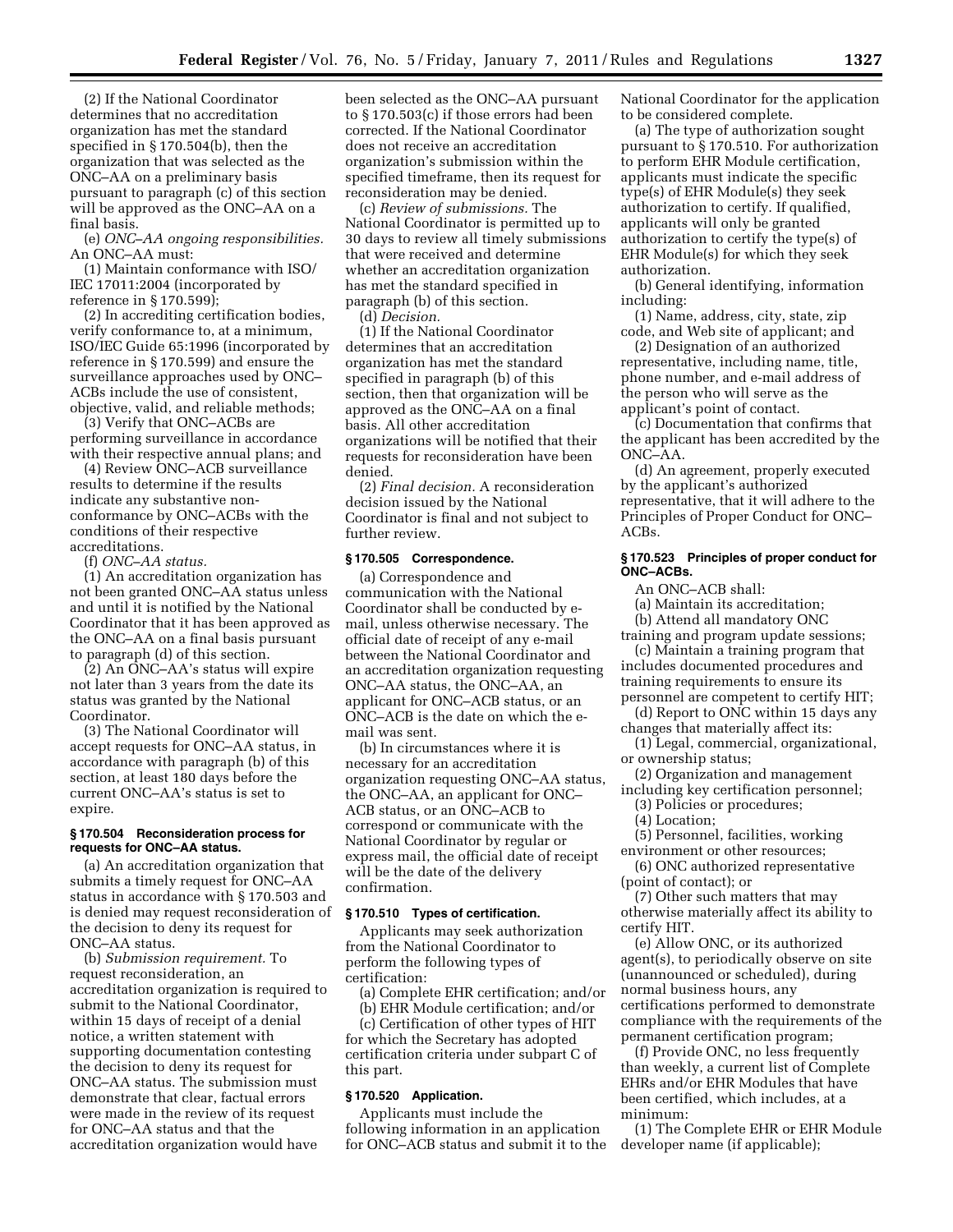(2) If the National Coordinator determines that no accreditation organization has met the standard specified in § 170.504(b), then the organization that was selected as the ONC–AA on a preliminary basis pursuant to paragraph (c) of this section will be approved as the ONC–AA on a final basis.

(e) *ONC–AA ongoing responsibilities.* An ONC–AA must:

(1) Maintain conformance with ISO/IEC 17011:2004 (incorporated by reference in § 170.599);

(2) In accrediting certification bodies, verify conformance to, at a minimum, ISO/IEC Guide 65:1996 (incorporated by reference in § 170.599) and ensure the surveillance approaches used by ONC–ACBs include the use of consistent, objective, valid, and reliable methods;

(3) Verify that ONC–ACBs are performing surveillance in accordance with their respective annual plans; and

(4) Review ONC–ACB surveillance results to determine if the results indicate any substantive non-conformance by ONC–ACBs with the conditions of their respective accreditations.

(f) *ONC–AA status.*

(1) An accreditation organization has not been granted ONC–AA status unless and until it is notified by the National Coordinator that it has been approved as the ONC–AA on a final basis pursuant to paragraph (d) of this section.

(2) An ONC–AA's status will expire not later than 3 years from the date its status was granted by the National Coordinator.

(3) The National Coordinator will accept requests for ONC–AA status, in accordance with paragraph (b) of this section, at least 180 days before the current ONC–AA's status is set to expire.

#### § 170.504 Reconsideration process for requests for ONC–AA status.

(a) An accreditation organization that submits a timely request for ONC–AA status in accordance with § 170.503 and is denied may request reconsideration of the decision to deny its request for ONC–AA status.

(b) *Submission requirement.* To request reconsideration, an accreditation organization is required to submit to the National Coordinator, within 15 days of receipt of a denial notice, a written statement with supporting documentation contesting the decision to deny its request for ONC–AA status. The submission must demonstrate that clear, factual errors were made in the review of its request for ONC–AA status and that the accreditation organization would have been selected as the ONC–AA pursuant to § 170.503(c) if those errors had been corrected. If the National Coordinator does not receive an accreditation organization's submission within the specified timeframe, then its request for reconsideration may be denied.

(c) *Review of submissions.* The National Coordinator is permitted up to 30 days to review all timely submissions that were received and determine whether an accreditation organization has met the standard specified in paragraph (b) of this section.

(d) *Decision.*

(1) If the National Coordinator determines that an accreditation organization has met the standard specified in paragraph (b) of this section, then that organization will be approved as the ONC–AA on a final basis. All other accreditation organizations will be notified that their requests for reconsideration have been denied.

(2) *Final decision.* A reconsideration decision issued by the National Coordinator is final and not subject to further review.

#### § 170.505 Correspondence.

(a) Correspondence and communication with the National Coordinator shall be conducted by e-mail, unless otherwise necessary. The official date of receipt of any e-mail between the National Coordinator and an accreditation organization requesting ONC–AA status, the ONC–AA, an applicant for ONC–ACB status, or an ONC–ACB is the date on which the e-mail was sent.

(b) In circumstances where it is necessary for an accreditation organization requesting ONC–AA status, the ONC–AA, an applicant for ONC–ACB status, or an ONC–ACB to correspond or communicate with the National Coordinator by regular or express mail, the official date of receipt will be the date of the delivery confirmation.

#### § 170.510 Types of certification.

Applicants may seek authorization from the National Coordinator to perform the following types of certification:

(a) Complete EHR certification; and/or

(b) EHR Module certification; and/or

(c) Certification of other types of HIT for which the Secretary has adopted certification criteria under subpart C of this part.

#### § 170.520 Application.

Applicants must include the following information in an application for ONC–ACB status and submit it to the National Coordinator for the application to be considered complete.

(a) The type of authorization sought pursuant to § 170.510. For authorization to perform EHR Module certification, applicants must indicate the specific type(s) of EHR Module(s) they seek authorization to certify. If qualified, applicants will only be granted authorization to certify the type(s) of EHR Module(s) for which they seek authorization.

(b) General identifying, information including:

(1) Name, address, city, state, zip code, and Web site of applicant; and

(2) Designation of an authorized representative, including name, title, phone number, and e-mail address of the person who will serve as the applicant's point of contact.

(c) Documentation that confirms that the applicant has been accredited by the ONC–AA.

(d) An agreement, properly executed by the applicant's authorized representative, that it will adhere to the Principles of Proper Conduct for ONC–ACBs.

#### § 170.523 Principles of proper conduct for ONC–ACBs.

An ONC–ACB shall:

(a) Maintain its accreditation;

(b) Attend all mandatory ONC training and program update sessions;

(c) Maintain a training program that includes documented procedures and training requirements to ensure its personnel are competent to certify HIT;

(d) Report to ONC within 15 days any changes that materially affect its:

(1) Legal, commercial, organizational, or ownership status;

(2) Organization and management including key certification personnel;

(3) Policies or procedures;

(4) Location;

(5) Personnel, facilities, working environment or other resources;

(6) ONC authorized representative (point of contact); or

(7) Other such matters that may otherwise materially affect its ability to certify HIT.

(e) Allow ONC, or its authorized agent(s), to periodically observe on site (unannounced or scheduled), during normal business hours, any certifications performed to demonstrate compliance with the requirements of the permanent certification program;

(f) Provide ONC, no less frequently than weekly, a current list of Complete EHRs and/or EHR Modules that have been certified, which includes, at a minimum:

(1) The Complete EHR or EHR Module developer name (if applicable);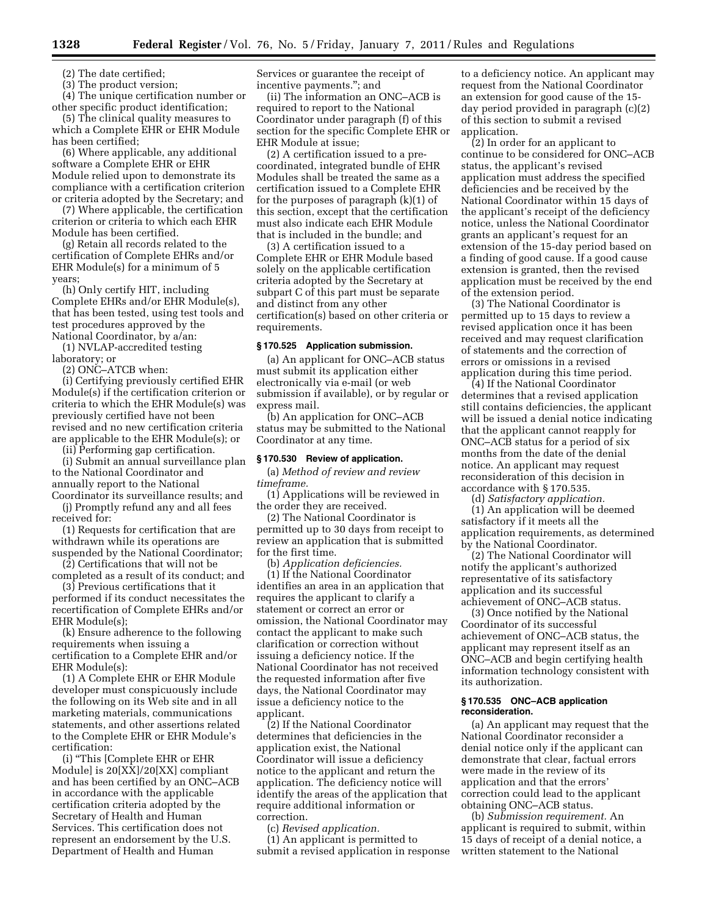(2) The date certified;

(3) The product version;

(4) The unique certification number or other specific product identification;

(5) The clinical quality measures to which a Complete EHR or EHR Module has been certified;

(6) Where applicable, any additional software a Complete EHR or EHR Module relied upon to demonstrate its compliance with a certification criterion or criteria adopted by the Secretary; and

(7) Where applicable, the certification criterion or criteria to which each EHR Module has been certified.

(g) Retain all records related to the certification of Complete EHRs and/or EHR Module(s) for a minimum of 5 years;

(h) Only certify HIT, including Complete EHRs and/or EHR Module(s), that has been tested, using test tools and test procedures approved by the National Coordinator, by a/an:

(1) NVLAP-accredited testing laboratory; or

(2) ONC–ATCB when:

(i) Certifying previously certified EHR Module(s) if the certification criterion or criteria to which the EHR Module(s) was previously certified have not been revised and no new certification criteria are applicable to the EHR Module(s); or

(ii) Performing gap certification.

(i) Submit an annual surveillance plan to the National Coordinator and annually report to the National Coordinator its surveillance results; and

(j) Promptly refund any and all fees received for:

(1) Requests for certification that are withdrawn while its operations are suspended by the National Coordinator;

(2) Certifications that will not be completed as a result of its conduct; and

(3) Previous certifications that it performed if its conduct necessitates the recertification of Complete EHRs and/or EHR Module(s);

(k) Ensure adherence to the following requirements when issuing a certification to a Complete EHR and/or EHR Module(s):

(1) A Complete EHR or EHR Module developer must conspicuously include the following on its Web site and in all marketing materials, communications statements, and other assertions related to the Complete EHR or EHR Module's certification:

(i) "This [Complete EHR or EHR Module] is 20[XX]/20[XX] compliant and has been certified by an ONC–ACB in accordance with the applicable certification criteria adopted by the Secretary of Health and Human Services. This certification does not represent an endorsement by the U.S. Department of Health and Human Services or guarantee the receipt of incentive payments."; and

(ii) The information an ONC–ACB is required to report to the National Coordinator under paragraph (f) of this section for the specific Complete EHR or EHR Module at issue;

(2) A certification issued to a pre-coordinated, integrated bundle of EHR Modules shall be treated the same as a certification issued to a Complete EHR for the purposes of paragraph (k)(1) of this section, except that the certification must also indicate each EHR Module that is included in the bundle; and

(3) A certification issued to a Complete EHR or EHR Module based solely on the applicable certification criteria adopted by the Secretary at subpart C of this part must be separate and distinct from any other certification(s) based on other criteria or requirements.

### § 170.525 Application submission.

(a) An applicant for ONC–ACB status must submit its application either electronically via e-mail (or web submission if available), or by regular or express mail.

(b) An application for ONC–ACB status may be submitted to the National Coordinator at any time.

### § 170.530 Review of application.

(a) *Method of review and review timeframe.*

(1) Applications will be reviewed in the order they are received.

(2) The National Coordinator is permitted up to 30 days from receipt to review an application that is submitted for the first time.

(b) *Application deficiencies.*

(1) If the National Coordinator identifies an area in an application that requires the applicant to clarify a statement or correct an error or omission, the National Coordinator may contact the applicant to make such clarification or correction without issuing a deficiency notice. If the National Coordinator has not received the requested information after five days, the National Coordinator may issue a deficiency notice to the applicant.

(2) If the National Coordinator determines that deficiencies in the application exist, the National Coordinator will issue a deficiency notice to the applicant and return the application. The deficiency notice will identify the areas of the application that require additional information or correction.

(c) *Revised application.*

(1) An applicant is permitted to submit a revised application in response to a deficiency notice. An applicant may request from the National Coordinator an extension for good cause of the 15-day period provided in paragraph (c)(2) of this section to submit a revised application.

(2) In order for an applicant to continue to be considered for ONC–ACB status, the applicant's revised application must address the specified deficiencies and be received by the National Coordinator within 15 days of the applicant's receipt of the deficiency notice, unless the National Coordinator grants an applicant's request for an extension of the 15-day period based on a finding of good cause. If a good cause extension is granted, then the revised application must be received by the end of the extension period.

(3) The National Coordinator is permitted up to 15 days to review a revised application once it has been received and may request clarification of statements and the correction of errors or omissions in a revised application during this time period.

(4) If the National Coordinator determines that a revised application still contains deficiencies, the applicant will be issued a denial notice indicating that the applicant cannot reapply for ONC–ACB status for a period of six months from the date of the denial notice. An applicant may request reconsideration of this decision in accordance with § 170.535.

(d) *Satisfactory application.*

(1) An application will be deemed satisfactory if it meets all the application requirements, as determined by the National Coordinator.

(2) The National Coordinator will notify the applicant's authorized representative of its satisfactory application and its successful achievement of ONC–ACB status.

(3) Once notified by the National Coordinator of its successful achievement of ONC–ACB status, the applicant may represent itself as an ONC–ACB and begin certifying health information technology consistent with its authorization.

### § 170.535 ONC–ACB application reconsideration.

(a) An applicant may request that the National Coordinator reconsider a denial notice only if the applicant can demonstrate that clear, factual errors were made in the review of its application and that the errors' correction could lead to the applicant obtaining ONC–ACB status.

(b) *Submission requirement.* An applicant is required to submit, within 15 days of receipt of a denial notice, a written statement to the National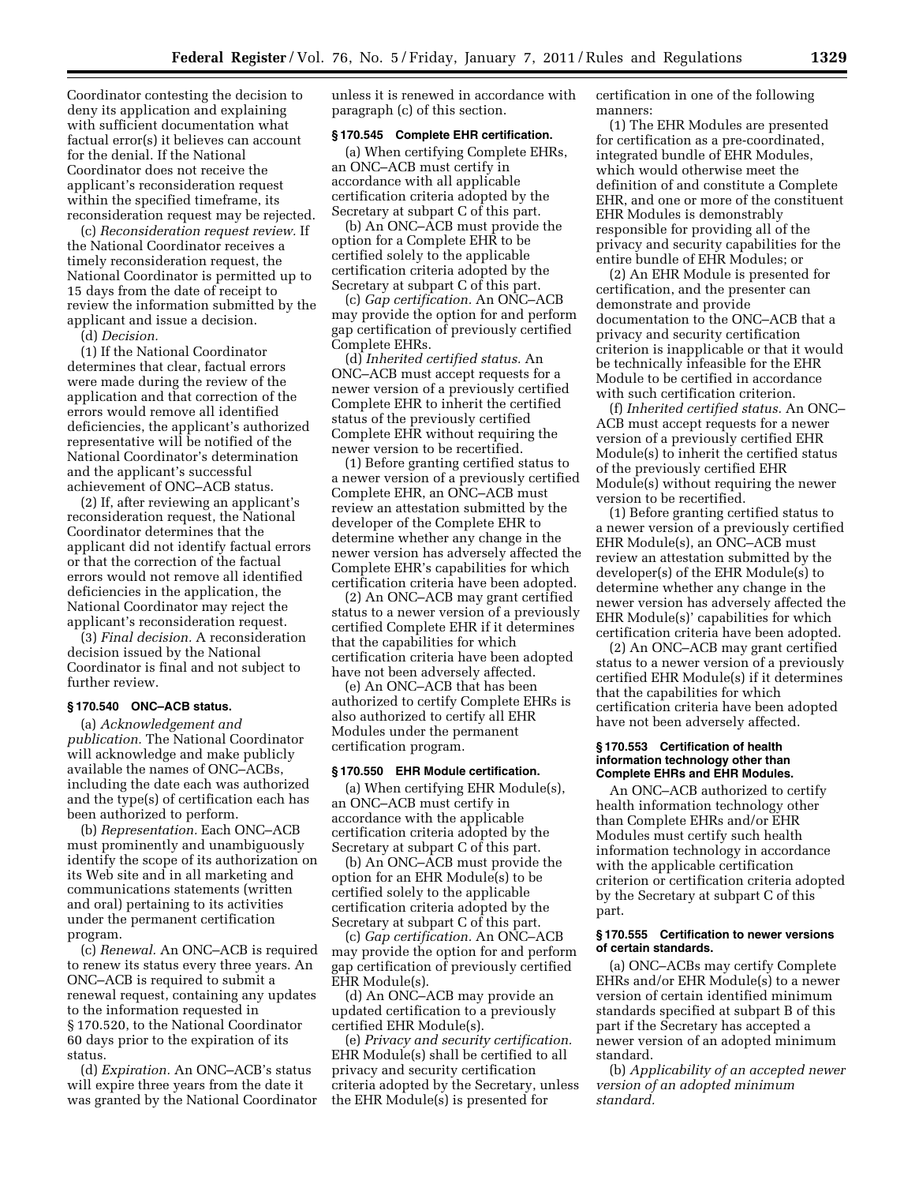Coordinator contesting the decision to deny its application and explaining with sufficient documentation what factual error(s) it believes can account for the denial. If the National Coordinator does not receive the applicant's reconsideration request within the specified timeframe, its reconsideration request may be rejected.

(c) *Reconsideration request review.* If the National Coordinator receives a timely reconsideration request, the National Coordinator is permitted up to 15 days from the date of receipt to review the information submitted by the applicant and issue a decision.

(d) *Decision.*

(1) If the National Coordinator determines that clear, factual errors were made during the review of the application and that correction of the errors would remove all identified deficiencies, the applicant's authorized representative will be notified of the National Coordinator's determination and the applicant's successful achievement of ONC–ACB status.

(2) If, after reviewing an applicant's reconsideration request, the National Coordinator determines that the applicant did not identify factual errors or that the correction of the factual errors would not remove all identified deficiencies in the application, the National Coordinator may reject the applicant's reconsideration request.

(3) *Final decision.* A reconsideration decision issued by the National Coordinator is final and not subject to further review.

**§ 170.540 ONC–ACB status.**

(a) *Acknowledgement and publication.* The National Coordinator will acknowledge and make publicly available the names of ONC–ACBs, including the date each was authorized and the type(s) of certification each has been authorized to perform.

(b) *Representation.* Each ONC–ACB must prominently and unambiguously identify the scope of its authorization on its Web site and in all marketing and communications statements (written and oral) pertaining to its activities under the permanent certification program.

(c) *Renewal.* An ONC–ACB is required to renew its status every three years. An ONC–ACB is required to submit a renewal request, containing any updates to the information requested in § 170.520, to the National Coordinator 60 days prior to the expiration of its status.

(d) *Expiration.* An ONC–ACB's status will expire three years from the date it was granted by the National Coordinator unless it is renewed in accordance with paragraph (c) of this section.

**§ 170.545 Complete EHR certification.**

(a) When certifying Complete EHRs, an ONC–ACB must certify in accordance with all applicable certification criteria adopted by the Secretary at subpart C of this part.

(b) An ONC–ACB must provide the option for a Complete EHR to be certified solely to the applicable certification criteria adopted by the Secretary at subpart C of this part.

(c) *Gap certification.* An ONC–ACB may provide the option for and perform gap certification of previously certified Complete EHRs.

(d) *Inherited certified status.* An ONC–ACB must accept requests for a newer version of a previously certified Complete EHR to inherit the certified status of the previously certified Complete EHR without requiring the newer version to be recertified.

(1) Before granting certified status to a newer version of a previously certified Complete EHR, an ONC–ACB must review an attestation submitted by the developer of the Complete EHR to determine whether any change in the newer version has adversely affected the Complete EHR's capabilities for which certification criteria have been adopted.

(2) An ONC–ACB may grant certified status to a newer version of a previously certified Complete EHR if it determines that the capabilities for which certification criteria have been adopted have not been adversely affected.

(e) An ONC–ACB that has been authorized to certify Complete EHRs is also authorized to certify all EHR Modules under the permanent certification program.

**§ 170.550 EHR Module certification.**

(a) When certifying EHR Module(s), an ONC–ACB must certify in accordance with the applicable certification criteria adopted by the Secretary at subpart C of this part.

(b) An ONC–ACB must provide the option for an EHR Module(s) to be certified solely to the applicable certification criteria adopted by the Secretary at subpart C of this part.

(c) *Gap certification.* An ONC–ACB may provide the option for and perform gap certification of previously certified EHR Module(s).

(d) An ONC–ACB may provide an updated certification to a previously certified EHR Module(s).

(e) *Privacy and security certification.* EHR Module(s) shall be certified to all privacy and security certification criteria adopted by the Secretary, unless the EHR Module(s) is presented for certification in one of the following manners:

(1) The EHR Modules are presented for certification as a pre-coordinated, integrated bundle of EHR Modules, which would otherwise meet the definition of and constitute a Complete EHR, and one or more of the constituent EHR Modules is demonstrably responsible for providing all of the privacy and security capabilities for the entire bundle of EHR Modules; or

(2) An EHR Module is presented for certification, and the presenter can demonstrate and provide documentation to the ONC–ACB that a privacy and security certification criterion is inapplicable or that it would be technically infeasible for the EHR Module to be certified in accordance with such certification criterion.

(f) *Inherited certified status.* An ONC–ACB must accept requests for a newer version of a previously certified EHR Module(s) to inherit the certified status of the previously certified EHR Module(s) without requiring the newer version to be recertified.

(1) Before granting certified status to a newer version of a previously certified EHR Module(s), an ONC–ACB must review an attestation submitted by the developer(s) of the EHR Module to determine whether any change in the newer version has adversely affected the EHR Module(s)' capabilities for which certification criteria have been adopted.

(2) An ONC–ACB may grant certified status to a newer version of a previously certified EHR Module(s) if it determines that the capabilities for which certification criteria have been adopted have not been adversely affected.

**§ 170.553 Certification of health information technology other than Complete EHRs and EHR Modules.**

An ONC–ACB authorized to certify health information technology other than Complete EHRs and/or EHR Modules must certify such health information technology in accordance with the applicable certification criterion or certification criteria adopted by the Secretary at subpart C of this part.

**§ 170.555 Certification to newer versions of certain standards.**

(a) ONC–ACBs may certify Complete EHRs and/or EHR Module(s) to a newer version of certain identified minimum standards specified at subpart B of this part if the Secretary has accepted a newer version of an adopted minimum standard.

(b) *Applicability of an accepted newer version of an adopted minimum standard.*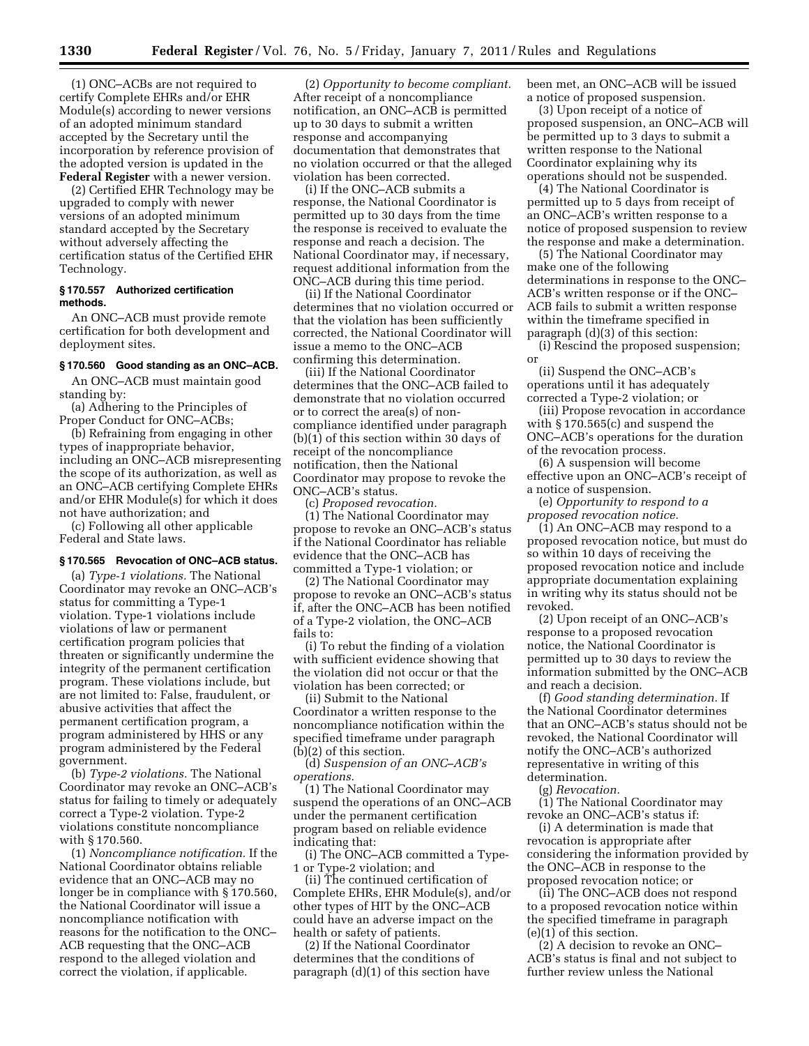(1) ONC–ACBs are not required to certify Complete EHRs and/or EHR Module(s) according to newer versions of an adopted minimum standard accepted by the Secretary until the incorporation by reference provision of the adopted version is updated in the **Federal Register** with a newer version.

(2) Certified EHR Technology may be upgraded to comply with newer versions of an adopted minimum standard accepted by the Secretary without adversely affecting the certification status of the Certified EHR Technology.

#### § 170.557 Authorized certification methods.

An ONC–ACB must provide remote certification for both development and deployment sites.

#### § 170.560 Good standing as an ONC–ACB.

An ONC–ACB must maintain good standing by:

(a) Adhering to the Principles of Proper Conduct for ONC–ACBs;

(b) Refraining from engaging in other types of inappropriate behavior, including an ONC–ACB misrepresenting the scope of its authorization, as well as an ONC–ACB certifying Complete EHRs and/or EHR Module(s) for which it does not have authorization; and

(c) Following all other applicable Federal and State laws.

#### § 170.565 Revocation of ONC–ACB status.

(a) *Type-1 violations.* The National Coordinator may revoke an ONC–ACB's status for committing a Type-1 violation. Type-1 violations include violations of law or permanent certification program policies that threaten or significantly undermine the integrity of the permanent certification program. These violations include, but are not limited to: False, fraudulent, or abusive activities that affect the permanent certification program, a program administered by HHS or any program administered by the Federal government.

(b) *Type-2 violations.* The National Coordinator may revoke an ONC–ACB's status for failing to timely or adequately correct a Type-2 violation. Type-2 violations constitute noncompliance with § 170.560.

(1) *Noncompliance notification.* If the National Coordinator obtains reliable evidence that an ONC–ACB may no longer be in compliance with § 170.560, the National Coordinator will issue a noncompliance notification with reasons for the notification to the ONC–ACB requesting that the ONC–ACB respond to the alleged violation and correct the violation, if applicable.

(2) *Opportunity to become compliant.* After receipt of a noncompliance notification, an ONC–ACB is permitted up to 30 days to submit a written response and accompanying documentation that demonstrates that no violation occurred or that the alleged violation has been corrected.

(i) If the ONC–ACB submits a response, the National Coordinator is permitted up to 30 days from the time the response is received to evaluate the response and reach a decision. The National Coordinator may, if necessary, request additional information from the ONC–ACB during this time period.

(ii) If the National Coordinator determines that no violation occurred or that the violation has been sufficiently corrected, the National Coordinator will issue a memo to the ONC–ACB confirming this determination.

(iii) If the National Coordinator determines that the ONC–ACB failed to demonstrate that no violation occurred or to correct the area(s) of non-compliance identified under paragraph (b)(1) of this section within 30 days of receipt of the noncompliance notification, then the National Coordinator may propose to revoke the ONC–ACB's status.

(c) *Proposed revocation.*

(1) The National Coordinator may propose to revoke an ONC–ACB's status if the National Coordinator has reliable evidence that the ONC–ACB has committed a Type-1 violation; or

(2) The National Coordinator may propose to revoke an ONC–ACB's status if, after the ONC–ACB has been notified of a Type-2 violation, the ONC–ACB fails to:

(i) To rebut the finding of a violation with sufficient evidence showing that the violation did not occur or that the violation has been corrected; or

(ii) Submit to the National Coordinator a written response to the noncompliance notification within the specified timeframe under paragraph (b)(2) of this section.

(d) *Suspension of an ONC–ACB's operations.*

(1) The National Coordinator may suspend the operations of an ONC–ACB under the permanent certification program based on reliable evidence indicating that:

(i) The ONC–ACB committed a Type-1 or Type-2 violation; and

(ii) The continued certification of Complete EHRs, EHR Module(s), and/or other types of HIT by the ONC–ACB could have an adverse impact on the health or safety of patients.

(2) If the National Coordinator determines that the conditions of paragraph (d)(1) of this section have been met, an ONC–ACB will be issued a notice of proposed suspension.

(3) Upon receipt of a notice of proposed suspension, an ONC–ACB will be permitted up to 3 days to submit a written response to the National Coordinator explaining why its operations should not be suspended.

(4) The National Coordinator is permitted up to 5 days from receipt of an ONC–ACB's written response to a notice of proposed suspension to review the response and make a determination.

(5) The National Coordinator may make one of the following determinations in response to the ONC–ACB's written response or if the ONC–ACB fails to submit a written response within the timeframe specified in paragraph (d)(3) of this section:

(i) Rescind the proposed suspension; or

(ii) Suspend the ONC–ACB's operations until it has adequately corrected a Type-2 violation; or

(iii) Propose revocation in accordance with § 170.565(c) and suspend the ONC–ACB's operations for the duration of the revocation process.

(6) A suspension will become effective upon an ONC–ACB's receipt of a notice of suspension.

(e) *Opportunity to respond to a proposed revocation notice.*

(1) An ONC–ACB may respond to a proposed revocation notice, but must do so within 10 days of receiving the proposed revocation notice and include appropriate documentation explaining in writing why its status should not be revoked.

(2) Upon receipt of an ONC–ACB's response to a proposed revocation notice, the National Coordinator is permitted up to 30 days to review the information submitted by the ONC–ACB and reach a decision.

(f) *Good standing determination.* If the National Coordinator determines that an ONC–ACB's status should not be revoked, the National Coordinator will notify the ONC–ACB's authorized representative in writing of this determination.

(g) *Revocation.*

(1) The National Coordinator may revoke an ONC–ACB's status if:

(i) A determination is made that revocation is appropriate after considering the information provided by the ONC–ACB in response to the proposed revocation notice; or

(ii) The ONC–ACB does not respond to a proposed revocation notice within the specified timeframe in paragraph (e)(1) of this section.

(2) A decision to revoke an ONC–ACB's status is final and not subject to further review unless the National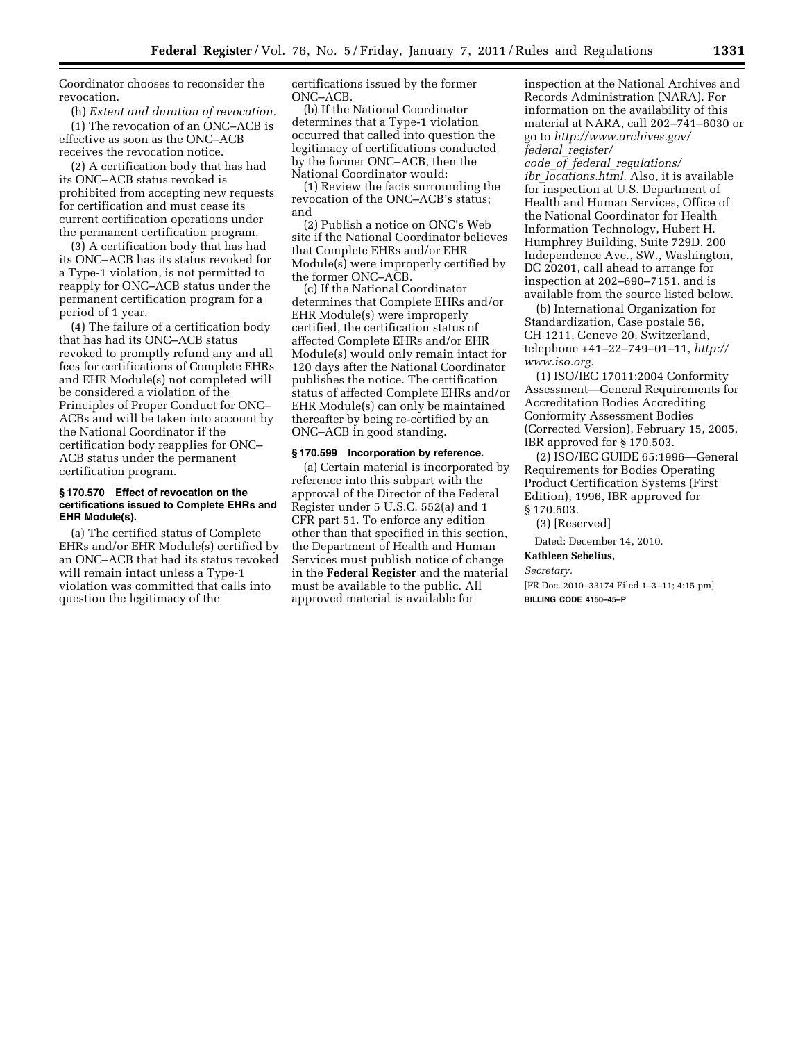Coordinator chooses to reconsider the revocation.

(h) *Extent and duration of revocation.*

(1) The revocation of an ONC–ACB is effective as soon as the ONC–ACB receives the revocation notice.

(2) A certification body that has had its ONC–ACB status revoked is prohibited from accepting new requests for certification and must cease its current certification operations under the permanent certification program.

(3) A certification body that has had its ONC–ACB has its status revoked for a Type-1 violation, is not permitted to reapply for ONC–ACB status under the permanent certification program for a period of 1 year.

(4) The failure of a certification body that has had its ONC–ACB status revoked to promptly refund any and all fees for certifications of Complete EHRs and EHR Module(s) not completed will be considered a violation of the Principles of Proper Conduct for ONC–ACBs and will be taken into account by the National Coordinator if the certification body reapplies for ONC–ACB status under the permanent certification program.

#### § 170.570 Effect of revocation on the certifications issued to Complete EHRs and EHR Module(s).

(a) The certified status of Complete EHRs and/or EHR Module(s) certified by an ONC–ACB that had its status revoked will remain intact unless a Type-1 violation was committed that calls into question the legitimacy of the certifications issued by the former ONC–ACB.

(b) If the National Coordinator determines that a Type-1 violation occurred that called into question the legitimacy of certifications conducted by the former ONC–ACB, then the National Coordinator would:

(1) Review the facts surrounding the revocation of the ONC–ACB's status; and

(2) Publish a notice on ONC's Web site if the National Coordinator believes that Complete EHRs and/or EHR Module(s) were improperly certified by the former ONC–ACB.

(c) If the National Coordinator determines that Complete EHRs and/or EHR Module(s) were improperly certified, the certification status of affected Complete EHRs and/or EHR Module(s) would only remain intact for 120 days after the National Coordinator publishes the notice. The certification status of affected Complete EHRs and/or EHR Module(s) can only be maintained thereafter by being re-certified by an ONC–ACB in good standing.

#### § 170.599 Incorporation by reference.

(a) Certain material is incorporated by reference into this subpart with the approval of the Director of the Federal Register under 5 U.S.C. 552(a) and 1 CFR part 51. To enforce any edition other than that specified in this section, the Department of Health and Human Services must publish notice of change in the **Federal Register** and the material must be available to the public. All approved material is available for inspection at the National Archives and Records Administration (NARA). For information on the availability of this material at NARA, call 202–741–6030 or go to *http://www.archives.gov/federal_register/code_of_federal_regulations/ibr_locations.html.* Also, it is available for inspection at U.S. Department of Health and Human Services, Office of the National Coordinator for Health Information Technology, Hubert H. Humphrey Building, Suite 729D, 200 Independence Ave., SW., Washington, DC 20201, call ahead to arrange for inspection at 202–690–7151, and is available from the source listed below.

(b) International Organization for Standardization, Case postale 56, CH·1211, Geneve 20, Switzerland, telephone +41–22–749–01–11, *http://www.iso.org.*

(1) ISO/IEC 17011:2004 Conformity Assessment—General Requirements for Accreditation Bodies Accrediting Conformity Assessment Bodies (Corrected Version), February 15, 2005, IBR approved for § 170.503.

(2) ISO/IEC GUIDE 65:1996—General Requirements for Bodies Operating Product Certification Systems (First Edition), 1996, IBR approved for § 170.503.

(3) [Reserved]

Dated: December 14, 2010.

**Kathleen Sebelius,**

*Secretary.*

[FR Doc. 2010–33174 Filed 1–3–11; 4:15 pm]

**BILLING CODE 4150–45–P**